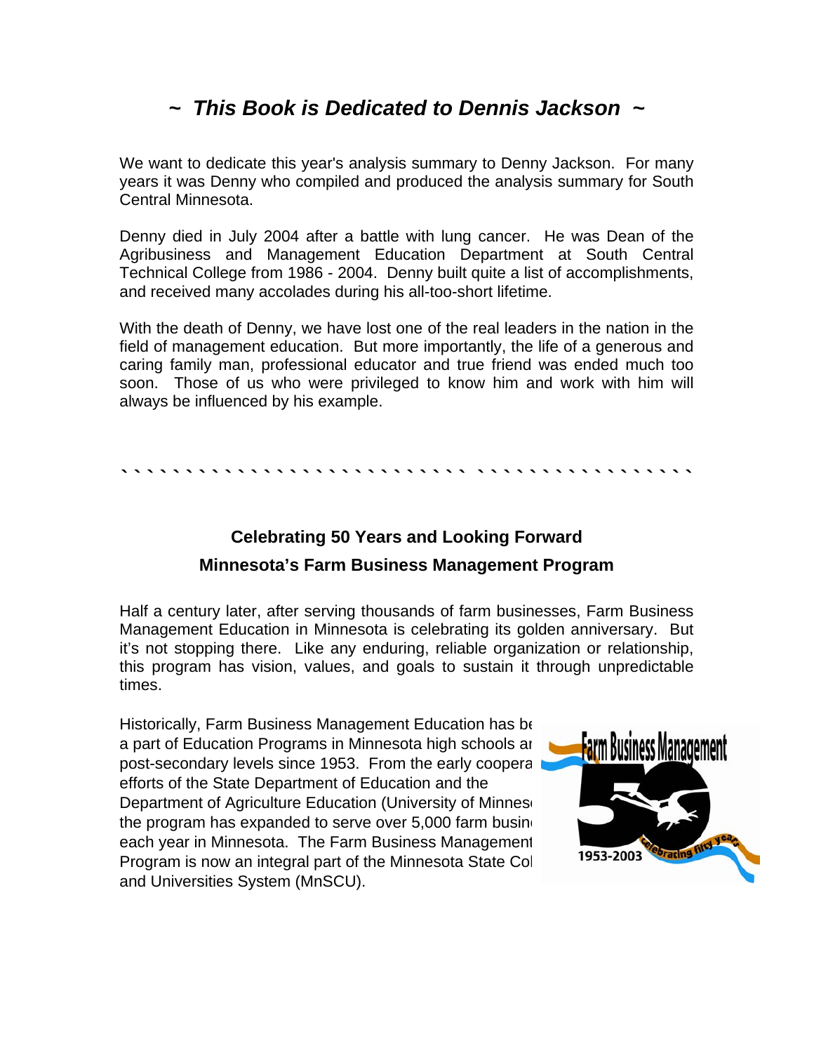# *~ This Book is Dedicated to Dennis Jackson ~*

We want to dedicate this year's analysis summary to Denny Jackson. For many years it was Denny who compiled and produced the analysis summary for South Central Minnesota.

Denny died in July 2004 after a battle with lung cancer. He was Dean of the Agribusiness and Management Education Department at South Central Technical College from 1986 - 2004. Denny built quite a list of accomplishments, and received many accolades during his all-too-short lifetime.

With the death of Denny, we have lost one of the real leaders in the nation in the field of management education. But more importantly, the life of a generous and caring family man, professional educator and true friend was ended much too soon. Those of us who were privileged to know him and work with him will always be influenced by his example.

---

## Celebrating 50 Years and Looking Forward

## Minnesota's Farm Business Management Program

Half a century later, after serving thousands of farm businesses, Farm Business Management Education in Minnesota is celebrating its golden anniversary. But it's not stopping there. Like any enduring, reliable organization or relationship, this program has vision, values, and goals to sustain it through unpredictable times.

Historically, Farm Business Management Education has been a part of Education Programs in Minnesota high schools and post-secondary levels since 1953. From the early cooperative efforts of the State Department of Education and the Department of Agriculture Education (University of Minnesota) the program has expanded to serve over 5,000 farm businesses each year in Minnesota. The Farm Business Management Program is now an integral part of the Minnesota State Colleges and Universities System (MnSCU).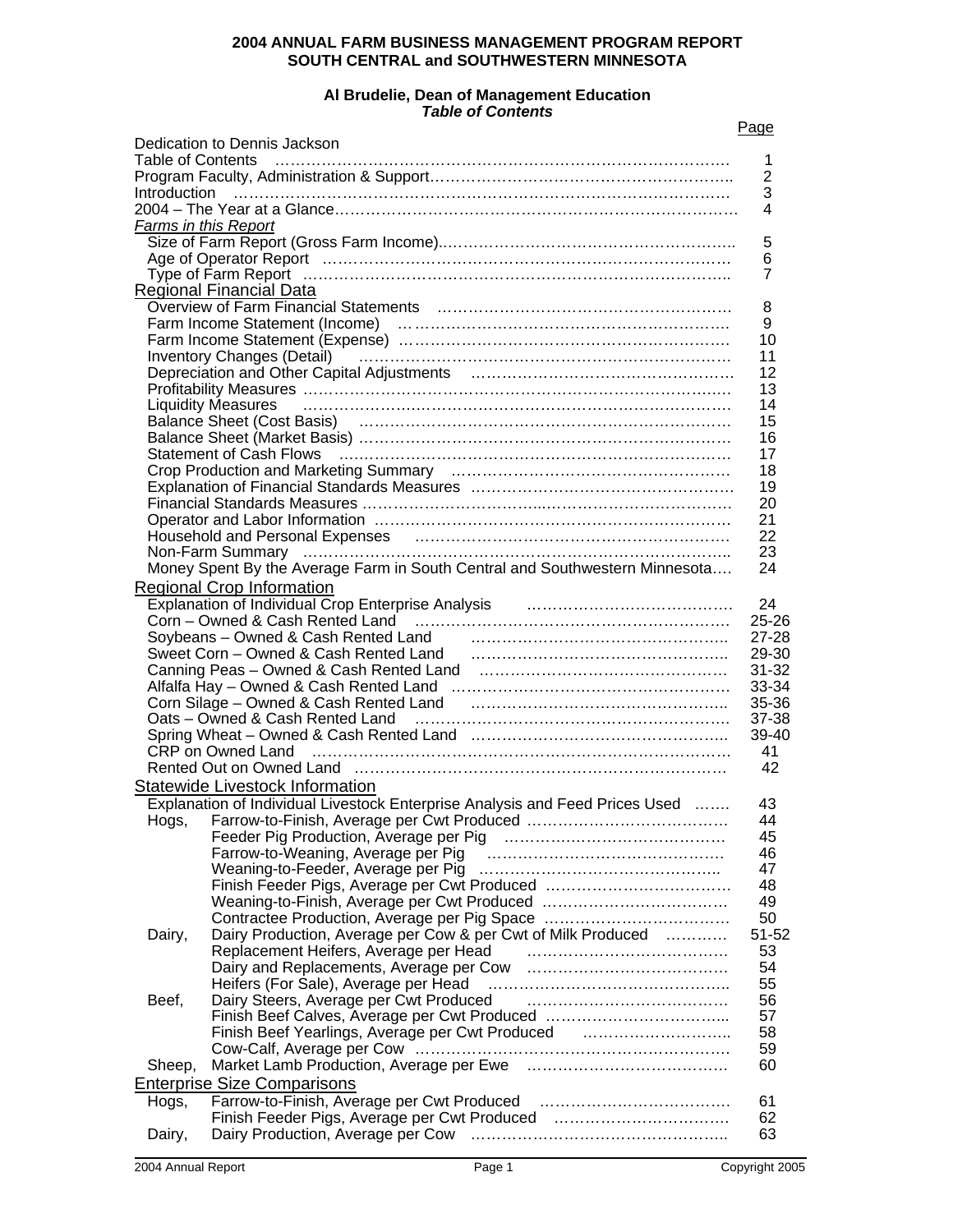# 2004 ANNUAL FARM BUSINESS MANAGEMENT PROGRAM REPORT
# SOUTH CENTRAL and SOUTHWESTERN MINNESOTA

**Al Brudelie, Dean of Management Education**
***Table of Contents***

| | | Page |
|---|---|---|
| Dedication to Dennis Jackson | | |
| Table of Contents | | 1 |
| Program Faculty, Administration & Support | | 2 |
| Introduction | | 3 |
| 2004 – The Year at a Glance | | 4 |
| *Farms in this Report* | | |
| Size of Farm Report (Gross Farm Income) | | 5 |
| Age of Operator Report | | 6 |
| Type of Farm Report | | 7 |
| Regional Financial Data | | |
| Overview of Farm Financial Statements | | 8 |
| Farm Income Statement (Income) | | 9 |
| Farm Income Statement (Expense) | | 10 |
| Inventory Changes (Detail) | | 11 |
| Depreciation and Other Capital Adjustments | | 12 |
| Profitability Measures | | 13 |
| Liquidity Measures | | 14 |
| Balance Sheet (Cost Basis) | | 15 |
| Balance Sheet (Market Basis) | | 16 |
| Statement of Cash Flows | | 17 |
| Crop Production and Marketing Summary | | 18 |
| Explanation of Financial Standards Measures | | 19 |
| Financial Standards Measures | | 20 |
| Operator and Labor Information | | 21 |
| Household and Personal Expenses | | 22 |
| Non-Farm Summary | | 23 |
| Money Spent By the Average Farm in South Central and Southwestern Minnesota | | 24 |
| Regional Crop Information | | |
| Explanation of Individual Crop Enterprise Analysis | | 24 |
| Corn – Owned & Cash Rented Land | | 25-26 |
| Soybeans – Owned & Cash Rented Land | | 27-28 |
| Sweet Corn – Owned & Cash Rented Land | | 29-30 |
| Canning Peas – Owned & Cash Rented Land | | 31-32 |
| Alfalfa Hay – Owned & Cash Rented Land | | 33-34 |
| Corn Silage – Owned & Cash Rented Land | | 35-36 |
| Oats – Owned & Cash Rented Land | | 37-38 |
| Spring Wheat – Owned & Cash Rented Land | | 39-40 |
| CRP on Owned Land | | 41 |
| Rented Out on Owned Land | | 42 |
| Statewide Livestock Information | | |
| Explanation of Individual Livestock Enterprise Analysis and Feed Prices Used | | 43 |
| Hogs, | Farrow-to-Finish, Average per Cwt Produced | 44 |
| | Feeder Pig Production, Average per Pig | 45 |
| | Farrow-to-Weaning, Average per Pig | 46 |
| | Weaning-to-Feeder, Average per Pig | 47 |
| | Finish Feeder Pigs, Average per Cwt Produced | 48 |
| | Weaning-to-Finish, Average per Cwt Produced | 49 |
| | Contractee Production, Average per Pig Space | 50 |
| Dairy, | Dairy Production, Average per Cow & per Cwt of Milk Produced | 51-52 |
| | Replacement Heifers, Average per Head | 53 |
| | Dairy and Replacements, Average per Cow | 54 |
| | Heifers (For Sale), Average per Head | 55 |
| Beef, | Dairy Steers, Average per Cwt Produced | 56 |
| | Finish Beef Calves, Average per Cwt Produced | 57 |
| | Finish Beef Yearlings, Average per Cwt Produced | 58 |
| | Cow-Calf, Average per Cow | 59 |
| Sheep, | Market Lamb Production, Average per Ewe | 60 |
| Enterprise Size Comparisons | | |
| Hogs, | Farrow-to-Finish, Average per Cwt Produced | 61 |
| | Finish Feeder Pigs, Average per Cwt Produced | 62 |
| Dairy, | Dairy Production, Average per Cow | 63 |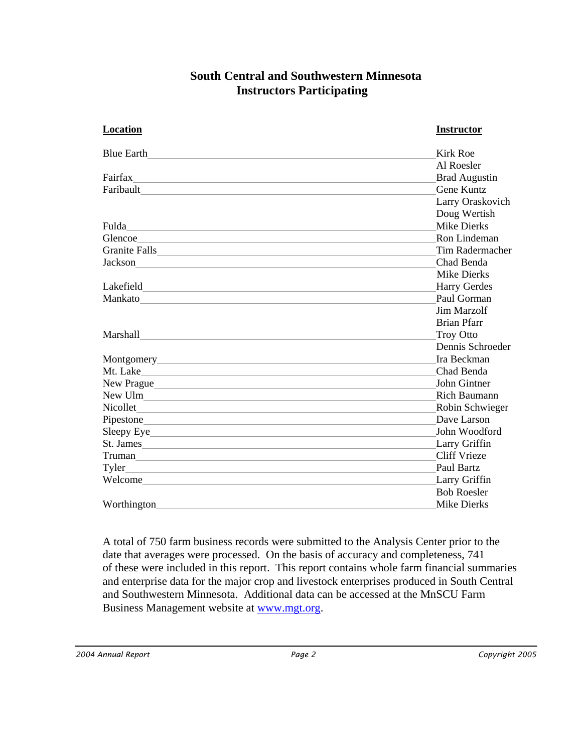# South Central and Southwestern Minnesota
# Instructors Participating

| Location | Instructor |
| --- | --- |
| Blue Earth | Kirk Roe |
| | Al Roesler |
| Fairfax | Brad Augustin |
| Faribault | Gene Kuntz |
| | Larry Oraskovich |
| | Doug Wertish |
| Fulda | Mike Dierks |
| Glencoe | Ron Lindeman |
| Granite Falls | Tim Radermacher |
| Jackson | Chad Benda |
| | Mike Dierks |
| Lakefield | Harry Gerdes |
| Mankato | Paul Gorman |
| | Jim Marzolf |
| | Brian Pfarr |
| Marshall | Troy Otto |
| | Dennis Schroeder |
| Montgomery | Ira Beckman |
| Mt. Lake | Chad Benda |
| New Prague | John Gintner |
| New Ulm | Rich Baumann |
| Nicollet | Robin Schwieger |
| Pipestone | Dave Larson |
| Sleepy Eye | John Woodford |
| St. James | Larry Griffin |
| Truman | Cliff Vrieze |
| Tyler | Paul Bartz |
| Welcome | Larry Griffin |
| | Bob Roesler |
| Worthington | Mike Dierks |

A total of 750 farm business records were submitted to the Analysis Center prior to the date that averages were processed. On the basis of accuracy and completeness, 741 of these were included in this report. This report contains whole farm financial summaries and enterprise data for the major crop and livestock enterprises produced in South Central and Southwestern Minnesota. Additional data can be accessed at the MnSCU Farm Business Management website at [www.mgt.org](http://www.mgt.org).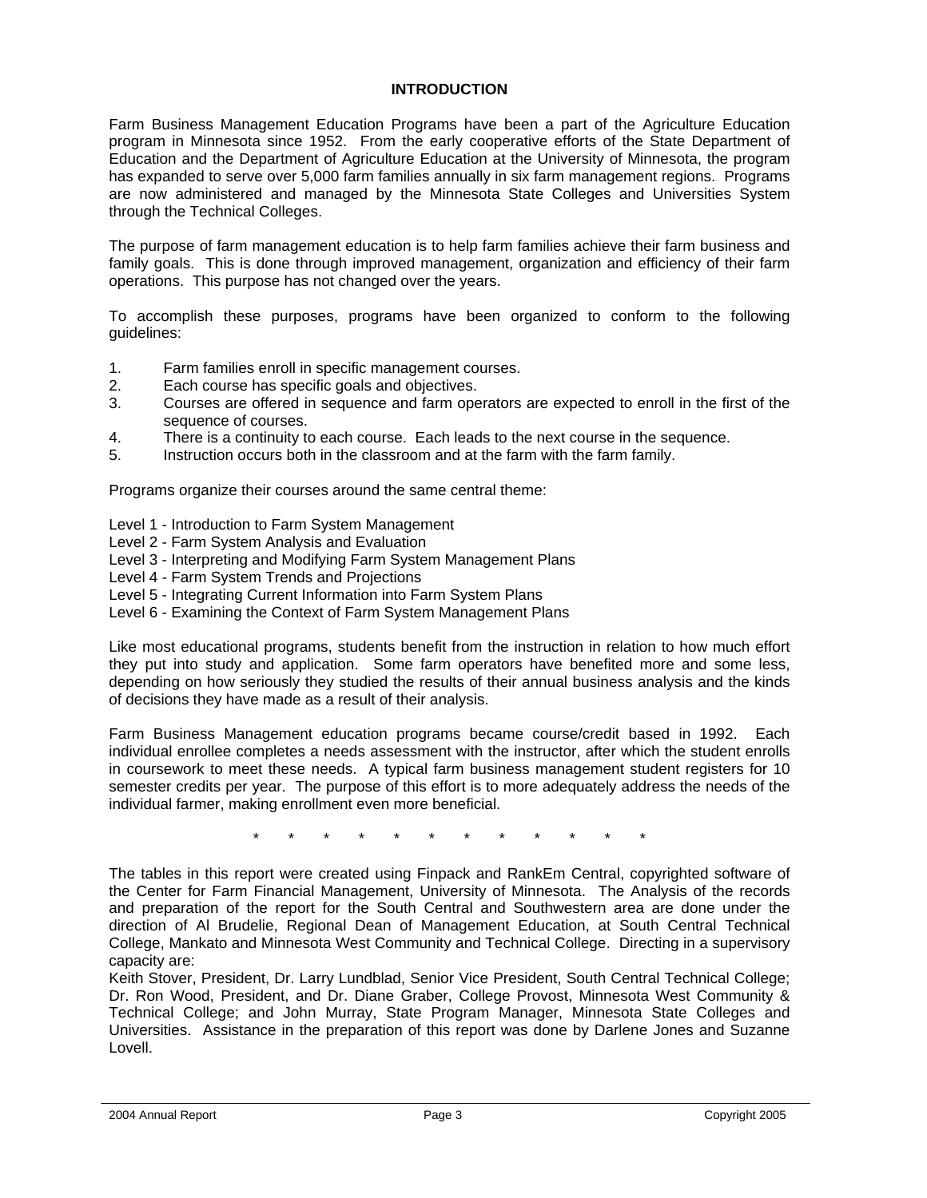# INTRODUCTION

Farm Business Management Education Programs have been a part of the Agriculture Education program in Minnesota since 1952. From the early cooperative efforts of the State Department of Education and the Department of Agriculture Education at the University of Minnesota, the program has expanded to serve over 5,000 farm families annually in six farm management regions. Programs are now administered and managed by the Minnesota State Colleges and Universities System through the Technical Colleges.

The purpose of farm management education is to help farm families achieve their farm business and family goals. This is done through improved management, organization and efficiency of their farm operations. This purpose has not changed over the years.

To accomplish these purposes, programs have been organized to conform to the following guidelines:

1. Farm families enroll in specific management courses.
2. Each course has specific goals and objectives.
3. Courses are offered in sequence and farm operators are expected to enroll in the first of the sequence of courses.
4. There is a continuity to each course. Each leads to the next course in the sequence.
5. Instruction occurs both in the classroom and at the farm with the farm family.

Programs organize their courses around the same central theme:

Level 1 - Introduction to Farm System Management
Level 2 - Farm System Analysis and Evaluation
Level 3 - Interpreting and Modifying Farm System Management Plans
Level 4 - Farm System Trends and Projections
Level 5 - Integrating Current Information into Farm System Plans
Level 6 - Examining the Context of Farm System Management Plans

Like most educational programs, students benefit from the instruction in relation to how much effort they put into study and application. Some farm operators have benefited more and some less, depending on how seriously they studied the results of their annual business analysis and the kinds of decisions they have made as a result of their analysis.

Farm Business Management education programs became course/credit based in 1992. Each individual enrollee completes a needs assessment with the instructor, after which the student enrolls in coursework to meet these needs. A typical farm business management student registers for 10 semester credits per year. The purpose of this effort is to more adequately address the needs of the individual farmer, making enrollment even more beneficial.

\* \* \* \* \* \* \* \* \* \* \* \*

The tables in this report were created using Finpack and RankEm Central, copyrighted software of the Center for Farm Financial Management, University of Minnesota. The Analysis of the records and preparation of the report for the South Central and Southwestern area are done under the direction of Al Brudelie, Regional Dean of Management Education, at South Central Technical College, Mankato and Minnesota West Community and Technical College. Directing in a supervisory capacity are:
Keith Stover, President, Dr. Larry Lundblad, Senior Vice President, South Central Technical College; Dr. Ron Wood, President, and Dr. Diane Graber, College Provost, Minnesota West Community & Technical College; and John Murray, State Program Manager, Minnesota State Colleges and Universities. Assistance in the preparation of this report was done by Darlene Jones and Suzanne Lovell.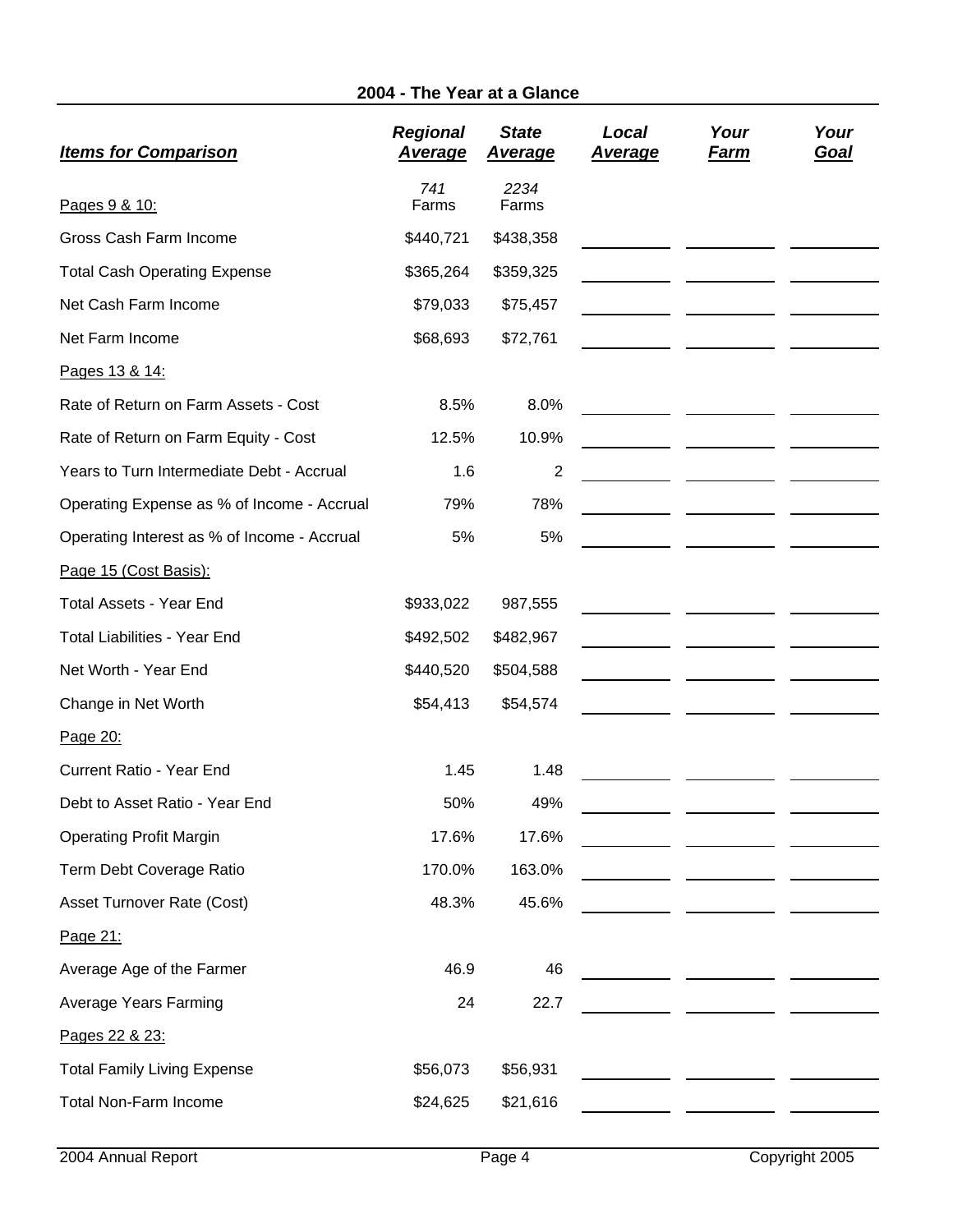## 2004 - The Year at a Glance

| ***Items for Comparison*** | ***Regional Average*** | ***State Average*** | ***Local Average*** | ***Your Farm*** | ***Your Goal*** |
|---|---|---|---|---|---|
| Pages 9 & 10: | *741* Farms | *2234* Farms | | | |
| Gross Cash Farm Income | $440,721 | $438,358 | | | |
| Total Cash Operating Expense | $365,264 | $359,325 | | | |
| Net Cash Farm Income | $79,033 | $75,457 | | | |
| Net Farm Income | $68,693 | $72,761 | | | |
| Pages 13 & 14: | | | | | |
| Rate of Return on Farm Assets - Cost | 8.5% | 8.0% | | | |
| Rate of Return on Farm Equity - Cost | 12.5% | 10.9% | | | |
| Years to Turn Intermediate Debt - Accrual | 1.6 | 2 | | | |
| Operating Expense as % of Income - Accrual | 79% | 78% | | | |
| Operating Interest as % of Income - Accrual | 5% | 5% | | | |
| Page 15 (Cost Basis): | | | | | |
| Total Assets - Year End | $933,022 | 987,555 | | | |
| Total Liabilities - Year End | $492,502 | $482,967 | | | |
| Net Worth - Year End | $440,520 | $504,588 | | | |
| Change in Net Worth | $54,413 | $54,574 | | | |
| Page 20: | | | | | |
| Current Ratio - Year End | 1.45 | 1.48 | | | |
| Debt to Asset Ratio - Year End | 50% | 49% | | | |
| Operating Profit Margin | 17.6% | 17.6% | | | |
| Term Debt Coverage Ratio | 170.0% | 163.0% | | | |
| Asset Turnover Rate (Cost) | 48.3% | 45.6% | | | |
| Page 21: | | | | | |
| Average Age of the Farmer | 46.9 | 46 | | | |
| Average Years Farming | 24 | 22.7 | | | |
| Pages 22 & 23: | | | | | |
| Total Family Living Expense | $56,073 | $56,931 | | | |
| Total Non-Farm Income | $24,625 | $21,616 | | | |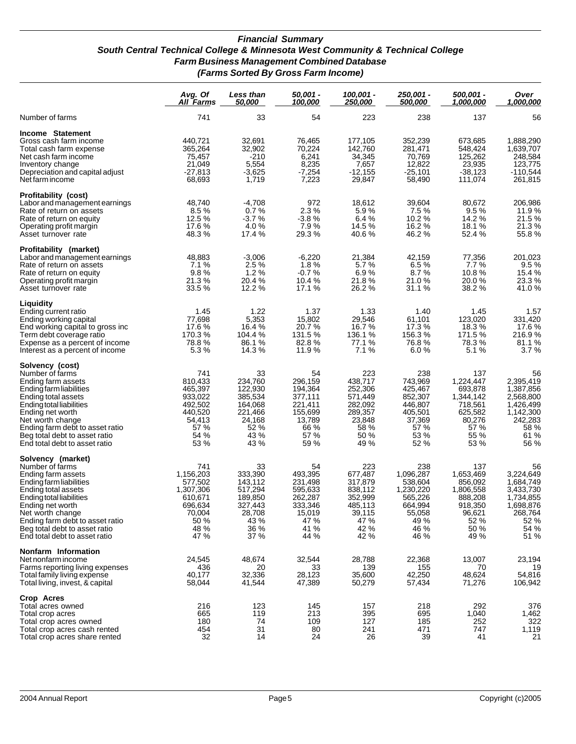# *Financial Summary*
## *South Central Technical College & Minnesota West Community & Technical College*
## *Farm Business Management Combined Database*
## *(Farms Sorted By Gross Farm Income)*

| | *Avg. Of All Farms* | *Less than 50,000* | *50,001 - 100,000* | *100,001 - 250,000* | *250,001 - 500,000* | *500,001 - 1,000,000* | *Over 1,000,000* |
|---|---|---|---|---|---|---|---|
| Number of farms | 741 | 33 | 54 | 223 | 238 | 137 | 56 |
| **Income Statement** | | | | | | | |
| Gross cash farm income | 440,721 | 32,691 | 76,465 | 177,105 | 352,239 | 673,685 | 1,888,290 |
| Total cash farm expense | 365,264 | 32,902 | 70,224 | 142,760 | 281,471 | 548,424 | 1,639,707 |
| Net cash farm income | 75,457 | -210 | 6,241 | 34,345 | 70,769 | 125,262 | 248,584 |
| Inventory change | 21,049 | 5,554 | 8,235 | 7,657 | 12,822 | 23,935 | 123,775 |
| Depreciation and capital adjust | -27,813 | -3,625 | -7,254 | -12,155 | -25,101 | -38,123 | -110,544 |
| Net farm income | 68,693 | 1,719 | 7,223 | 29,847 | 58,490 | 111,074 | 261,815 |
| **Profitability (cost)** | | | | | | | |
| Labor and management earnings | 48,740 | -4,708 | 972 | 18,612 | 39,604 | 80,672 | 206,986 |
| Rate of return on assets | 8.5 % | 0.7 % | 2.3 % | 5.9 % | 7.5 % | 9.5 % | 11.9 % |
| Rate of return on equity | 12.5 % | -3.7 % | -3.8 % | 6.4 % | 10.2 % | 14.2 % | 21.5 % |
| Operating profit margin | 17.6 % | 4.0 % | 7.9 % | 14.5 % | 16.2 % | 18.1 % | 21.3 % |
| Asset turnover rate | 48.3 % | 17.4 % | 29.3 % | 40.6 % | 46.2 % | 52.4 % | 55.8 % |
| **Profitability (market)** | | | | | | | |
| Labor and management earnings | 48,883 | -3,006 | -6,220 | 21,384 | 42,159 | 77,356 | 201,023 |
| Rate of return on assets | 7.1 % | 2.5 % | 1.8 % | 5.7 % | 6.5 % | 7.7 % | 9.5 % |
| Rate of return on equity | 9.8 % | 1.2 % | -0.7 % | 6.9 % | 8.7 % | 10.8 % | 15.4 % |
| Operating profit margin | 21.3 % | 20.4 % | 10.4 % | 21.8 % | 21.0 % | 20.0 % | 23.3 % |
| Asset turnover rate | 33.5 % | 12.2 % | 17.1 % | 26.2 % | 31.1 % | 38.2 % | 41.0 % |
| **Liquidity** | | | | | | | |
| Ending current ratio | 1.45 | 1.22 | 1.37 | 1.33 | 1.40 | 1.45 | 1.57 |
| Ending working capital | 77,698 | 5,353 | 15,802 | 29,546 | 61,101 | 123,020 | 331,420 |
| End working capital to gross inc | 17.6 % | 16.4 % | 20.7 % | 16.7 % | 17.3 % | 18.3 % | 17.6 % |
| Term debt coverage ratio | 170.3 % | 104.4 % | 131.5 % | 136.1 % | 156.3 % | 171.5 % | 216.9 % |
| Expense as a percent of income | 78.8 % | 86.1 % | 82.8 % | 77.1 % | 76.8 % | 78.3 % | 81.1 % |
| Interest as a percent of income | 5.3 % | 14.3 % | 11.9 % | 7.1 % | 6.0 % | 5.1 % | 3.7 % |
| **Solvency (cost)** | | | | | | | |
| Number of farms | 741 | 33 | 54 | 223 | 238 | 137 | 56 |
| Ending farm assets | 810,433 | 234,760 | 296,159 | 438,717 | 743,969 | 1,224,447 | 2,395,419 |
| Ending farm liabilities | 465,397 | 122,930 | 194,364 | 252,306 | 425,467 | 693,878 | 1,387,856 |
| Ending total assets | 933,022 | 385,534 | 377,111 | 571,449 | 852,307 | 1,344,142 | 2,568,800 |
| Ending total liabilities | 492,502 | 164,068 | 221,411 | 282,092 | 446,807 | 718,561 | 1,426,499 |
| Ending net worth | 440,520 | 221,466 | 155,699 | 289,357 | 405,501 | 625,582 | 1,142,300 |
| Net worth change | 54,413 | 24,168 | 13,789 | 23,848 | 37,369 | 80,276 | 242,283 |
| Ending farm debt to asset ratio | 57 % | 52 % | 66 % | 58 % | 57 % | 57 % | 58 % |
| Beg total debt to asset ratio | 54 % | 43 % | 57 % | 50 % | 53 % | 55 % | 61 % |
| End total debt to asset ratio | 53 % | 43 % | 59 % | 49 % | 52 % | 53 % | 56 % |
| **Solvency (market)** | | | | | | | |
| Number of farms | 741 | 33 | 54 | 223 | 238 | 137 | 56 |
| Ending farm assets | 1,156,203 | 333,390 | 493,395 | 677,487 | 1,096,287 | 1,653,469 | 3,224,649 |
| Ending farm liabilities | 577,502 | 143,112 | 231,498 | 317,879 | 538,604 | 856,092 | 1,684,749 |
| Ending total assets | 1,307,306 | 517,294 | 595,633 | 838,112 | 1,230,220 | 1,806,558 | 3,433,730 |
| Ending total liabilities | 610,671 | 189,850 | 262,287 | 352,999 | 565,226 | 888,208 | 1,734,855 |
| Ending net worth | 696,634 | 327,443 | 333,346 | 485,113 | 664,994 | 918,350 | 1,698,876 |
| Net worth change | 70,004 | 28,708 | 15,019 | 39,115 | 55,058 | 96,621 | 268,764 |
| Ending farm debt to asset ratio | 50 % | 43 % | 47 % | 47 % | 49 % | 52 % | 52 % |
| Beg total debt to asset ratio | 48 % | 36 % | 41 % | 42 % | 46 % | 50 % | 54 % |
| End total debt to asset ratio | 47 % | 37 % | 44 % | 42 % | 46 % | 49 % | 51 % |
| **Nonfarm Information** | | | | | | | |
| Net nonfarm income | 24,545 | 48,674 | 32,544 | 28,788 | 22,368 | 13,007 | 23,194 |
| Farms reporting living expenses | 436 | 20 | 33 | 139 | 155 | 70 | 19 |
| Total family living expense | 40,177 | 32,336 | 28,123 | 35,600 | 42,250 | 48,624 | 54,816 |
| Total living, invest, & capital | 58,044 | 41,544 | 47,389 | 50,279 | 57,434 | 71,276 | 106,942 |
| **Crop Acres** | | | | | | | |
| Total acres owned | 216 | 123 | 145 | 157 | 218 | 292 | 376 |
| Total crop acres | 665 | 119 | 213 | 395 | 695 | 1,040 | 1,462 |
| Total crop acres owned | 180 | 74 | 109 | 127 | 185 | 252 | 322 |
| Total crop acres cash rented | 454 | 31 | 80 | 241 | 471 | 747 | 1,119 |
| Total crop acres share rented | 32 | 14 | 24 | 26 | 39 | 41 | 21 |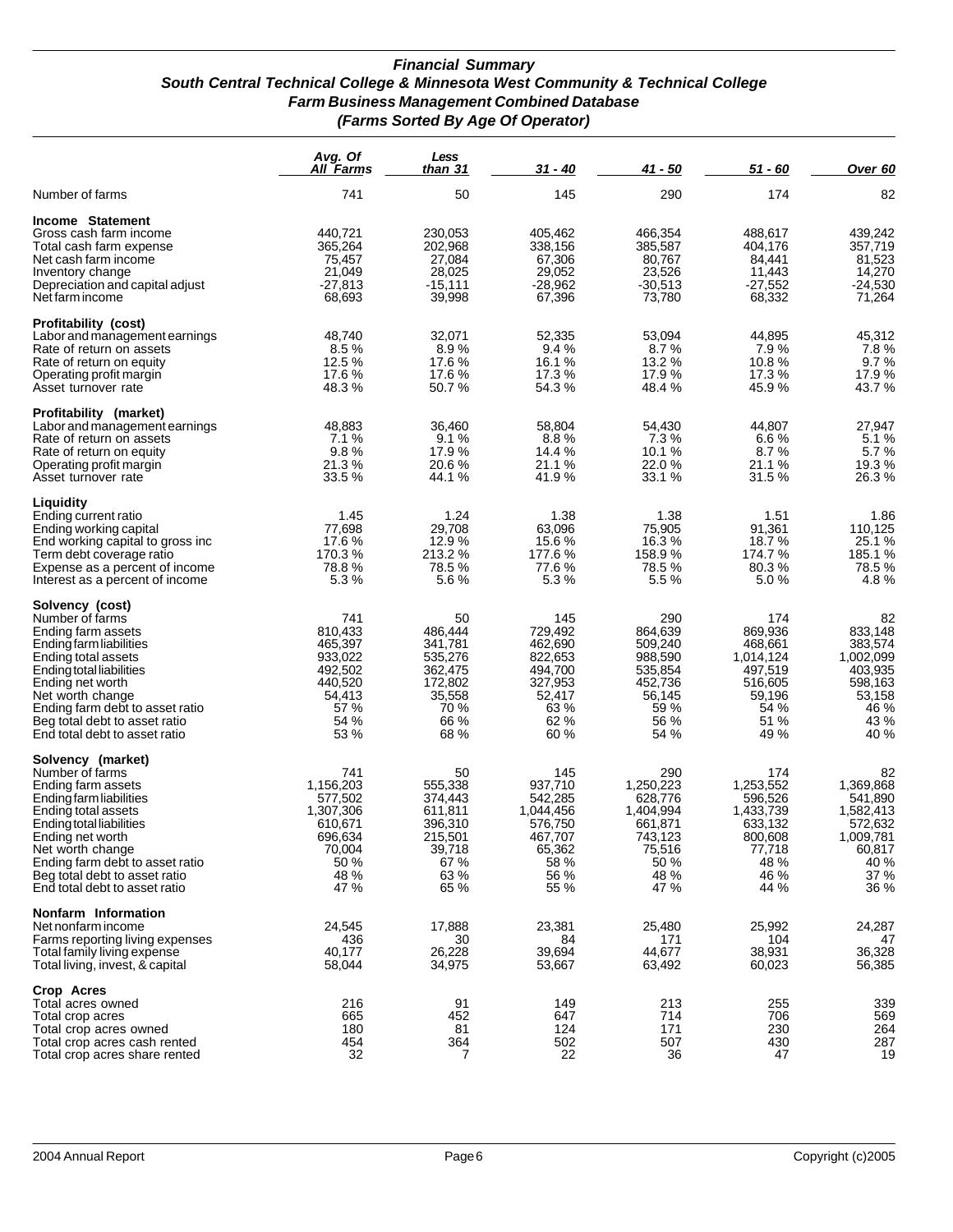# *Financial Summary*
## *South Central Technical College & Minnesota West Community & Technical College*
## *Farm Business Management Combined Database*
## *(Farms Sorted By Age Of Operator)*

| | *Avg. Of All Farms* | *Less than 31* | *31 - 40* | *41 - 50* | *51 - 60* | *Over 60* |
|---|---|---|---|---|---|---|
| Number of farms | 741 | 50 | 145 | 290 | 174 | 82 |
| **Income Statement** | | | | | | |
| Gross cash farm income | 440,721 | 230,053 | 405,462 | 466,354 | 488,617 | 439,242 |
| Total cash farm expense | 365,264 | 202,968 | 338,156 | 385,587 | 404,176 | 357,719 |
| Net cash farm income | 75,457 | 27,084 | 67,306 | 80,767 | 84,441 | 81,523 |
| Inventory change | 21,049 | 28,025 | 29,052 | 23,526 | 11,443 | 14,270 |
| Depreciation and capital adjust | -27,813 | -15,111 | -28,962 | -30,513 | -27,552 | -24,530 |
| Net farm income | 68,693 | 39,998 | 67,396 | 73,780 | 68,332 | 71,264 |
| **Profitability (cost)** | | | | | | |
| Labor and management earnings | 48,740 | 32,071 | 52,335 | 53,094 | 44,895 | 45,312 |
| Rate of return on assets | 8.5 % | 8.9 % | 9.4 % | 8.7 % | 7.9 % | 7.8 % |
| Rate of return on equity | 12.5 % | 17.6 % | 16.1 % | 13.2 % | 10.8 % | 9.7 % |
| Operating profit margin | 17.6 % | 17.6 % | 17.3 % | 17.9 % | 17.3 % | 17.9 % |
| Asset turnover rate | 48.3 % | 50.7 % | 54.3 % | 48.4 % | 45.9 % | 43.7 % |
| **Profitability (market)** | | | | | | |
| Labor and management earnings | 48,883 | 36,460 | 58,804 | 54,430 | 44,807 | 27,947 |
| Rate of return on assets | 7.1 % | 9.1 % | 8.8 % | 7.3 % | 6.6 % | 5.1 % |
| Rate of return on equity | 9.8 % | 17.9 % | 14.4 % | 10.1 % | 8.7 % | 5.7 % |
| Operating profit margin | 21.3 % | 20.6 % | 21.1 % | 22.0 % | 21.1 % | 19.3 % |
| Asset turnover rate | 33.5 % | 44.1 % | 41.9 % | 33.1 % | 31.5 % | 26.3 % |
| **Liquidity** | | | | | | |
| Ending current ratio | 1.45 | 1.24 | 1.38 | 1.38 | 1.51 | 1.86 |
| Ending working capital | 77,698 | 29,708 | 63,096 | 75,905 | 91,361 | 110,125 |
| End working capital to gross inc | 17.6 % | 12.9 % | 15.6 % | 16.3 % | 18.7 % | 25.1 % |
| Term debt coverage ratio | 170.3 % | 213.2 % | 177.6 % | 158.9 % | 174.7 % | 185.1 % |
| Expense as a percent of income | 78.8 % | 78.5 % | 77.6 % | 78.5 % | 80.3 % | 78.5 % |
| Interest as a percent of income | 5.3 % | 5.6 % | 5.3 % | 5.5 % | 5.0 % | 4.8 % |
| **Solvency (cost)** | | | | | | |
| Number of farms | 741 | 50 | 145 | 290 | 174 | 82 |
| Ending farm assets | 810,433 | 486,444 | 729,492 | 864,639 | 869,936 | 833,148 |
| Ending farm liabilities | 465,397 | 341,781 | 462,690 | 509,240 | 468,661 | 383,574 |
| Ending total assets | 933,022 | 535,276 | 822,653 | 988,590 | 1,014,124 | 1,002,099 |
| Ending total liabilities | 492,502 | 362,475 | 494,700 | 535,854 | 497,519 | 403,935 |
| Ending net worth | 440,520 | 172,802 | 327,953 | 452,736 | 516,605 | 598,163 |
| Net worth change | 54,413 | 35,558 | 52,417 | 56,145 | 59,196 | 53,158 |
| Ending farm debt to asset ratio | 57 % | 70 % | 63 % | 59 % | 54 % | 46 % |
| Beg total debt to asset ratio | 54 % | 66 % | 62 % | 56 % | 51 % | 43 % |
| End total debt to asset ratio | 53 % | 68 % | 60 % | 54 % | 49 % | 40 % |
| **Solvency (market)** | | | | | | |
| Number of farms | 741 | 50 | 145 | 290 | 174 | 82 |
| Ending farm assets | 1,156,203 | 555,338 | 937,710 | 1,250,223 | 1,253,552 | 1,369,868 |
| Ending farm liabilities | 577,502 | 374,443 | 542,285 | 628,776 | 596,526 | 541,890 |
| Ending total assets | 1,307,306 | 611,811 | 1,044,456 | 1,404,994 | 1,433,739 | 1,582,413 |
| Ending total liabilities | 610,671 | 396,310 | 576,750 | 661,871 | 633,132 | 572,632 |
| Ending net worth | 696,634 | 215,501 | 467,707 | 743,123 | 800,608 | 1,009,781 |
| Net worth change | 70,004 | 39,718 | 65,362 | 75,516 | 77,718 | 60,817 |
| Ending farm debt to asset ratio | 50 % | 67 % | 58 % | 50 % | 48 % | 40 % |
| Beg total debt to asset ratio | 48 % | 63 % | 56 % | 48 % | 46 % | 37 % |
| End total debt to asset ratio | 47 % | 65 % | 55 % | 47 % | 44 % | 36 % |
| **Nonfarm Information** | | | | | | |
| Net nonfarm income | 24,545 | 17,888 | 23,381 | 25,480 | 25,992 | 24,287 |
| Farms reporting living expenses | 436 | 30 | 84 | 171 | 104 | 47 |
| Total family living expense | 40,177 | 26,228 | 39,694 | 44,677 | 38,931 | 36,328 |
| Total living, invest, & capital | 58,044 | 34,975 | 53,667 | 63,492 | 60,023 | 56,385 |
| **Crop Acres** | | | | | | |
| Total acres owned | 216 | 91 | 149 | 213 | 255 | 339 |
| Total crop acres | 665 | 452 | 647 | 714 | 706 | 569 |
| Total crop acres owned | 180 | 81 | 124 | 171 | 230 | 264 |
| Total crop acres cash rented | 454 | 364 | 502 | 507 | 430 | 287 |
| Total crop acres share rented | 32 | 7 | 22 | 36 | 47 | 19 |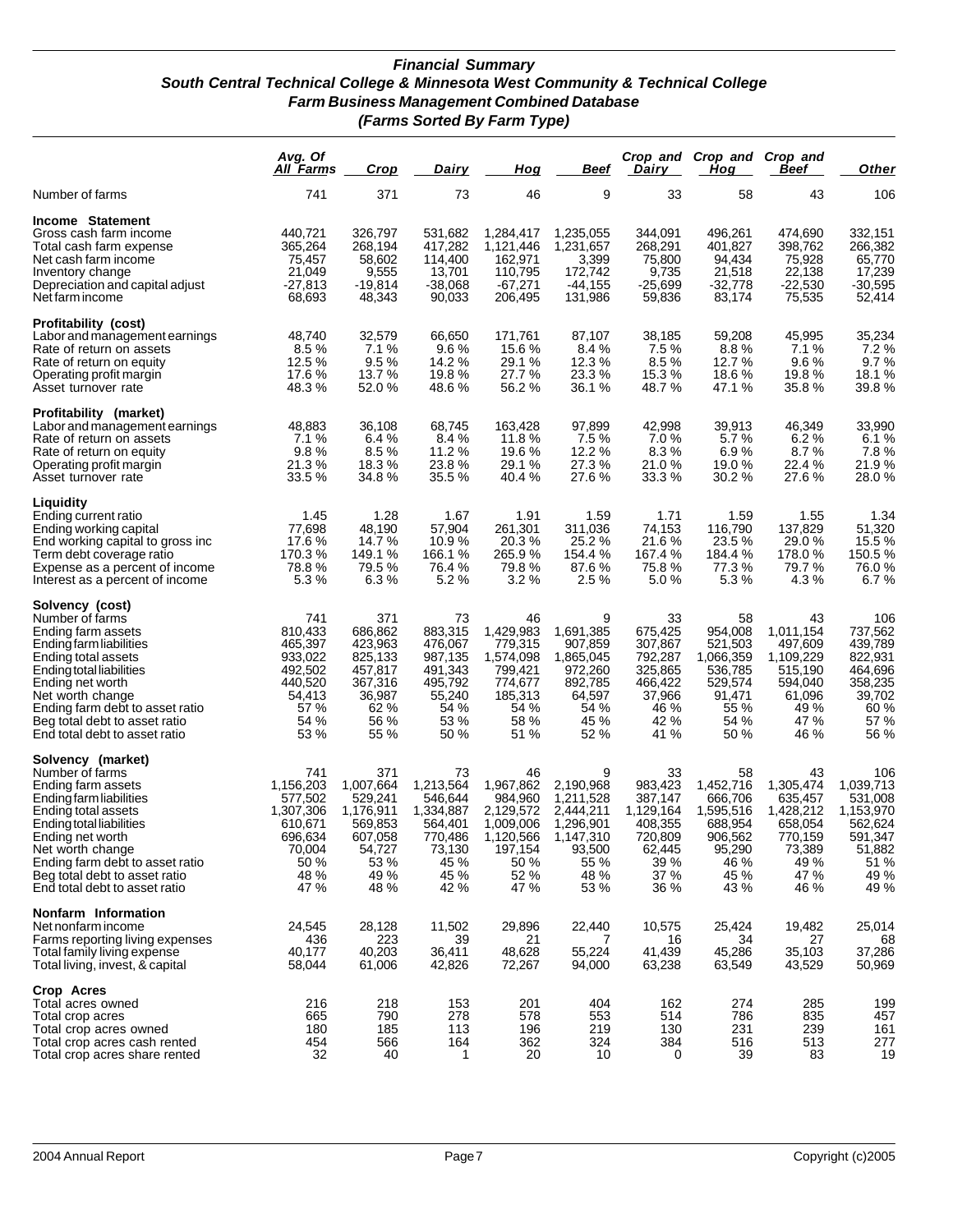***Financial Summary***
***South Central Technical College & Minnesota West Community & Technical College***
***Farm Business Management Combined Database***
***(Farms Sorted By Farm Type)***

| | *Avg. Of All Farms* | *Crop* | *Dairy* | *Hog* | *Beef* | *Crop and Dairy* | *Crop and Hog* | *Crop and Beef* | *Other* |
|---|---|---|---|---|---|---|---|---|---|
| Number of farms | 741 | 371 | 73 | 46 | 9 | 33 | 58 | 43 | 106 |
| **Income Statement** | | | | | | | | | |
| Gross cash farm income | 440,721 | 326,797 | 531,682 | 1,284,417 | 1,235,055 | 344,091 | 496,261 | 474,690 | 332,151 |
| Total cash farm expense | 365,264 | 268,194 | 417,282 | 1,121,446 | 1,231,657 | 268,291 | 401,827 | 398,762 | 266,382 |
| Net cash farm income | 75,457 | 58,602 | 114,400 | 162,971 | 3,399 | 75,800 | 94,434 | 75,928 | 65,770 |
| Inventory change | 21,049 | 9,555 | 13,701 | 110,795 | 172,742 | 9,735 | 21,518 | 22,138 | 17,239 |
| Depreciation and capital adjust | -27,813 | -19,814 | -38,068 | -67,271 | -44,155 | -25,699 | -32,778 | -22,530 | -30,595 |
| Net farm income | 68,693 | 48,343 | 90,033 | 206,495 | 131,986 | 59,836 | 83,174 | 75,535 | 52,414 |
| **Profitability (cost)** | | | | | | | | | |
| Labor and management earnings | 48,740 | 32,579 | 66,650 | 171,761 | 87,107 | 38,185 | 59,208 | 45,995 | 35,234 |
| Rate of return on assets | 8.5 % | 7.1 % | 9.6 % | 15.6 % | 8.4 % | 7.5 % | 8.8 % | 7.1 % | 7.2 % |
| Rate of return on equity | 12.5 % | 9.5 % | 14.2 % | 29.1 % | 12.3 % | 8.5 % | 12.7 % | 9.6 % | 9.7 % |
| Operating profit margin | 17.6 % | 13.7 % | 19.8 % | 27.7 % | 23.3 % | 15.3 % | 18.6 % | 19.8 % | 18.1 % |
| Asset turnover rate | 48.3 % | 52.0 % | 48.6 % | 56.2 % | 36.1 % | 48.7 % | 47.1 % | 35.8 % | 39.8 % |
| **Profitability (market)** | | | | | | | | | |
| Labor and management earnings | 48,883 | 36,108 | 68,745 | 163,428 | 97,899 | 42,998 | 39,913 | 46,349 | 33,990 |
| Rate of return on assets | 7.1 % | 6.4 % | 8.4 % | 11.8 % | 7.5 % | 7.0 % | 5.7 % | 6.2 % | 6.1 % |
| Rate of return on equity | 9.8 % | 8.5 % | 11.2 % | 19.6 % | 12.2 % | 8.3 % | 6.9 % | 8.7 % | 7.8 % |
| Operating profit margin | 21.3 % | 18.3 % | 23.8 % | 29.1 % | 27.3 % | 21.0 % | 19.0 % | 22.4 % | 21.9 % |
| Asset turnover rate | 33.5 % | 34.8 % | 35.5 % | 40.4 % | 27.6 % | 33.3 % | 30.2 % | 27.6 % | 28.0 % |
| **Liquidity** | | | | | | | | | |
| Ending current ratio | 1.45 | 1.28 | 1.67 | 1.91 | 1.59 | 1.71 | 1.59 | 1.55 | 1.34 |
| Ending working capital | 77,698 | 48,190 | 57,904 | 261,301 | 311,036 | 74,153 | 116,790 | 137,829 | 51,320 |
| End working capital to gross inc | 17.6 % | 14.7 % | 10.9 % | 20.3 % | 25.2 % | 21.6 % | 23.5 % | 29.0 % | 15.5 % |
| Term debt coverage ratio | 170.3 % | 149.1 % | 166.1 % | 265.9 % | 154.4 % | 167.4 % | 184.4 % | 178.0 % | 150.5 % |
| Expense as a percent of income | 78.8 % | 79.5 % | 76.4 % | 79.8 % | 87.6 % | 75.8 % | 77.3 % | 79.7 % | 76.0 % |
| Interest as a percent of income | 5.3 % | 6.3 % | 5.2 % | 3.2 % | 2.5 % | 5.0 % | 5.3 % | 4.3 % | 6.7 % |
| **Solvency (cost)** | | | | | | | | | |
| Number of farms | 741 | 371 | 73 | 46 | 9 | 33 | 58 | 43 | 106 |
| Ending farm assets | 810,433 | 686,862 | 883,315 | 1,429,983 | 1,691,385 | 675,425 | 954,008 | 1,011,154 | 737,562 |
| Ending farm liabilities | 465,397 | 423,963 | 476,067 | 779,315 | 907,859 | 307,867 | 521,503 | 497,609 | 439,789 |
| Ending total assets | 933,022 | 825,133 | 987,135 | 1,574,098 | 1,865,045 | 792,287 | 1,066,359 | 1,109,229 | 822,931 |
| Ending total liabilities | 492,502 | 457,817 | 491,343 | 799,421 | 972,260 | 325,865 | 536,785 | 515,190 | 464,696 |
| Ending net worth | 440,520 | 367,316 | 495,792 | 774,677 | 892,785 | 466,422 | 529,574 | 594,040 | 358,235 |
| Net worth change | 54,413 | 36,987 | 55,240 | 185,313 | 64,597 | 37,966 | 91,471 | 61,096 | 39,702 |
| Ending farm debt to asset ratio | 57 % | 62 % | 54 % | 54 % | 54 % | 46 % | 55 % | 49 % | 60 % |
| Beg total debt to asset ratio | 54 % | 56 % | 53 % | 58 % | 45 % | 42 % | 54 % | 47 % | 57 % |
| End total debt to asset ratio | 53 % | 55 % | 50 % | 51 % | 52 % | 41 % | 50 % | 46 % | 56 % |
| **Solvency (market)** | | | | | | | | | |
| Number of farms | 741 | 371 | 73 | 46 | 9 | 33 | 58 | 43 | 106 |
| Ending farm assets | 1,156,203 | 1,007,664 | 1,213,564 | 1,967,862 | 2,190,968 | 983,423 | 1,452,716 | 1,305,474 | 1,039,713 |
| Ending farm liabilities | 577,502 | 529,241 | 546,644 | 984,960 | 1,211,528 | 387,147 | 666,706 | 635,457 | 531,008 |
| Ending total assets | 1,307,306 | 1,176,911 | 1,334,887 | 2,129,572 | 2,444,211 | 1,129,164 | 1,595,516 | 1,428,212 | 1,153,970 |
| Ending total liabilities | 610,671 | 569,853 | 564,401 | 1,009,006 | 1,296,901 | 408,355 | 688,954 | 658,054 | 562,624 |
| Ending net worth | 696,634 | 607,058 | 770,486 | 1,120,566 | 1,147,310 | 720,809 | 906,562 | 770,159 | 591,347 |
| Net worth change | 70,004 | 54,727 | 73,130 | 197,154 | 93,500 | 62,445 | 95,290 | 73,389 | 51,882 |
| Ending farm debt to asset ratio | 50 % | 53 % | 45 % | 50 % | 55 % | 39 % | 46 % | 49 % | 51 % |
| Beg total debt to asset ratio | 48 % | 49 % | 45 % | 52 % | 48 % | 37 % | 45 % | 47 % | 49 % |
| End total debt to asset ratio | 47 % | 48 % | 42 % | 47 % | 53 % | 36 % | 43 % | 46 % | 49 % |
| **Nonfarm Information** | | | | | | | | | |
| Net nonfarm income | 24,545 | 28,128 | 11,502 | 29,896 | 22,440 | 10,575 | 25,424 | 19,482 | 25,014 |
| Farms reporting living expenses | 436 | 223 | 39 | 21 | 7 | 16 | 34 | 27 | 68 |
| Total family living expense | 40,177 | 40,203 | 36,411 | 48,628 | 55,224 | 41,439 | 45,286 | 35,103 | 37,286 |
| Total living, invest, & capital | 58,044 | 61,006 | 42,826 | 72,267 | 94,000 | 63,238 | 63,549 | 43,529 | 50,969 |
| **Crop Acres** | | | | | | | | | |
| Total acres owned | 216 | 218 | 153 | 201 | 404 | 162 | 274 | 285 | 199 |
| Total crop acres | 665 | 790 | 278 | 578 | 553 | 514 | 786 | 835 | 457 |
| Total crop acres owned | 180 | 185 | 113 | 196 | 219 | 130 | 231 | 239 | 161 |
| Total crop acres cash rented | 454 | 566 | 164 | 362 | 324 | 384 | 516 | 513 | 277 |
| Total crop acres share rented | 32 | 40 | 1 | 20 | 10 | 0 | 39 | 83 | 19 |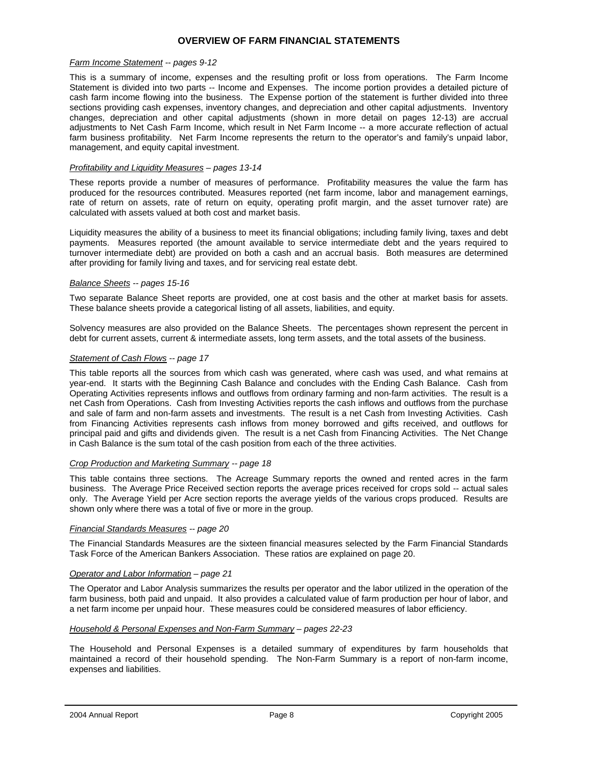# OVERVIEW OF FARM FINANCIAL STATEMENTS

*Farm Income Statement -- pages 9-12*

This is a summary of income, expenses and the resulting profit or loss from operations. The Farm Income Statement is divided into two parts -- Income and Expenses. The income portion provides a detailed picture of cash farm income flowing into the business. The Expense portion of the statement is further divided into three sections providing cash expenses, inventory changes, and depreciation and other capital adjustments. Inventory changes, depreciation and other capital adjustments (shown in more detail on pages 12-13) are accrual adjustments to Net Cash Farm Income, which result in Net Farm Income -- a more accurate reflection of actual farm business profitability. Net Farm Income represents the return to the operator's and family's unpaid labor, management, and equity capital investment.

*Profitability and Liquidity Measures – pages 13-14*

These reports provide a number of measures of performance. Profitability measures the value the farm has produced for the resources contributed. Measures reported (net farm income, labor and management earnings, rate of return on assets, rate of return on equity, operating profit margin, and the asset turnover rate) are calculated with assets valued at both cost and market basis.

Liquidity measures the ability of a business to meet its financial obligations; including family living, taxes and debt payments. Measures reported (the amount available to service intermediate debt and the years required to turnover intermediate debt) are provided on both a cash and an accrual basis. Both measures are determined after providing for family living and taxes, and for servicing real estate debt.

*Balance Sheets -- pages 15-16*

Two separate Balance Sheet reports are provided, one at cost basis and the other at market basis for assets. These balance sheets provide a categorical listing of all assets, liabilities, and equity.

Solvency measures are also provided on the Balance Sheets. The percentages shown represent the percent in debt for current assets, current & intermediate assets, long term assets, and the total assets of the business.

*Statement of Cash Flows -- page 17*

This table reports all the sources from which cash was generated, where cash was used, and what remains at year-end. It starts with the Beginning Cash Balance and concludes with the Ending Cash Balance. Cash from Operating Activities represents inflows and outflows from ordinary farming and non-farm activities. The result is a net Cash from Operations. Cash from Investing Activities reports the cash inflows and outflows from the purchase and sale of farm and non-farm assets and investments. The result is a net Cash from Investing Activities. Cash from Financing Activities represents cash inflows from money borrowed and gifts received, and outflows for principal paid and gifts and dividends given. The result is a net Cash from Financing Activities. The Net Change in Cash Balance is the sum total of the cash position from each of the three activities.

*Crop Production and Marketing Summary -- page 18*

This table contains three sections. The Acreage Summary reports the owned and rented acres in the farm business. The Average Price Received section reports the average prices received for crops sold -- actual sales only. The Average Yield per Acre section reports the average yields of the various crops produced. Results are shown only where there was a total of five or more in the group.

*Financial Standards Measures -- page 20*

The Financial Standards Measures are the sixteen financial measures selected by the Farm Financial Standards Task Force of the American Bankers Association. These ratios are explained on page 20.

*Operator and Labor Information – page 21*

The Operator and Labor Analysis summarizes the results per operator and the labor utilized in the operation of the farm business, both paid and unpaid. It also provides a calculated value of farm production per hour of labor, and a net farm income per unpaid hour. These measures could be considered measures of labor efficiency.

*Household & Personal Expenses and Non-Farm Summary – pages 22-23*

The Household and Personal Expenses is a detailed summary of expenditures by farm households that maintained a record of their household spending. The Non-Farm Summary is a report of non-farm income, expenses and liabilities.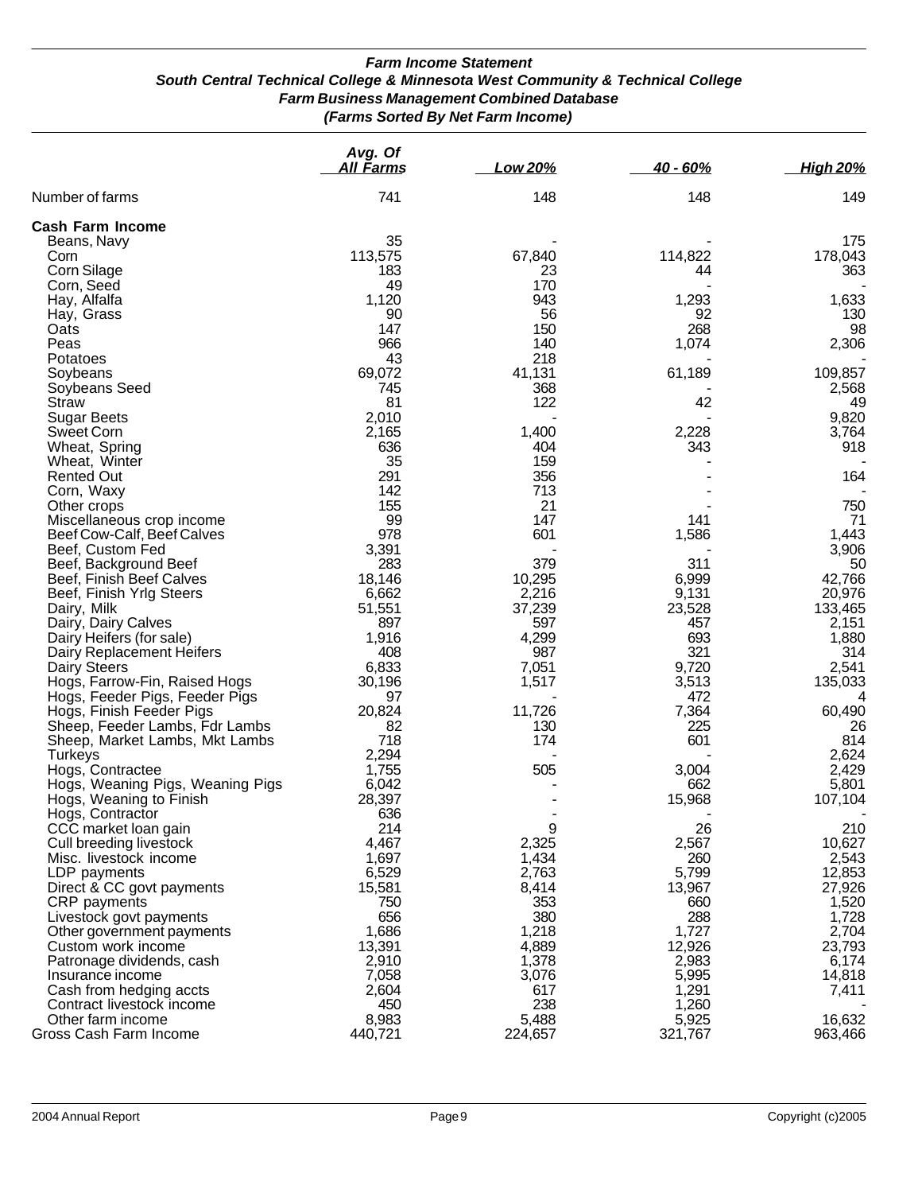## *Farm Income Statement*
### *South Central Technical College & Minnesota West Community & Technical College*
### *Farm Business Management Combined Database*
### *(Farms Sorted By Net Farm Income)*

| | *Avg. Of All Farms* | *Low 20%* | *40 - 60%* | *High 20%* |
|---|---|---|---|---|
| Number of farms | 741 | 148 | 148 | 149 |
| **Cash Farm Income** | | | | |
| Beans, Navy | 35 | - | - | 175 |
| Corn | 113,575 | 67,840 | 114,822 | 178,043 |
| Corn Silage | 183 | 23 | 44 | 363 |
| Corn, Seed | 49 | 170 | - | - |
| Hay, Alfalfa | 1,120 | 943 | 1,293 | 1,633 |
| Hay, Grass | 90 | 56 | 92 | 130 |
| Oats | 147 | 150 | 268 | 98 |
| Peas | 966 | 140 | 1,074 | 2,306 |
| Potatoes | 43 | 218 | - | - |
| Soybeans | 69,072 | 41,131 | 61,189 | 109,857 |
| Soybeans Seed | 745 | 368 | - | 2,568 |
| Straw | 81 | 122 | 42 | 49 |
| Sugar Beets | 2,010 | - | - | 9,820 |
| Sweet Corn | 2,165 | 1,400 | 2,228 | 3,764 |
| Wheat, Spring | 636 | 404 | 343 | 918 |
| Wheat, Winter | 35 | 159 | - | - |
| Rented Out | 291 | 356 | - | 164 |
| Corn, Waxy | 142 | 713 | - | - |
| Other crops | 155 | 21 | - | 750 |
| Miscellaneous crop income | 99 | 147 | 141 | 71 |
| Beef Cow-Calf, Beef Calves | 978 | 601 | 1,586 | 1,443 |
| Beef, Custom Fed | 3,391 | - | - | 3,906 |
| Beef, Background Beef | 283 | 379 | 311 | 50 |
| Beef, Finish Beef Calves | 18,146 | 10,295 | 6,999 | 42,766 |
| Beef, Finish Yrlg Steers | 6,662 | 2,216 | 9,131 | 20,976 |
| Dairy, Milk | 51,551 | 37,239 | 23,528 | 133,465 |
| Dairy, Dairy Calves | 897 | 597 | 457 | 2,151 |
| Dairy Heifers (for sale) | 1,916 | 4,299 | 693 | 1,880 |
| Dairy Replacement Heifers | 408 | 987 | 321 | 314 |
| Dairy Steers | 6,833 | 7,051 | 9,720 | 2,541 |
| Hogs, Farrow-Fin, Raised Hogs | 30,196 | 1,517 | 3,513 | 135,033 |
| Hogs, Feeder Pigs, Feeder Pigs | 97 | - | 472 | 4 |
| Hogs, Finish Feeder Pigs | 20,824 | 11,726 | 7,364 | 60,490 |
| Sheep, Feeder Lambs, Fdr Lambs | 82 | 130 | 225 | 26 |
| Sheep, Market Lambs, Mkt Lambs | 718 | 174 | 601 | 814 |
| Turkeys | 2,294 | - | - | 2,624 |
| Hogs, Contractee | 1,755 | 505 | 3,004 | 2,429 |
| Hogs, Weaning Pigs, Weaning Pigs | 6,042 | - | 662 | 5,801 |
| Hogs, Weaning to Finish | 28,397 | - | 15,968 | 107,104 |
| Hogs, Contractor | 636 | - | - | - |
| CCC market loan gain | 214 | 9 | 26 | 210 |
| Cull breeding livestock | 4,467 | 2,325 | 2,567 | 10,627 |
| Misc. livestock income | 1,697 | 1,434 | 260 | 2,543 |
| LDP payments | 6,529 | 2,763 | 5,799 | 12,853 |
| Direct & CC govt payments | 15,581 | 8,414 | 13,967 | 27,926 |
| CRP payments | 750 | 353 | 660 | 1,520 |
| Livestock govt payments | 656 | 380 | 288 | 1,728 |
| Other government payments | 1,686 | 1,218 | 1,727 | 2,704 |
| Custom work income | 13,391 | 4,889 | 12,926 | 23,793 |
| Patronage dividends, cash | 2,910 | 1,378 | 2,983 | 6,174 |
| Insurance income | 7,058 | 3,076 | 5,995 | 14,818 |
| Cash from hedging accts | 2,604 | 617 | 1,291 | 7,411 |
| Contract livestock income | 450 | 238 | 1,260 | - |
| Other farm income | 8,983 | 5,488 | 5,925 | 16,632 |
| Gross Cash Farm Income | 440,721 | 224,657 | 321,767 | 963,466 |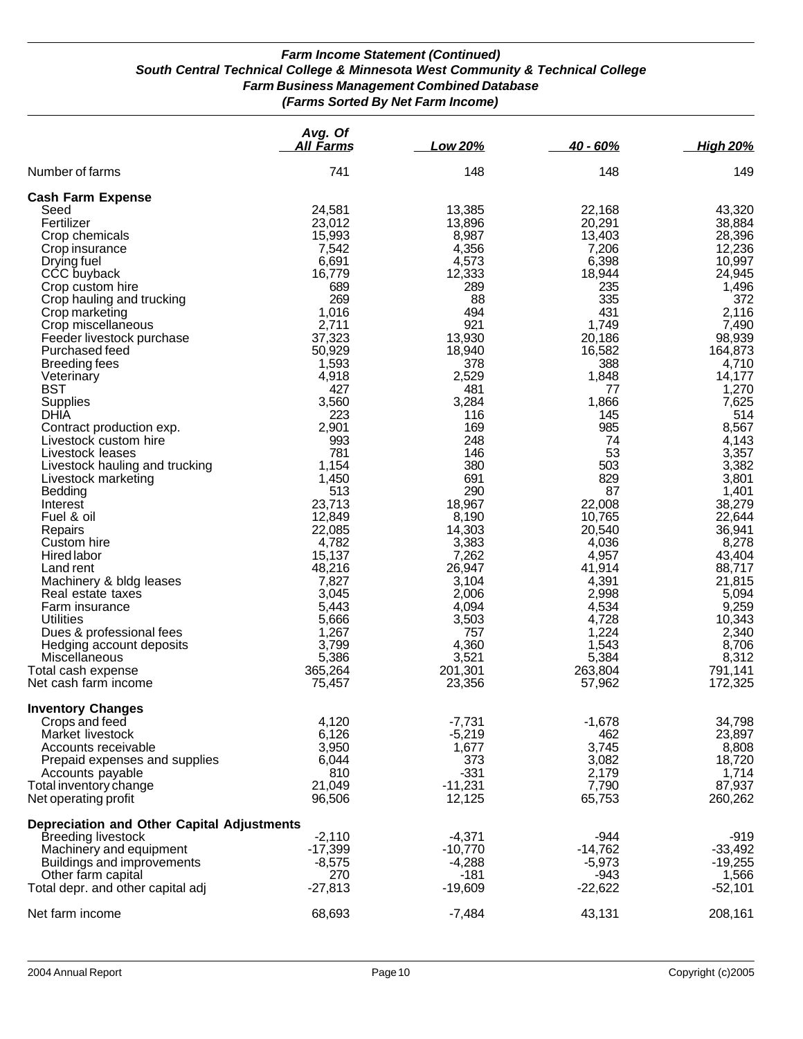***Farm Income Statement (Continued)***
***South Central Technical College & Minnesota West Community & Technical College***
***Farm Business Management Combined Database***
***(Farms Sorted By Net Farm Income)***

| | *Avg. Of All Farms* | *Low 20%* | *40 - 60%* | *High 20%* |
|---|---|---|---|---|
| Number of farms | 741 | 148 | 148 | 149 |
| **Cash Farm Expense** | | | | |
| Seed | 24,581 | 13,385 | 22,168 | 43,320 |
| Fertilizer | 23,012 | 13,896 | 20,291 | 38,884 |
| Crop chemicals | 15,993 | 8,987 | 13,403 | 28,396 |
| Crop insurance | 7,542 | 4,356 | 7,206 | 12,236 |
| Drying fuel | 6,691 | 4,573 | 6,398 | 10,997 |
| CCC buyback | 16,779 | 12,333 | 18,944 | 24,945 |
| Crop custom hire | 689 | 289 | 235 | 1,496 |
| Crop hauling and trucking | 269 | 88 | 335 | 372 |
| Crop marketing | 1,016 | 494 | 431 | 2,116 |
| Crop miscellaneous | 2,711 | 921 | 1,749 | 7,490 |
| Feeder livestock purchase | 37,323 | 13,930 | 20,186 | 98,939 |
| Purchased feed | 50,929 | 18,940 | 16,582 | 164,873 |
| Breeding fees | 1,593 | 378 | 388 | 4,710 |
| Veterinary | 4,918 | 2,529 | 1,848 | 14,177 |
| BST | 427 | 481 | 77 | 1,270 |
| Supplies | 3,560 | 3,284 | 1,866 | 7,625 |
| DHIA | 223 | 116 | 145 | 514 |
| Contract production exp. | 2,901 | 169 | 985 | 8,567 |
| Livestock custom hire | 993 | 248 | 74 | 4,143 |
| Livestock leases | 781 | 146 | 53 | 3,357 |
| Livestock hauling and trucking | 1,154 | 380 | 503 | 3,382 |
| Livestock marketing | 1,450 | 691 | 829 | 3,801 |
| Bedding | 513 | 290 | 87 | 1,401 |
| Interest | 23,713 | 18,967 | 22,008 | 38,279 |
| Fuel & oil | 12,849 | 8,190 | 10,765 | 22,644 |
| Repairs | 22,085 | 14,303 | 20,540 | 36,941 |
| Custom hire | 4,782 | 3,383 | 4,036 | 8,278 |
| Hired labor | 15,137 | 7,262 | 4,957 | 43,404 |
| Land rent | 48,216 | 26,947 | 41,914 | 88,717 |
| Machinery & bldg leases | 7,827 | 3,104 | 4,391 | 21,815 |
| Real estate taxes | 3,045 | 2,006 | 2,998 | 5,094 |
| Farm insurance | 5,443 | 4,094 | 4,534 | 9,259 |
| Utilities | 5,666 | 3,503 | 4,728 | 10,343 |
| Dues & professional fees | 1,267 | 757 | 1,224 | 2,340 |
| Hedging account deposits | 3,799 | 4,360 | 1,543 | 8,706 |
| Miscellaneous | 5,386 | 3,521 | 5,384 | 8,312 |
| Total cash expense | 365,264 | 201,301 | 263,804 | 791,141 |
| Net cash farm income | 75,457 | 23,356 | 57,962 | 172,325 |
| **Inventory Changes** | | | | |
| Crops and feed | 4,120 | -7,731 | -1,678 | 34,798 |
| Market livestock | 6,126 | -5,219 | 462 | 23,897 |
| Accounts receivable | 3,950 | 1,677 | 3,745 | 8,808 |
| Prepaid expenses and supplies | 6,044 | 373 | 3,082 | 18,720 |
| Accounts payable | 810 | -331 | 2,179 | 1,714 |
| Total inventory change | 21,049 | -11,231 | 7,790 | 87,937 |
| Net operating profit | 96,506 | 12,125 | 65,753 | 260,262 |
| **Depreciation and Other Capital Adjustments** | | | | |
| Breeding livestock | -2,110 | -4,371 | -944 | -919 |
| Machinery and equipment | -17,399 | -10,770 | -14,762 | -33,492 |
| Buildings and improvements | -8,575 | -4,288 | -5,973 | -19,255 |
| Other farm capital | 270 | -181 | -943 | 1,566 |
| Total depr. and other capital adj | -27,813 | -19,609 | -22,622 | -52,101 |
| Net farm income | 68,693 | -7,484 | 43,131 | 208,161 |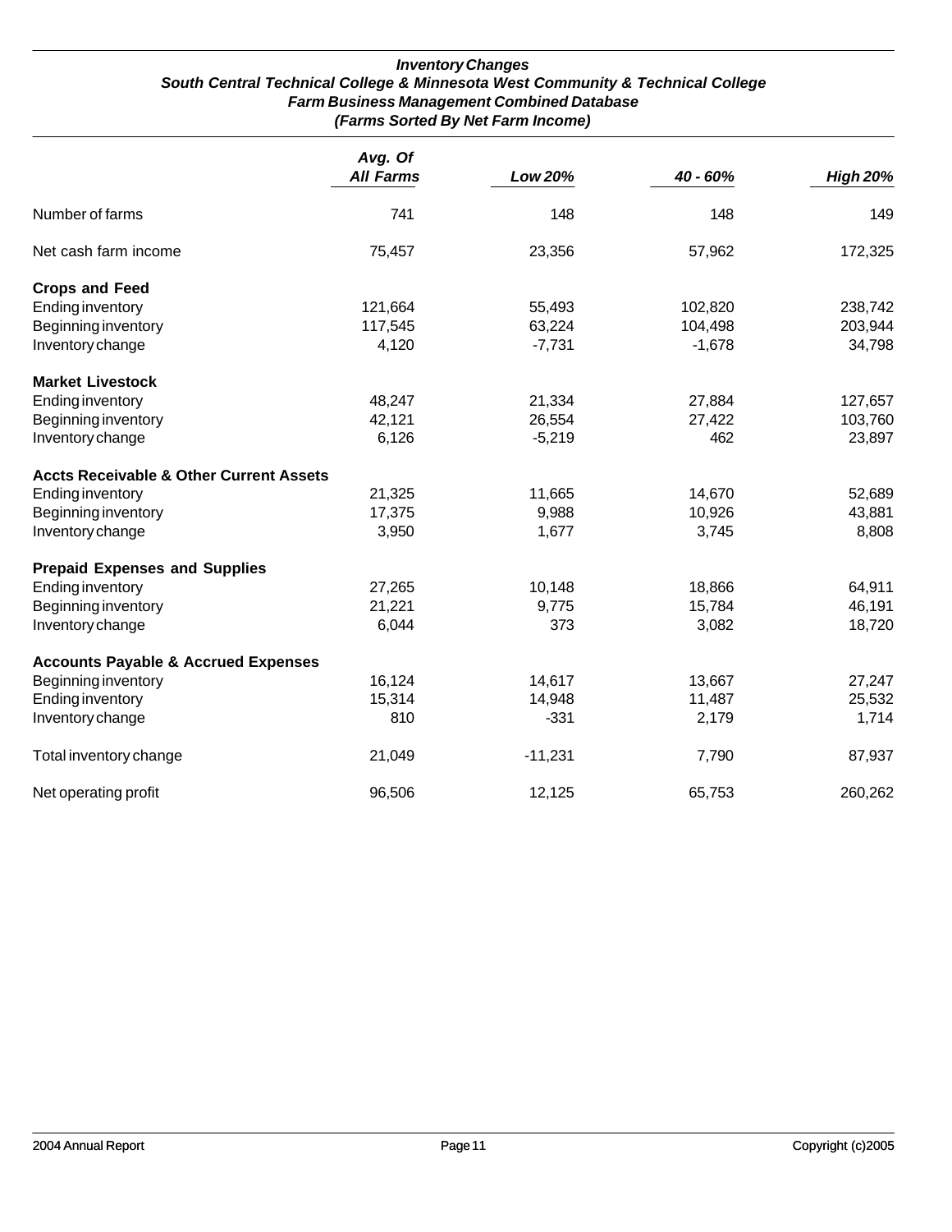### *Inventory Changes*
### *South Central Technical College & Minnesota West Community & Technical College*
### *Farm Business Management Combined Database*
### *(Farms Sorted By Net Farm Income)*

| | *Avg. Of All Farms* | *Low 20%* | *40 - 60%* | *High 20%* |
|---|---|---|---|---|
| Number of farms | 741 | 148 | 148 | 149 |
| Net cash farm income | 75,457 | 23,356 | 57,962 | 172,325 |
| **Crops and Feed** | | | | |
| Ending inventory | 121,664 | 55,493 | 102,820 | 238,742 |
| Beginning inventory | 117,545 | 63,224 | 104,498 | 203,944 |
| Inventory change | 4,120 | -7,731 | -1,678 | 34,798 |
| **Market Livestock** | | | | |
| Ending inventory | 48,247 | 21,334 | 27,884 | 127,657 |
| Beginning inventory | 42,121 | 26,554 | 27,422 | 103,760 |
| Inventory change | 6,126 | -5,219 | 462 | 23,897 |
| **Accts Receivable & Other Current Assets** | | | | |
| Ending inventory | 21,325 | 11,665 | 14,670 | 52,689 |
| Beginning inventory | 17,375 | 9,988 | 10,926 | 43,881 |
| Inventory change | 3,950 | 1,677 | 3,745 | 8,808 |
| **Prepaid Expenses and Supplies** | | | | |
| Ending inventory | 27,265 | 10,148 | 18,866 | 64,911 |
| Beginning inventory | 21,221 | 9,775 | 15,784 | 46,191 |
| Inventory change | 6,044 | 373 | 3,082 | 18,720 |
| **Accounts Payable & Accrued Expenses** | | | | |
| Beginning inventory | 16,124 | 14,617 | 13,667 | 27,247 |
| Ending inventory | 15,314 | 14,948 | 11,487 | 25,532 |
| Inventory change | 810 | -331 | 2,179 | 1,714 |
| Total inventory change | 21,049 | -11,231 | 7,790 | 87,937 |
| Net operating profit | 96,506 | 12,125 | 65,753 | 260,262 |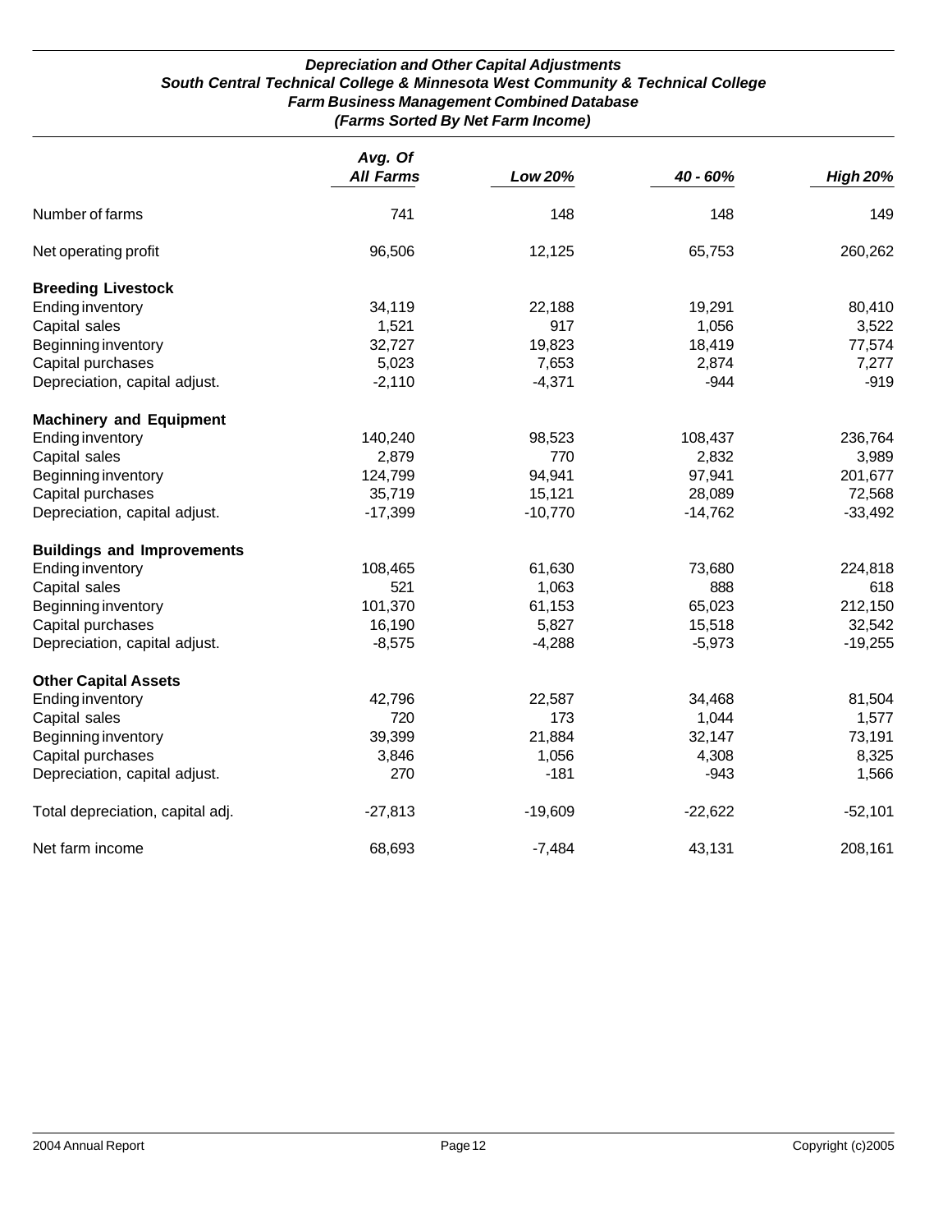***Depreciation and Other Capital Adjustments***
***South Central Technical College & Minnesota West Community & Technical College***
***Farm Business Management Combined Database***
***(Farms Sorted By Net Farm Income)***

| | *Avg. Of All Farms* | *Low 20%* | *40 - 60%* | *High 20%* |
|---|---|---|---|---|
| Number of farms | 741 | 148 | 148 | 149 |
| Net operating profit | 96,506 | 12,125 | 65,753 | 260,262 |
| **Breeding Livestock** | | | | |
| Ending inventory | 34,119 | 22,188 | 19,291 | 80,410 |
| Capital sales | 1,521 | 917 | 1,056 | 3,522 |
| Beginning inventory | 32,727 | 19,823 | 18,419 | 77,574 |
| Capital purchases | 5,023 | 7,653 | 2,874 | 7,277 |
| Depreciation, capital adjust. | -2,110 | -4,371 | -944 | -919 |
| **Machinery and Equipment** | | | | |
| Ending inventory | 140,240 | 98,523 | 108,437 | 236,764 |
| Capital sales | 2,879 | 770 | 2,832 | 3,989 |
| Beginning inventory | 124,799 | 94,941 | 97,941 | 201,677 |
| Capital purchases | 35,719 | 15,121 | 28,089 | 72,568 |
| Depreciation, capital adjust. | -17,399 | -10,770 | -14,762 | -33,492 |
| **Buildings and Improvements** | | | | |
| Ending inventory | 108,465 | 61,630 | 73,680 | 224,818 |
| Capital sales | 521 | 1,063 | 888 | 618 |
| Beginning inventory | 101,370 | 61,153 | 65,023 | 212,150 |
| Capital purchases | 16,190 | 5,827 | 15,518 | 32,542 |
| Depreciation, capital adjust. | -8,575 | -4,288 | -5,973 | -19,255 |
| **Other Capital Assets** | | | | |
| Ending inventory | 42,796 | 22,587 | 34,468 | 81,504 |
| Capital sales | 720 | 173 | 1,044 | 1,577 |
| Beginning inventory | 39,399 | 21,884 | 32,147 | 73,191 |
| Capital purchases | 3,846 | 1,056 | 4,308 | 8,325 |
| Depreciation, capital adjust. | 270 | -181 | -943 | 1,566 |
| Total depreciation, capital adj. | -27,813 | -19,609 | -22,622 | -52,101 |
| Net farm income | 68,693 | -7,484 | 43,131 | 208,161 |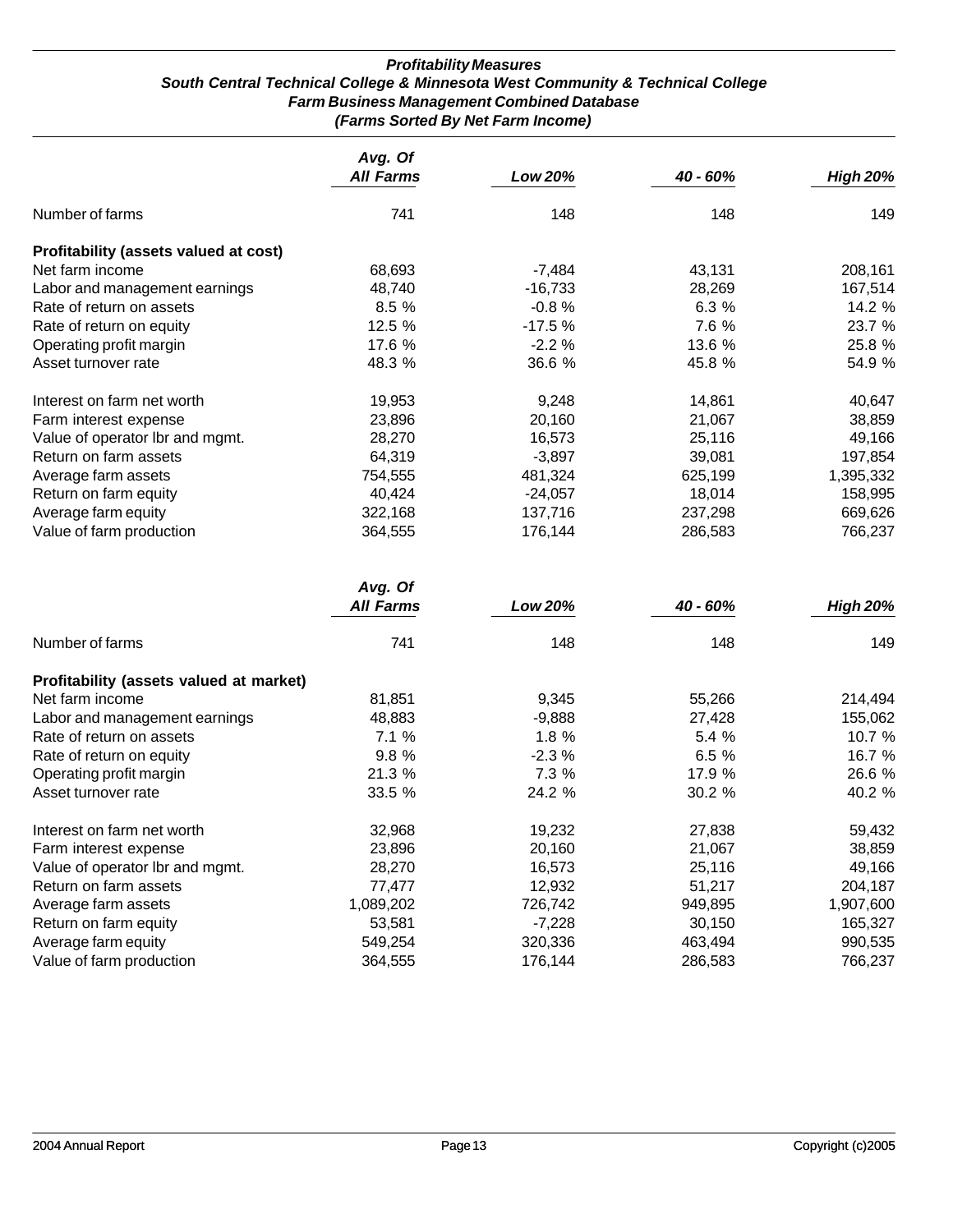### *Profitability Measures*
### *South Central Technical College & Minnesota West Community & Technical College*
### *Farm Business Management Combined Database*
### *(Farms Sorted By Net Farm Income)*

| | *Avg. Of All Farms* | *Low 20%* | *40 - 60%* | *High 20%* |
|---|---|---|---|---|
| Number of farms | 741 | 148 | 148 | 149 |
| **Profitability (assets valued at cost)** | | | | |
| Net farm income | 68,693 | -7,484 | 43,131 | 208,161 |
| Labor and management earnings | 48,740 | -16,733 | 28,269 | 167,514 |
| Rate of return on assets | 8.5 % | -0.8 % | 6.3 % | 14.2 % |
| Rate of return on equity | 12.5 % | -17.5 % | 7.6 % | 23.7 % |
| Operating profit margin | 17.6 % | -2.2 % | 13.6 % | 25.8 % |
| Asset turnover rate | 48.3 % | 36.6 % | 45.8 % | 54.9 % |
| Interest on farm net worth | 19,953 | 9,248 | 14,861 | 40,647 |
| Farm interest expense | 23,896 | 20,160 | 21,067 | 38,859 |
| Value of operator lbr and mgmt. | 28,270 | 16,573 | 25,116 | 49,166 |
| Return on farm assets | 64,319 | -3,897 | 39,081 | 197,854 |
| Average farm assets | 754,555 | 481,324 | 625,199 | 1,395,332 |
| Return on farm equity | 40,424 | -24,057 | 18,014 | 158,995 |
| Average farm equity | 322,168 | 137,716 | 237,298 | 669,626 |
| Value of farm production | 364,555 | 176,144 | 286,583 | 766,237 |

| | *Avg. Of All Farms* | *Low 20%* | *40 - 60%* | *High 20%* |
|---|---|---|---|---|
| Number of farms | 741 | 148 | 148 | 149 |
| **Profitability (assets valued at market)** | | | | |
| Net farm income | 81,851 | 9,345 | 55,266 | 214,494 |
| Labor and management earnings | 48,883 | -9,888 | 27,428 | 155,062 |
| Rate of return on assets | 7.1 % | 1.8 % | 5.4 % | 10.7 % |
| Rate of return on equity | 9.8 % | -2.3 % | 6.5 % | 16.7 % |
| Operating profit margin | 21.3 % | 7.3 % | 17.9 % | 26.6 % |
| Asset turnover rate | 33.5 % | 24.2 % | 30.2 % | 40.2 % |
| Interest on farm net worth | 32,968 | 19,232 | 27,838 | 59,432 |
| Farm interest expense | 23,896 | 20,160 | 21,067 | 38,859 |
| Value of operator lbr and mgmt. | 28,270 | 16,573 | 25,116 | 49,166 |
| Return on farm assets | 77,477 | 12,932 | 51,217 | 204,187 |
| Average farm assets | 1,089,202 | 726,742 | 949,895 | 1,907,600 |
| Return on farm equity | 53,581 | -7,228 | 30,150 | 165,327 |
| Average farm equity | 549,254 | 320,336 | 463,494 | 990,535 |
| Value of farm production | 364,555 | 176,144 | 286,583 | 766,237 |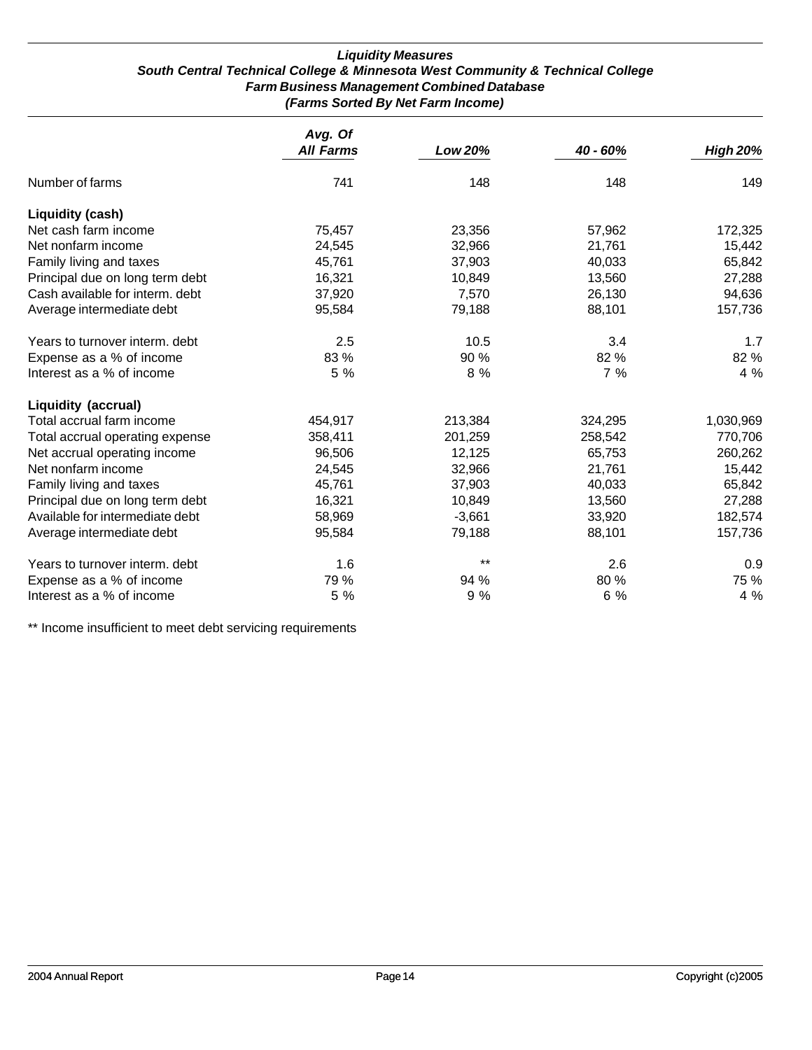### *Liquidity Measures*
### *South Central Technical College & Minnesota West Community & Technical College*
### *Farm Business Management Combined Database*
### *(Farms Sorted By Net Farm Income)*

| | *Avg. Of All Farms* | *Low 20%* | *40 - 60%* | *High 20%* |
|---|---|---|---|---|
| Number of farms | 741 | 148 | 148 | 149 |
| **Liquidity (cash)** | | | | |
| Net cash farm income | 75,457 | 23,356 | 57,962 | 172,325 |
| Net nonfarm income | 24,545 | 32,966 | 21,761 | 15,442 |
| Family living and taxes | 45,761 | 37,903 | 40,033 | 65,842 |
| Principal due on long term debt | 16,321 | 10,849 | 13,560 | 27,288 |
| Cash available for interm. debt | 37,920 | 7,570 | 26,130 | 94,636 |
| Average intermediate debt | 95,584 | 79,188 | 88,101 | 157,736 |
| Years to turnover interm. debt | 2.5 | 10.5 | 3.4 | 1.7 |
| Expense as a % of income | 83 % | 90 % | 82 % | 82 % |
| Interest as a % of income | 5 % | 8 % | 7 % | 4 % |
| **Liquidity (accrual)** | | | | |
| Total accrual farm income | 454,917 | 213,384 | 324,295 | 1,030,969 |
| Total accrual operating expense | 358,411 | 201,259 | 258,542 | 770,706 |
| Net accrual operating income | 96,506 | 12,125 | 65,753 | 260,262 |
| Net nonfarm income | 24,545 | 32,966 | 21,761 | 15,442 |
| Family living and taxes | 45,761 | 37,903 | 40,033 | 65,842 |
| Principal due on long term debt | 16,321 | 10,849 | 13,560 | 27,288 |
| Available for intermediate debt | 58,969 | -3,661 | 33,920 | 182,574 |
| Average intermediate debt | 95,584 | 79,188 | 88,101 | 157,736 |
| Years to turnover interm. debt | 1.6 | ** | 2.6 | 0.9 |
| Expense as a % of income | 79 % | 94 % | 80 % | 75 % |
| Interest as a % of income | 5 % | 9 % | 6 % | 4 % |

** Income insufficient to meet debt servicing requirements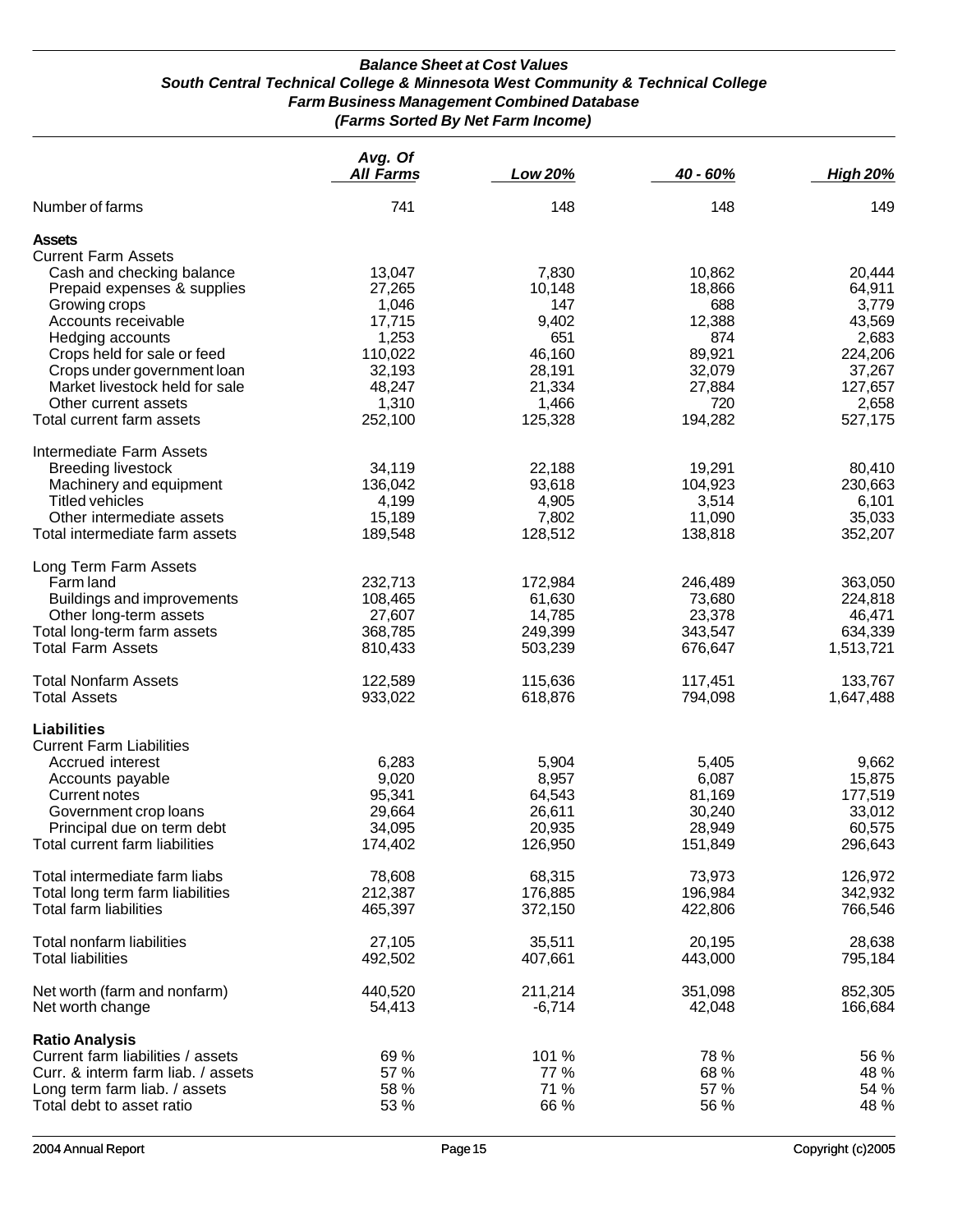### *Balance Sheet at Cost Values*
### *South Central Technical College & Minnesota West Community & Technical College*
### *Farm Business Management Combined Database*
### *(Farms Sorted By Net Farm Income)*

| | *Avg. Of All Farms* | *Low 20%* | *40 - 60%* | *High 20%* |
|---|---|---|---|---|
| Number of farms | 741 | 148 | 148 | 149 |
| **Assets** | | | | |
| Current Farm Assets | | | | |
| Cash and checking balance | 13,047 | 7,830 | 10,862 | 20,444 |
| Prepaid expenses & supplies | 27,265 | 10,148 | 18,866 | 64,911 |
| Growing crops | 1,046 | 147 | 688 | 3,779 |
| Accounts receivable | 17,715 | 9,402 | 12,388 | 43,569 |
| Hedging accounts | 1,253 | 651 | 874 | 2,683 |
| Crops held for sale or feed | 110,022 | 46,160 | 89,921 | 224,206 |
| Crops under government loan | 32,193 | 28,191 | 32,079 | 37,267 |
| Market livestock held for sale | 48,247 | 21,334 | 27,884 | 127,657 |
| Other current assets | 1,310 | 1,466 | 720 | 2,658 |
| Total current farm assets | 252,100 | 125,328 | 194,282 | 527,175 |
| Intermediate Farm Assets | | | | |
| Breeding livestock | 34,119 | 22,188 | 19,291 | 80,410 |
| Machinery and equipment | 136,042 | 93,618 | 104,923 | 230,663 |
| Titled vehicles | 4,199 | 4,905 | 3,514 | 6,101 |
| Other intermediate assets | 15,189 | 7,802 | 11,090 | 35,033 |
| Total intermediate farm assets | 189,548 | 128,512 | 138,818 | 352,207 |
| Long Term Farm Assets | | | | |
| Farm land | 232,713 | 172,984 | 246,489 | 363,050 |
| Buildings and improvements | 108,465 | 61,630 | 73,680 | 224,818 |
| Other long-term assets | 27,607 | 14,785 | 23,378 | 46,471 |
| Total long-term farm assets | 368,785 | 249,399 | 343,547 | 634,339 |
| Total Farm Assets | 810,433 | 503,239 | 676,647 | 1,513,721 |
| Total Nonfarm Assets | 122,589 | 115,636 | 117,451 | 133,767 |
| Total Assets | 933,022 | 618,876 | 794,098 | 1,647,488 |
| **Liabilities** | | | | |
| Current Farm Liabilities | | | | |
| Accrued interest | 6,283 | 5,904 | 5,405 | 9,662 |
| Accounts payable | 9,020 | 8,957 | 6,087 | 15,875 |
| Current notes | 95,341 | 64,543 | 81,169 | 177,519 |
| Government crop loans | 29,664 | 26,611 | 30,240 | 33,012 |
| Principal due on term debt | 34,095 | 20,935 | 28,949 | 60,575 |
| Total current farm liabilities | 174,402 | 126,950 | 151,849 | 296,643 |
| Total intermediate farm liabs | 78,608 | 68,315 | 73,973 | 126,972 |
| Total long term farm liabilities | 212,387 | 176,885 | 196,984 | 342,932 |
| Total farm liabilities | 465,397 | 372,150 | 422,806 | 766,546 |
| Total nonfarm liabilities | 27,105 | 35,511 | 20,195 | 28,638 |
| Total liabilities | 492,502 | 407,661 | 443,000 | 795,184 |
| Net worth (farm and nonfarm) | 440,520 | 211,214 | 351,098 | 852,305 |
| Net worth change | 54,413 | -6,714 | 42,048 | 166,684 |
| **Ratio Analysis** | | | | |
| Current farm liabilities / assets | 69 % | 101 % | 78 % | 56 % |
| Curr. & interm farm liab. / assets | 57 % | 77 % | 68 % | 48 % |
| Long term farm liab. / assets | 58 % | 71 % | 57 % | 54 % |
| Total debt to asset ratio | 53 % | 66 % | 56 % | 48 % |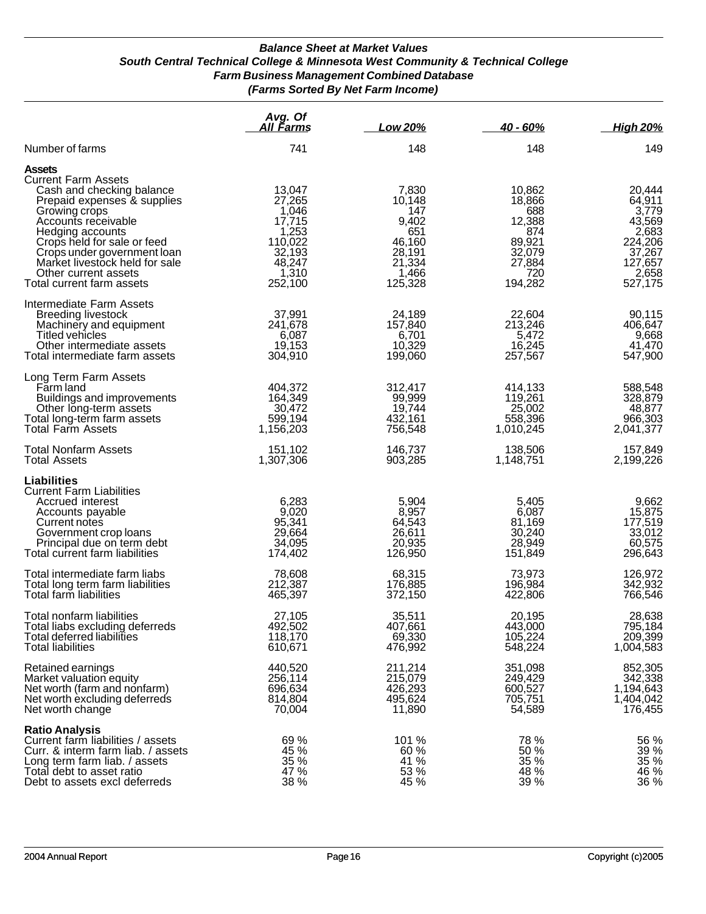## *Balance Sheet at Market Values*
## *South Central Technical College & Minnesota West Community & Technical College*
## *Farm Business Management Combined Database*
## *(Farms Sorted By Net Farm Income)*

| | Avg. Of All Farms | Low 20% | 40 - 60% | High 20% |
|---|---|---|---|---|
| Number of farms | 741 | 148 | 148 | 149 |
| **Assets** | | | | |
| Current Farm Assets | | | | |
| Cash and checking balance | 13,047 | 7,830 | 10,862 | 20,444 |
| Prepaid expenses & supplies | 27,265 | 10,148 | 18,866 | 64,911 |
| Growing crops | 1,046 | 147 | 688 | 3,779 |
| Accounts receivable | 17,715 | 9,402 | 12,388 | 43,569 |
| Hedging accounts | 1,253 | 651 | 874 | 2,683 |
| Crops held for sale or feed | 110,022 | 46,160 | 89,921 | 224,206 |
| Crops under government loan | 32,193 | 28,191 | 32,079 | 37,267 |
| Market livestock held for sale | 48,247 | 21,334 | 27,884 | 127,657 |
| Other current assets | 1,310 | 1,466 | 720 | 2,658 |
| Total current farm assets | 252,100 | 125,328 | 194,282 | 527,175 |
| Intermediate Farm Assets | | | | |
| Breeding livestock | 37,991 | 24,189 | 22,604 | 90,115 |
| Machinery and equipment | 241,678 | 157,840 | 213,246 | 406,647 |
| Titled vehicles | 6,087 | 6,701 | 5,472 | 9,668 |
| Other intermediate assets | 19,153 | 10,329 | 16,245 | 41,470 |
| Total intermediate farm assets | 304,910 | 199,060 | 257,567 | 547,900 |
| Long Term Farm Assets | | | | |
| Farm land | 404,372 | 312,417 | 414,133 | 588,548 |
| Buildings and improvements | 164,349 | 99,999 | 119,261 | 328,879 |
| Other long-term assets | 30,472 | 19,744 | 25,002 | 48,877 |
| Total long-term farm assets | 599,194 | 432,161 | 558,396 | 966,303 |
| Total Farm Assets | 1,156,203 | 756,548 | 1,010,245 | 2,041,377 |
| Total Nonfarm Assets | 151,102 | 146,737 | 138,506 | 157,849 |
| Total Assets | 1,307,306 | 903,285 | 1,148,751 | 2,199,226 |
| **Liabilities** | | | | |
| Current Farm Liabilities | | | | |
| Accrued interest | 6,283 | 5,904 | 5,405 | 9,662 |
| Accounts payable | 9,020 | 8,957 | 6,087 | 15,875 |
| Current notes | 95,341 | 64,543 | 81,169 | 177,519 |
| Government crop loans | 29,664 | 26,611 | 30,240 | 33,012 |
| Principal due on term debt | 34,095 | 20,935 | 28,949 | 60,575 |
| Total current farm liabilities | 174,402 | 126,950 | 151,849 | 296,643 |
| Total intermediate farm liabs | 78,608 | 68,315 | 73,973 | 126,972 |
| Total long term farm liabilities | 212,387 | 176,885 | 196,984 | 342,932 |
| Total farm liabilities | 465,397 | 372,150 | 422,806 | 766,546 |
| Total nonfarm liabilities | 27,105 | 35,511 | 20,195 | 28,638 |
| Total liabs excluding deferreds | 492,502 | 407,661 | 443,000 | 795,184 |
| Total deferred liabilities | 118,170 | 69,330 | 105,224 | 209,399 |
| Total liabilities | 610,671 | 476,992 | 548,224 | 1,004,583 |
| Retained earnings | 440,520 | 211,214 | 351,098 | 852,305 |
| Market valuation equity | 256,114 | 215,079 | 249,429 | 342,338 |
| Net worth (farm and nonfarm) | 696,634 | 426,293 | 600,527 | 1,194,643 |
| Net worth excluding deferreds | 814,804 | 495,624 | 705,751 | 1,404,042 |
| Net worth change | 70,004 | 11,890 | 54,589 | 176,455 |
| **Ratio Analysis** | | | | |
| Current farm liabilities / assets | 69 % | 101 % | 78 % | 56 % |
| Curr. & interm farm liab. / assets | 45 % | 60 % | 50 % | 39 % |
| Long term farm liab. / assets | 35 % | 41 % | 35 % | 35 % |
| Total debt to asset ratio | 47 % | 53 % | 48 % | 46 % |
| Debt to assets excl deferreds | 38 % | 45 % | 39 % | 36 % |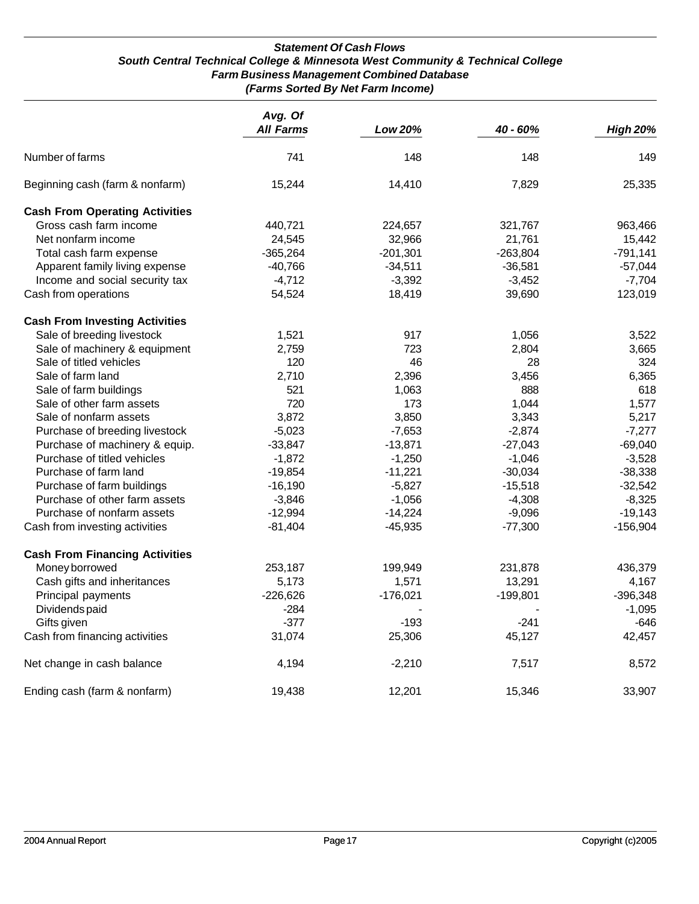### *Statement Of Cash Flows*
### *South Central Technical College & Minnesota West Community & Technical College*
### *Farm Business Management Combined Database*
### *(Farms Sorted By Net Farm Income)*

| | *Avg. Of All Farms* | *Low 20%* | *40 - 60%* | *High 20%* |
|---|---|---|---|---|
| Number of farms | 741 | 148 | 148 | 149 |
| Beginning cash (farm & nonfarm) | 15,244 | 14,410 | 7,829 | 25,335 |
| **Cash From Operating Activities** | | | | |
| Gross cash farm income | 440,721 | 224,657 | 321,767 | 963,466 |
| Net nonfarm income | 24,545 | 32,966 | 21,761 | 15,442 |
| Total cash farm expense | -365,264 | -201,301 | -263,804 | -791,141 |
| Apparent family living expense | -40,766 | -34,511 | -36,581 | -57,044 |
| Income and social security tax | -4,712 | -3,392 | -3,452 | -7,704 |
| Cash from operations | 54,524 | 18,419 | 39,690 | 123,019 |
| **Cash From Investing Activities** | | | | |
| Sale of breeding livestock | 1,521 | 917 | 1,056 | 3,522 |
| Sale of machinery & equipment | 2,759 | 723 | 2,804 | 3,665 |
| Sale of titled vehicles | 120 | 46 | 28 | 324 |
| Sale of farm land | 2,710 | 2,396 | 3,456 | 6,365 |
| Sale of farm buildings | 521 | 1,063 | 888 | 618 |
| Sale of other farm assets | 720 | 173 | 1,044 | 1,577 |
| Sale of nonfarm assets | 3,872 | 3,850 | 3,343 | 5,217 |
| Purchase of breeding livestock | -5,023 | -7,653 | -2,874 | -7,277 |
| Purchase of machinery & equip. | -33,847 | -13,871 | -27,043 | -69,040 |
| Purchase of titled vehicles | -1,872 | -1,250 | -1,046 | -3,528 |
| Purchase of farm land | -19,854 | -11,221 | -30,034 | -38,338 |
| Purchase of farm buildings | -16,190 | -5,827 | -15,518 | -32,542 |
| Purchase of other farm assets | -3,846 | -1,056 | -4,308 | -8,325 |
| Purchase of nonfarm assets | -12,994 | -14,224 | -9,096 | -19,143 |
| Cash from investing activities | -81,404 | -45,935 | -77,300 | -156,904 |
| **Cash From Financing Activities** | | | | |
| Money borrowed | 253,187 | 199,949 | 231,878 | 436,379 |
| Cash gifts and inheritances | 5,173 | 1,571 | 13,291 | 4,167 |
| Principal payments | -226,626 | -176,021 | -199,801 | -396,348 |
| Dividends paid | -284 | - | - | -1,095 |
| Gifts given | -377 | -193 | -241 | -646 |
| Cash from financing activities | 31,074 | 25,306 | 45,127 | 42,457 |
| Net change in cash balance | 4,194 | -2,210 | 7,517 | 8,572 |
| Ending cash (farm & nonfarm) | 19,438 | 12,201 | 15,346 | 33,907 |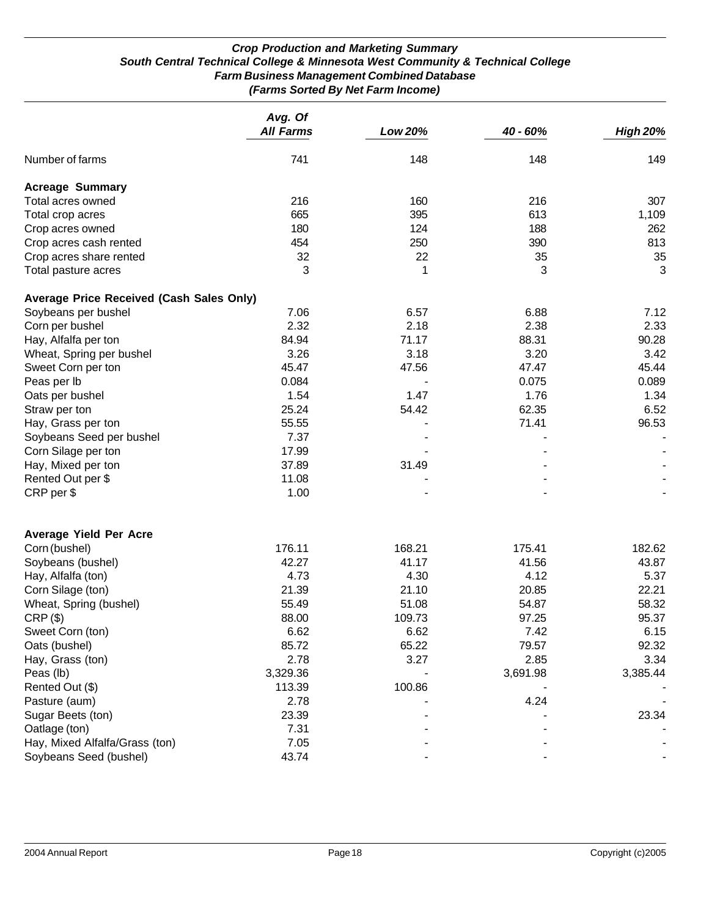### Crop Production and Marketing Summary
### South Central Technical College & Minnesota West Community & Technical College
### Farm Business Management Combined Database
### (Farms Sorted By Net Farm Income)

| | Avg. Of All Farms | Low 20% | 40 - 60% | High 20% |
|---|---|---|---|---|
| Number of farms | 741 | 148 | 148 | 149 |
| **Acreage Summary** | | | | |
| Total acres owned | 216 | 160 | 216 | 307 |
| Total crop acres | 665 | 395 | 613 | 1,109 |
| Crop acres owned | 180 | 124 | 188 | 262 |
| Crop acres cash rented | 454 | 250 | 390 | 813 |
| Crop acres share rented | 32 | 22 | 35 | 35 |
| Total pasture acres | 3 | 1 | 3 | 3 |
| **Average Price Received (Cash Sales Only)** | | | | |
| Soybeans per bushel | 7.06 | 6.57 | 6.88 | 7.12 |
| Corn per bushel | 2.32 | 2.18 | 2.38 | 2.33 |
| Hay, Alfalfa per ton | 84.94 | 71.17 | 88.31 | 90.28 |
| Wheat, Spring per bushel | 3.26 | 3.18 | 3.20 | 3.42 |
| Sweet Corn per ton | 45.47 | 47.56 | 47.47 | 45.44 |
| Peas per lb | 0.084 | - | 0.075 | 0.089 |
| Oats per bushel | 1.54 | 1.47 | 1.76 | 1.34 |
| Straw per ton | 25.24 | 54.42 | 62.35 | 6.52 |
| Hay, Grass per ton | 55.55 | - | 71.41 | 96.53 |
| Soybeans Seed per bushel | 7.37 | - | - | - |
| Corn Silage per ton | 17.99 | - | - | - |
| Hay, Mixed per ton | 37.89 | 31.49 | - | - |
| Rented Out per $ | 11.08 | - | - | - |
| CRP per $ | 1.00 | - | - | - |
| **Average Yield Per Acre** | | | | |
| Corn (bushel) | 176.11 | 168.21 | 175.41 | 182.62 |
| Soybeans (bushel) | 42.27 | 41.17 | 41.56 | 43.87 |
| Hay, Alfalfa (ton) | 4.73 | 4.30 | 4.12 | 5.37 |
| Corn Silage (ton) | 21.39 | 21.10 | 20.85 | 22.21 |
| Wheat, Spring (bushel) | 55.49 | 51.08 | 54.87 | 58.32 |
| CRP ($) | 88.00 | 109.73 | 97.25 | 95.37 |
| Sweet Corn (ton) | 6.62 | 6.62 | 7.42 | 6.15 |
| Oats (bushel) | 85.72 | 65.22 | 79.57 | 92.32 |
| Hay, Grass (ton) | 2.78 | 3.27 | 2.85 | 3.34 |
| Peas (lb) | 3,329.36 | - | 3,691.98 | 3,385.44 |
| Rented Out ($) | 113.39 | 100.86 | - | - |
| Pasture (aum) | 2.78 | - | 4.24 | - |
| Sugar Beets (ton) | 23.39 | - | - | 23.34 |
| Oatlage (ton) | 7.31 | - | - | - |
| Hay, Mixed Alfalfa/Grass (ton) | 7.05 | - | - | - |
| Soybeans Seed (bushel) | 43.74 | - | - | - |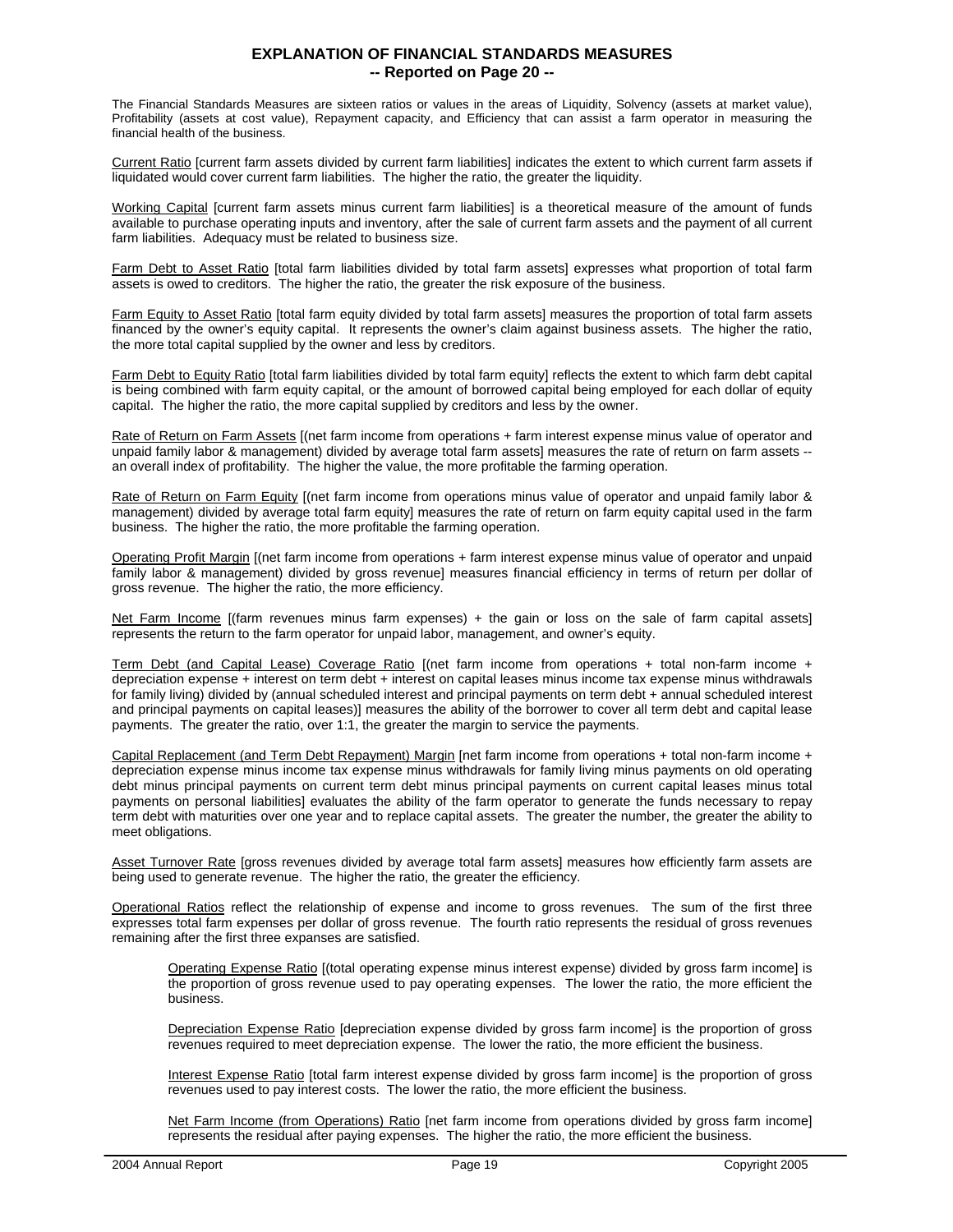# EXPLANATION OF FINANCIAL STANDARDS MEASURES
## -- Reported on Page 20 --

The Financial Standards Measures are sixteen ratios or values in the areas of Liquidity, Solvency (assets at market value), Profitability (assets at cost value), Repayment capacity, and Efficiency that can assist a farm operator in measuring the financial health of the business.

Current Ratio [current farm assets divided by current farm liabilities] indicates the extent to which current farm assets if liquidated would cover current farm liabilities. The higher the ratio, the greater the liquidity.

Working Capital [current farm assets minus current farm liabilities] is a theoretical measure of the amount of funds available to purchase operating inputs and inventory, after the sale of current farm assets and the payment of all current farm liabilities. Adequacy must be related to business size.

Farm Debt to Asset Ratio [total farm liabilities divided by total farm assets] expresses what proportion of total farm assets is owed to creditors. The higher the ratio, the greater the risk exposure of the business.

Farm Equity to Asset Ratio [total farm equity divided by total farm assets] measures the proportion of total farm assets financed by the owner's equity capital. It represents the owner's claim against business assets. The higher the ratio, the more total capital supplied by the owner and less by creditors.

Farm Debt to Equity Ratio [total farm liabilities divided by total farm equity] reflects the extent to which farm debt capital is being combined with farm equity capital, or the amount of borrowed capital being employed for each dollar of equity capital. The higher the ratio, the more capital supplied by creditors and less by the owner.

Rate of Return on Farm Assets [(net farm income from operations + farm interest expense minus value of operator and unpaid family labor & management) divided by average total farm assets] measures the rate of return on farm assets -- an overall index of profitability. The higher the value, the more profitable the farming operation.

Rate of Return on Farm Equity [(net farm income from operations minus value of operator and unpaid family labor & management) divided by average total farm equity] measures the rate of return on farm equity capital used in the farm business. The higher the ratio, the more profitable the farming operation.

Operating Profit Margin [(net farm income from operations + farm interest expense minus value of operator and unpaid family labor & management) divided by gross revenue] measures financial efficiency in terms of return per dollar of gross revenue. The higher the ratio, the more efficiency.

Net Farm Income [(farm revenues minus farm expenses) + the gain or loss on the sale of farm capital assets] represents the return to the farm operator for unpaid labor, management, and owner's equity.

Term Debt (and Capital Lease) Coverage Ratio [(net farm income from operations + total non-farm income + depreciation expense + interest on term debt + interest on capital leases minus income tax expense minus withdrawals for family living) divided by (annual scheduled interest and principal payments on term debt + annual scheduled interest and principal payments on capital leases)] measures the ability of the borrower to cover all term debt and capital lease payments. The greater the ratio, over 1:1, the greater the margin to service the payments.

Capital Replacement (and Term Debt Repayment) Margin [net farm income from operations + total non-farm income + depreciation expense minus income tax expense minus withdrawals for family living minus payments on old operating debt minus principal payments on current term debt minus principal payments on current capital leases minus total payments on personal liabilities] evaluates the ability of the farm operator to generate the funds necessary to repay term debt with maturities over one year and to replace capital assets. The greater the number, the greater the ability to meet obligations.

Asset Turnover Rate [gross revenues divided by average total farm assets] measures how efficiently farm assets are being used to generate revenue. The higher the ratio, the greater the efficiency.

Operational Ratios reflect the relationship of expense and income to gross revenues. The sum of the first three expresses total farm expenses per dollar of gross revenue. The fourth ratio represents the residual of gross revenues remaining after the first three expanses are satisfied.

> Operating Expense Ratio [(total operating expense minus interest expense) divided by gross farm income] is the proportion of gross revenue used to pay operating expenses. The lower the ratio, the more efficient the business.
>
> Depreciation Expense Ratio [depreciation expense divided by gross farm income] is the proportion of gross revenues required to meet depreciation expense. The lower the ratio, the more efficient the business.
>
> Interest Expense Ratio [total farm interest expense divided by gross farm income] is the proportion of gross revenues used to pay interest costs. The lower the ratio, the more efficient the business.
>
> Net Farm Income (from Operations) Ratio [net farm income from operations divided by gross farm income] represents the residual after paying expenses. The higher the ratio, the more efficient the business.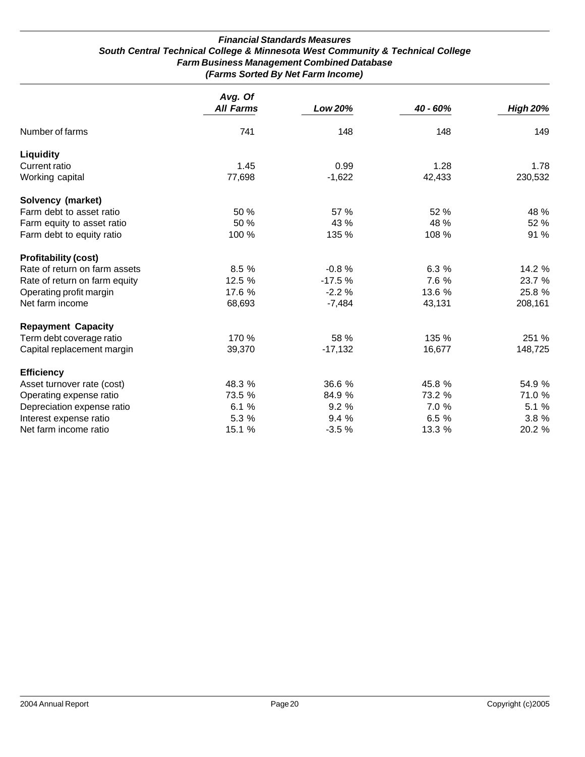### *Financial Standards Measures*
### *South Central Technical College & Minnesota West Community & Technical College*
### *Farm Business Management Combined Database*
### *(Farms Sorted By Net Farm Income)*

| | *Avg. Of All Farms* | *Low 20%* | *40 - 60%* | *High 20%* |
|---|---|---|---|---|
| Number of farms | 741 | 148 | 148 | 149 |
| **Liquidity** | | | | |
| Current ratio | 1.45 | 0.99 | 1.28 | 1.78 |
| Working capital | 77,698 | -1,622 | 42,433 | 230,532 |
| **Solvency (market)** | | | | |
| Farm debt to asset ratio | 50 % | 57 % | 52 % | 48 % |
| Farm equity to asset ratio | 50 % | 43 % | 48 % | 52 % |
| Farm debt to equity ratio | 100 % | 135 % | 108 % | 91 % |
| **Profitability (cost)** | | | | |
| Rate of return on farm assets | 8.5 % | -0.8 % | 6.3 % | 14.2 % |
| Rate of return on farm equity | 12.5 % | -17.5 % | 7.6 % | 23.7 % |
| Operating profit margin | 17.6 % | -2.2 % | 13.6 % | 25.8 % |
| Net farm income | 68,693 | -7,484 | 43,131 | 208,161 |
| **Repayment Capacity** | | | | |
| Term debt coverage ratio | 170 % | 58 % | 135 % | 251 % |
| Capital replacement margin | 39,370 | -17,132 | 16,677 | 148,725 |
| **Efficiency** | | | | |
| Asset turnover rate (cost) | 48.3 % | 36.6 % | 45.8 % | 54.9 % |
| Operating expense ratio | 73.5 % | 84.9 % | 73.2 % | 71.0 % |
| Depreciation expense ratio | 6.1 % | 9.2 % | 7.0 % | 5.1 % |
| Interest expense ratio | 5.3 % | 9.4 % | 6.5 % | 3.8 % |
| Net farm income ratio | 15.1 % | -3.5 % | 13.3 % | 20.2 % |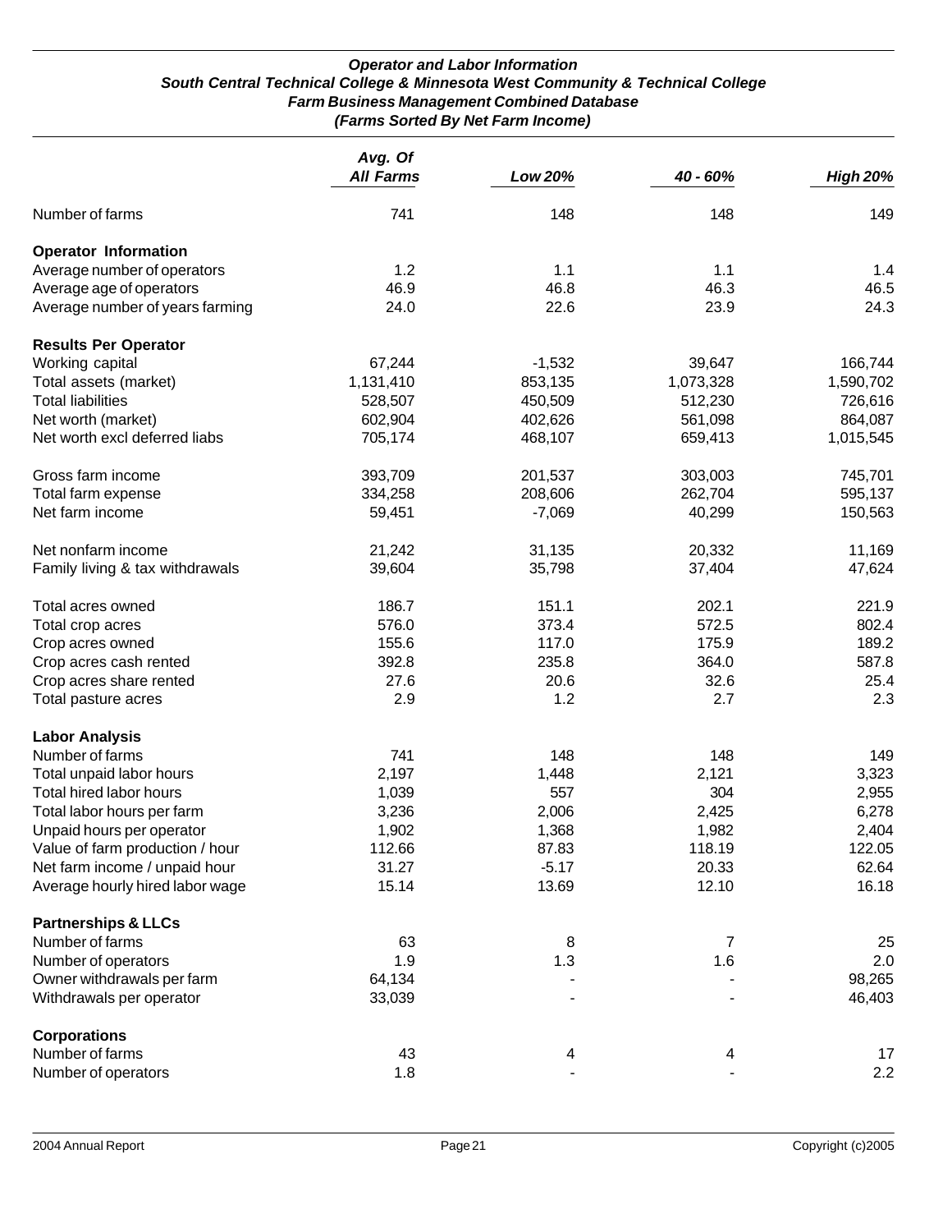### *Operator and Labor Information*
### *South Central Technical College & Minnesota West Community & Technical College*
### *Farm Business Management Combined Database*
### *(Farms Sorted By Net Farm Income)*

| | *Avg. Of All Farms* | *Low 20%* | *40 - 60%* | *High 20%* |
|---|---|---|---|---|
| Number of farms | 741 | 148 | 148 | 149 |
| **Operator Information** | | | | |
| Average number of operators | 1.2 | 1.1 | 1.1 | 1.4 |
| Average age of operators | 46.9 | 46.8 | 46.3 | 46.5 |
| Average number of years farming | 24.0 | 22.6 | 23.9 | 24.3 |
| **Results Per Operator** | | | | |
| Working capital | 67,244 | -1,532 | 39,647 | 166,744 |
| Total assets (market) | 1,131,410 | 853,135 | 1,073,328 | 1,590,702 |
| Total liabilities | 528,507 | 450,509 | 512,230 | 726,616 |
| Net worth (market) | 602,904 | 402,626 | 561,098 | 864,087 |
| Net worth excl deferred liabs | 705,174 | 468,107 | 659,413 | 1,015,545 |
| Gross farm income | 393,709 | 201,537 | 303,003 | 745,701 |
| Total farm expense | 334,258 | 208,606 | 262,704 | 595,137 |
| Net farm income | 59,451 | -7,069 | 40,299 | 150,563 |
| Net nonfarm income | 21,242 | 31,135 | 20,332 | 11,169 |
| Family living & tax withdrawals | 39,604 | 35,798 | 37,404 | 47,624 |
| Total acres owned | 186.7 | 151.1 | 202.1 | 221.9 |
| Total crop acres | 576.0 | 373.4 | 572.5 | 802.4 |
| Crop acres owned | 155.6 | 117.0 | 175.9 | 189.2 |
| Crop acres cash rented | 392.8 | 235.8 | 364.0 | 587.8 |
| Crop acres share rented | 27.6 | 20.6 | 32.6 | 25.4 |
| Total pasture acres | 2.9 | 1.2 | 2.7 | 2.3 |
| **Labor Analysis** | | | | |
| Number of farms | 741 | 148 | 148 | 149 |
| Total unpaid labor hours | 2,197 | 1,448 | 2,121 | 3,323 |
| Total hired labor hours | 1,039 | 557 | 304 | 2,955 |
| Total labor hours per farm | 3,236 | 2,006 | 2,425 | 6,278 |
| Unpaid hours per operator | 1,902 | 1,368 | 1,982 | 2,404 |
| Value of farm production / hour | 112.66 | 87.83 | 118.19 | 122.05 |
| Net farm income / unpaid hour | 31.27 | -5.17 | 20.33 | 62.64 |
| Average hourly hired labor wage | 15.14 | 13.69 | 12.10 | 16.18 |
| **Partnerships & LLCs** | | | | |
| Number of farms | 63 | 8 | 7 | 25 |
| Number of operators | 1.9 | 1.3 | 1.6 | 2.0 |
| Owner withdrawals per farm | 64,134 | - | - | 98,265 |
| Withdrawals per operator | 33,039 | - | - | 46,403 |
| **Corporations** | | | | |
| Number of farms | 43 | 4 | 4 | 17 |
| Number of operators | 1.8 | - | - | 2.2 |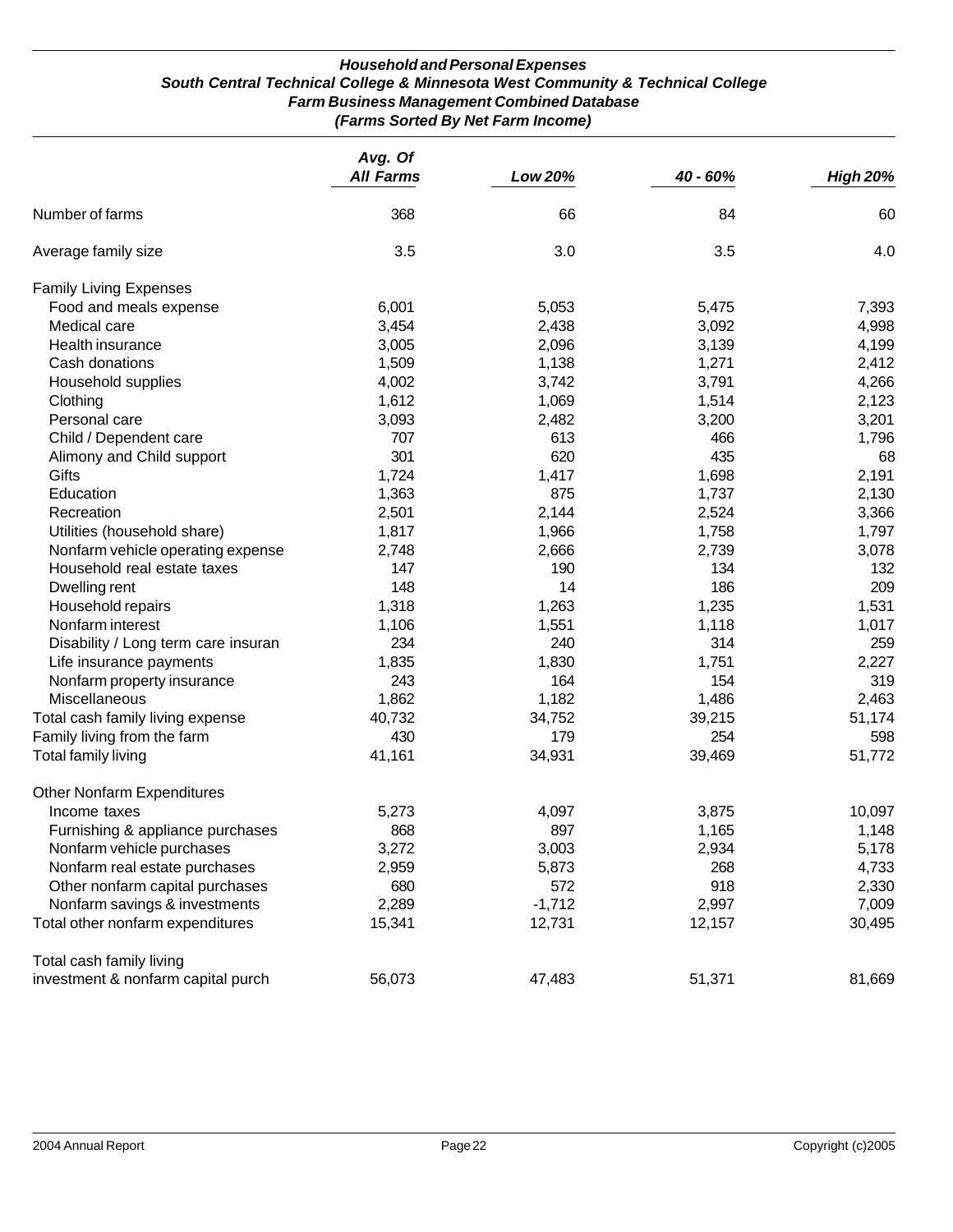***Household and Personal Expenses***
***South Central Technical College & Minnesota West Community & Technical College***
***Farm Business Management Combined Database***
***(Farms Sorted By Net Farm Income)***

| | *Avg. Of All Farms* | *Low 20%* | *40 - 60%* | *High 20%* |
|---|---|---|---|---|
| Number of farms | 368 | 66 | 84 | 60 |
| Average family size | 3.5 | 3.0 | 3.5 | 4.0 |
| Family Living Expenses | | | | |
| Food and meals expense | 6,001 | 5,053 | 5,475 | 7,393 |
| Medical care | 3,454 | 2,438 | 3,092 | 4,998 |
| Health insurance | 3,005 | 2,096 | 3,139 | 4,199 |
| Cash donations | 1,509 | 1,138 | 1,271 | 2,412 |
| Household supplies | 4,002 | 3,742 | 3,791 | 4,266 |
| Clothing | 1,612 | 1,069 | 1,514 | 2,123 |
| Personal care | 3,093 | 2,482 | 3,200 | 3,201 |
| Child / Dependent care | 707 | 613 | 466 | 1,796 |
| Alimony and Child support | 301 | 620 | 435 | 68 |
| Gifts | 1,724 | 1,417 | 1,698 | 2,191 |
| Education | 1,363 | 875 | 1,737 | 2,130 |
| Recreation | 2,501 | 2,144 | 2,524 | 3,366 |
| Utilities (household share) | 1,817 | 1,966 | 1,758 | 1,797 |
| Nonfarm vehicle operating expense | 2,748 | 2,666 | 2,739 | 3,078 |
| Household real estate taxes | 147 | 190 | 134 | 132 |
| Dwelling rent | 148 | 14 | 186 | 209 |
| Household repairs | 1,318 | 1,263 | 1,235 | 1,531 |
| Nonfarm interest | 1,106 | 1,551 | 1,118 | 1,017 |
| Disability / Long term care insuran | 234 | 240 | 314 | 259 |
| Life insurance payments | 1,835 | 1,830 | 1,751 | 2,227 |
| Nonfarm property insurance | 243 | 164 | 154 | 319 |
| Miscellaneous | 1,862 | 1,182 | 1,486 | 2,463 |
| Total cash family living expense | 40,732 | 34,752 | 39,215 | 51,174 |
| Family living from the farm | 430 | 179 | 254 | 598 |
| Total family living | 41,161 | 34,931 | 39,469 | 51,772 |
| Other Nonfarm Expenditures | | | | |
| Income taxes | 5,273 | 4,097 | 3,875 | 10,097 |
| Furnishing & appliance purchases | 868 | 897 | 1,165 | 1,148 |
| Nonfarm vehicle purchases | 3,272 | 3,003 | 2,934 | 5,178 |
| Nonfarm real estate purchases | 2,959 | 5,873 | 268 | 4,733 |
| Other nonfarm capital purchases | 680 | 572 | 918 | 2,330 |
| Nonfarm savings & investments | 2,289 | -1,712 | 2,997 | 7,009 |
| Total other nonfarm expenditures | 15,341 | 12,731 | 12,157 | 30,495 |
| Total cash family living investment & nonfarm capital purch | 56,073 | 47,483 | 51,371 | 81,669 |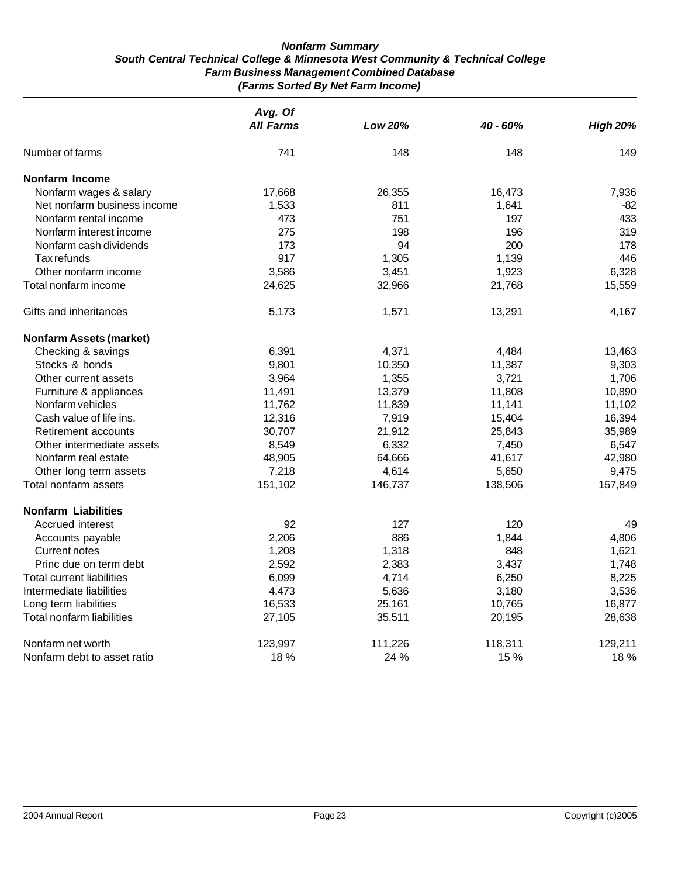# Nonfarm Summary

## South Central Technical College & Minnesota West Community & Technical College

### Farm Business Management Combined Database

### (Farms Sorted By Net Farm Income)

| | *Avg. Of All Farms* | *Low 20%* | *40 - 60%* | *High 20%* |
|---|---|---|---|---|
| Number of farms | 741 | 148 | 148 | 149 |
| **Nonfarm Income** | | | | |
| Nonfarm wages & salary | 17,668 | 26,355 | 16,473 | 7,936 |
| Net nonfarm business income | 1,533 | 811 | 1,641 | -82 |
| Nonfarm rental income | 473 | 751 | 197 | 433 |
| Nonfarm interest income | 275 | 198 | 196 | 319 |
| Nonfarm cash dividends | 173 | 94 | 200 | 178 |
| Tax refunds | 917 | 1,305 | 1,139 | 446 |
| Other nonfarm income | 3,586 | 3,451 | 1,923 | 6,328 |
| Total nonfarm income | 24,625 | 32,966 | 21,768 | 15,559 |
| Gifts and inheritances | 5,173 | 1,571 | 13,291 | 4,167 |
| **Nonfarm Assets (market)** | | | | |
| Checking & savings | 6,391 | 4,371 | 4,484 | 13,463 |
| Stocks & bonds | 9,801 | 10,350 | 11,387 | 9,303 |
| Other current assets | 3,964 | 1,355 | 3,721 | 1,706 |
| Furniture & appliances | 11,491 | 13,379 | 11,808 | 10,890 |
| Nonfarm vehicles | 11,762 | 11,839 | 11,141 | 11,102 |
| Cash value of life ins. | 12,316 | 7,919 | 15,404 | 16,394 |
| Retirement accounts | 30,707 | 21,912 | 25,843 | 35,989 |
| Other intermediate assets | 8,549 | 6,332 | 7,450 | 6,547 |
| Nonfarm real estate | 48,905 | 64,666 | 41,617 | 42,980 |
| Other long term assets | 7,218 | 4,614 | 5,650 | 9,475 |
| Total nonfarm assets | 151,102 | 146,737 | 138,506 | 157,849 |
| **Nonfarm Liabilities** | | | | |
| Accrued interest | 92 | 127 | 120 | 49 |
| Accounts payable | 2,206 | 886 | 1,844 | 4,806 |
| Current notes | 1,208 | 1,318 | 848 | 1,621 |
| Princ due on term debt | 2,592 | 2,383 | 3,437 | 1,748 |
| Total current liabilities | 6,099 | 4,714 | 6,250 | 8,225 |
| Intermediate liabilities | 4,473 | 5,636 | 3,180 | 3,536 |
| Long term liabilities | 16,533 | 25,161 | 10,765 | 16,877 |
| Total nonfarm liabilities | 27,105 | 35,511 | 20,195 | 28,638 |
| Nonfarm net worth | 123,997 | 111,226 | 118,311 | 129,211 |
| Nonfarm debt to asset ratio | 18 % | 24 % | 15 % | 18 % |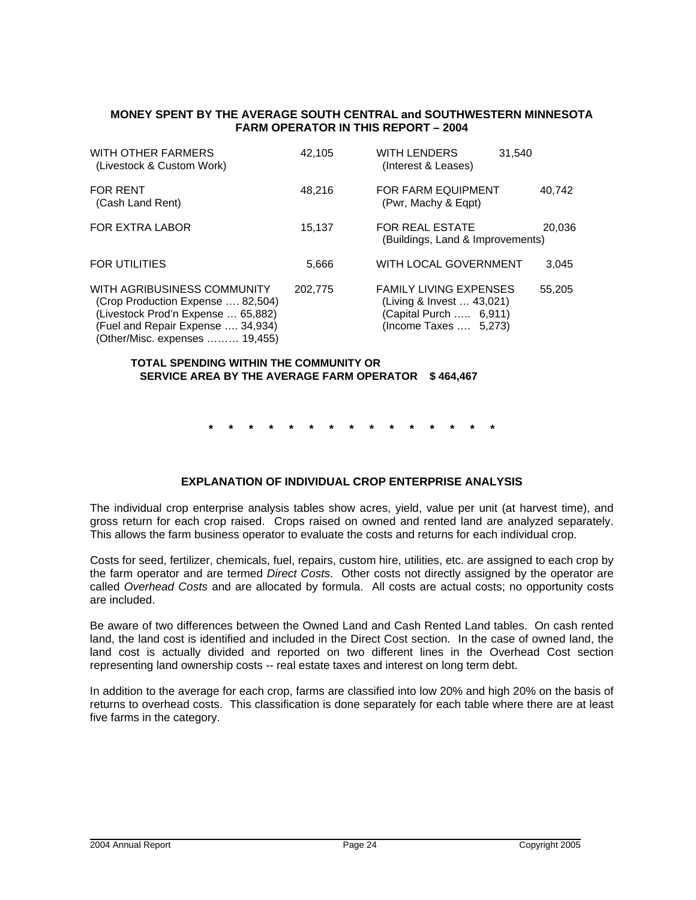## MONEY SPENT BY THE AVERAGE SOUTH CENTRAL and SOUTHWESTERN MINNESOTA FARM OPERATOR IN THIS REPORT – 2004

| | | | |
|---|---|---|---|
| WITH OTHER FARMERS<br>(Livestock & Custom Work) | 42,105 | WITH LENDERS<br>(Interest & Leases) | 31,540 |
| FOR RENT<br>(Cash Land Rent) | 48,216 | FOR FARM EQUIPMENT<br>(Pwr, Machy & Eqpt) | 40,742 |
| FOR EXTRA LABOR | 15,137 | FOR REAL ESTATE<br>(Buildings, Land & Improvements) | 20,036 |
| FOR UTILITIES | 5,666 | WITH LOCAL GOVERNMENT | 3,045 |
| WITH AGRIBUSINESS COMMUNITY<br>(Crop Production Expense …. 82,504)<br>(Livestock Prod'n Expense … 65,882)<br>(Fuel and Repair Expense …. 34,934)<br>(Other/Misc. expenses ……… 19,455) | 202,775 | FAMILY LIVING EXPENSES<br>(Living & Invest … 43,021)<br>(Capital Purch ….. 6,911)<br>(Income Taxes …. 5,273) | 55,205 |

**TOTAL SPENDING WITHIN THE COMMUNITY OR SERVICE AREA BY THE AVERAGE FARM OPERATOR $ 464,467**

\* \* \* \* \* \* \* \* \* \* \* \* \* \* \*

## EXPLANATION OF INDIVIDUAL CROP ENTERPRISE ANALYSIS

The individual crop enterprise analysis tables show acres, yield, value per unit (at harvest time), and gross return for each crop raised. Crops raised on owned and rented land are analyzed separately. This allows the farm business operator to evaluate the costs and returns for each individual crop.

Costs for seed, fertilizer, chemicals, fuel, repairs, custom hire, utilities, etc. are assigned to each crop by the farm operator and are termed *Direct Costs*. Other costs not directly assigned by the operator are called *Overhead Costs* and are allocated by formula. All costs are actual costs; no opportunity costs are included.

Be aware of two differences between the Owned Land and Cash Rented Land tables. On cash rented land, the land cost is identified and included in the Direct Cost section. In the case of owned land, the land cost is actually divided and reported on two different lines in the Overhead Cost section representing land ownership costs -- real estate taxes and interest on long term debt.

In addition to the average for each crop, farms are classified into low 20% and high 20% on the basis of returns to overhead costs. This classification is done separately for each table where there are at least five farms in the category.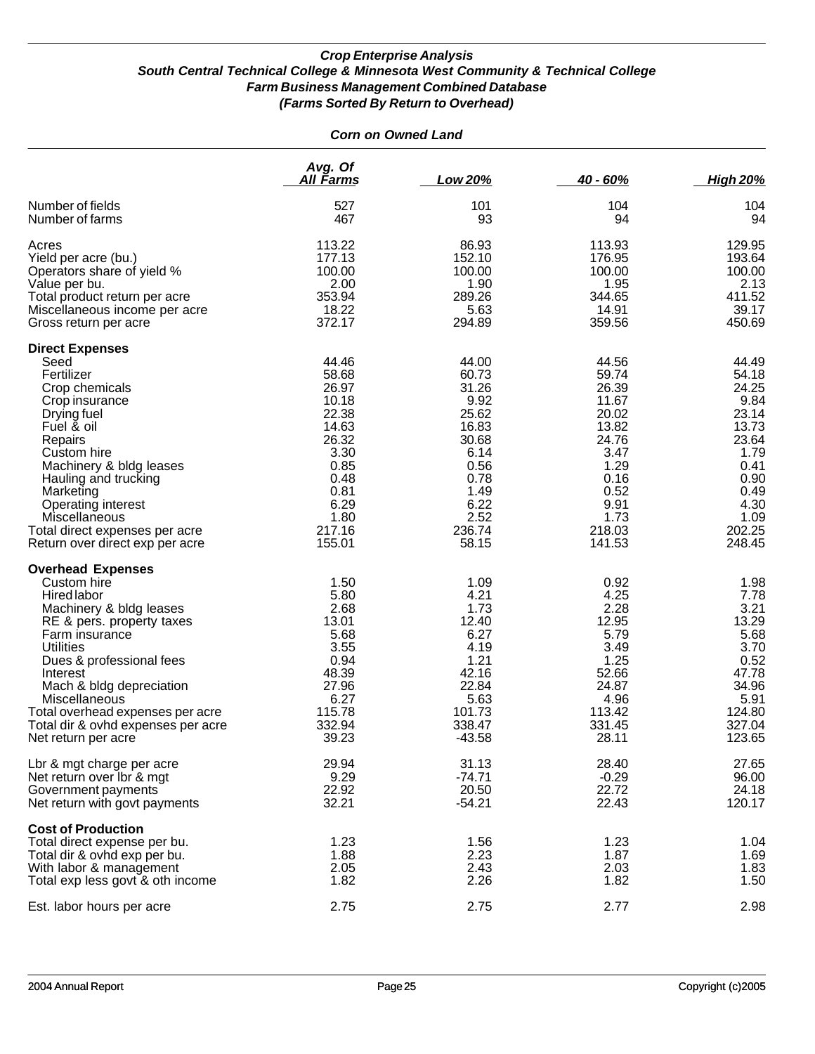***Crop Enterprise Analysis***
***South Central Technical College & Minnesota West Community & Technical College***
***Farm Business Management Combined Database***
***(Farms Sorted By Return to Overhead)***

***Corn on Owned Land***

| | *Avg. Of All Farms* | *Low 20%* | *40 - 60%* | *High 20%* |
|---|---|---|---|---|
| Number of fields | 527 | 101 | 104 | 104 |
| Number of farms | 467 | 93 | 94 | 94 |
| Acres | 113.22 | 86.93 | 113.93 | 129.95 |
| Yield per acre (bu.) | 177.13 | 152.10 | 176.95 | 193.64 |
| Operators share of yield % | 100.00 | 100.00 | 100.00 | 100.00 |
| Value per bu. | 2.00 | 1.90 | 1.95 | 2.13 |
| Total product return per acre | 353.94 | 289.26 | 344.65 | 411.52 |
| Miscellaneous income per acre | 18.22 | 5.63 | 14.91 | 39.17 |
| Gross return per acre | 372.17 | 294.89 | 359.56 | 450.69 |
| **Direct Expenses** | | | | |
| Seed | 44.46 | 44.00 | 44.56 | 44.49 |
| Fertilizer | 58.68 | 60.73 | 59.74 | 54.18 |
| Crop chemicals | 26.97 | 31.26 | 26.39 | 24.25 |
| Crop insurance | 10.18 | 9.92 | 11.67 | 9.84 |
| Drying fuel | 22.38 | 25.62 | 20.02 | 23.14 |
| Fuel & oil | 14.63 | 16.83 | 13.82 | 13.73 |
| Repairs | 26.32 | 30.68 | 24.76 | 23.64 |
| Custom hire | 3.30 | 6.14 | 3.47 | 1.79 |
| Machinery & bldg leases | 0.85 | 0.56 | 1.29 | 0.41 |
| Hauling and trucking | 0.48 | 0.78 | 0.16 | 0.90 |
| Marketing | 0.81 | 1.49 | 0.52 | 0.49 |
| Operating interest | 6.29 | 6.22 | 9.91 | 4.30 |
| Miscellaneous | 1.80 | 2.52 | 1.73 | 1.09 |
| Total direct expenses per acre | 217.16 | 236.74 | 218.03 | 202.25 |
| Return over direct exp per acre | 155.01 | 58.15 | 141.53 | 248.45 |
| **Overhead Expenses** | | | | |
| Custom hire | 1.50 | 1.09 | 0.92 | 1.98 |
| Hired labor | 5.80 | 4.21 | 4.25 | 7.78 |
| Machinery & bldg leases | 2.68 | 1.73 | 2.28 | 3.21 |
| RE & pers. property taxes | 13.01 | 12.40 | 12.95 | 13.29 |
| Farm insurance | 5.68 | 6.27 | 5.79 | 5.68 |
| Utilities | 3.55 | 4.19 | 3.49 | 3.70 |
| Dues & professional fees | 0.94 | 1.21 | 1.25 | 0.52 |
| Interest | 48.39 | 42.16 | 52.66 | 47.78 |
| Mach & bldg depreciation | 27.96 | 22.84 | 24.87 | 34.96 |
| Miscellaneous | 6.27 | 5.63 | 4.96 | 5.91 |
| Total overhead expenses per acre | 115.78 | 101.73 | 113.42 | 124.80 |
| Total dir & ovhd expenses per acre | 332.94 | 338.47 | 331.45 | 327.04 |
| Net return per acre | 39.23 | -43.58 | 28.11 | 123.65 |
| Lbr & mgt charge per acre | 29.94 | 31.13 | 28.40 | 27.65 |
| Net return over lbr & mgt | 9.29 | -74.71 | -0.29 | 96.00 |
| Government payments | 22.92 | 20.50 | 22.72 | 24.18 |
| Net return with govt payments | 32.21 | -54.21 | 22.43 | 120.17 |
| **Cost of Production** | | | | |
| Total direct expense per bu. | 1.23 | 1.56 | 1.23 | 1.04 |
| Total dir & ovhd exp per bu. | 1.88 | 2.23 | 1.87 | 1.69 |
| With labor & management | 2.05 | 2.43 | 2.03 | 1.83 |
| Total exp less govt & oth income | 1.82 | 2.26 | 1.82 | 1.50 |
| Est. labor hours per acre | 2.75 | 2.75 | 2.77 | 2.98 |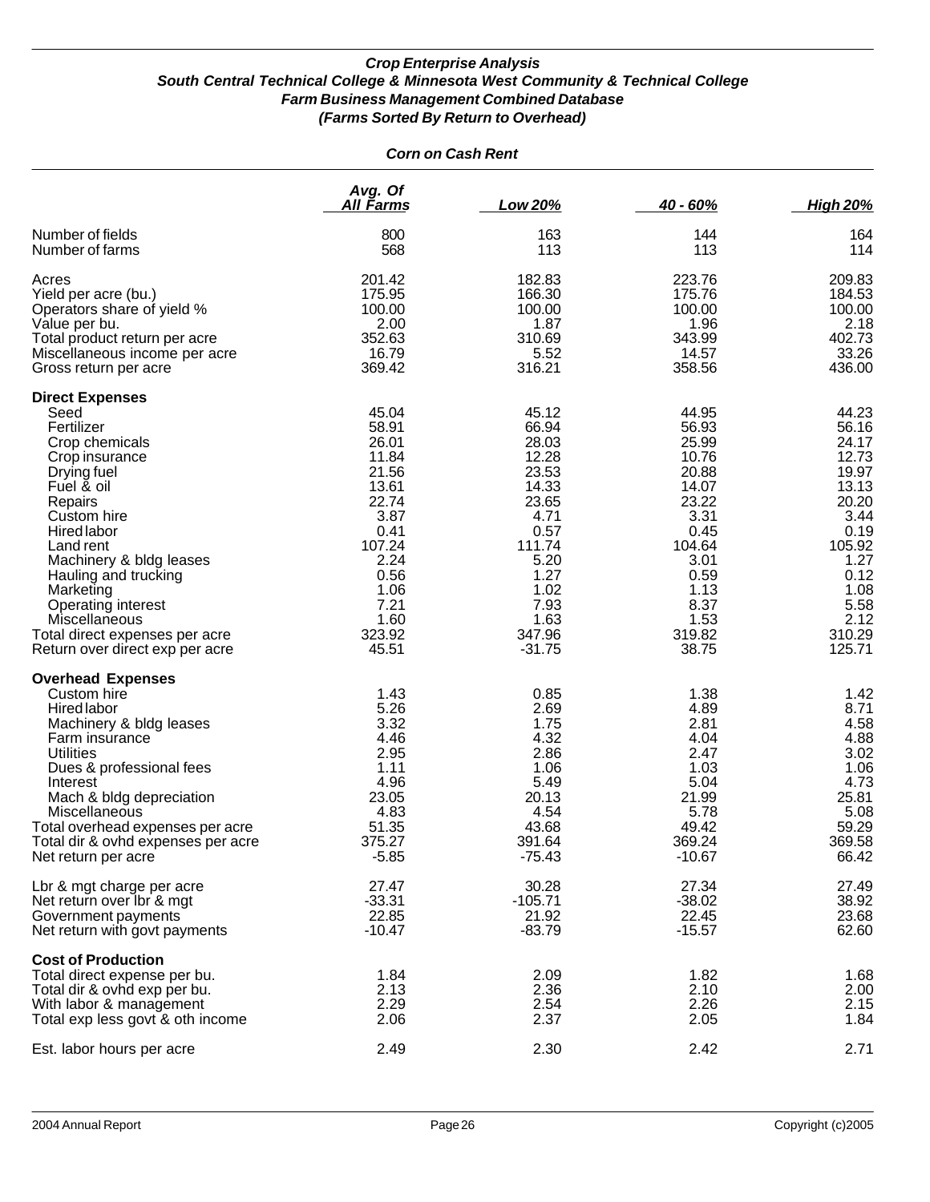***Crop Enterprise Analysis***
***South Central Technical College & Minnesota West Community & Technical College***
***Farm Business Management Combined Database***
***(Farms Sorted By Return to Overhead)***

***Corn on Cash Rent***

| | *Avg. Of All Farms* | *Low 20%* | *40 - 60%* | *High 20%* |
|---|---|---|---|---|
| Number of fields | 800 | 163 | 144 | 164 |
| Number of farms | 568 | 113 | 113 | 114 |
| Acres | 201.42 | 182.83 | 223.76 | 209.83 |
| Yield per acre (bu.) | 175.95 | 166.30 | 175.76 | 184.53 |
| Operators share of yield % | 100.00 | 100.00 | 100.00 | 100.00 |
| Value per bu. | 2.00 | 1.87 | 1.96 | 2.18 |
| Total product return per acre | 352.63 | 310.69 | 343.99 | 402.73 |
| Miscellaneous income per acre | 16.79 | 5.52 | 14.57 | 33.26 |
| Gross return per acre | 369.42 | 316.21 | 358.56 | 436.00 |
| **Direct Expenses** | | | | |
| Seed | 45.04 | 45.12 | 44.95 | 44.23 |
| Fertilizer | 58.91 | 66.94 | 56.93 | 56.16 |
| Crop chemicals | 26.01 | 28.03 | 25.99 | 24.17 |
| Crop insurance | 11.84 | 12.28 | 10.76 | 12.73 |
| Drying fuel | 21.56 | 23.53 | 20.88 | 19.97 |
| Fuel & oil | 13.61 | 14.33 | 14.07 | 13.13 |
| Repairs | 22.74 | 23.65 | 23.22 | 20.20 |
| Custom hire | 3.87 | 4.71 | 3.31 | 3.44 |
| Hired labor | 0.41 | 0.57 | 0.45 | 0.19 |
| Land rent | 107.24 | 111.74 | 104.64 | 105.92 |
| Machinery & bldg leases | 2.24 | 5.20 | 3.01 | 1.27 |
| Hauling and trucking | 0.56 | 1.27 | 0.59 | 0.12 |
| Marketing | 1.06 | 1.02 | 1.13 | 1.08 |
| Operating interest | 7.21 | 7.93 | 8.37 | 5.58 |
| Miscellaneous | 1.60 | 1.63 | 1.53 | 2.12 |
| Total direct expenses per acre | 323.92 | 347.96 | 319.82 | 310.29 |
| Return over direct exp per acre | 45.51 | -31.75 | 38.75 | 125.71 |
| **Overhead Expenses** | | | | |
| Custom hire | 1.43 | 0.85 | 1.38 | 1.42 |
| Hired labor | 5.26 | 2.69 | 4.89 | 8.71 |
| Machinery & bldg leases | 3.32 | 1.75 | 2.81 | 4.58 |
| Farm insurance | 4.46 | 4.32 | 4.04 | 4.88 |
| Utilities | 2.95 | 2.86 | 2.47 | 3.02 |
| Dues & professional fees | 1.11 | 1.06 | 1.03 | 1.06 |
| Interest | 4.96 | 5.49 | 5.04 | 4.73 |
| Mach & bldg depreciation | 23.05 | 20.13 | 21.99 | 25.81 |
| Miscellaneous | 4.83 | 4.54 | 5.78 | 5.08 |
| Total overhead expenses per acre | 51.35 | 43.68 | 49.42 | 59.29 |
| Total dir & ovhd expenses per acre | 375.27 | 391.64 | 369.24 | 369.58 |
| Net return per acre | -5.85 | -75.43 | -10.67 | 66.42 |
| Lbr & mgt charge per acre | 27.47 | 30.28 | 27.34 | 27.49 |
| Net return over lbr & mgt | -33.31 | -105.71 | -38.02 | 38.92 |
| Government payments | 22.85 | 21.92 | 22.45 | 23.68 |
| Net return with govt payments | -10.47 | -83.79 | -15.57 | 62.60 |
| **Cost of Production** | | | | |
| Total direct expense per bu. | 1.84 | 2.09 | 1.82 | 1.68 |
| Total dir & ovhd exp per bu. | 2.13 | 2.36 | 2.10 | 2.00 |
| With labor & management | 2.29 | 2.54 | 2.26 | 2.15 |
| Total exp less govt & oth income | 2.06 | 2.37 | 2.05 | 1.84 |
| Est. labor hours per acre | 2.49 | 2.30 | 2.42 | 2.71 |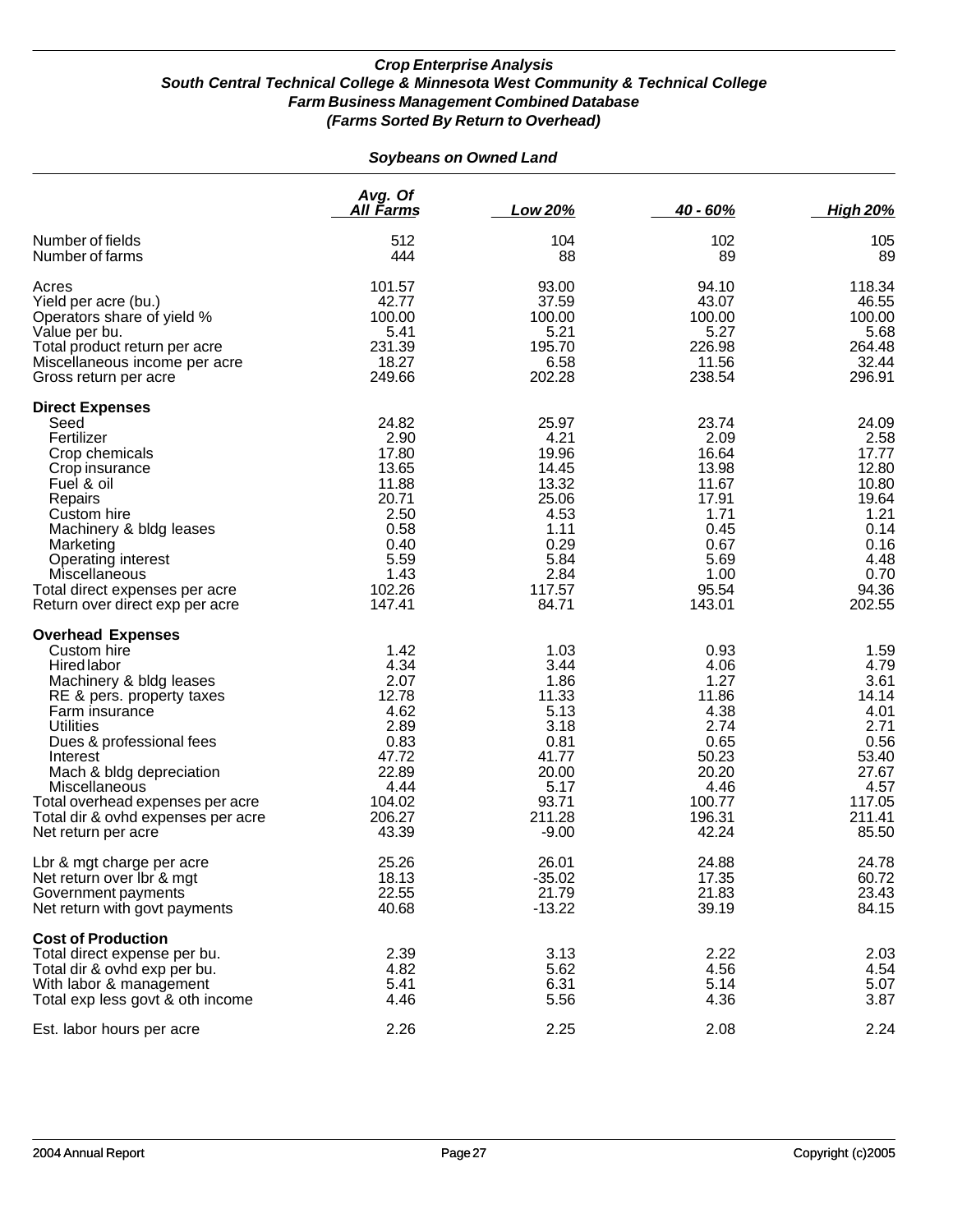### *Crop Enterprise Analysis*
### *South Central Technical College & Minnesota West Community & Technical College*
### *Farm Business Management Combined Database*
### *(Farms Sorted By Return to Overhead)*

#### *Soybeans on Owned Land*

| | Avg. Of All Farms | Low 20% | 40 - 60% | High 20% |
|---|---|---|---|---|
| Number of fields | 512 | 104 | 102 | 105 |
| Number of farms | 444 | 88 | 89 | 89 |
| Acres | 101.57 | 93.00 | 94.10 | 118.34 |
| Yield per acre (bu.) | 42.77 | 37.59 | 43.07 | 46.55 |
| Operators share of yield % | 100.00 | 100.00 | 100.00 | 100.00 |
| Value per bu. | 5.41 | 5.21 | 5.27 | 5.68 |
| Total product return per acre | 231.39 | 195.70 | 226.98 | 264.48 |
| Miscellaneous income per acre | 18.27 | 6.58 | 11.56 | 32.44 |
| Gross return per acre | 249.66 | 202.28 | 238.54 | 296.91 |
| **Direct Expenses** | | | | |
| Seed | 24.82 | 25.97 | 23.74 | 24.09 |
| Fertilizer | 2.90 | 4.21 | 2.09 | 2.58 |
| Crop chemicals | 17.80 | 19.96 | 16.64 | 17.77 |
| Crop insurance | 13.65 | 14.45 | 13.98 | 12.80 |
| Fuel & oil | 11.88 | 13.32 | 11.67 | 10.80 |
| Repairs | 20.71 | 25.06 | 17.91 | 19.64 |
| Custom hire | 2.50 | 4.53 | 1.71 | 1.21 |
| Machinery & bldg leases | 0.58 | 1.11 | 0.45 | 0.14 |
| Marketing | 0.40 | 0.29 | 0.67 | 0.16 |
| Operating interest | 5.59 | 5.84 | 5.69 | 4.48 |
| Miscellaneous | 1.43 | 2.84 | 1.00 | 0.70 |
| Total direct expenses per acre | 102.26 | 117.57 | 95.54 | 94.36 |
| Return over direct exp per acre | 147.41 | 84.71 | 143.01 | 202.55 |
| **Overhead Expenses** | | | | |
| Custom hire | 1.42 | 1.03 | 0.93 | 1.59 |
| Hired labor | 4.34 | 3.44 | 4.06 | 4.79 |
| Machinery & bldg leases | 2.07 | 1.86 | 1.27 | 3.61 |
| RE & pers. property taxes | 12.78 | 11.33 | 11.86 | 14.14 |
| Farm insurance | 4.62 | 5.13 | 4.38 | 4.01 |
| Utilities | 2.89 | 3.18 | 2.74 | 2.71 |
| Dues & professional fees | 0.83 | 0.81 | 0.65 | 0.56 |
| Interest | 47.72 | 41.77 | 50.23 | 53.40 |
| Mach & bldg depreciation | 22.89 | 20.00 | 20.20 | 27.67 |
| Miscellaneous | 4.44 | 5.17 | 4.46 | 4.57 |
| Total overhead expenses per acre | 104.02 | 93.71 | 100.77 | 117.05 |
| Total dir & ovhd expenses per acre | 206.27 | 211.28 | 196.31 | 211.41 |
| Net return per acre | 43.39 | -9.00 | 42.24 | 85.50 |
| Lbr & mgt charge per acre | 25.26 | 26.01 | 24.88 | 24.78 |
| Net return over lbr & mgt | 18.13 | -35.02 | 17.35 | 60.72 |
| Government payments | 22.55 | 21.79 | 21.83 | 23.43 |
| Net return with govt payments | 40.68 | -13.22 | 39.19 | 84.15 |
| **Cost of Production** | | | | |
| Total direct expense per bu. | 2.39 | 3.13 | 2.22 | 2.03 |
| Total dir & ovhd exp per bu. | 4.82 | 5.62 | 4.56 | 4.54 |
| With labor & management | 5.41 | 6.31 | 5.14 | 5.07 |
| Total exp less govt & oth income | 4.46 | 5.56 | 4.36 | 3.87 |
| Est. labor hours per acre | 2.26 | 2.25 | 2.08 | 2.24 |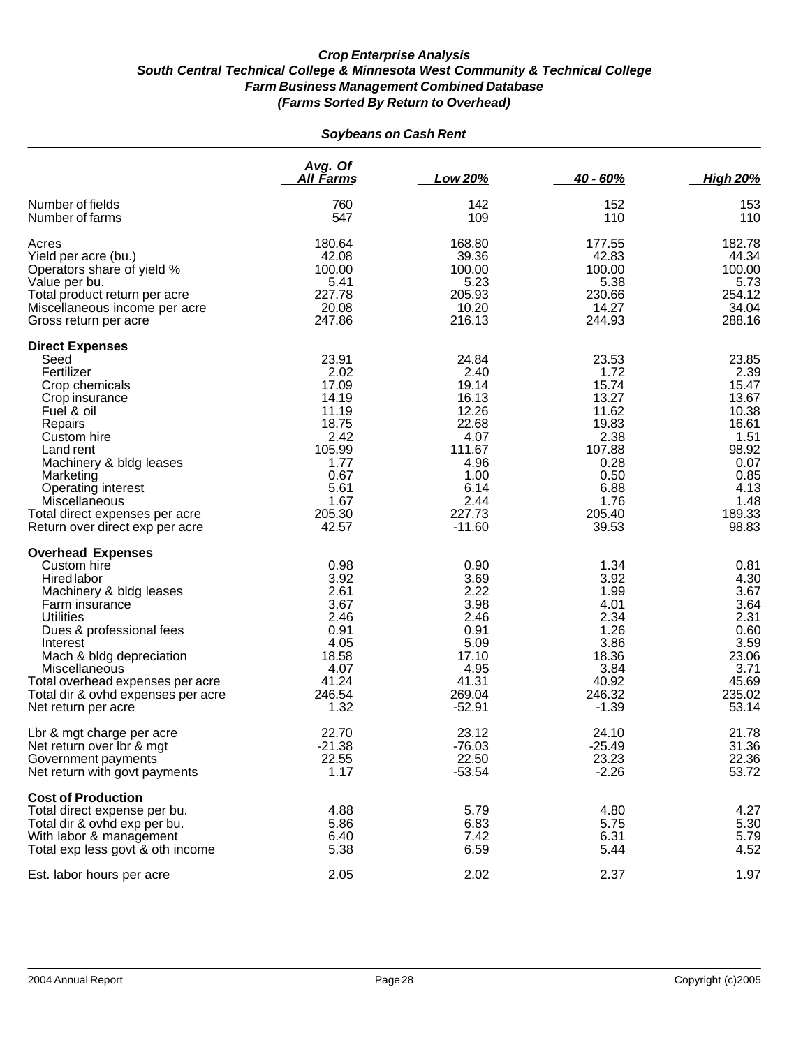### *Crop Enterprise Analysis*
### *South Central Technical College & Minnesota West Community & Technical College*
### *Farm Business Management Combined Database*
### *(Farms Sorted By Return to Overhead)*

#### *Soybeans on Cash Rent*

| | Avg. Of All Farms | Low 20% | 40 - 60% | High 20% |
|---|---|---|---|---|
| Number of fields | 760 | 142 | 152 | 153 |
| Number of farms | 547 | 109 | 110 | 110 |
| Acres | 180.64 | 168.80 | 177.55 | 182.78 |
| Yield per acre (bu.) | 42.08 | 39.36 | 42.83 | 44.34 |
| Operators share of yield % | 100.00 | 100.00 | 100.00 | 100.00 |
| Value per bu. | 5.41 | 5.23 | 5.38 | 5.73 |
| Total product return per acre | 227.78 | 205.93 | 230.66 | 254.12 |
| Miscellaneous income per acre | 20.08 | 10.20 | 14.27 | 34.04 |
| Gross return per acre | 247.86 | 216.13 | 244.93 | 288.16 |
| **Direct Expenses** | | | | |
| Seed | 23.91 | 24.84 | 23.53 | 23.85 |
| Fertilizer | 2.02 | 2.40 | 1.72 | 2.39 |
| Crop chemicals | 17.09 | 19.14 | 15.74 | 15.47 |
| Crop insurance | 14.19 | 16.13 | 13.27 | 13.67 |
| Fuel & oil | 11.19 | 12.26 | 11.62 | 10.38 |
| Repairs | 18.75 | 22.68 | 19.83 | 16.61 |
| Custom hire | 2.42 | 4.07 | 2.38 | 1.51 |
| Land rent | 105.99 | 111.67 | 107.88 | 98.92 |
| Machinery & bldg leases | 1.77 | 4.96 | 0.28 | 0.07 |
| Marketing | 0.67 | 1.00 | 0.50 | 0.85 |
| Operating interest | 5.61 | 6.14 | 6.88 | 4.13 |
| Miscellaneous | 1.67 | 2.44 | 1.76 | 1.48 |
| Total direct expenses per acre | 205.30 | 227.73 | 205.40 | 189.33 |
| Return over direct exp per acre | 42.57 | -11.60 | 39.53 | 98.83 |
| **Overhead Expenses** | | | | |
| Custom hire | 0.98 | 0.90 | 1.34 | 0.81 |
| Hired labor | 3.92 | 3.69 | 3.92 | 4.30 |
| Machinery & bldg leases | 2.61 | 2.22 | 1.99 | 3.67 |
| Farm insurance | 3.67 | 3.98 | 4.01 | 3.64 |
| Utilities | 2.46 | 2.46 | 2.34 | 2.31 |
| Dues & professional fees | 0.91 | 0.91 | 1.26 | 0.60 |
| Interest | 4.05 | 5.09 | 3.86 | 3.59 |
| Mach & bldg depreciation | 18.58 | 17.10 | 18.36 | 23.06 |
| Miscellaneous | 4.07 | 4.95 | 3.84 | 3.71 |
| Total overhead expenses per acre | 41.24 | 41.31 | 40.92 | 45.69 |
| Total dir & ovhd expenses per acre | 246.54 | 269.04 | 246.32 | 235.02 |
| Net return per acre | 1.32 | -52.91 | -1.39 | 53.14 |
| Lbr & mgt charge per acre | 22.70 | 23.12 | 24.10 | 21.78 |
| Net return over lbr & mgt | -21.38 | -76.03 | -25.49 | 31.36 |
| Government payments | 22.55 | 22.50 | 23.23 | 22.36 |
| Net return with govt payments | 1.17 | -53.54 | -2.26 | 53.72 |
| **Cost of Production** | | | | |
| Total direct expense per bu. | 4.88 | 5.79 | 4.80 | 4.27 |
| Total dir & ovhd exp per bu. | 5.86 | 6.83 | 5.75 | 5.30 |
| With labor & management | 6.40 | 7.42 | 6.31 | 5.79 |
| Total exp less govt & oth income | 5.38 | 6.59 | 5.44 | 4.52 |
| Est. labor hours per acre | 2.05 | 2.02 | 2.37 | 1.97 |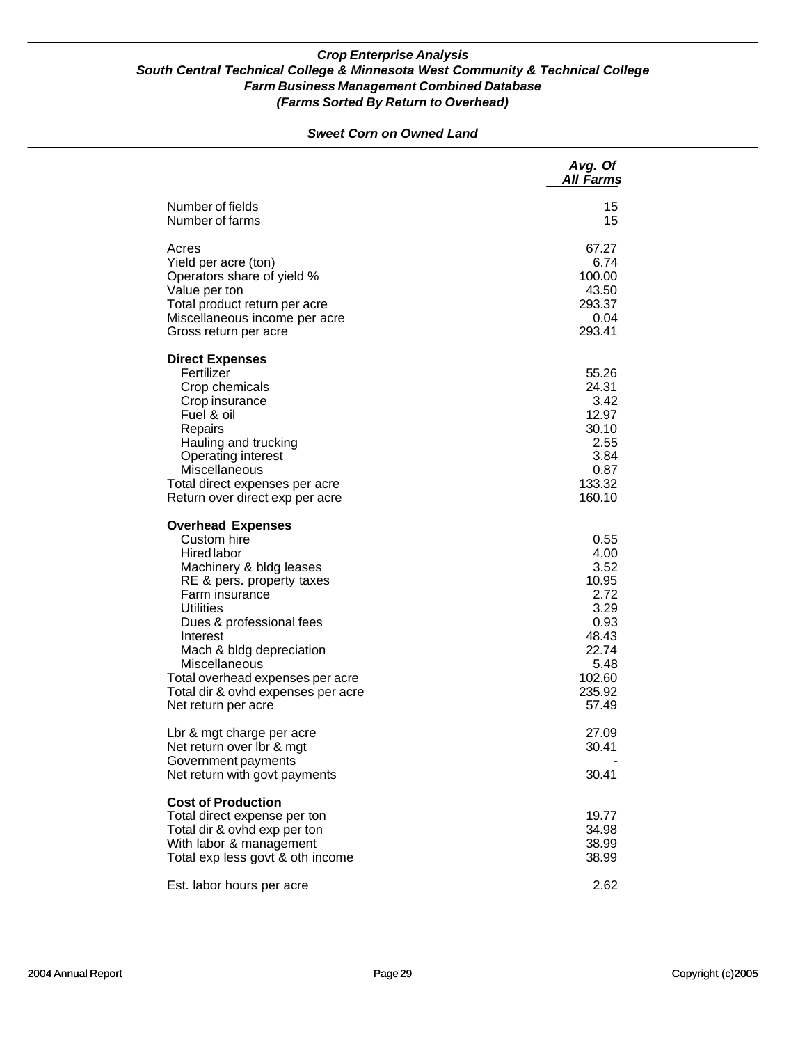***Crop Enterprise Analysis***
***South Central Technical College & Minnesota West Community & Technical College***
***Farm Business Management Combined Database***
***(Farms Sorted By Return to Overhead)***

***Sweet Corn on Owned Land***

| | *Avg. Of All Farms* |
|---|---|
| Number of fields | 15 |
| Number of farms | 15 |
| | |
| Acres | 67.27 |
| Yield per acre (ton) | 6.74 |
| Operators share of yield % | 100.00 |
| Value per ton | 43.50 |
| Total product return per acre | 293.37 |
| Miscellaneous income per acre | 0.04 |
| Gross return per acre | 293.41 |
| | |
| **Direct Expenses** | |
| Fertilizer | 55.26 |
| Crop chemicals | 24.31 |
| Crop insurance | 3.42 |
| Fuel & oil | 12.97 |
| Repairs | 30.10 |
| Hauling and trucking | 2.55 |
| Operating interest | 3.84 |
| Miscellaneous | 0.87 |
| Total direct expenses per acre | 133.32 |
| Return over direct exp per acre | 160.10 |
| | |
| **Overhead Expenses** | |
| Custom hire | 0.55 |
| Hired labor | 4.00 |
| Machinery & bldg leases | 3.52 |
| RE & pers. property taxes | 10.95 |
| Farm insurance | 2.72 |
| Utilities | 3.29 |
| Dues & professional fees | 0.93 |
| Interest | 48.43 |
| Mach & bldg depreciation | 22.74 |
| Miscellaneous | 5.48 |
| Total overhead expenses per acre | 102.60 |
| Total dir & ovhd expenses per acre | 235.92 |
| Net return per acre | 57.49 |
| | |
| Lbr & mgt charge per acre | 27.09 |
| Net return over lbr & mgt | 30.41 |
| Government payments | - |
| Net return with govt payments | 30.41 |
| | |
| **Cost of Production** | |
| Total direct expense per ton | 19.77 |
| Total dir & ovhd exp per ton | 34.98 |
| With labor & management | 38.99 |
| Total exp less govt & oth income | 38.99 |
| | |
| Est. labor hours per acre | 2.62 |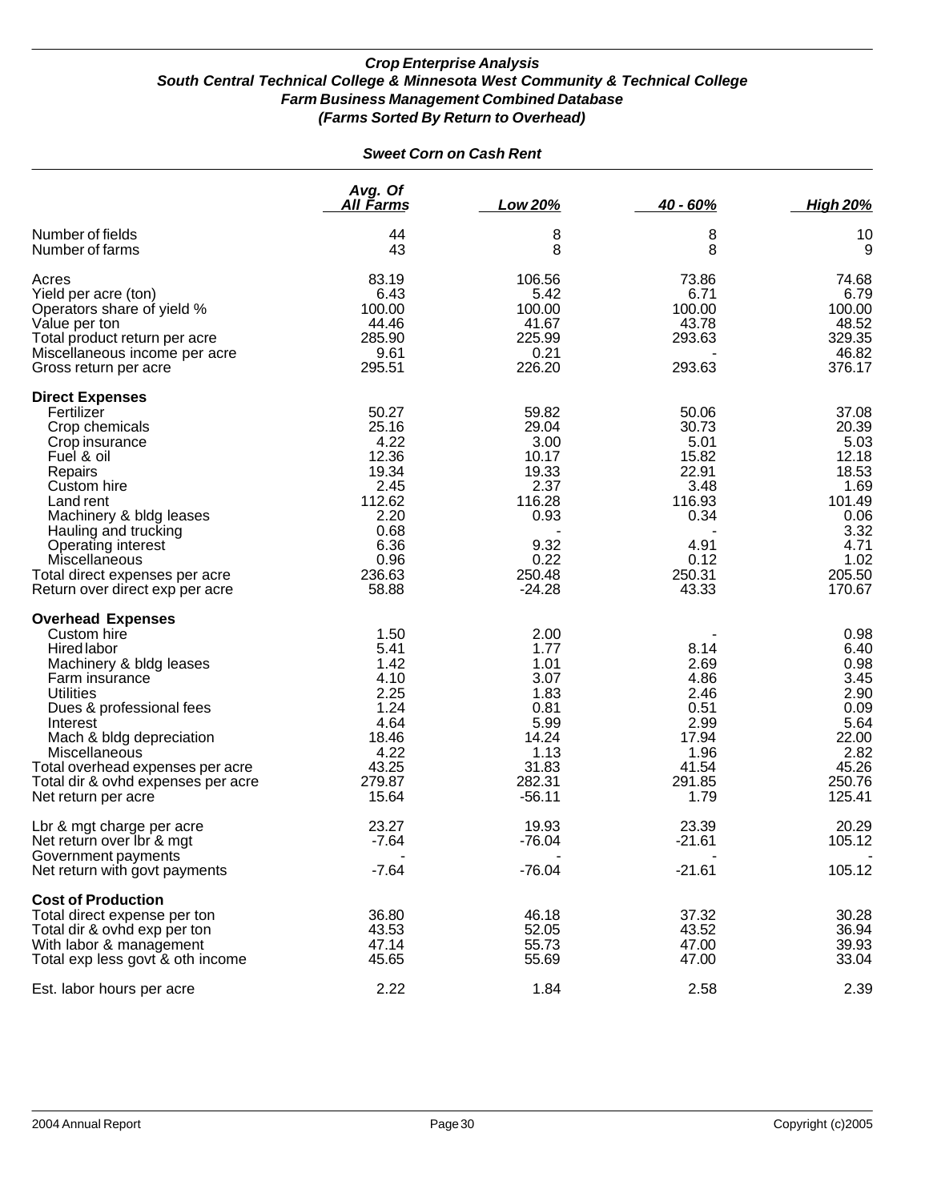## *Crop Enterprise Analysis*
### *South Central Technical College & Minnesota West Community & Technical College*
### *Farm Business Management Combined Database*
### *(Farms Sorted By Return to Overhead)*

#### *Sweet Corn on Cash Rent*

| | *Avg. Of All Farms* | *Low 20%* | *40 - 60%* | *High 20%* |
|---|---|---|---|---|
| Number of fields | 44 | 8 | 8 | 10 |
| Number of farms | 43 | 8 | 8 | 9 |
| | | | | |
| Acres | 83.19 | 106.56 | 73.86 | 74.68 |
| Yield per acre (ton) | 6.43 | 5.42 | 6.71 | 6.79 |
| Operators share of yield % | 100.00 | 100.00 | 100.00 | 100.00 |
| Value per ton | 44.46 | 41.67 | 43.78 | 48.52 |
| Total product return per acre | 285.90 | 225.99 | 293.63 | 329.35 |
| Miscellaneous income per acre | 9.61 | 0.21 | - | 46.82 |
| Gross return per acre | 295.51 | 226.20 | 293.63 | 376.17 |
| | | | | |
| **Direct Expenses** | | | | |
| Fertilizer | 50.27 | 59.82 | 50.06 | 37.08 |
| Crop chemicals | 25.16 | 29.04 | 30.73 | 20.39 |
| Crop insurance | 4.22 | 3.00 | 5.01 | 5.03 |
| Fuel & oil | 12.36 | 10.17 | 15.82 | 12.18 |
| Repairs | 19.34 | 19.33 | 22.91 | 18.53 |
| Custom hire | 2.45 | 2.37 | 3.48 | 1.69 |
| Land rent | 112.62 | 116.28 | 116.93 | 101.49 |
| Machinery & bldg leases | 2.20 | 0.93 | 0.34 | 0.06 |
| Hauling and trucking | 0.68 | - | - | 3.32 |
| Operating interest | 6.36 | 9.32 | 4.91 | 4.71 |
| Miscellaneous | 0.96 | 0.22 | 0.12 | 1.02 |
| Total direct expenses per acre | 236.63 | 250.48 | 250.31 | 205.50 |
| Return over direct exp per acre | 58.88 | -24.28 | 43.33 | 170.67 |
| | | | | |
| **Overhead Expenses** | | | | |
| Custom hire | 1.50 | 2.00 | - | 0.98 |
| Hired labor | 5.41 | 1.77 | 8.14 | 6.40 |
| Machinery & bldg leases | 1.42 | 1.01 | 2.69 | 0.98 |
| Farm insurance | 4.10 | 3.07 | 4.86 | 3.45 |
| Utilities | 2.25 | 1.83 | 2.46 | 2.90 |
| Dues & professional fees | 1.24 | 0.81 | 0.51 | 0.09 |
| Interest | 4.64 | 5.99 | 2.99 | 5.64 |
| Mach & bldg depreciation | 18.46 | 14.24 | 17.94 | 22.00 |
| Miscellaneous | 4.22 | 1.13 | 1.96 | 2.82 |
| Total overhead expenses per acre | 43.25 | 31.83 | 41.54 | 45.26 |
| Total dir & ovhd expenses per acre | 279.87 | 282.31 | 291.85 | 250.76 |
| Net return per acre | 15.64 | -56.11 | 1.79 | 125.41 |
| | | | | |
| Lbr & mgt charge per acre | 23.27 | 19.93 | 23.39 | 20.29 |
| Net return over lbr & mgt | -7.64 | -76.04 | -21.61 | 105.12 |
| Government payments | - | - | - | - |
| Net return with govt payments | -7.64 | -76.04 | -21.61 | 105.12 |
| | | | | |
| **Cost of Production** | | | | |
| Total direct expense per ton | 36.80 | 46.18 | 37.32 | 30.28 |
| Total dir & ovhd exp per ton | 43.53 | 52.05 | 43.52 | 36.94 |
| With labor & management | 47.14 | 55.73 | 47.00 | 39.93 |
| Total exp less govt & oth income | 45.65 | 55.69 | 47.00 | 33.04 |
| | | | | |
| Est. labor hours per acre | 2.22 | 1.84 | 2.58 | 2.39 |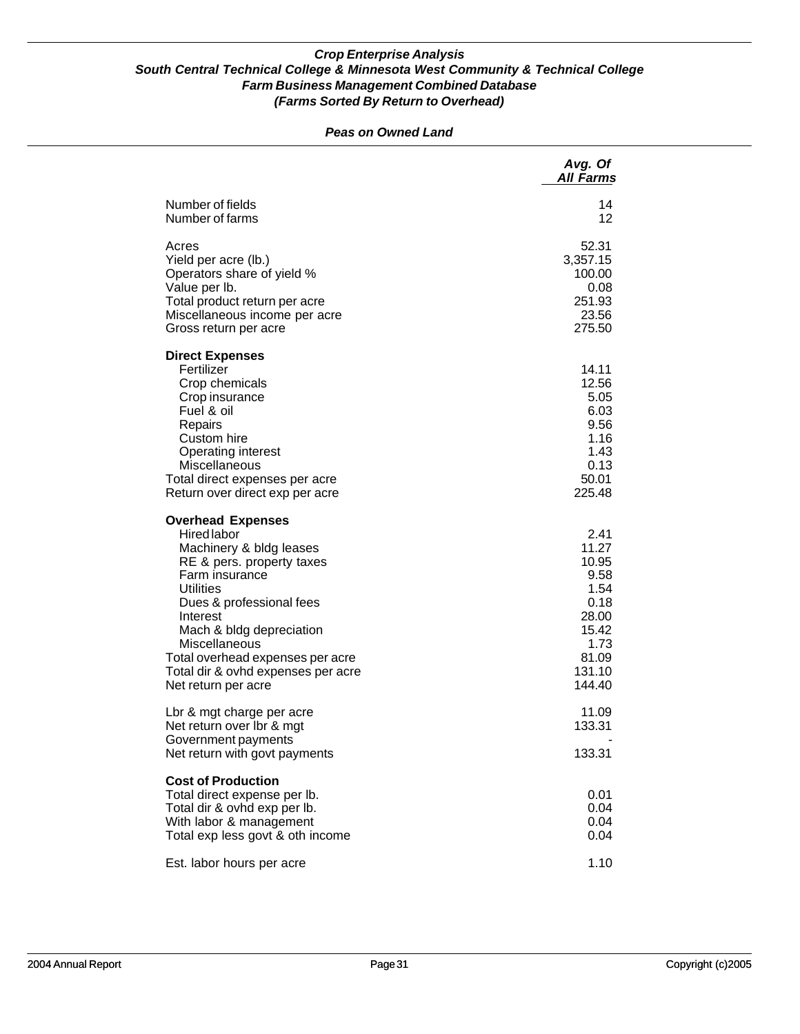***Crop Enterprise Analysis***
***South Central Technical College & Minnesota West Community & Technical College***
***Farm Business Management Combined Database***
***(Farms Sorted By Return to Overhead)***

***Peas on Owned Land***

| | *Avg. Of All Farms* |
|---|---|
| Number of fields | 14 |
| Number of farms | 12 |
| | |
| Acres | 52.31 |
| Yield per acre (lb.) | 3,357.15 |
| Operators share of yield % | 100.00 |
| Value per lb. | 0.08 |
| Total product return per acre | 251.93 |
| Miscellaneous income per acre | 23.56 |
| Gross return per acre | 275.50 |
| | |
| **Direct Expenses** | |
| Fertilizer | 14.11 |
| Crop chemicals | 12.56 |
| Crop insurance | 5.05 |
| Fuel & oil | 6.03 |
| Repairs | 9.56 |
| Custom hire | 1.16 |
| Operating interest | 1.43 |
| Miscellaneous | 0.13 |
| Total direct expenses per acre | 50.01 |
| Return over direct exp per acre | 225.48 |
| | |
| **Overhead Expenses** | |
| Hired labor | 2.41 |
| Machinery & bldg leases | 11.27 |
| RE & pers. property taxes | 10.95 |
| Farm insurance | 9.58 |
| Utilities | 1.54 |
| Dues & professional fees | 0.18 |
| Interest | 28.00 |
| Mach & bldg depreciation | 15.42 |
| Miscellaneous | 1.73 |
| Total overhead expenses per acre | 81.09 |
| Total dir & ovhd expenses per acre | 131.10 |
| Net return per acre | 144.40 |
| | |
| Lbr & mgt charge per acre | 11.09 |
| Net return over lbr & mgt | 133.31 |
| Government payments | - |
| Net return with govt payments | 133.31 |
| | |
| **Cost of Production** | |
| Total direct expense per lb. | 0.01 |
| Total dir & ovhd exp per lb. | 0.04 |
| With labor & management | 0.04 |
| Total exp less govt & oth income | 0.04 |
| | |
| Est. labor hours per acre | 1.10 |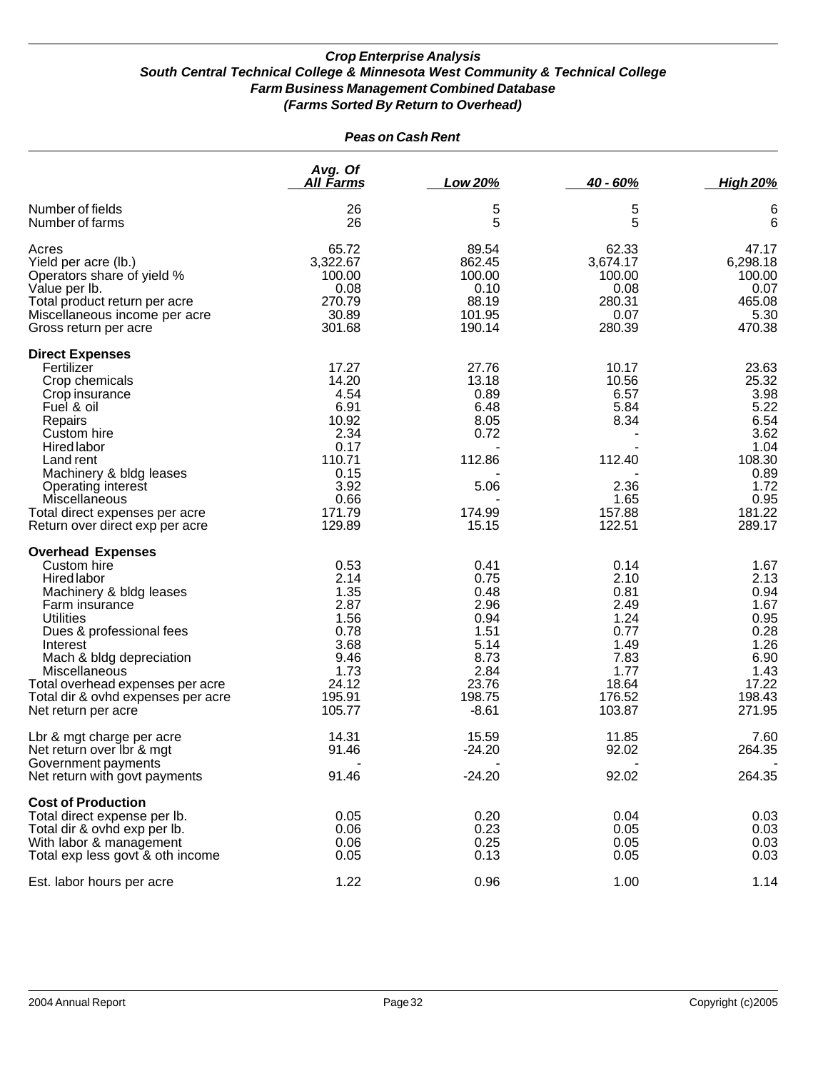***Crop Enterprise Analysis***
***South Central Technical College & Minnesota West Community & Technical College***
***Farm Business Management Combined Database***
***(Farms Sorted By Return to Overhead)***

***Peas on Cash Rent***

| | *Avg. Of All Farms* | *Low 20%* | *40 - 60%* | *High 20%* |
|---|---|---|---|---|
| Number of fields | 26 | 5 | 5 | 6 |
| Number of farms | 26 | 5 | 5 | 6 |
| Acres | 65.72 | 89.54 | 62.33 | 47.17 |
| Yield per acre (lb.) | 3,322.67 | 862.45 | 3,674.17 | 6,298.18 |
| Operators share of yield % | 100.00 | 100.00 | 100.00 | 100.00 |
| Value per lb. | 0.08 | 0.10 | 0.08 | 0.07 |
| Total product return per acre | 270.79 | 88.19 | 280.31 | 465.08 |
| Miscellaneous income per acre | 30.89 | 101.95 | 0.07 | 5.30 |
| Gross return per acre | 301.68 | 190.14 | 280.39 | 470.38 |
| **Direct Expenses** | | | | |
| Fertilizer | 17.27 | 27.76 | 10.17 | 23.63 |
| Crop chemicals | 14.20 | 13.18 | 10.56 | 25.32 |
| Crop insurance | 4.54 | 0.89 | 6.57 | 3.98 |
| Fuel & oil | 6.91 | 6.48 | 5.84 | 5.22 |
| Repairs | 10.92 | 8.05 | 8.34 | 6.54 |
| Custom hire | 2.34 | 0.72 | - | 3.62 |
| Hired labor | 0.17 | - | - | 1.04 |
| Land rent | 110.71 | 112.86 | 112.40 | 108.30 |
| Machinery & bldg leases | 0.15 | - | - | 0.89 |
| Operating interest | 3.92 | 5.06 | 2.36 | 1.72 |
| Miscellaneous | 0.66 | - | 1.65 | 0.95 |
| Total direct expenses per acre | 171.79 | 174.99 | 157.88 | 181.22 |
| Return over direct exp per acre | 129.89 | 15.15 | 122.51 | 289.17 |
| **Overhead Expenses** | | | | |
| Custom hire | 0.53 | 0.41 | 0.14 | 1.67 |
| Hired labor | 2.14 | 0.75 | 2.10 | 2.13 |
| Machinery & bldg leases | 1.35 | 0.48 | 0.81 | 0.94 |
| Farm insurance | 2.87 | 2.96 | 2.49 | 1.67 |
| Utilities | 1.56 | 0.94 | 1.24 | 0.95 |
| Dues & professional fees | 0.78 | 1.51 | 0.77 | 0.28 |
| Interest | 3.68 | 5.14 | 1.49 | 1.26 |
| Mach & bldg depreciation | 9.46 | 8.73 | 7.83 | 6.90 |
| Miscellaneous | 1.73 | 2.84 | 1.77 | 1.43 |
| Total overhead expenses per acre | 24.12 | 23.76 | 18.64 | 17.22 |
| Total dir & ovhd expenses per acre | 195.91 | 198.75 | 176.52 | 198.43 |
| Net return per acre | 105.77 | -8.61 | 103.87 | 271.95 |
| Lbr & mgt charge per acre | 14.31 | 15.59 | 11.85 | 7.60 |
| Net return over lbr & mgt | 91.46 | -24.20 | 92.02 | 264.35 |
| Government payments | - | - | - | - |
| Net return with govt payments | 91.46 | -24.20 | 92.02 | 264.35 |
| **Cost of Production** | | | | |
| Total direct expense per lb. | 0.05 | 0.20 | 0.04 | 0.03 |
| Total dir & ovhd exp per lb. | 0.06 | 0.23 | 0.05 | 0.03 |
| With labor & management | 0.06 | 0.25 | 0.05 | 0.03 |
| Total exp less govt & oth income | 0.05 | 0.13 | 0.05 | 0.03 |
| Est. labor hours per acre | 1.22 | 0.96 | 1.00 | 1.14 |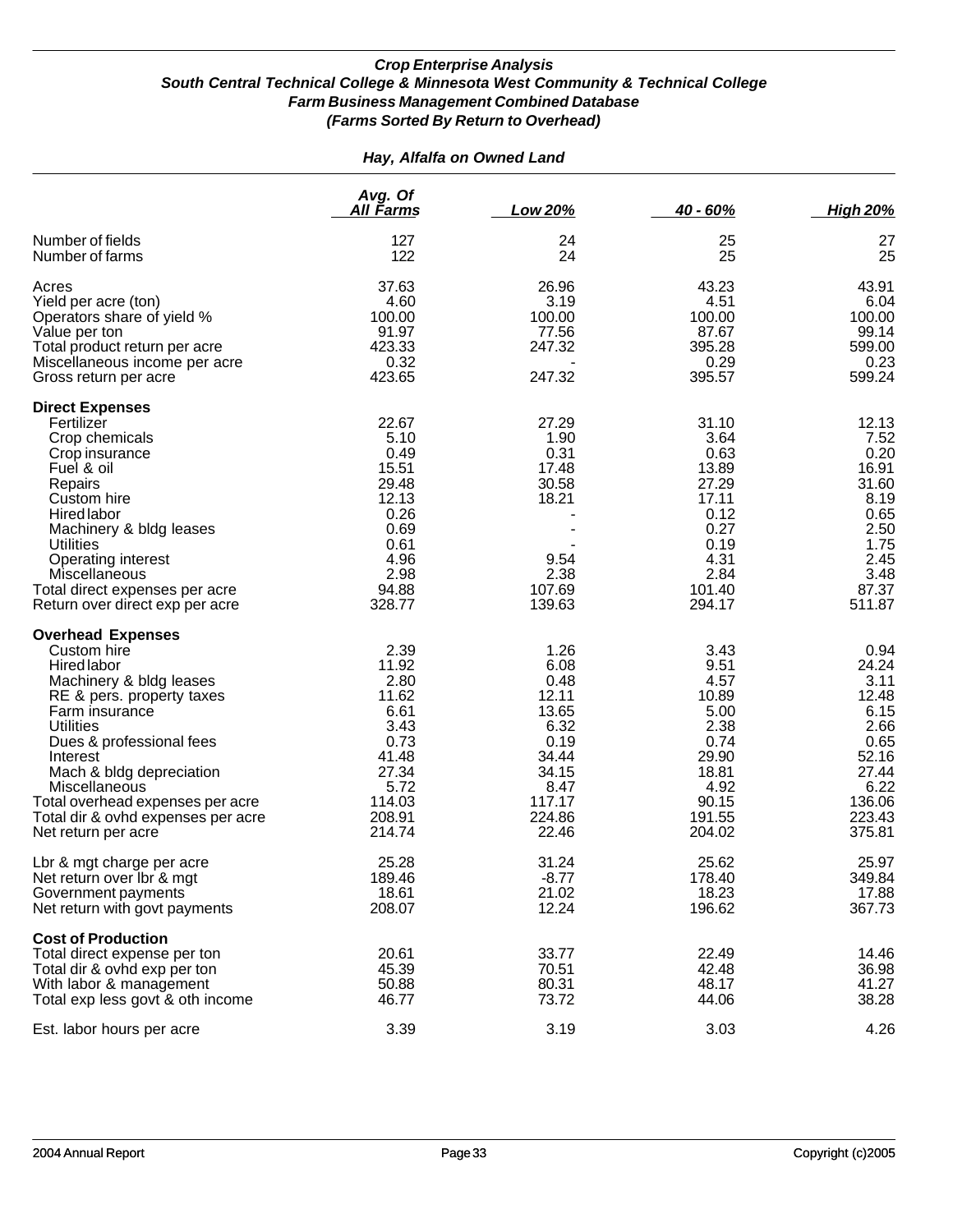### *Crop Enterprise Analysis*
### *South Central Technical College & Minnesota West Community & Technical College*
### *Farm Business Management Combined Database*
### *(Farms Sorted By Return to Overhead)*

#### *Hay, Alfalfa on Owned Land*

| | *Avg. Of All Farms* | *Low 20%* | *40 - 60%* | *High 20%* |
|---|---|---|---|---|
| Number of fields | 127 | 24 | 25 | 27 |
| Number of farms | 122 | 24 | 25 | 25 |
| Acres | 37.63 | 26.96 | 43.23 | 43.91 |
| Yield per acre (ton) | 4.60 | 3.19 | 4.51 | 6.04 |
| Operators share of yield % | 100.00 | 100.00 | 100.00 | 100.00 |
| Value per ton | 91.97 | 77.56 | 87.67 | 99.14 |
| Total product return per acre | 423.33 | 247.32 | 395.28 | 599.00 |
| Miscellaneous income per acre | 0.32 | - | 0.29 | 0.23 |
| Gross return per acre | 423.65 | 247.32 | 395.57 | 599.24 |
| **Direct Expenses** | | | | |
| Fertilizer | 22.67 | 27.29 | 31.10 | 12.13 |
| Crop chemicals | 5.10 | 1.90 | 3.64 | 7.52 |
| Crop insurance | 0.49 | 0.31 | 0.63 | 0.20 |
| Fuel & oil | 15.51 | 17.48 | 13.89 | 16.91 |
| Repairs | 29.48 | 30.58 | 27.29 | 31.60 |
| Custom hire | 12.13 | 18.21 | 17.11 | 8.19 |
| Hired labor | 0.26 | - | 0.12 | 0.65 |
| Machinery & bldg leases | 0.69 | - | 0.27 | 2.50 |
| Utilities | 0.61 | - | 0.19 | 1.75 |
| Operating interest | 4.96 | 9.54 | 4.31 | 2.45 |
| Miscellaneous | 2.98 | 2.38 | 2.84 | 3.48 |
| Total direct expenses per acre | 94.88 | 107.69 | 101.40 | 87.37 |
| Return over direct exp per acre | 328.77 | 139.63 | 294.17 | 511.87 |
| **Overhead Expenses** | | | | |
| Custom hire | 2.39 | 1.26 | 3.43 | 0.94 |
| Hired labor | 11.92 | 6.08 | 9.51 | 24.24 |
| Machinery & bldg leases | 2.80 | 0.48 | 4.57 | 3.11 |
| RE & pers. property taxes | 11.62 | 12.11 | 10.89 | 12.48 |
| Farm insurance | 6.61 | 13.65 | 5.00 | 6.15 |
| Utilities | 3.43 | 6.32 | 2.38 | 2.66 |
| Dues & professional fees | 0.73 | 0.19 | 0.74 | 0.65 |
| Interest | 41.48 | 34.44 | 29.90 | 52.16 |
| Mach & bldg depreciation | 27.34 | 34.15 | 18.81 | 27.44 |
| Miscellaneous | 5.72 | 8.47 | 4.92 | 6.22 |
| Total overhead expenses per acre | 114.03 | 117.17 | 90.15 | 136.06 |
| Total dir & ovhd expenses per acre | 208.91 | 224.86 | 191.55 | 223.43 |
| Net return per acre | 214.74 | 22.46 | 204.02 | 375.81 |
| Lbr & mgt charge per acre | 25.28 | 31.24 | 25.62 | 25.97 |
| Net return over lbr & mgt | 189.46 | -8.77 | 178.40 | 349.84 |
| Government payments | 18.61 | 21.02 | 18.23 | 17.88 |
| Net return with govt payments | 208.07 | 12.24 | 196.62 | 367.73 |
| **Cost of Production** | | | | |
| Total direct expense per ton | 20.61 | 33.77 | 22.49 | 14.46 |
| Total dir & ovhd exp per ton | 45.39 | 70.51 | 42.48 | 36.98 |
| With labor & management | 50.88 | 80.31 | 48.17 | 41.27 |
| Total exp less govt & oth income | 46.77 | 73.72 | 44.06 | 38.28 |
| Est. labor hours per acre | 3.39 | 3.19 | 3.03 | 4.26 |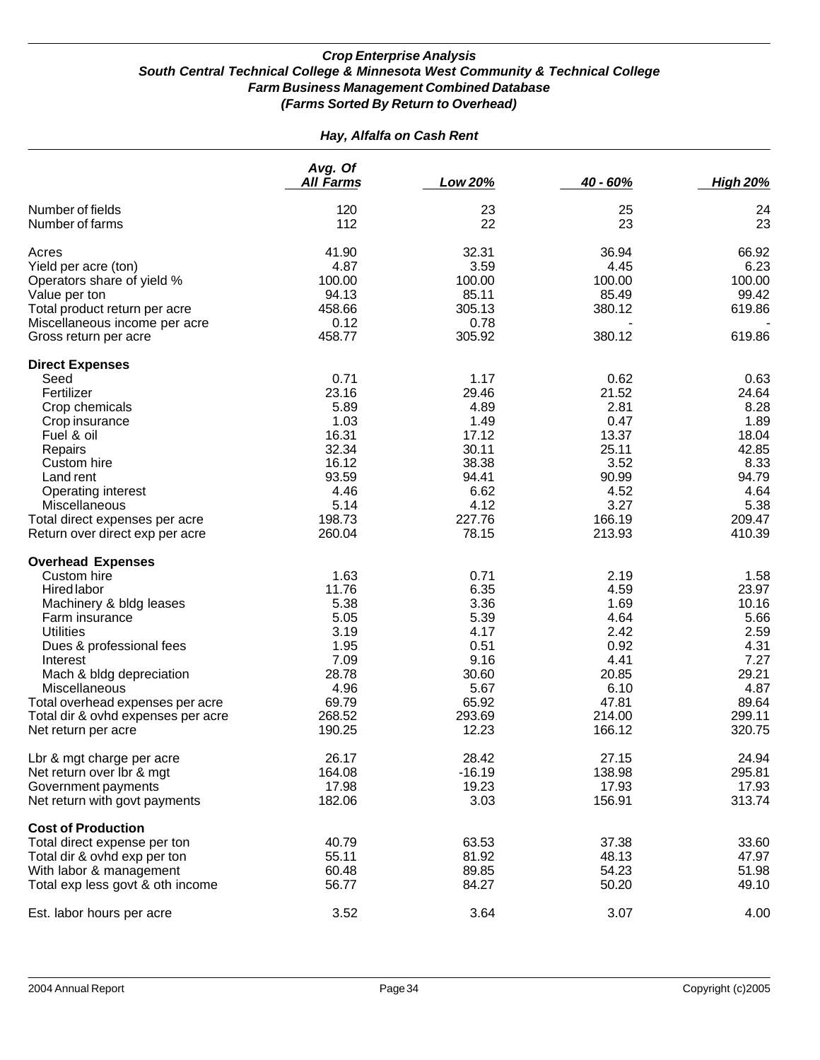***Crop Enterprise Analysis***
***South Central Technical College & Minnesota West Community & Technical College***
***Farm Business Management Combined Database***
***(Farms Sorted By Return to Overhead)***

***Hay, Alfalfa on Cash Rent***

| | *Avg. Of All Farms* | *Low 20%* | *40 - 60%* | *High 20%* |
|---|---|---|---|---|
| Number of fields | 120 | 23 | 25 | 24 |
| Number of farms | 112 | 22 | 23 | 23 |
| | | | | |
| Acres | 41.90 | 32.31 | 36.94 | 66.92 |
| Yield per acre (ton) | 4.87 | 3.59 | 4.45 | 6.23 |
| Operators share of yield % | 100.00 | 100.00 | 100.00 | 100.00 |
| Value per ton | 94.13 | 85.11 | 85.49 | 99.42 |
| Total product return per acre | 458.66 | 305.13 | 380.12 | 619.86 |
| Miscellaneous income per acre | 0.12 | 0.78 | - | - |
| Gross return per acre | 458.77 | 305.92 | 380.12 | 619.86 |
| | | | | |
| **Direct Expenses** | | | | |
| Seed | 0.71 | 1.17 | 0.62 | 0.63 |
| Fertilizer | 23.16 | 29.46 | 21.52 | 24.64 |
| Crop chemicals | 5.89 | 4.89 | 2.81 | 8.28 |
| Crop insurance | 1.03 | 1.49 | 0.47 | 1.89 |
| Fuel & oil | 16.31 | 17.12 | 13.37 | 18.04 |
| Repairs | 32.34 | 30.11 | 25.11 | 42.85 |
| Custom hire | 16.12 | 38.38 | 3.52 | 8.33 |
| Land rent | 93.59 | 94.41 | 90.99 | 94.79 |
| Operating interest | 4.46 | 6.62 | 4.52 | 4.64 |
| Miscellaneous | 5.14 | 4.12 | 3.27 | 5.38 |
| Total direct expenses per acre | 198.73 | 227.76 | 166.19 | 209.47 |
| Return over direct exp per acre | 260.04 | 78.15 | 213.93 | 410.39 |
| | | | | |
| **Overhead Expenses** | | | | |
| Custom hire | 1.63 | 0.71 | 2.19 | 1.58 |
| Hired labor | 11.76 | 6.35 | 4.59 | 23.97 |
| Machinery & bldg leases | 5.38 | 3.36 | 1.69 | 10.16 |
| Farm insurance | 5.05 | 5.39 | 4.64 | 5.66 |
| Utilities | 3.19 | 4.17 | 2.42 | 2.59 |
| Dues & professional fees | 1.95 | 0.51 | 0.92 | 4.31 |
| Interest | 7.09 | 9.16 | 4.41 | 7.27 |
| Mach & bldg depreciation | 28.78 | 30.60 | 20.85 | 29.21 |
| Miscellaneous | 4.96 | 5.67 | 6.10 | 4.87 |
| Total overhead expenses per acre | 69.79 | 65.92 | 47.81 | 89.64 |
| Total dir & ovhd expenses per acre | 268.52 | 293.69 | 214.00 | 299.11 |
| Net return per acre | 190.25 | 12.23 | 166.12 | 320.75 |
| | | | | |
| Lbr & mgt charge per acre | 26.17 | 28.42 | 27.15 | 24.94 |
| Net return over lbr & mgt | 164.08 | -16.19 | 138.98 | 295.81 |
| Government payments | 17.98 | 19.23 | 17.93 | 17.93 |
| Net return with govt payments | 182.06 | 3.03 | 156.91 | 313.74 |
| | | | | |
| **Cost of Production** | | | | |
| Total direct expense per ton | 40.79 | 63.53 | 37.38 | 33.60 |
| Total dir & ovhd exp per ton | 55.11 | 81.92 | 48.13 | 47.97 |
| With labor & management | 60.48 | 89.85 | 54.23 | 51.98 |
| Total exp less govt & oth income | 56.77 | 84.27 | 50.20 | 49.10 |
| | | | | |
| Est. labor hours per acre | 3.52 | 3.64 | 3.07 | 4.00 |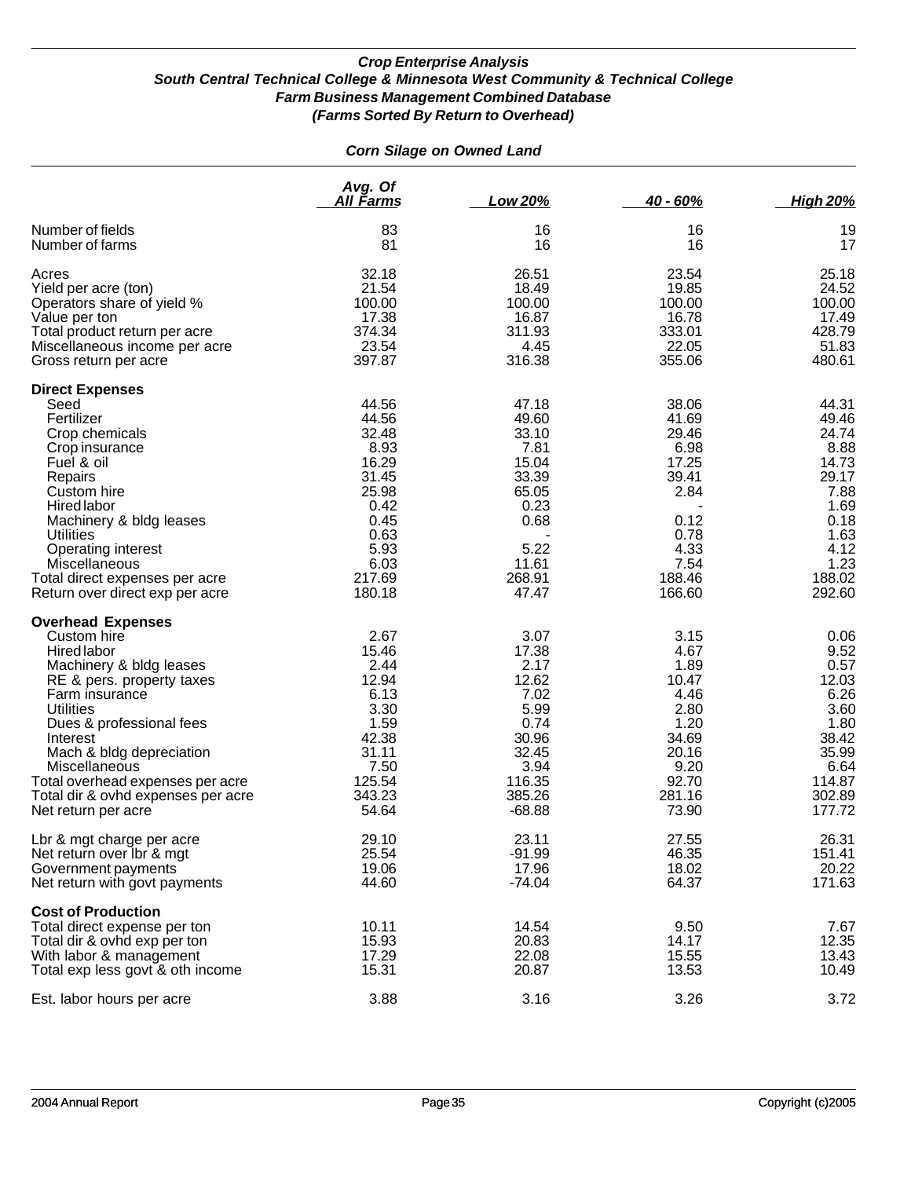***Crop Enterprise Analysis***
***South Central Technical College & Minnesota West Community & Technical College***
***Farm Business Management Combined Database***
***(Farms Sorted By Return to Overhead)***

***Corn Silage on Owned Land***

| | *Avg. Of All Farms* | *Low 20%* | *40 - 60%* | *High 20%* |
|---|---|---|---|---|
| Number of fields | 83 | 16 | 16 | 19 |
| Number of farms | 81 | 16 | 16 | 17 |
| Acres | 32.18 | 26.51 | 23.54 | 25.18 |
| Yield per acre (ton) | 21.54 | 18.49 | 19.85 | 24.52 |
| Operators share of yield % | 100.00 | 100.00 | 100.00 | 100.00 |
| Value per ton | 17.38 | 16.87 | 16.78 | 17.49 |
| Total product return per acre | 374.34 | 311.93 | 333.01 | 428.79 |
| Miscellaneous income per acre | 23.54 | 4.45 | 22.05 | 51.83 |
| Gross return per acre | 397.87 | 316.38 | 355.06 | 480.61 |
| **Direct Expenses** | | | | |
| Seed | 44.56 | 47.18 | 38.06 | 44.31 |
| Fertilizer | 44.56 | 49.60 | 41.69 | 49.46 |
| Crop chemicals | 32.48 | 33.10 | 29.46 | 24.74 |
| Crop insurance | 8.93 | 7.81 | 6.98 | 8.88 |
| Fuel & oil | 16.29 | 15.04 | 17.25 | 14.73 |
| Repairs | 31.45 | 33.39 | 39.41 | 29.17 |
| Custom hire | 25.98 | 65.05 | 2.84 | 7.88 |
| Hired labor | 0.42 | 0.23 | - | 1.69 |
| Machinery & bldg leases | 0.45 | 0.68 | 0.12 | 0.18 |
| Utilities | 0.63 | - | 0.78 | 1.63 |
| Operating interest | 5.93 | 5.22 | 4.33 | 4.12 |
| Miscellaneous | 6.03 | 11.61 | 7.54 | 1.23 |
| Total direct expenses per acre | 217.69 | 268.91 | 188.46 | 188.02 |
| Return over direct exp per acre | 180.18 | 47.47 | 166.60 | 292.60 |
| **Overhead Expenses** | | | | |
| Custom hire | 2.67 | 3.07 | 3.15 | 0.06 |
| Hired labor | 15.46 | 17.38 | 4.67 | 9.52 |
| Machinery & bldg leases | 2.44 | 2.17 | 1.89 | 0.57 |
| RE & pers. property taxes | 12.94 | 12.62 | 10.47 | 12.03 |
| Farm insurance | 6.13 | 7.02 | 4.46 | 6.26 |
| Utilities | 3.30 | 5.99 | 2.80 | 3.60 |
| Dues & professional fees | 1.59 | 0.74 | 1.20 | 1.80 |
| Interest | 42.38 | 30.96 | 34.69 | 38.42 |
| Mach & bldg depreciation | 31.11 | 32.45 | 20.16 | 35.99 |
| Miscellaneous | 7.50 | 3.94 | 9.20 | 6.64 |
| Total overhead expenses per acre | 125.54 | 116.35 | 92.70 | 114.87 |
| Total dir & ovhd expenses per acre | 343.23 | 385.26 | 281.16 | 302.89 |
| Net return per acre | 54.64 | -68.88 | 73.90 | 177.72 |
| Lbr & mgt charge per acre | 29.10 | 23.11 | 27.55 | 26.31 |
| Net return over lbr & mgt | 25.54 | -91.99 | 46.35 | 151.41 |
| Government payments | 19.06 | 17.96 | 18.02 | 20.22 |
| Net return with govt payments | 44.60 | -74.04 | 64.37 | 171.63 |
| **Cost of Production** | | | | |
| Total direct expense per ton | 10.11 | 14.54 | 9.50 | 7.67 |
| Total dir & ovhd exp per ton | 15.93 | 20.83 | 14.17 | 12.35 |
| With labor & management | 17.29 | 22.08 | 15.55 | 13.43 |
| Total exp less govt & oth income | 15.31 | 20.87 | 13.53 | 10.49 |
| Est. labor hours per acre | 3.88 | 3.16 | 3.26 | 3.72 |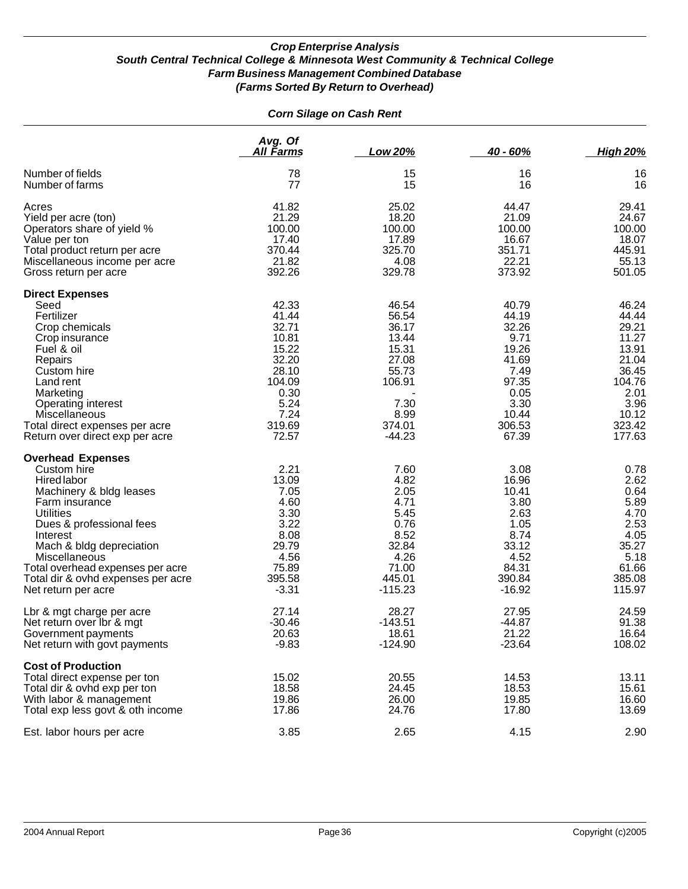***Crop Enterprise Analysis***
***South Central Technical College & Minnesota West Community & Technical College***
***Farm Business Management Combined Database***
***(Farms Sorted By Return to Overhead)***

## *Corn Silage on Cash Rent*

| | *Avg. Of All Farms* | *Low 20%* | *40 - 60%* | *High 20%* |
|---|---|---|---|---|
| Number of fields | 78 | 15 | 16 | 16 |
| Number of farms | 77 | 15 | 16 | 16 |
| Acres | 41.82 | 25.02 | 44.47 | 29.41 |
| Yield per acre (ton) | 21.29 | 18.20 | 21.09 | 24.67 |
| Operators share of yield % | 100.00 | 100.00 | 100.00 | 100.00 |
| Value per ton | 17.40 | 17.89 | 16.67 | 18.07 |
| Total product return per acre | 370.44 | 325.70 | 351.71 | 445.91 |
| Miscellaneous income per acre | 21.82 | 4.08 | 22.21 | 55.13 |
| Gross return per acre | 392.26 | 329.78 | 373.92 | 501.05 |
| **Direct Expenses** | | | | |
| Seed | 42.33 | 46.54 | 40.79 | 46.24 |
| Fertilizer | 41.44 | 56.54 | 44.19 | 44.44 |
| Crop chemicals | 32.71 | 36.17 | 32.26 | 29.21 |
| Crop insurance | 10.81 | 13.44 | 9.71 | 11.27 |
| Fuel & oil | 15.22 | 15.31 | 19.26 | 13.91 |
| Repairs | 32.20 | 27.08 | 41.69 | 21.04 |
| Custom hire | 28.10 | 55.73 | 7.49 | 36.45 |
| Land rent | 104.09 | 106.91 | 97.35 | 104.76 |
| Marketing | 0.30 | - | 0.05 | 2.01 |
| Operating interest | 5.24 | 7.30 | 3.30 | 3.96 |
| Miscellaneous | 7.24 | 8.99 | 10.44 | 10.12 |
| Total direct expenses per acre | 319.69 | 374.01 | 306.53 | 323.42 |
| Return over direct exp per acre | 72.57 | -44.23 | 67.39 | 177.63 |
| **Overhead Expenses** | | | | |
| Custom hire | 2.21 | 7.60 | 3.08 | 0.78 |
| Hired labor | 13.09 | 4.82 | 16.96 | 2.62 |
| Machinery & bldg leases | 7.05 | 2.05 | 10.41 | 0.64 |
| Farm insurance | 4.60 | 4.71 | 3.80 | 5.89 |
| Utilities | 3.30 | 5.45 | 2.63 | 4.70 |
| Dues & professional fees | 3.22 | 0.76 | 1.05 | 2.53 |
| Interest | 8.08 | 8.52 | 8.74 | 4.05 |
| Mach & bldg depreciation | 29.79 | 32.84 | 33.12 | 35.27 |
| Miscellaneous | 4.56 | 4.26 | 4.52 | 5.18 |
| Total overhead expenses per acre | 75.89 | 71.00 | 84.31 | 61.66 |
| Total dir & ovhd expenses per acre | 395.58 | 445.01 | 390.84 | 385.08 |
| Net return per acre | -3.31 | -115.23 | -16.92 | 115.97 |
| Lbr & mgt charge per acre | 27.14 | 28.27 | 27.95 | 24.59 |
| Net return over lbr & mgt | -30.46 | -143.51 | -44.87 | 91.38 |
| Government payments | 20.63 | 18.61 | 21.22 | 16.64 |
| Net return with govt payments | -9.83 | -124.90 | -23.64 | 108.02 |
| **Cost of Production** | | | | |
| Total direct expense per ton | 15.02 | 20.55 | 14.53 | 13.11 |
| Total dir & ovhd exp per ton | 18.58 | 24.45 | 18.53 | 15.61 |
| With labor & management | 19.86 | 26.00 | 19.85 | 16.60 |
| Total exp less govt & oth income | 17.86 | 24.76 | 17.80 | 13.69 |
| Est. labor hours per acre | 3.85 | 2.65 | 4.15 | 2.90 |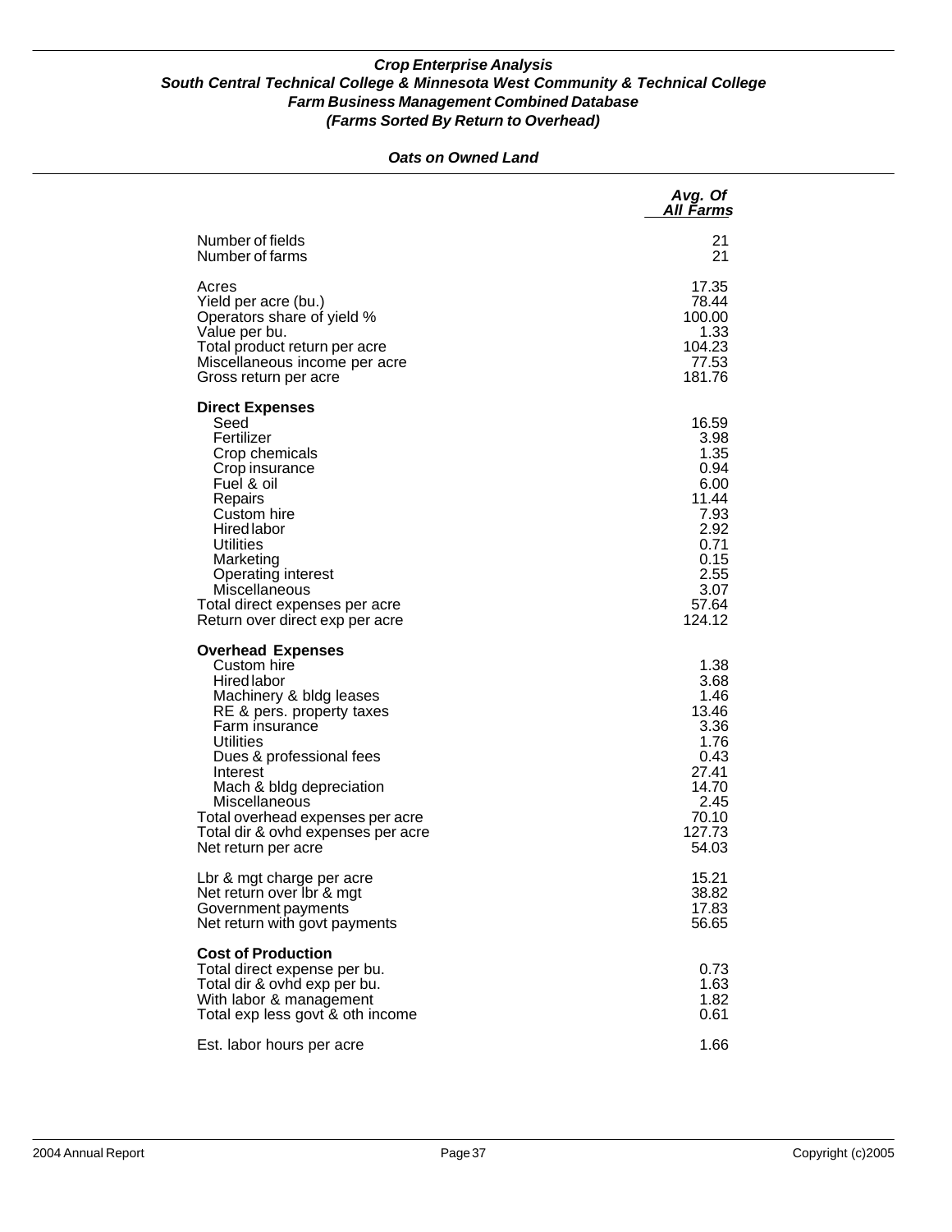***Crop Enterprise Analysis***
***South Central Technical College & Minnesota West Community & Technical College***
***Farm Business Management Combined Database***
***(Farms Sorted By Return to Overhead)***

***Oats on Owned Land***

| | *Avg. Of All Farms* |
|---|---|
| Number of fields | 21 |
| Number of farms | 21 |
| | |
| Acres | 17.35 |
| Yield per acre (bu.) | 78.44 |
| Operators share of yield % | 100.00 |
| Value per bu. | 1.33 |
| Total product return per acre | 104.23 |
| Miscellaneous income per acre | 77.53 |
| Gross return per acre | 181.76 |
| | |
| **Direct Expenses** | |
| Seed | 16.59 |
| Fertilizer | 3.98 |
| Crop chemicals | 1.35 |
| Crop insurance | 0.94 |
| Fuel & oil | 6.00 |
| Repairs | 11.44 |
| Custom hire | 7.93 |
| Hired labor | 2.92 |
| Utilities | 0.71 |
| Marketing | 0.15 |
| Operating interest | 2.55 |
| Miscellaneous | 3.07 |
| Total direct expenses per acre | 57.64 |
| Return over direct exp per acre | 124.12 |
| | |
| **Overhead Expenses** | |
| Custom hire | 1.38 |
| Hired labor | 3.68 |
| Machinery & bldg leases | 1.46 |
| RE & pers. property taxes | 13.46 |
| Farm insurance | 3.36 |
| Utilities | 1.76 |
| Dues & professional fees | 0.43 |
| Interest | 27.41 |
| Mach & bldg depreciation | 14.70 |
| Miscellaneous | 2.45 |
| Total overhead expenses per acre | 70.10 |
| Total dir & ovhd expenses per acre | 127.73 |
| Net return per acre | 54.03 |
| | |
| Lbr & mgt charge per acre | 15.21 |
| Net return over lbr & mgt | 38.82 |
| Government payments | 17.83 |
| Net return with govt payments | 56.65 |
| | |
| **Cost of Production** | |
| Total direct expense per bu. | 0.73 |
| Total dir & ovhd exp per bu. | 1.63 |
| With labor & management | 1.82 |
| Total exp less govt & oth income | 0.61 |
| | |
| Est. labor hours per acre | 1.66 |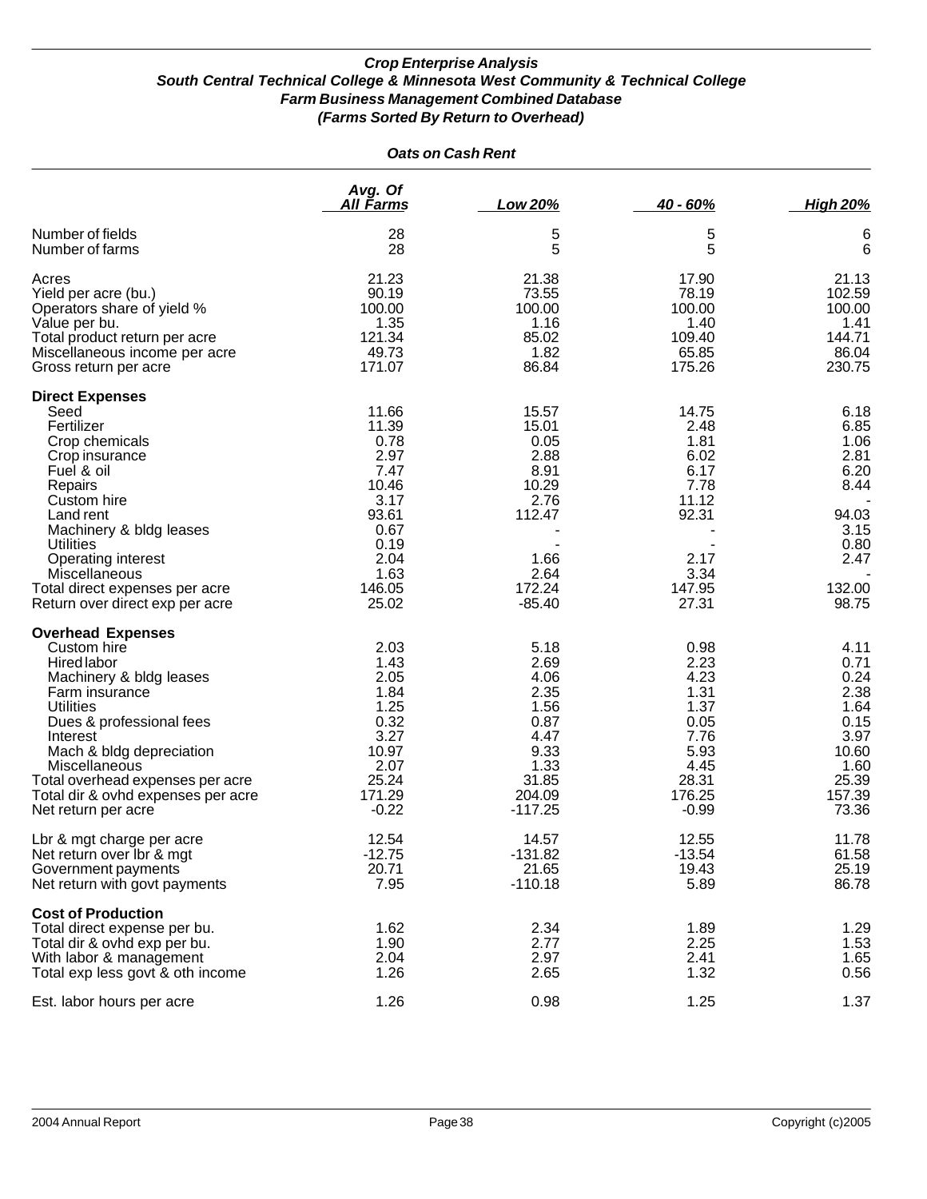### *Crop Enterprise Analysis*
### *South Central Technical College & Minnesota West Community & Technical College*
### *Farm Business Management Combined Database*
### *(Farms Sorted By Return to Overhead)*

#### *Oats on Cash Rent*

| | Avg. Of All Farms | Low 20% | 40 - 60% | High 20% |
|---|---|---|---|---|
| Number of fields | 28 | 5 | 5 | 6 |
| Number of farms | 28 | 5 | 5 | 6 |
| Acres | 21.23 | 21.38 | 17.90 | 21.13 |
| Yield per acre (bu.) | 90.19 | 73.55 | 78.19 | 102.59 |
| Operators share of yield % | 100.00 | 100.00 | 100.00 | 100.00 |
| Value per bu. | 1.35 | 1.16 | 1.40 | 1.41 |
| Total product return per acre | 121.34 | 85.02 | 109.40 | 144.71 |
| Miscellaneous income per acre | 49.73 | 1.82 | 65.85 | 86.04 |
| Gross return per acre | 171.07 | 86.84 | 175.26 | 230.75 |
| **Direct Expenses** | | | | |
| Seed | 11.66 | 15.57 | 14.75 | 6.18 |
| Fertilizer | 11.39 | 15.01 | 2.48 | 6.85 |
| Crop chemicals | 0.78 | 0.05 | 1.81 | 1.06 |
| Crop insurance | 2.97 | 2.88 | 6.02 | 2.81 |
| Fuel & oil | 7.47 | 8.91 | 6.17 | 6.20 |
| Repairs | 10.46 | 10.29 | 7.78 | 8.44 |
| Custom hire | 3.17 | 2.76 | 11.12 | - |
| Land rent | 93.61 | 112.47 | 92.31 | 94.03 |
| Machinery & bldg leases | 0.67 | - | - | 3.15 |
| Utilities | 0.19 | - | - | 0.80 |
| Operating interest | 2.04 | 1.66 | 2.17 | 2.47 |
| Miscellaneous | 1.63 | 2.64 | 3.34 | - |
| Total direct expenses per acre | 146.05 | 172.24 | 147.95 | 132.00 |
| Return over direct exp per acre | 25.02 | -85.40 | 27.31 | 98.75 |
| **Overhead Expenses** | | | | |
| Custom hire | 2.03 | 5.18 | 0.98 | 4.11 |
| Hired labor | 1.43 | 2.69 | 2.23 | 0.71 |
| Machinery & bldg leases | 2.05 | 4.06 | 4.23 | 0.24 |
| Farm insurance | 1.84 | 2.35 | 1.31 | 2.38 |
| Utilities | 1.25 | 1.56 | 1.37 | 1.64 |
| Dues & professional fees | 0.32 | 0.87 | 0.05 | 0.15 |
| Interest | 3.27 | 4.47 | 7.76 | 3.97 |
| Mach & bldg depreciation | 10.97 | 9.33 | 5.93 | 10.60 |
| Miscellaneous | 2.07 | 1.33 | 4.45 | 1.60 |
| Total overhead expenses per acre | 25.24 | 31.85 | 28.31 | 25.39 |
| Total dir & ovhd expenses per acre | 171.29 | 204.09 | 176.25 | 157.39 |
| Net return per acre | -0.22 | -117.25 | -0.99 | 73.36 |
| Lbr & mgt charge per acre | 12.54 | 14.57 | 12.55 | 11.78 |
| Net return over lbr & mgt | -12.75 | -131.82 | -13.54 | 61.58 |
| Government payments | 20.71 | 21.65 | 19.43 | 25.19 |
| Net return with govt payments | 7.95 | -110.18 | 5.89 | 86.78 |
| **Cost of Production** | | | | |
| Total direct expense per bu. | 1.62 | 2.34 | 1.89 | 1.29 |
| Total dir & ovhd exp per bu. | 1.90 | 2.77 | 2.25 | 1.53 |
| With labor & management | 2.04 | 2.97 | 2.41 | 1.65 |
| Total exp less govt & oth income | 1.26 | 2.65 | 1.32 | 0.56 |
| Est. labor hours per acre | 1.26 | 0.98 | 1.25 | 1.37 |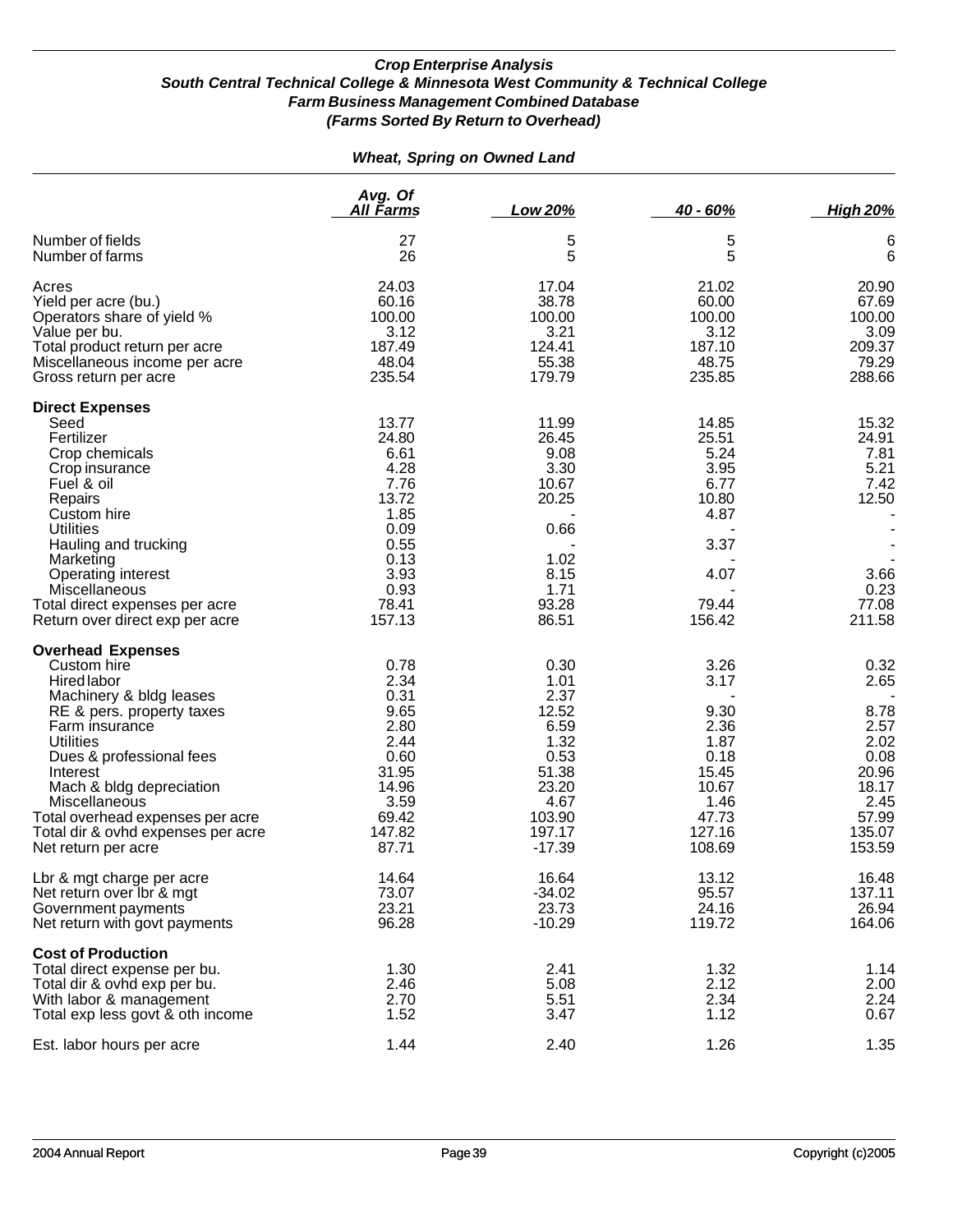***Crop Enterprise Analysis***
***South Central Technical College & Minnesota West Community & Technical College***
***Farm Business Management Combined Database***
***(Farms Sorted By Return to Overhead)***

***Wheat, Spring on Owned Land***

| | *Avg. Of All Farms* | *Low 20%* | *40 - 60%* | *High 20%* |
|---|---|---|---|---|
| Number of fields | 27 | 5 | 5 | 6 |
| Number of farms | 26 | 5 | 5 | 6 |
| | | | | |
| Acres | 24.03 | 17.04 | 21.02 | 20.90 |
| Yield per acre (bu.) | 60.16 | 38.78 | 60.00 | 67.69 |
| Operators share of yield % | 100.00 | 100.00 | 100.00 | 100.00 |
| Value per bu. | 3.12 | 3.21 | 3.12 | 3.09 |
| Total product return per acre | 187.49 | 124.41 | 187.10 | 209.37 |
| Miscellaneous income per acre | 48.04 | 55.38 | 48.75 | 79.29 |
| Gross return per acre | 235.54 | 179.79 | 235.85 | 288.66 |
| **Direct Expenses** | | | | |
| Seed | 13.77 | 11.99 | 14.85 | 15.32 |
| Fertilizer | 24.80 | 26.45 | 25.51 | 24.91 |
| Crop chemicals | 6.61 | 9.08 | 5.24 | 7.81 |
| Crop insurance | 4.28 | 3.30 | 3.95 | 5.21 |
| Fuel & oil | 7.76 | 10.67 | 6.77 | 7.42 |
| Repairs | 13.72 | 20.25 | 10.80 | 12.50 |
| Custom hire | 1.85 | - | 4.87 | - |
| Utilities | 0.09 | 0.66 | - | - |
| Hauling and trucking | 0.55 | - | 3.37 | - |
| Marketing | 0.13 | 1.02 | - | - |
| Operating interest | 3.93 | 8.15 | 4.07 | 3.66 |
| Miscellaneous | 0.93 | 1.71 | - | 0.23 |
| Total direct expenses per acre | 78.41 | 93.28 | 79.44 | 77.08 |
| Return over direct exp per acre | 157.13 | 86.51 | 156.42 | 211.58 |
| **Overhead Expenses** | | | | |
| Custom hire | 0.78 | 0.30 | 3.26 | 0.32 |
| Hired labor | 2.34 | 1.01 | 3.17 | 2.65 |
| Machinery & bldg leases | 0.31 | 2.37 | - | - |
| RE & pers. property taxes | 9.65 | 12.52 | 9.30 | 8.78 |
| Farm insurance | 2.80 | 6.59 | 2.36 | 2.57 |
| Utilities | 2.44 | 1.32 | 1.87 | 2.02 |
| Dues & professional fees | 0.60 | 0.53 | 0.18 | 0.08 |
| Interest | 31.95 | 51.38 | 15.45 | 20.96 |
| Mach & bldg depreciation | 14.96 | 23.20 | 10.67 | 18.17 |
| Miscellaneous | 3.59 | 4.67 | 1.46 | 2.45 |
| Total overhead expenses per acre | 69.42 | 103.90 | 47.73 | 57.99 |
| Total dir & ovhd expenses per acre | 147.82 | 197.17 | 127.16 | 135.07 |
| Net return per acre | 87.71 | -17.39 | 108.69 | 153.59 |
| | | | | |
| Lbr & mgt charge per acre | 14.64 | 16.64 | 13.12 | 16.48 |
| Net return over lbr & mgt | 73.07 | -34.02 | 95.57 | 137.11 |
| Government payments | 23.21 | 23.73 | 24.16 | 26.94 |
| Net return with govt payments | 96.28 | -10.29 | 119.72 | 164.06 |
| **Cost of Production** | | | | |
| Total direct expense per bu. | 1.30 | 2.41 | 1.32 | 1.14 |
| Total dir & ovhd exp per bu. | 2.46 | 5.08 | 2.12 | 2.00 |
| With labor & management | 2.70 | 5.51 | 2.34 | 2.24 |
| Total exp less govt & oth income | 1.52 | 3.47 | 1.12 | 0.67 |
| | | | | |
| Est. labor hours per acre | 1.44 | 2.40 | 1.26 | 1.35 |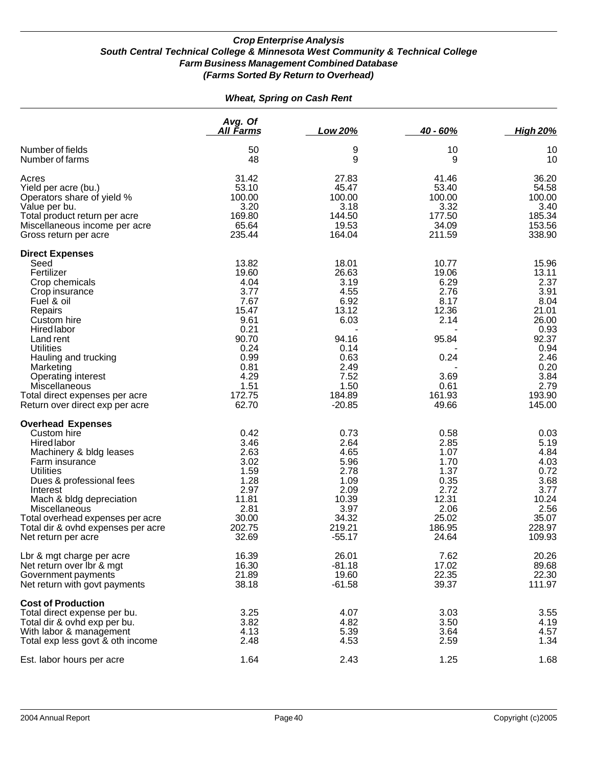### *Crop Enterprise Analysis*
### *South Central Technical College & Minnesota West Community & Technical College*
### *Farm Business Management Combined Database*
### *(Farms Sorted By Return to Overhead)*

#### *Wheat, Spring on Cash Rent*

| | Avg. Of All Farms | Low 20% | 40 - 60% | High 20% |
|---|---|---|---|---|
| Number of fields | 50 | 9 | 10 | 10 |
| Number of farms | 48 | 9 | 9 | 10 |
| Acres | 31.42 | 27.83 | 41.46 | 36.20 |
| Yield per acre (bu.) | 53.10 | 45.47 | 53.40 | 54.58 |
| Operators share of yield % | 100.00 | 100.00 | 100.00 | 100.00 |
| Value per bu. | 3.20 | 3.18 | 3.32 | 3.40 |
| Total product return per acre | 169.80 | 144.50 | 177.50 | 185.34 |
| Miscellaneous income per acre | 65.64 | 19.53 | 34.09 | 153.56 |
| Gross return per acre | 235.44 | 164.04 | 211.59 | 338.90 |
| **Direct Expenses** | | | | |
| Seed | 13.82 | 18.01 | 10.77 | 15.96 |
| Fertilizer | 19.60 | 26.63 | 19.06 | 13.11 |
| Crop chemicals | 4.04 | 3.19 | 6.29 | 2.37 |
| Crop insurance | 3.77 | 4.55 | 2.76 | 3.91 |
| Fuel & oil | 7.67 | 6.92 | 8.17 | 8.04 |
| Repairs | 15.47 | 13.12 | 12.36 | 21.01 |
| Custom hire | 9.61 | 6.03 | 2.14 | 26.00 |
| Hired labor | 0.21 | - | - | 0.93 |
| Land rent | 90.70 | 94.16 | 95.84 | 92.37 |
| Utilities | 0.24 | 0.14 | - | 0.94 |
| Hauling and trucking | 0.99 | 0.63 | 0.24 | 2.46 |
| Marketing | 0.81 | 2.49 | - | 0.20 |
| Operating interest | 4.29 | 7.52 | 3.69 | 3.84 |
| Miscellaneous | 1.51 | 1.50 | 0.61 | 2.79 |
| Total direct expenses per acre | 172.75 | 184.89 | 161.93 | 193.90 |
| Return over direct exp per acre | 62.70 | -20.85 | 49.66 | 145.00 |
| **Overhead Expenses** | | | | |
| Custom hire | 0.42 | 0.73 | 0.58 | 0.03 |
| Hired labor | 3.46 | 2.64 | 2.85 | 5.19 |
| Machinery & bldg leases | 2.63 | 4.65 | 1.07 | 4.84 |
| Farm insurance | 3.02 | 5.96 | 1.70 | 4.03 |
| Utilities | 1.59 | 2.78 | 1.37 | 0.72 |
| Dues & professional fees | 1.28 | 1.09 | 0.35 | 3.68 |
| Interest | 2.97 | 2.09 | 2.72 | 3.77 |
| Mach & bldg depreciation | 11.81 | 10.39 | 12.31 | 10.24 |
| Miscellaneous | 2.81 | 3.97 | 2.06 | 2.56 |
| Total overhead expenses per acre | 30.00 | 34.32 | 25.02 | 35.07 |
| Total dir & ovhd expenses per acre | 202.75 | 219.21 | 186.95 | 228.97 |
| Net return per acre | 32.69 | -55.17 | 24.64 | 109.93 |
| Lbr & mgt charge per acre | 16.39 | 26.01 | 7.62 | 20.26 |
| Net return over lbr & mgt | 16.30 | -81.18 | 17.02 | 89.68 |
| Government payments | 21.89 | 19.60 | 22.35 | 22.30 |
| Net return with govt payments | 38.18 | -61.58 | 39.37 | 111.97 |
| **Cost of Production** | | | | |
| Total direct expense per bu. | 3.25 | 4.07 | 3.03 | 3.55 |
| Total dir & ovhd exp per bu. | 3.82 | 4.82 | 3.50 | 4.19 |
| With labor & management | 4.13 | 5.39 | 3.64 | 4.57 |
| Total exp less govt & oth income | 2.48 | 4.53 | 2.59 | 1.34 |
| Est. labor hours per acre | 1.64 | 2.43 | 1.25 | 1.68 |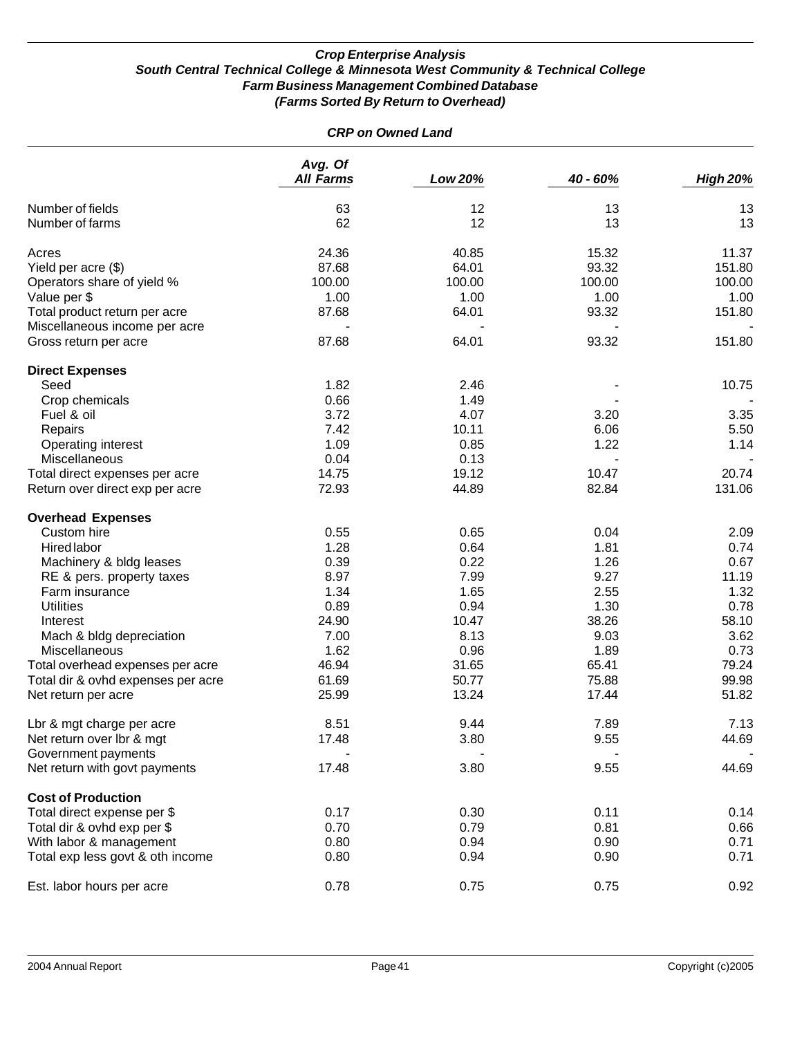***Crop Enterprise Analysis***
***South Central Technical College & Minnesota West Community & Technical College***
***Farm Business Management Combined Database***
***(Farms Sorted By Return to Overhead)***

***CRP on Owned Land***

| | *Avg. Of All Farms* | *Low 20%* | *40 - 60%* | *High 20%* |
|---|---|---|---|---|
| Number of fields | 63 | 12 | 13 | 13 |
| Number of farms | 62 | 12 | 13 | 13 |
| | | | | |
| Acres | 24.36 | 40.85 | 15.32 | 11.37 |
| Yield per acre ($) | 87.68 | 64.01 | 93.32 | 151.80 |
| Operators share of yield % | 100.00 | 100.00 | 100.00 | 100.00 |
| Value per $ | 1.00 | 1.00 | 1.00 | 1.00 |
| Total product return per acre | 87.68 | 64.01 | 93.32 | 151.80 |
| Miscellaneous income per acre | - | - | - | - |
| Gross return per acre | 87.68 | 64.01 | 93.32 | 151.80 |
| | | | | |
| **Direct Expenses** | | | | |
| Seed | 1.82 | 2.46 | - | 10.75 |
| Crop chemicals | 0.66 | 1.49 | - | - |
| Fuel & oil | 3.72 | 4.07 | 3.20 | 3.35 |
| Repairs | 7.42 | 10.11 | 6.06 | 5.50 |
| Operating interest | 1.09 | 0.85 | 1.22 | 1.14 |
| Miscellaneous | 0.04 | 0.13 | - | - |
| Total direct expenses per acre | 14.75 | 19.12 | 10.47 | 20.74 |
| Return over direct exp per acre | 72.93 | 44.89 | 82.84 | 131.06 |
| | | | | |
| **Overhead Expenses** | | | | |
| Custom hire | 0.55 | 0.65 | 0.04 | 2.09 |
| Hired labor | 1.28 | 0.64 | 1.81 | 0.74 |
| Machinery & bldg leases | 0.39 | 0.22 | 1.26 | 0.67 |
| RE & pers. property taxes | 8.97 | 7.99 | 9.27 | 11.19 |
| Farm insurance | 1.34 | 1.65 | 2.55 | 1.32 |
| Utilities | 0.89 | 0.94 | 1.30 | 0.78 |
| Interest | 24.90 | 10.47 | 38.26 | 58.10 |
| Mach & bldg depreciation | 7.00 | 8.13 | 9.03 | 3.62 |
| Miscellaneous | 1.62 | 0.96 | 1.89 | 0.73 |
| Total overhead expenses per acre | 46.94 | 31.65 | 65.41 | 79.24 |
| Total dir & ovhd expenses per acre | 61.69 | 50.77 | 75.88 | 99.98 |
| Net return per acre | 25.99 | 13.24 | 17.44 | 51.82 |
| | | | | |
| Lbr & mgt charge per acre | 8.51 | 9.44 | 7.89 | 7.13 |
| Net return over lbr & mgt | 17.48 | 3.80 | 9.55 | 44.69 |
| Government payments | - | - | - | - |
| Net return with govt payments | 17.48 | 3.80 | 9.55 | 44.69 |
| | | | | |
| **Cost of Production** | | | | |
| Total direct expense per $ | 0.17 | 0.30 | 0.11 | 0.14 |
| Total dir & ovhd exp per $ | 0.70 | 0.79 | 0.81 | 0.66 |
| With labor & management | 0.80 | 0.94 | 0.90 | 0.71 |
| Total exp less govt & oth income | 0.80 | 0.94 | 0.90 | 0.71 |
| | | | | |
| Est. labor hours per acre | 0.78 | 0.75 | 0.75 | 0.92 |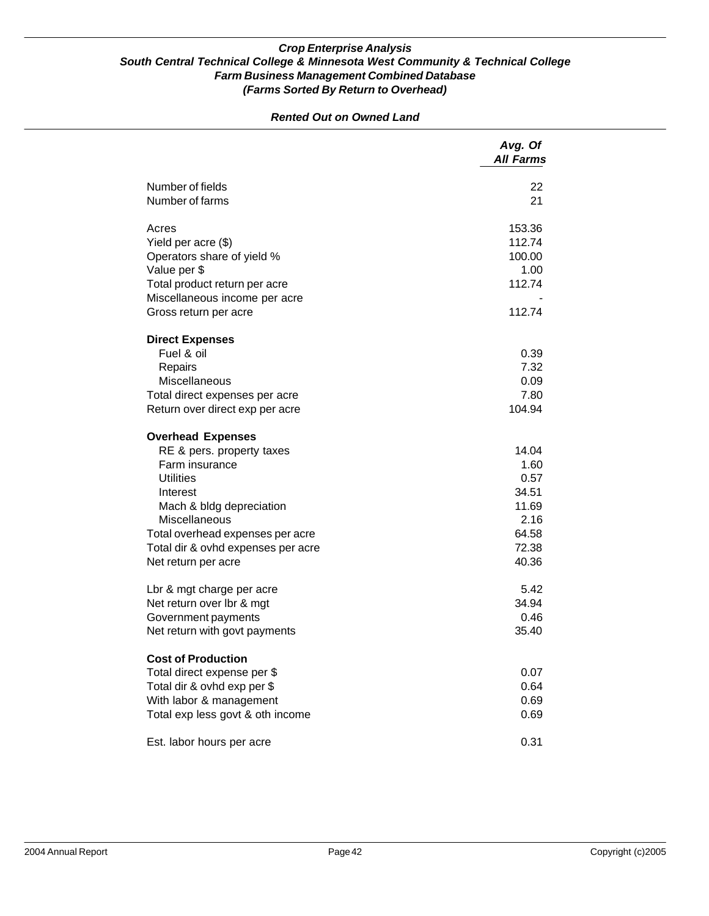# Crop Enterprise Analysis
## South Central Technical College & Minnesota West Community & Technical College
## Farm Business Management Combined Database
### (Farms Sorted By Return to Overhead)

*Rented Out on Owned Land*

| | Avg. Of All Farms |
|---|---|
| Number of fields | 22 |
| Number of farms | 21 |
| | |
| Acres | 153.36 |
| Yield per acre ($) | 112.74 |
| Operators share of yield % | 100.00 |
| Value per $ | 1.00 |
| Total product return per acre | 112.74 |
| Miscellaneous income per acre | - |
| Gross return per acre | 112.74 |
| | |
| **Direct Expenses** | |
| Fuel & oil | 0.39 |
| Repairs | 7.32 |
| Miscellaneous | 0.09 |
| Total direct expenses per acre | 7.80 |
| Return over direct exp per acre | 104.94 |
| | |
| **Overhead Expenses** | |
| RE & pers. property taxes | 14.04 |
| Farm insurance | 1.60 |
| Utilities | 0.57 |
| Interest | 34.51 |
| Mach & bldg depreciation | 11.69 |
| Miscellaneous | 2.16 |
| Total overhead expenses per acre | 64.58 |
| Total dir & ovhd expenses per acre | 72.38 |
| Net return per acre | 40.36 |
| | |
| Lbr & mgt charge per acre | 5.42 |
| Net return over lbr & mgt | 34.94 |
| Government payments | 0.46 |
| Net return with govt payments | 35.40 |
| | |
| **Cost of Production** | |
| Total direct expense per $ | 0.07 |
| Total dir & ovhd exp per $ | 0.64 |
| With labor & management | 0.69 |
| Total exp less govt & oth income | 0.69 |
| | |
| Est. labor hours per acre | 0.31 |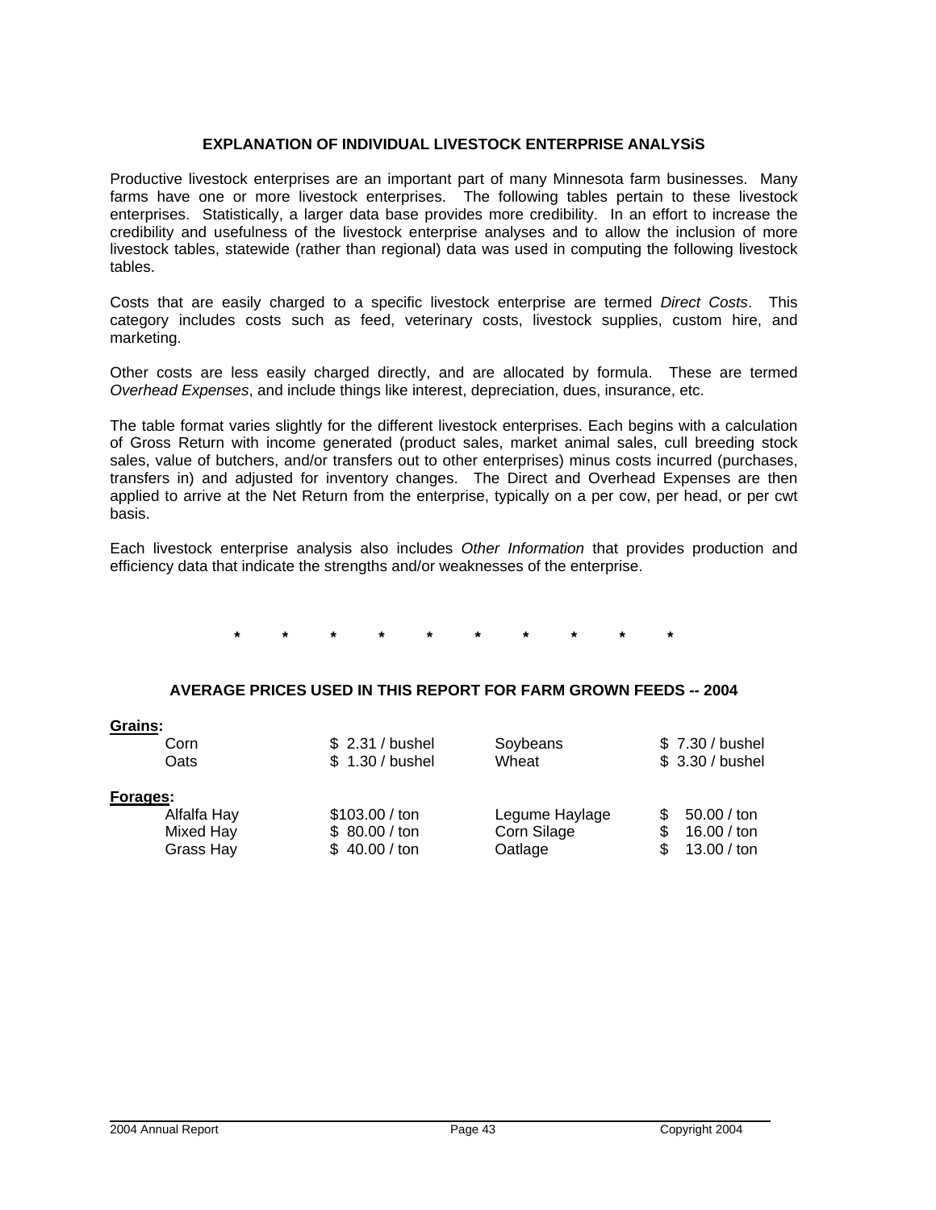## EXPLANATION OF INDIVIDUAL LIVESTOCK ENTERPRISE ANALYSiS

Productive livestock enterprises are an important part of many Minnesota farm businesses. Many farms have one or more livestock enterprises. The following tables pertain to these livestock enterprises. Statistically, a larger data base provides more credibility. In an effort to increase the credibility and usefulness of the livestock enterprise analyses and to allow the inclusion of more livestock tables, statewide (rather than regional) data was used in computing the following livestock tables.

Costs that are easily charged to a specific livestock enterprise are termed *Direct Costs*. This category includes costs such as feed, veterinary costs, livestock supplies, custom hire, and marketing.

Other costs are less easily charged directly, and are allocated by formula. These are termed *Overhead Expenses*, and include things like interest, depreciation, dues, insurance, etc.

The table format varies slightly for the different livestock enterprises. Each begins with a calculation of Gross Return with income generated (product sales, market animal sales, cull breeding stock sales, value of butchers, and/or transfers out to other enterprises) minus costs incurred (purchases, transfers in) and adjusted for inventory changes. The Direct and Overhead Expenses are then applied to arrive at the Net Return from the enterprise, typically on a per cow, per head, or per cwt basis.

Each livestock enterprise analysis also includes *Other Information* that provides production and efficiency data that indicate the strengths and/or weaknesses of the enterprise.

\* \* \* \* \* \* \* \* \* \*

## AVERAGE PRICES USED IN THIS REPORT FOR FARM GROWN FEEDS -- 2004

**Grains:**

| | | | |
|---|---|---|---|
| Corn | $ 2.31 / bushel | Soybeans | $ 7.30 / bushel |
| Oats | $ 1.30 / bushel | Wheat | $ 3.30 / bushel |

**Forages:**

| | | | |
|---|---|---|---|
| Alfalfa Hay | $103.00 / ton | Legume Haylage | $ 50.00 / ton |
| Mixed Hay | $ 80.00 / ton | Corn Silage | $ 16.00 / ton |
| Grass Hay | $ 40.00 / ton | Oatlage | $ 13.00 / ton |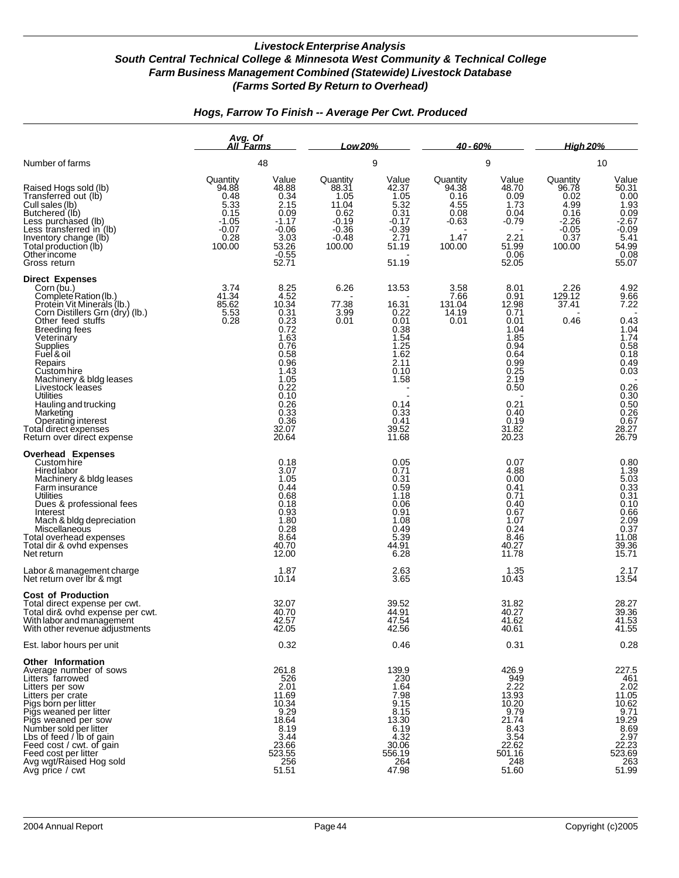### *Livestock Enterprise Analysis*
### *South Central Technical College & Minnesota West Community & Technical College*
### *Farm Business Management Combined (Statewide) Livestock Database*
### *(Farms Sorted By Return to Overhead)*

## *Hogs, Farrow To Finish -- Average Per Cwt. Produced*

| | *Avg. Of All Farms* | | *Low 20%* | | *40 - 60%* | | *High 20%* | |
|---|---|---|---|---|---|---|---|---|
| Number of farms | 48 | | 9 | | 9 | | 10 | |
| | Quantity | Value | Quantity | Value | Quantity | Value | Quantity | Value |
| Raised Hogs sold (lb) | 94.88 | 48.88 | 88.31 | 42.37 | 94.38 | 48.70 | 96.78 | 50.31 |
| Transferred out (lb) | 0.48 | 0.34 | 1.05 | 1.05 | 0.16 | 0.09 | 0.02 | 0.00 |
| Cull sales (lb) | 5.33 | 2.15 | 11.04 | 5.32 | 4.55 | 1.73 | 4.99 | 1.93 |
| Butchered (lb) | 0.15 | 0.09 | 0.62 | 0.31 | 0.08 | 0.04 | 0.16 | 0.09 |
| Less purchased (lb) | -1.05 | -1.17 | -0.19 | -0.17 | -0.63 | -0.79 | -2.26 | -2.67 |
| Less transferred in (lb) | -0.07 | -0.06 | -0.36 | -0.39 | - | - | -0.05 | -0.09 |
| Inventory change (lb) | 0.28 | 3.03 | -0.48 | 2.71 | 1.47 | 2.21 | 0.37 | 5.41 |
| Total production (lb) | 100.00 | 53.26 | 100.00 | 51.19 | 100.00 | 51.99 | 100.00 | 54.99 |
| Other income | | -0.55 | | - | | 0.06 | | 0.08 |
| Gross return | | 52.71 | | 51.19 | | 52.05 | | 55.07 |
| **Direct Expenses** | | | | | | | | |
| Corn (bu.) | 3.74 | 8.25 | 6.26 | 13.53 | 3.58 | 8.01 | 2.26 | 4.92 |
| Complete Ration (lb.) | 41.34 | 4.52 | - | - | 7.66 | 0.91 | 129.12 | 9.66 |
| Protein Vit Minerals (lb.) | 85.62 | 10.34 | 77.38 | 16.31 | 131.04 | 12.98 | 37.41 | 7.22 |
| Corn Distillers Grn (dry) (lb.) | 5.53 | 0.31 | 3.99 | 0.22 | 14.19 | 0.71 | - | - |
| Other feed stuffs | 0.28 | 0.23 | 0.01 | 0.01 | 0.01 | 0.01 | 0.46 | 0.43 |
| Breeding fees | | 0.72 | | 0.38 | | 1.04 | | 1.04 |
| Veterinary | | 1.63 | | 1.54 | | 1.85 | | 1.74 |
| Supplies | | 0.76 | | 1.25 | | 0.94 | | 0.58 |
| Fuel & oil | | 0.58 | | 1.62 | | 0.64 | | 0.18 |
| Repairs | | 0.96 | | 2.11 | | 0.99 | | 0.49 |
| Custom hire | | 1.43 | | 0.10 | | 0.25 | | 0.03 |
| Machinery & bldg leases | | 1.05 | | 1.58 | | 2.19 | | - |
| Livestock leases | | 0.22 | | - | | 0.50 | | 0.26 |
| Utilities | | 0.10 | | - | | - | | 0.30 |
| Hauling and trucking | | 0.26 | | 0.14 | | 0.21 | | 0.50 |
| Marketing | | 0.33 | | 0.33 | | 0.40 | | 0.26 |
| Operating interest | | 0.36 | | 0.41 | | 0.19 | | 0.67 |
| Total direct expenses | | 32.07 | | 39.52 | | 31.82 | | 28.27 |
| Return over direct expense | | 20.64 | | 11.68 | | 20.23 | | 26.79 |
| **Overhead Expenses** | | | | | | | | |
| Custom hire | | 0.18 | | 0.05 | | 0.07 | | 0.80 |
| Hired labor | | 3.07 | | 0.71 | | 4.88 | | 1.39 |
| Machinery & bldg leases | | 1.05 | | 0.31 | | 0.00 | | 5.03 |
| Farm insurance | | 0.44 | | 0.59 | | 0.41 | | 0.33 |
| Utilities | | 0.68 | | 1.18 | | 0.71 | | 0.31 |
| Dues & professional fees | | 0.18 | | 0.06 | | 0.40 | | 0.10 |
| Interest | | 0.93 | | 0.91 | | 0.67 | | 0.66 |
| Mach & bldg depreciation | | 1.80 | | 1.08 | | 1.07 | | 2.09 |
| Miscellaneous | | 0.28 | | 0.49 | | 0.24 | | 0.37 |
| Total overhead expenses | | 8.64 | | 5.39 | | 8.46 | | 11.08 |
| Total dir & ovhd expenses | | 40.70 | | 44.91 | | 40.27 | | 39.36 |
| Net return | | 12.00 | | 6.28 | | 11.78 | | 15.71 |
| Labor & management charge | | 1.87 | | 2.63 | | 1.35 | | 2.17 |
| Net return over lbr & mgt | | 10.14 | | 3.65 | | 10.43 | | 13.54 |
| **Cost of Production** | | | | | | | | |
| Total direct expense per cwt. | | 32.07 | | 39.52 | | 31.82 | | 28.27 |
| Total dir& ovhd expense per cwt. | | 40.70 | | 44.91 | | 40.27 | | 39.36 |
| With labor and management | | 42.57 | | 47.54 | | 41.62 | | 41.53 |
| With other revenue adjustments | | 42.05 | | 42.56 | | 40.61 | | 41.55 |
| Est. labor hours per unit | | 0.32 | | 0.46 | | 0.31 | | 0.28 |
| **Other Information** | | | | | | | | |
| Average number of sows | | 261.8 | | 139.9 | | 426.9 | | 227.5 |
| Litters farrowed | | 526 | | 230 | | 949 | | 461 |
| Litters per sow | | 2.01 | | 1.64 | | 2.22 | | 2.02 |
| Litters per crate | | 11.69 | | 7.98 | | 13.93 | | 11.05 |
| Pigs born per litter | | 10.34 | | 9.15 | | 10.20 | | 10.62 |
| Pigs weaned per litter | | 9.29 | | 8.15 | | 9.79 | | 9.71 |
| Pigs weaned per sow | | 18.64 | | 13.30 | | 21.74 | | 19.29 |
| Number sold per litter | | 8.19 | | 6.19 | | 8.43 | | 8.69 |
| Lbs of feed / lb of gain | | 3.44 | | 4.32 | | 3.54 | | 2.97 |
| Feed cost / cwt. of gain | | 23.66 | | 30.06 | | 22.62 | | 22.23 |
| Feed cost per litter | | 523.55 | | 556.19 | | 501.16 | | 523.69 |
| Avg wgt/Raised Hog sold | | 256 | | 264 | | 248 | | 263 |
| Avg price / cwt | | 51.51 | | 47.98 | | 51.60 | | 51.99 |

2004 Annual Report

Copyright (c)2005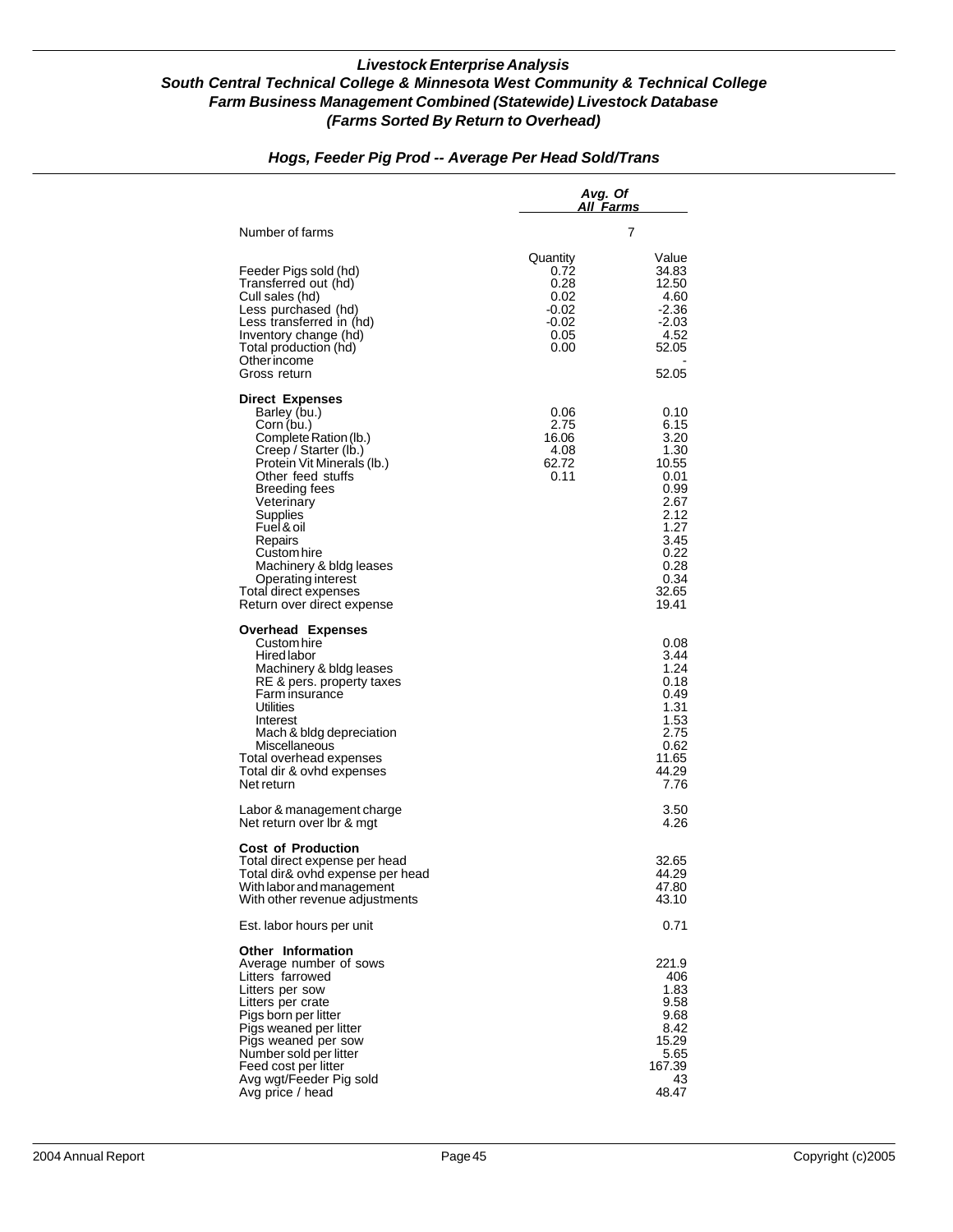# *Livestock Enterprise Analysis*
## *South Central Technical College & Minnesota West Community & Technical College*
## *Farm Business Management Combined (Statewide) Livestock Database*
## *(Farms Sorted By Return to Overhead)*

### *Hogs, Feeder Pig Prod -- Average Per Head Sold/Trans*

| | *Avg. Of All Farms* | |
|---|---|---|
| Number of farms | | 7 |
| | Quantity | Value |
| Feeder Pigs sold (hd) | 0.72 | 34.83 |
| Transferred out (hd) | 0.28 | 12.50 |
| Cull sales (hd) | 0.02 | 4.60 |
| Less purchased (hd) | -0.02 | -2.36 |
| Less transferred in (hd) | -0.02 | -2.03 |
| Inventory change (hd) | 0.05 | 4.52 |
| Total production (hd) | 0.00 | 52.05 |
| Other income | | - |
| Gross return | | 52.05 |
| **Direct Expenses** | | |
| Barley (bu.) | 0.06 | 0.10 |
| Corn (bu.) | 2.75 | 6.15 |
| Complete Ration (lb.) | 16.06 | 3.20 |
| Creep / Starter (lb.) | 4.08 | 1.30 |
| Protein Vit Minerals (lb.) | 62.72 | 10.55 |
| Other feed stuffs | 0.11 | 0.01 |
| Breeding fees | | 0.99 |
| Veterinary | | 2.67 |
| Supplies | | 2.12 |
| Fuel & oil | | 1.27 |
| Repairs | | 3.45 |
| Custom hire | | 0.22 |
| Machinery & bldg leases | | 0.28 |
| Operating interest | | 0.34 |
| Total direct expenses | | 32.65 |
| Return over direct expense | | 19.41 |
| **Overhead Expenses** | | |
| Custom hire | | 0.08 |
| Hired labor | | 3.44 |
| Machinery & bldg leases | | 1.24 |
| RE & pers. property taxes | | 0.18 |
| Farm insurance | | 0.49 |
| Utilities | | 1.31 |
| Interest | | 1.53 |
| Mach & bldg depreciation | | 2.75 |
| Miscellaneous | | 0.62 |
| Total overhead expenses | | 11.65 |
| Total dir & ovhd expenses | | 44.29 |
| Net return | | 7.76 |
| Labor & management charge | | 3.50 |
| Net return over lbr & mgt | | 4.26 |
| **Cost of Production** | | |
| Total direct expense per head | | 32.65 |
| Total dir& ovhd expense per head | | 44.29 |
| With labor and management | | 47.80 |
| With other revenue adjustments | | 43.10 |
| Est. labor hours per unit | | 0.71 |
| **Other Information** | | |
| Average number of sows | | 221.9 |
| Litters farrowed | | 406 |
| Litters per sow | | 1.83 |
| Litters per crate | | 9.58 |
| Pigs born per litter | | 9.68 |
| Pigs weaned per litter | | 8.42 |
| Pigs weaned per sow | | 15.29 |
| Number sold per litter | | 5.65 |
| Feed cost per litter | | 167.39 |
| Avg wgt/Feeder Pig sold | | 43 |
| Avg price / head | | 48.47 |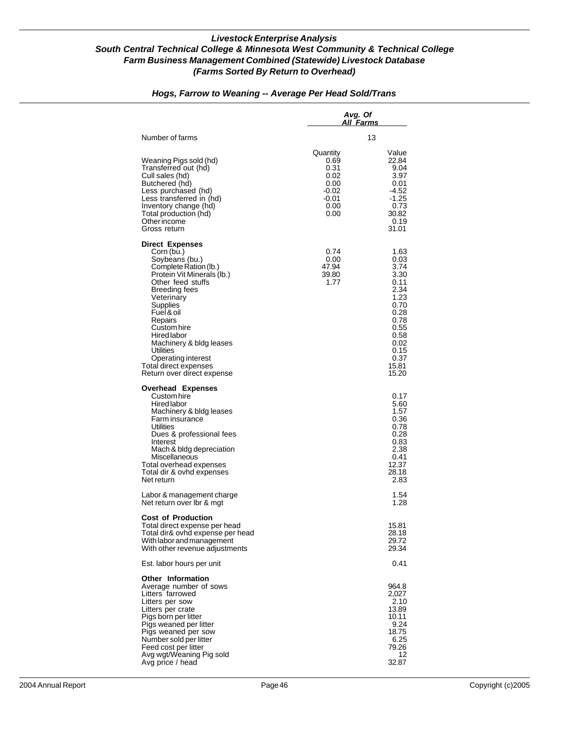### *Livestock Enterprise Analysis*
### *South Central Technical College & Minnesota West Community & Technical College*
### *Farm Business Management Combined (Statewide) Livestock Database*
### *(Farms Sorted By Return to Overhead)*

#### *Hogs, Farrow to Weaning -- Average Per Head Sold/Trans*

| | *Avg. Of All Farms* | |
|---|---|---|
| Number of farms | 13 | |
| | Quantity | Value |
| Weaning Pigs sold (hd) | 0.69 | 22.84 |
| Transferred out (hd) | 0.31 | 9.04 |
| Cull sales (hd) | 0.02 | 3.97 |
| Butchered (hd) | 0.00 | 0.01 |
| Less purchased (hd) | -0.02 | -4.52 |
| Less transferred in (hd) | -0.01 | -1.25 |
| Inventory change (hd) | 0.00 | 0.73 |
| Total production (hd) | 0.00 | 30.82 |
| Other income | | 0.19 |
| Gross return | | 31.01 |
| **Direct Expenses** | | |
| Corn (bu.) | 0.74 | 1.63 |
| Soybeans (bu.) | 0.00 | 0.03 |
| Complete Ration (lb.) | 47.94 | 3.74 |
| Protein Vit Minerals (lb.) | 39.80 | 3.30 |
| Other feed stuffs | 1.77 | 0.11 |
| Breeding fees | | 2.34 |
| Veterinary | | 1.23 |
| Supplies | | 0.70 |
| Fuel & oil | | 0.28 |
| Repairs | | 0.78 |
| Custom hire | | 0.55 |
| Hired labor | | 0.58 |
| Machinery & bldg leases | | 0.02 |
| Utilities | | 0.15 |
| Operating interest | | 0.37 |
| Total direct expenses | | 15.81 |
| Return over direct expense | | 15.20 |
| **Overhead Expenses** | | |
| Custom hire | | 0.17 |
| Hired labor | | 5.60 |
| Machinery & bldg leases | | 1.57 |
| Farm insurance | | 0.36 |
| Utilities | | 0.78 |
| Dues & professional fees | | 0.28 |
| Interest | | 0.83 |
| Mach & bldg depreciation | | 2.38 |
| Miscellaneous | | 0.41 |
| Total overhead expenses | | 12.37 |
| Total dir & ovhd expenses | | 28.18 |
| Net return | | 2.83 |
| Labor & management charge | | 1.54 |
| Net return over lbr & mgt | | 1.28 |
| **Cost of Production** | | |
| Total direct expense per head | | 15.81 |
| Total dir& ovhd expense per head | | 28.18 |
| With labor and management | | 29.72 |
| With other revenue adjustments | | 29.34 |
| Est. labor hours per unit | | 0.41 |
| **Other Information** | | |
| Average number of sows | | 964.8 |
| Litters farrowed | | 2,027 |
| Litters per sow | | 2.10 |
| Litters per crate | | 13.89 |
| Pigs born per litter | | 10.11 |
| Pigs weaned per litter | | 9.24 |
| Pigs weaned per sow | | 18.75 |
| Number sold per litter | | 6.25 |
| Feed cost per litter | | 79.26 |
| Avg wgt/Weaning Pig sold | | 12 |
| Avg price / head | | 32.87 |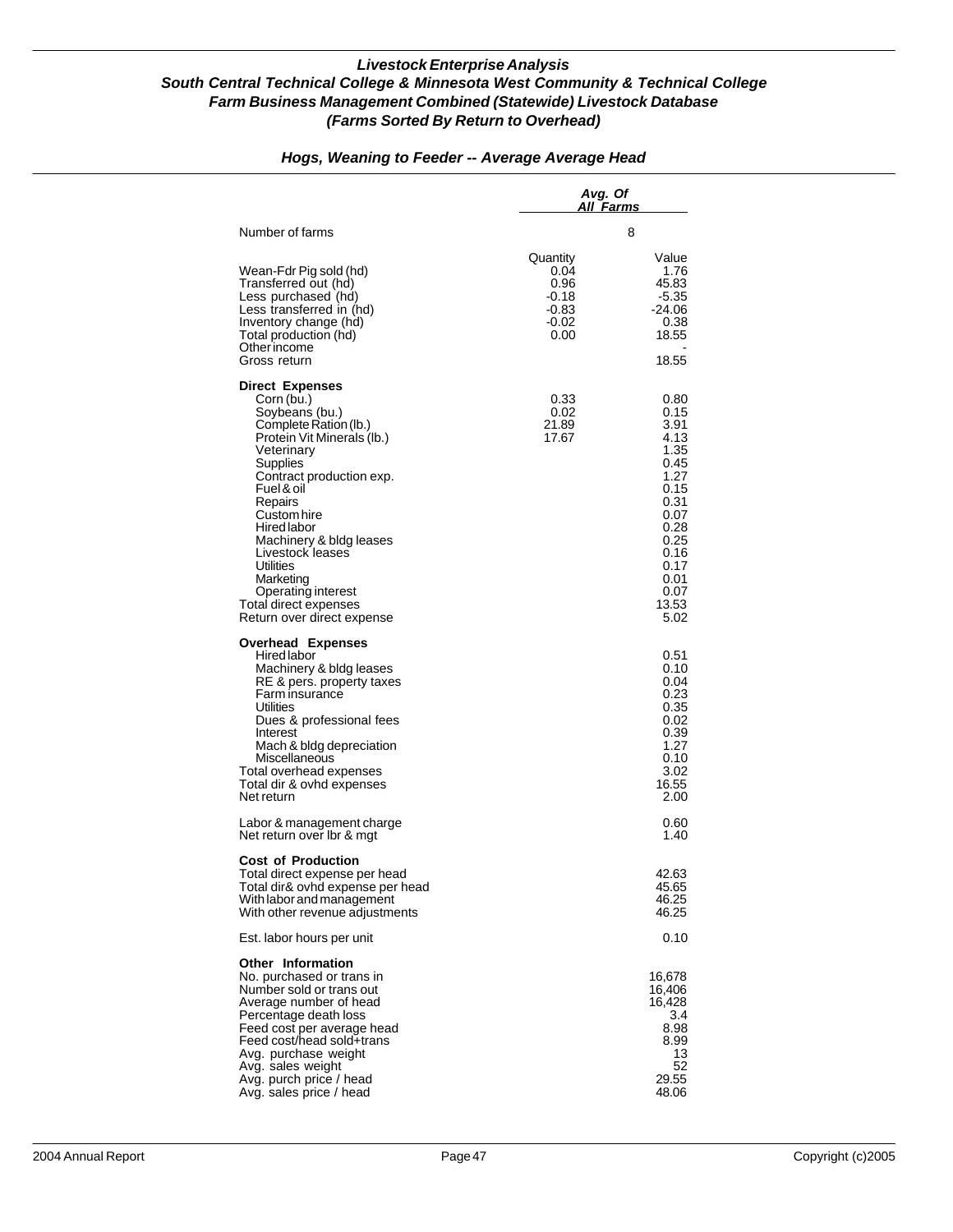### *Livestock Enterprise Analysis*
### *South Central Technical College & Minnesota West Community & Technical College*
### *Farm Business Management Combined (Statewide) Livestock Database*
### *(Farms Sorted By Return to Overhead)*

#### *Hogs, Weaning to Feeder -- Average Average Head*

| | *Avg. Of All Farms* | |
|---|---|---|
| Number of farms | 8 | |
| | Quantity | Value |
| Wean-Fdr Pig sold (hd) | 0.04 | 1.76 |
| Transferred out (hd) | 0.96 | 45.83 |
| Less purchased (hd) | -0.18 | -5.35 |
| Less transferred in (hd) | -0.83 | -24.06 |
| Inventory change (hd) | -0.02 | 0.38 |
| Total production (hd) | 0.00 | 18.55 |
| Other income | | - |
| Gross return | | 18.55 |
| **Direct Expenses** | | |
| Corn (bu.) | 0.33 | 0.80 |
| Soybeans (bu.) | 0.02 | 0.15 |
| Complete Ration (lb.) | 21.89 | 3.91 |
| Protein Vit Minerals (lb.) | 17.67 | 4.13 |
| Veterinary | | 1.35 |
| Supplies | | 0.45 |
| Contract production exp. | | 1.27 |
| Fuel & oil | | 0.15 |
| Repairs | | 0.31 |
| Custom hire | | 0.07 |
| Hired labor | | 0.28 |
| Machinery & bldg leases | | 0.25 |
| Livestock leases | | 0.16 |
| Utilities | | 0.17 |
| Marketing | | 0.01 |
| Operating interest | | 0.07 |
| Total direct expenses | | 13.53 |
| Return over direct expense | | 5.02 |
| **Overhead Expenses** | | |
| Hired labor | | 0.51 |
| Machinery & bldg leases | | 0.10 |
| RE & pers. property taxes | | 0.04 |
| Farm insurance | | 0.23 |
| Utilities | | 0.35 |
| Dues & professional fees | | 0.02 |
| Interest | | 0.39 |
| Mach & bldg depreciation | | 1.27 |
| Miscellaneous | | 0.10 |
| Total overhead expenses | | 3.02 |
| Total dir & ovhd expenses | | 16.55 |
| Net return | | 2.00 |
| Labor & management charge | | 0.60 |
| Net return over lbr & mgt | | 1.40 |
| **Cost of Production** | | |
| Total direct expense per head | | 42.63 |
| Total dir& ovhd expense per head | | 45.65 |
| With labor and management | | 46.25 |
| With other revenue adjustments | | 46.25 |
| Est. labor hours per unit | | 0.10 |
| **Other Information** | | |
| No. purchased or trans in | | 16,678 |
| Number sold or trans out | | 16,406 |
| Average number of head | | 16,428 |
| Percentage death loss | | 3.4 |
| Feed cost per average head | | 8.98 |
| Feed cost/head sold+trans | | 8.99 |
| Avg. purchase weight | | 13 |
| Avg. sales weight | | 52 |
| Avg. purch price / head | | 29.55 |
| Avg. sales price / head | | 48.06 |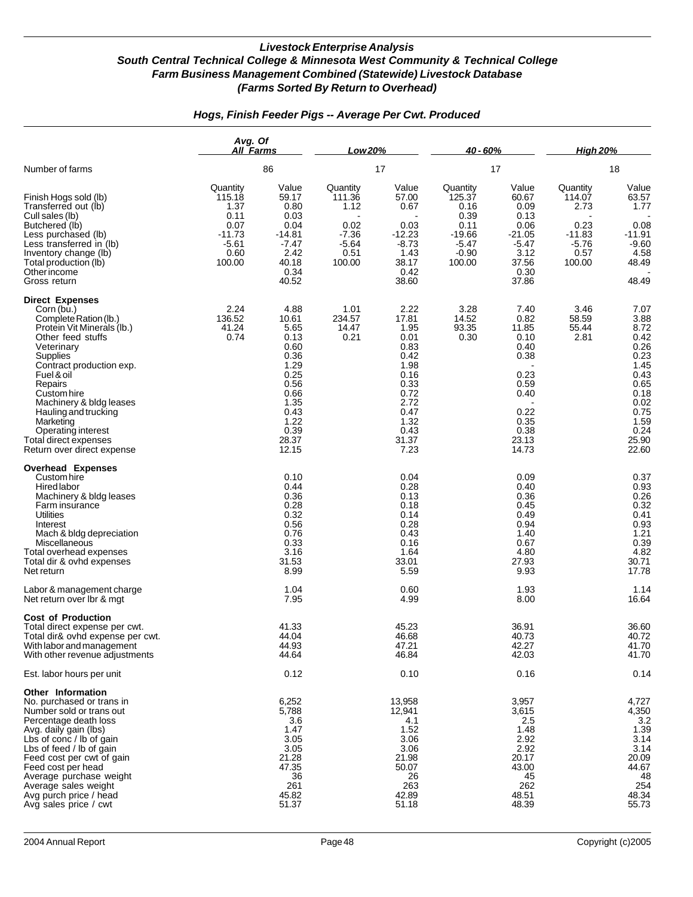# *Livestock Enterprise Analysis*
## *South Central Technical College & Minnesota West Community & Technical College*
## *Farm Business Management Combined (Statewide) Livestock Database*
## *(Farms Sorted By Return to Overhead)*

### *Hogs, Finish Feeder Pigs -- Average Per Cwt. Produced*

| | Avg. Of All Farms | | Low 20% | | 40 - 60% | | High 20% | |
|---|---|---|---|---|---|---|---|---|
| Number of farms | 86 | | 17 | | 17 | | 18 | |
| | Quantity | Value | Quantity | Value | Quantity | Value | Quantity | Value |
| Finish Hogs sold (lb) | 115.18 | 59.17 | 111.36 | 57.00 | 125.37 | 60.67 | 114.07 | 63.57 |
| Transferred out (lb) | 1.37 | 0.80 | 1.12 | 0.67 | 0.16 | 0.09 | 2.73 | 1.77 |
| Cull sales (lb) | 0.11 | 0.03 | - | - | 0.39 | 0.13 | - | - |
| Butchered (lb) | 0.07 | 0.04 | 0.02 | 0.03 | 0.11 | 0.06 | 0.23 | 0.08 |
| Less purchased (lb) | -11.73 | -14.81 | -7.36 | -12.23 | -19.66 | -21.05 | -11.83 | -11.91 |
| Less transferred in (lb) | -5.61 | -7.47 | -5.64 | -8.73 | -5.47 | -5.47 | -5.76 | -9.60 |
| Inventory change (lb) | 0.60 | 2.42 | 0.51 | 1.43 | -0.90 | 3.12 | 0.57 | 4.58 |
| Total production (lb) | 100.00 | 40.18 | 100.00 | 38.17 | 100.00 | 37.56 | 100.00 | 48.49 |
| Other income | | 0.34 | | 0.42 | | 0.30 | | - |
| Gross return | | 40.52 | | 38.60 | | 37.86 | | 48.49 |
| **Direct Expenses** | | | | | | | | |
| Corn (bu.) | 2.24 | 4.88 | 1.01 | 2.22 | 3.28 | 7.40 | 3.46 | 7.07 |
| Complete Ration (lb.) | 136.52 | 10.61 | 234.57 | 17.81 | 14.52 | 0.82 | 58.59 | 3.88 |
| Protein Vit Minerals (lb.) | 41.24 | 5.65 | 14.47 | 1.95 | 93.35 | 11.85 | 55.44 | 8.72 |
| Other feed stuffs | 0.74 | 0.13 | 0.21 | 0.01 | 0.30 | 0.10 | 2.81 | 0.42 |
| Veterinary | | 0.60 | | 0.83 | | 0.40 | | 0.26 |
| Supplies | | 0.36 | | 0.42 | | 0.38 | | 0.23 |
| Contract production exp. | | 1.29 | | 1.98 | | - | | 1.45 |
| Fuel & oil | | 0.25 | | 0.16 | | 0.23 | | 0.43 |
| Repairs | | 0.56 | | 0.33 | | 0.59 | | 0.65 |
| Custom hire | | 0.66 | | 0.72 | | 0.40 | | 0.18 |
| Machinery & bldg leases | | 1.35 | | 2.72 | | - | | 0.02 |
| Hauling and trucking | | 0.43 | | 0.47 | | 0.22 | | 0.75 |
| Marketing | | 1.22 | | 1.32 | | 0.35 | | 1.59 |
| Operating interest | | 0.39 | | 0.43 | | 0.38 | | 0.24 |
| Total direct expenses | | 28.37 | | 31.37 | | 23.13 | | 25.90 |
| Return over direct expense | | 12.15 | | 7.23 | | 14.73 | | 22.60 |
| **Overhead Expenses** | | | | | | | | |
| Custom hire | | 0.10 | | 0.04 | | 0.09 | | 0.37 |
| Hired labor | | 0.44 | | 0.28 | | 0.40 | | 0.93 |
| Machinery & bldg leases | | 0.36 | | 0.13 | | 0.36 | | 0.26 |
| Farm insurance | | 0.28 | | 0.18 | | 0.45 | | 0.32 |
| Utilities | | 0.32 | | 0.14 | | 0.49 | | 0.41 |
| Interest | | 0.56 | | 0.28 | | 0.94 | | 0.93 |
| Mach & bldg depreciation | | 0.76 | | 0.43 | | 1.40 | | 1.21 |
| Miscellaneous | | 0.33 | | 0.16 | | 0.67 | | 0.39 |
| Total overhead expenses | | 3.16 | | 1.64 | | 4.80 | | 4.82 |
| Total dir & ovhd expenses | | 31.53 | | 33.01 | | 27.93 | | 30.71 |
| Net return | | 8.99 | | 5.59 | | 9.93 | | 17.78 |
| Labor & management charge | | 1.04 | | 0.60 | | 1.93 | | 1.14 |
| Net return over lbr & mgt | | 7.95 | | 4.99 | | 8.00 | | 16.64 |
| **Cost of Production** | | | | | | | | |
| Total direct expense per cwt. | | 41.33 | | 45.23 | | 36.91 | | 36.60 |
| Total dir& ovhd expense per cwt. | | 44.04 | | 46.68 | | 40.73 | | 40.72 |
| With labor and management | | 44.93 | | 47.21 | | 42.27 | | 41.70 |
| With other revenue adjustments | | 44.64 | | 46.84 | | 42.03 | | 41.70 |
| Est. labor hours per unit | | 0.12 | | 0.10 | | 0.16 | | 0.14 |
| **Other Information** | | | | | | | | |
| No. purchased or trans in | | 6,252 | | 13,958 | | 3,957 | | 4,727 |
| Number sold or trans out | | 5,788 | | 12,941 | | 3,615 | | 4,350 |
| Percentage death loss | | 3.6 | | 4.1 | | 2.5 | | 3.2 |
| Avg. daily gain (lbs) | | 1.47 | | 1.52 | | 1.48 | | 1.39 |
| Lbs of conc / lb of gain | | 3.05 | | 3.06 | | 2.92 | | 3.14 |
| Lbs of feed / lb of gain | | 3.05 | | 3.06 | | 2.92 | | 3.14 |
| Feed cost per cwt of gain | | 21.28 | | 21.98 | | 20.17 | | 20.09 |
| Feed cost per head | | 47.35 | | 50.07 | | 43.00 | | 44.67 |
| Average purchase weight | | 36 | | 26 | | 45 | | 48 |
| Average sales weight | | 261 | | 263 | | 262 | | 254 |
| Avg purch price / head | | 45.82 | | 42.89 | | 48.51 | | 48.34 |
| Avg sales price / cwt | | 51.37 | | 51.18 | | 48.39 | | 55.73 |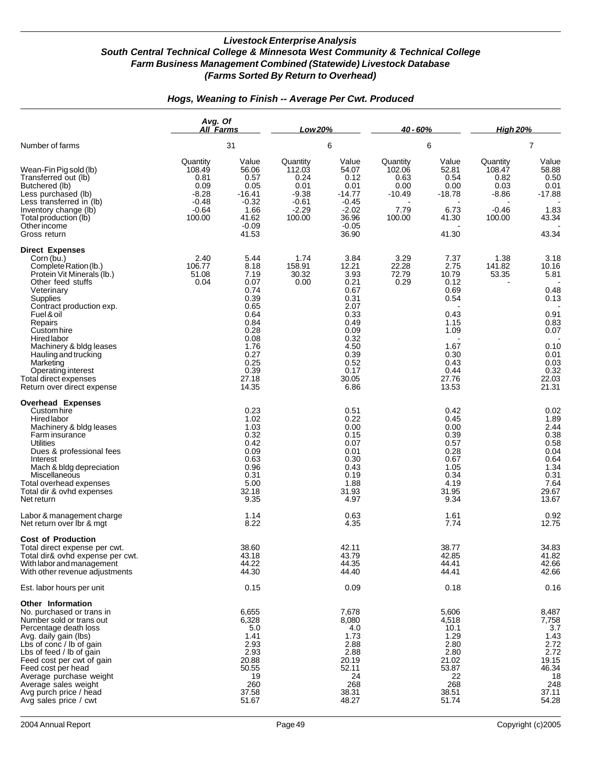## Livestock Enterprise Analysis
## South Central Technical College & Minnesota West Community & Technical College
## Farm Business Management Combined (Statewide) Livestock Database
## (Farms Sorted By Return to Overhead)

### Hogs, Weaning to Finish -- Average Per Cwt. Produced

| | Avg. Of All Farms | | Low 20% | | 40 - 60% | | High 20% | |
|---|---|---|---|---|---|---|---|---|
| Number of farms | 31 | | 6 | | 6 | | 7 | |
| | Quantity | Value | Quantity | Value | Quantity | Value | Quantity | Value |
| Wean-Fin Pig sold (lb) | 108.49 | 56.06 | 112.03 | 54.07 | 102.06 | 52.81 | 108.47 | 58.88 |
| Transferred out (lb) | 0.81 | 0.57 | 0.24 | 0.12 | 0.63 | 0.54 | 0.82 | 0.50 |
| Butchered (lb) | 0.09 | 0.05 | 0.01 | 0.01 | 0.00 | 0.00 | 0.03 | 0.01 |
| Less purchased (lb) | -8.28 | -16.41 | -9.38 | -14.77 | -10.49 | -18.78 | -8.86 | -17.88 |
| Less transferred in (lb) | -0.48 | -0.32 | -0.61 | -0.45 | - | - | - | - |
| Inventory change (lb) | -0.64 | 1.66 | -2.29 | -2.02 | 7.79 | 6.73 | -0.46 | 1.83 |
| Total production (lb) | 100.00 | 41.62 | 100.00 | 36.96 | 100.00 | 41.30 | 100.00 | 43.34 |
| Other income | | -0.09 | | -0.05 | | - | | - |
| Gross return | | 41.53 | | 36.90 | | 41.30 | | 43.34 |
| **Direct Expenses** | | | | | | | | |
| Corn (bu.) | 2.40 | 5.44 | 1.74 | 3.84 | 3.29 | 7.37 | 1.38 | 3.18 |
| Complete Ration (lb.) | 106.77 | 8.18 | 158.91 | 12.21 | 22.28 | 2.75 | 141.82 | 10.16 |
| Protein Vit Minerals (lb.) | 51.08 | 7.19 | 30.32 | 3.93 | 72.79 | 10.79 | 53.35 | 5.81 |
| Other feed stuffs | 0.04 | 0.07 | 0.00 | 0.21 | 0.29 | 0.12 | - | - |
| Veterinary | | 0.74 | | 0.67 | | 0.69 | | 0.48 |
| Supplies | | 0.39 | | 0.31 | | 0.54 | | 0.13 |
| Contract production exp. | | 0.65 | | 2.07 | | - | | - |
| Fuel & oil | | 0.64 | | 0.33 | | 0.43 | | 0.91 |
| Repairs | | 0.84 | | 0.49 | | 1.15 | | 0.83 |
| Custom hire | | 0.28 | | 0.09 | | 1.09 | | 0.07 |
| Hired labor | | 0.08 | | 0.32 | | - | | - |
| Machinery & bldg leases | | 1.76 | | 4.50 | | 1.67 | | 0.10 |
| Hauling and trucking | | 0.27 | | 0.39 | | 0.30 | | 0.01 |
| Marketing | | 0.25 | | 0.52 | | 0.43 | | 0.03 |
| Operating interest | | 0.39 | | 0.17 | | 0.44 | | 0.32 |
| Total direct expenses | | 27.18 | | 30.05 | | 27.76 | | 22.03 |
| Return over direct expense | | 14.35 | | 6.86 | | 13.53 | | 21.31 |
| **Overhead Expenses** | | | | | | | | |
| Custom hire | | 0.23 | | 0.51 | | 0.42 | | 0.02 |
| Hired labor | | 1.02 | | 0.22 | | 0.45 | | 1.89 |
| Machinery & bldg leases | | 1.03 | | 0.00 | | 0.00 | | 2.44 |
| Farm insurance | | 0.32 | | 0.15 | | 0.39 | | 0.38 |
| Utilities | | 0.42 | | 0.07 | | 0.57 | | 0.58 |
| Dues & professional fees | | 0.09 | | 0.01 | | 0.28 | | 0.04 |
| Interest | | 0.63 | | 0.30 | | 0.67 | | 0.64 |
| Mach & bldg depreciation | | 0.96 | | 0.43 | | 1.05 | | 1.34 |
| Miscellaneous | | 0.31 | | 0.19 | | 0.34 | | 0.31 |
| Total overhead expenses | | 5.00 | | 1.88 | | 4.19 | | 7.64 |
| Total dir & ovhd expenses | | 32.18 | | 31.93 | | 31.95 | | 29.67 |
| Net return | | 9.35 | | 4.97 | | 9.34 | | 13.67 |
| Labor & management charge | | 1.14 | | 0.63 | | 1.61 | | 0.92 |
| Net return over lbr & mgt | | 8.22 | | 4.35 | | 7.74 | | 12.75 |
| **Cost of Production** | | | | | | | | |
| Total direct expense per cwt. | | 38.60 | | 42.11 | | 38.77 | | 34.83 |
| Total dir& ovhd expense per cwt. | | 43.18 | | 43.79 | | 42.85 | | 41.82 |
| With labor and management | | 44.22 | | 44.35 | | 44.41 | | 42.66 |
| With other revenue adjustments | | 44.30 | | 44.40 | | 44.41 | | 42.66 |
| Est. labor hours per unit | | 0.15 | | 0.09 | | 0.18 | | 0.16 |
| **Other Information** | | | | | | | | |
| No. purchased or trans in | | 6,655 | | 7,678 | | 5,606 | | 8,487 |
| Number sold or trans out | | 6,328 | | 8,080 | | 4,518 | | 7,758 |
| Percentage death loss | | 5.0 | | 4.0 | | 10.1 | | 3.7 |
| Avg. daily gain (lbs) | | 1.41 | | 1.73 | | 1.29 | | 1.43 |
| Lbs of conc / lb of gain | | 2.93 | | 2.88 | | 2.80 | | 2.72 |
| Lbs of feed / lb of gain | | 2.93 | | 2.88 | | 2.80 | | 2.72 |
| Feed cost per cwt of gain | | 20.88 | | 20.19 | | 21.02 | | 19.15 |
| Feed cost per head | | 50.55 | | 52.11 | | 53.87 | | 46.34 |
| Average purchase weight | | 19 | | 24 | | 22 | | 18 |
| Average sales weight | | 260 | | 268 | | 268 | | 248 |
| Avg purch price / head | | 37.58 | | 38.31 | | 38.51 | | 37.11 |
| Avg sales price / cwt | | 51.67 | | 48.27 | | 51.74 | | 54.28 |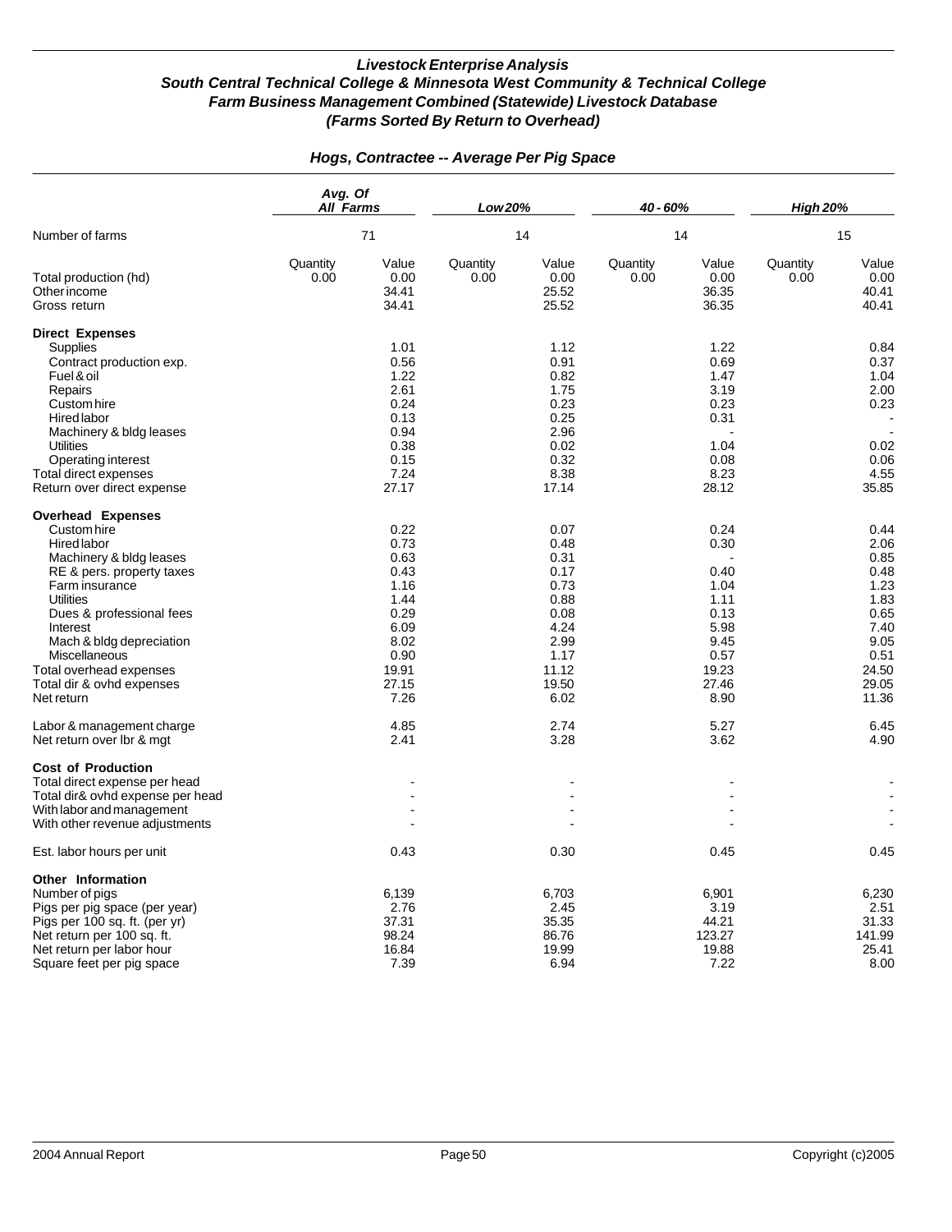### *Livestock Enterprise Analysis*
### *South Central Technical College & Minnesota West Community & Technical College*
### *Farm Business Management Combined (Statewide) Livestock Database*
### *(Farms Sorted By Return to Overhead)*

## *Hogs, Contractee -- Average Per Pig Space*

| | *Avg. Of All Farms* | | *Low 20%* | | *40 - 60%* | | *High 20%* | |
|---|---|---|---|---|---|---|---|---|
| Number of farms | | 71 | | 14 | | 14 | | 15 |
| | Quantity | Value | Quantity | Value | Quantity | Value | Quantity | Value |
| Total production (hd) | 0.00 | 0.00 | 0.00 | 0.00 | 0.00 | 0.00 | 0.00 | 0.00 |
| Other income | | 34.41 | | 25.52 | | 36.35 | | 40.41 |
| Gross return | | 34.41 | | 25.52 | | 36.35 | | 40.41 |
| **Direct Expenses** | | | | | | | | |
| Supplies | | 1.01 | | 1.12 | | 1.22 | | 0.84 |
| Contract production exp. | | 0.56 | | 0.91 | | 0.69 | | 0.37 |
| Fuel & oil | | 1.22 | | 0.82 | | 1.47 | | 1.04 |
| Repairs | | 2.61 | | 1.75 | | 3.19 | | 2.00 |
| Custom hire | | 0.24 | | 0.23 | | 0.23 | | 0.23 |
| Hired labor | | 0.13 | | 0.25 | | 0.31 | | - |
| Machinery & bldg leases | | 0.94 | | 2.96 | | - | | - |
| Utilities | | 0.38 | | 0.02 | | 1.04 | | 0.02 |
| Operating interest | | 0.15 | | 0.32 | | 0.08 | | 0.06 |
| Total direct expenses | | 7.24 | | 8.38 | | 8.23 | | 4.55 |
| Return over direct expense | | 27.17 | | 17.14 | | 28.12 | | 35.85 |
| **Overhead Expenses** | | | | | | | | |
| Custom hire | | 0.22 | | 0.07 | | 0.24 | | 0.44 |
| Hired labor | | 0.73 | | 0.48 | | 0.30 | | 2.06 |
| Machinery & bldg leases | | 0.63 | | 0.31 | | - | | 0.85 |
| RE & pers. property taxes | | 0.43 | | 0.17 | | 0.40 | | 0.48 |
| Farm insurance | | 1.16 | | 0.73 | | 1.04 | | 1.23 |
| Utilities | | 1.44 | | 0.88 | | 1.11 | | 1.83 |
| Dues & professional fees | | 0.29 | | 0.08 | | 0.13 | | 0.65 |
| Interest | | 6.09 | | 4.24 | | 5.98 | | 7.40 |
| Mach & bldg depreciation | | 8.02 | | 2.99 | | 9.45 | | 9.05 |
| Miscellaneous | | 0.90 | | 1.17 | | 0.57 | | 0.51 |
| Total overhead expenses | | 19.91 | | 11.12 | | 19.23 | | 24.50 |
| Total dir & ovhd expenses | | 27.15 | | 19.50 | | 27.46 | | 29.05 |
| Net return | | 7.26 | | 6.02 | | 8.90 | | 11.36 |
| Labor & management charge | | 4.85 | | 2.74 | | 5.27 | | 6.45 |
| Net return over lbr & mgt | | 2.41 | | 3.28 | | 3.62 | | 4.90 |
| **Cost of Production** | | | | | | | | |
| Total direct expense per head | | - | | - | | - | | - |
| Total dir& ovhd expense per head | | - | | - | | - | | - |
| With labor and management | | - | | - | | - | | - |
| With other revenue adjustments | | - | | - | | - | | - |
| Est. labor hours per unit | | 0.43 | | 0.30 | | 0.45 | | 0.45 |
| **Other Information** | | | | | | | | |
| Number of pigs | | 6,139 | | 6,703 | | 6,901 | | 6,230 |
| Pigs per pig space (per year) | | 2.76 | | 2.45 | | 3.19 | | 2.51 |
| Pigs per 100 sq. ft. (per yr) | | 37.31 | | 35.35 | | 44.21 | | 31.33 |
| Net return per 100 sq. ft. | | 98.24 | | 86.76 | | 123.27 | | 141.99 |
| Net return per labor hour | | 16.84 | | 19.99 | | 19.88 | | 25.41 |
| Square feet per pig space | | 7.39 | | 6.94 | | 7.22 | | 8.00 |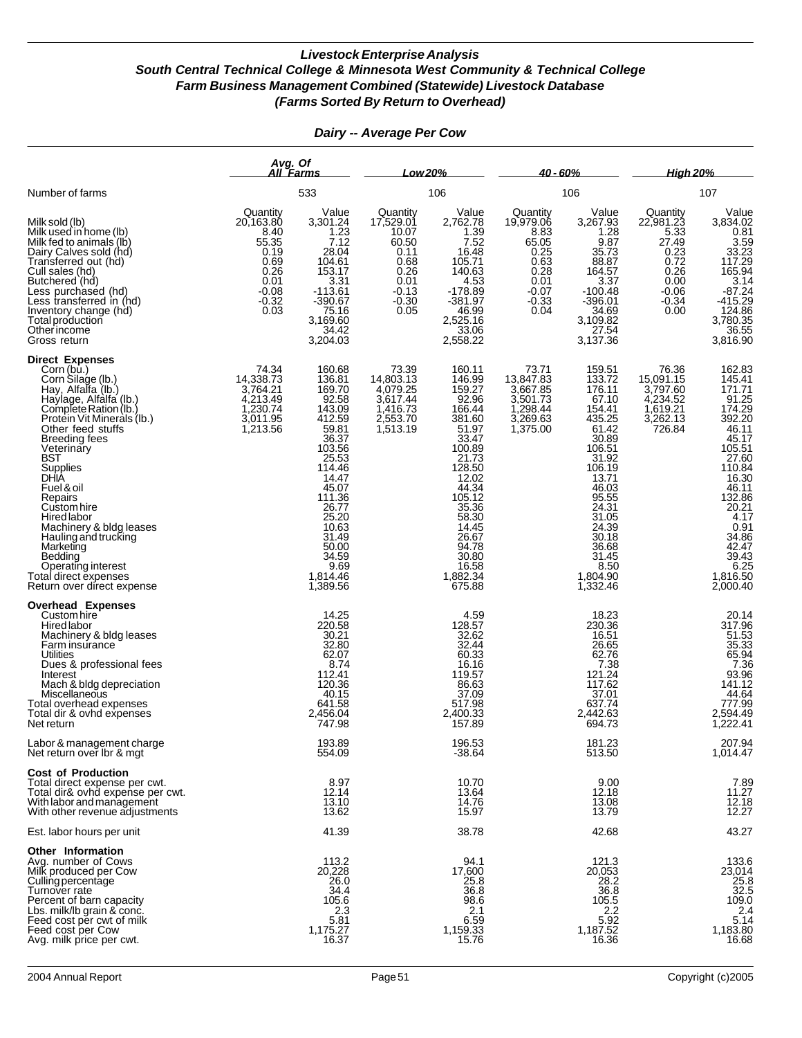# *Livestock Enterprise Analysis*
## *South Central Technical College & Minnesota West Community & Technical College*
## *Farm Business Management Combined (Statewide) Livestock Database*
## *(Farms Sorted By Return to Overhead)*

### *Dairy -- Average Per Cow*

| | Avg. Of All Farms | | Low 20% | | 40 - 60% | | High 20% | |
|---|---|---|---|---|---|---|---|---|
| Number of farms | 533 | | 106 | | 106 | | 107 | |
| | Quantity | Value | Quantity | Value | Quantity | Value | Quantity | Value |
| Milk sold (lb) | 20,163.80 | 3,301.24 | 17,529.01 | 2,762.78 | 19,979.06 | 3,267.93 | 22,981.23 | 3,834.02 |
| Milk used in home (lb) | 8.40 | 1.23 | 10.07 | 1.39 | 8.83 | 1.28 | 5.33 | 0.81 |
| Milk fed to animals (lb) | 55.35 | 7.12 | 60.50 | 7.52 | 65.05 | 9.87 | 27.49 | 3.59 |
| Dairy Calves sold (hd) | 0.19 | 28.04 | 0.11 | 16.48 | 0.25 | 35.73 | 0.23 | 33.23 |
| Transferred out (hd) | 0.69 | 104.61 | 0.68 | 105.71 | 0.63 | 88.87 | 0.72 | 117.29 |
| Cull sales (hd) | 0.26 | 153.17 | 0.26 | 140.63 | 0.28 | 164.57 | 0.26 | 165.94 |
| Butchered (hd) | 0.01 | 3.31 | 0.01 | 4.53 | 0.01 | 3.37 | 0.00 | 3.14 |
| Less purchased (hd) | -0.08 | -113.61 | -0.13 | -178.89 | -0.07 | -100.48 | -0.06 | -87.24 |
| Less transferred in (hd) | -0.32 | -390.67 | -0.30 | -381.97 | -0.33 | -396.01 | -0.34 | -415.29 |
| Inventory change (hd) | 0.03 | 75.16 | 0.05 | 46.99 | 0.04 | 34.69 | 0.00 | 124.86 |
| Total production | | 3,169.60 | | 2,525.16 | | 3,109.82 | | 3,780.35 |
| Other income | | 34.42 | | 33.06 | | 27.54 | | 36.55 |
| Gross return | | 3,204.03 | | 2,558.22 | | 3,137.36 | | 3,816.90 |
| **Direct Expenses** | | | | | | | | |
| Corn (bu.) | 74.34 | 160.68 | 73.39 | 160.11 | 73.71 | 159.51 | 76.36 | 162.83 |
| Corn Silage (lb.) | 14,338.73 | 136.81 | 14,803.13 | 146.99 | 13,847.83 | 133.72 | 15,091.15 | 145.41 |
| Hay, Alfalfa (lb.) | 3,764.21 | 169.70 | 4,079.25 | 159.27 | 3,667.85 | 176.11 | 3,797.60 | 171.71 |
| Haylage, Alfalfa (lb.) | 4,213.49 | 92.58 | 3,617.44 | 92.96 | 3,501.73 | 67.10 | 4,234.52 | 91.25 |
| Complete Ration (lb.) | 1,230.74 | 143.09 | 1,416.73 | 166.44 | 1,298.44 | 154.41 | 1,619.21 | 174.29 |
| Protein Vit Minerals (lb.) | 3,011.95 | 412.59 | 2,553.70 | 381.60 | 3,269.63 | 435.25 | 3,262.13 | 392.20 |
| Other feed stuffs | 1,213.56 | 59.81 | 1,513.19 | 51.97 | 1,375.00 | 61.42 | 726.84 | 46.11 |
| Breeding fees | | 36.37 | | 33.47 | | 30.89 | | 45.17 |
| Veterinary | | 103.56 | | 100.89 | | 106.51 | | 105.51 |
| BST | | 25.53 | | 21.73 | | 31.92 | | 27.60 |
| Supplies | | 114.46 | | 128.50 | | 106.19 | | 110.84 |
| DHIA | | 14.47 | | 12.02 | | 13.71 | | 16.30 |
| Fuel & oil | | 45.07 | | 44.34 | | 46.03 | | 46.11 |
| Repairs | | 111.36 | | 105.12 | | 95.55 | | 132.86 |
| Custom hire | | 26.77 | | 35.36 | | 24.31 | | 20.21 |
| Hired labor | | 25.20 | | 58.30 | | 31.05 | | 4.17 |
| Machinery & bldg leases | | 10.63 | | 14.45 | | 24.39 | | 0.91 |
| Hauling and trucking | | 31.49 | | 26.67 | | 30.18 | | 34.86 |
| Marketing | | 50.00 | | 94.78 | | 36.68 | | 42.47 |
| Bedding | | 34.59 | | 30.80 | | 31.45 | | 39.43 |
| Operating interest | | 9.69 | | 16.58 | | 8.50 | | 6.25 |
| Total direct expenses | | 1,814.46 | | 1,882.34 | | 1,804.90 | | 1,816.50 |
| Return over direct expense | | 1,389.56 | | 675.88 | | 1,332.46 | | 2,000.40 |
| **Overhead Expenses** | | | | | | | | |
| Custom hire | | 14.25 | | 4.59 | | 18.23 | | 20.14 |
| Hired labor | | 220.58 | | 128.57 | | 230.36 | | 317.96 |
| Machinery & bldg leases | | 30.21 | | 32.62 | | 16.51 | | 51.53 |
| Farm insurance | | 32.80 | | 32.44 | | 26.65 | | 35.33 |
| Utilities | | 62.07 | | 60.33 | | 62.76 | | 65.94 |
| Dues & professional fees | | 8.74 | | 16.16 | | 7.38 | | 7.36 |
| Interest | | 112.41 | | 119.57 | | 121.24 | | 93.96 |
| Mach & bldg depreciation | | 120.36 | | 86.63 | | 117.62 | | 141.12 |
| Miscellaneous | | 40.15 | | 37.09 | | 37.01 | | 44.64 |
| Total overhead expenses | | 641.58 | | 517.98 | | 637.74 | | 777.99 |
| Total dir & ovhd expenses | | 2,456.04 | | 2,400.33 | | 2,442.63 | | 2,594.49 |
| Net return | | 747.98 | | 157.89 | | 694.73 | | 1,222.41 |
| Labor & management charge | | 193.89 | | 196.53 | | 181.23 | | 207.94 |
| Net return over lbr & mgt | | 554.09 | | -38.64 | | 513.50 | | 1,014.47 |
| **Cost of Production** | | | | | | | | |
| Total direct expense per cwt. | | 8.97 | | 10.70 | | 9.00 | | 7.89 |
| Total dir& ovhd expense per cwt. | | 12.14 | | 13.64 | | 12.18 | | 11.27 |
| With labor and management | | 13.10 | | 14.76 | | 13.08 | | 12.18 |
| With other revenue adjustments | | 13.62 | | 15.97 | | 13.79 | | 12.27 |
| Est. labor hours per unit | | 41.39 | | 38.78 | | 42.68 | | 43.27 |
| **Other Information** | | | | | | | | |
| Avg. number of Cows | | 113.2 | | 94.1 | | 121.3 | | 133.6 |
| Milk produced per Cow | | 20,228 | | 17,600 | | 20,053 | | 23,014 |
| Culling percentage | | 26.0 | | 25.8 | | 28.2 | | 25.8 |
| Turnover rate | | 34.4 | | 36.8 | | 36.8 | | 32.5 |
| Percent of barn capacity | | 105.6 | | 98.6 | | 105.5 | | 109.0 |
| Lbs. milk/lb grain & conc. | | 2.3 | | 2.1 | | 2.2 | | 2.4 |
| Feed cost per cwt of milk | | 5.81 | | 6.59 | | 5.92 | | 5.14 |
| Feed cost per Cow | | 1,175.27 | | 1,159.33 | | 1,187.52 | | 1,183.80 |
| Avg. milk price per cwt. | | 16.37 | | 15.76 | | 16.36 | | 16.68 |

2004 Annual Report    Copyright (c)2005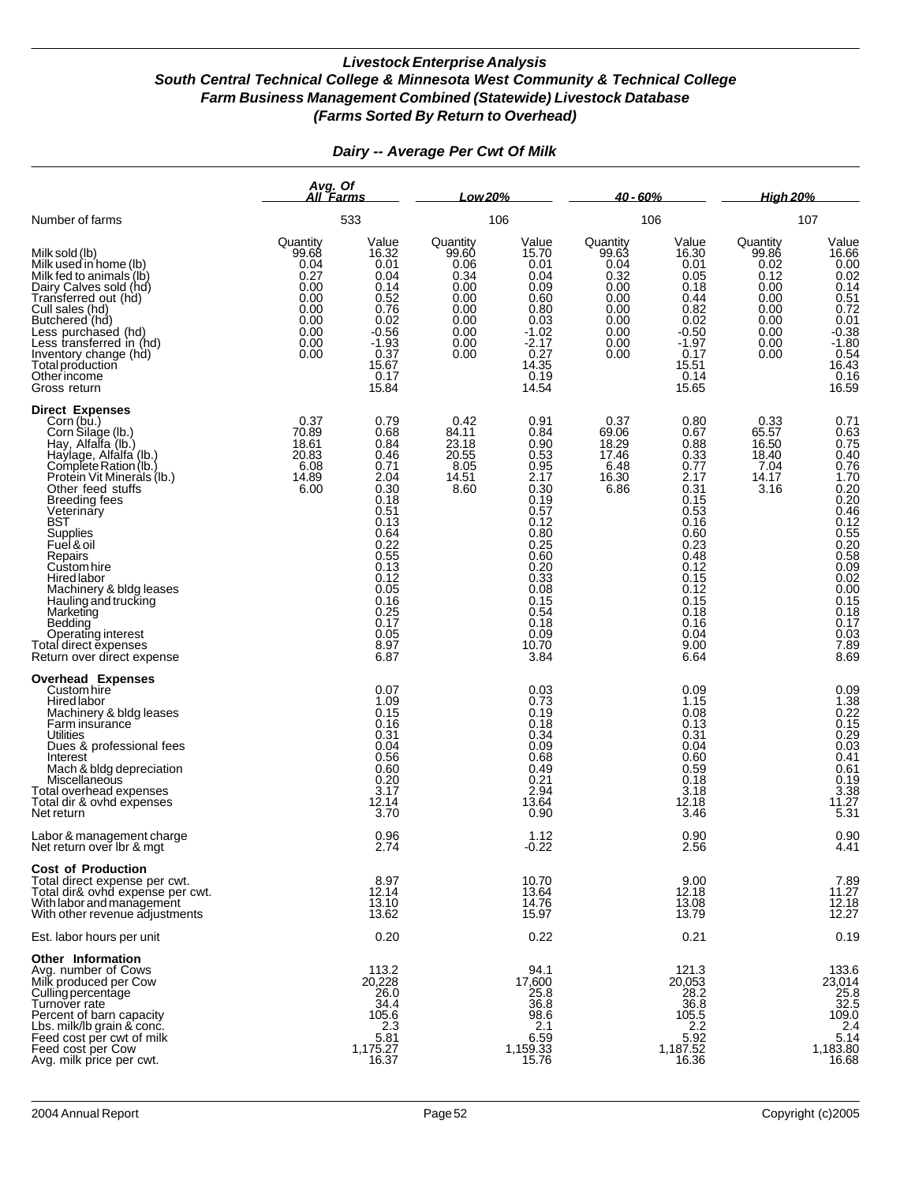### *Livestock Enterprise Analysis*
### *South Central Technical College & Minnesota West Community & Technical College*
### *Farm Business Management Combined (Statewide) Livestock Database*
### *(Farms Sorted By Return to Overhead)*

## *Dairy -- Average Per Cwt Of Milk*

| | Avg. Of All Farms | | Low 20% | | 40 - 60% | | High 20% | |
|---|---|---|---|---|---|---|---|---|
| Number of farms | 533 | | 106 | | 106 | | 107 | |
| | Quantity | Value | Quantity | Value | Quantity | Value | Quantity | Value |
| Milk sold (lb) | 99.68 | 16.32 | 99.60 | 15.70 | 99.63 | 16.30 | 99.86 | 16.66 |
| Milk used in home (lb) | 0.04 | 0.01 | 0.06 | 0.01 | 0.04 | 0.01 | 0.02 | 0.00 |
| Milk fed to animals (lb) | 0.27 | 0.04 | 0.34 | 0.04 | 0.32 | 0.05 | 0.12 | 0.02 |
| Dairy Calves sold (hd) | 0.00 | 0.14 | 0.00 | 0.09 | 0.00 | 0.18 | 0.00 | 0.14 |
| Transferred out (hd) | 0.00 | 0.52 | 0.00 | 0.60 | 0.00 | 0.44 | 0.00 | 0.51 |
| Cull sales (hd) | 0.00 | 0.76 | 0.00 | 0.80 | 0.00 | 0.82 | 0.00 | 0.72 |
| Butchered (hd) | 0.00 | 0.02 | 0.00 | 0.03 | 0.00 | 0.02 | 0.00 | 0.01 |
| Less purchased (hd) | 0.00 | -0.56 | 0.00 | -1.02 | 0.00 | -0.50 | 0.00 | -0.38 |
| Less transferred in (hd) | 0.00 | -1.93 | 0.00 | -2.17 | 0.00 | -1.97 | 0.00 | -1.80 |
| Inventory change (hd) | 0.00 | 0.37 | 0.00 | 0.27 | 0.00 | 0.17 | 0.00 | 0.54 |
| Total production | | 15.67 | | 14.35 | | 15.51 | | 16.43 |
| Other income | | 0.17 | | 0.19 | | 0.14 | | 0.16 |
| Gross return | | 15.84 | | 14.54 | | 15.65 | | 16.59 |
| **Direct Expenses** | | | | | | | | |
| Corn (bu.) | 0.37 | 0.79 | 0.42 | 0.91 | 0.37 | 0.80 | 0.33 | 0.71 |
| Corn Silage (lb.) | 70.89 | 0.68 | 84.11 | 0.84 | 69.06 | 0.67 | 65.57 | 0.63 |
| Hay, Alfalfa (lb.) | 18.61 | 0.84 | 23.18 | 0.90 | 18.29 | 0.88 | 16.50 | 0.75 |
| Haylage, Alfalfa (lb.) | 20.83 | 0.46 | 20.55 | 0.53 | 17.46 | 0.33 | 18.40 | 0.40 |
| Complete Ration (lb.) | 6.08 | 0.71 | 8.05 | 0.95 | 6.48 | 0.77 | 7.04 | 0.76 |
| Protein Vit Minerals (lb.) | 14.89 | 2.04 | 14.51 | 2.17 | 16.30 | 2.17 | 14.17 | 1.70 |
| Other feed stuffs | 6.00 | 0.30 | 8.60 | 0.30 | 6.86 | 0.31 | 3.16 | 0.20 |
| Breeding fees | | 0.18 | | 0.19 | | 0.15 | | 0.20 |
| Veterinary | | 0.51 | | 0.57 | | 0.53 | | 0.46 |
| BST | | 0.13 | | 0.12 | | 0.16 | | 0.12 |
| Supplies | | 0.64 | | 0.80 | | 0.60 | | 0.55 |
| Fuel & oil | | 0.22 | | 0.25 | | 0.23 | | 0.20 |
| Repairs | | 0.55 | | 0.60 | | 0.48 | | 0.58 |
| Custom hire | | 0.13 | | 0.20 | | 0.12 | | 0.09 |
| Hired labor | | 0.12 | | 0.33 | | 0.15 | | 0.02 |
| Machinery & bldg leases | | 0.05 | | 0.08 | | 0.12 | | 0.00 |
| Hauling and trucking | | 0.16 | | 0.15 | | 0.15 | | 0.15 |
| Marketing | | 0.25 | | 0.54 | | 0.18 | | 0.18 |
| Bedding | | 0.17 | | 0.18 | | 0.16 | | 0.17 |
| Operating interest | | 0.05 | | 0.09 | | 0.04 | | 0.03 |
| Total direct expenses | | 8.97 | | 10.70 | | 9.00 | | 7.89 |
| Return over direct expense | | 6.87 | | 3.84 | | 6.64 | | 8.69 |
| **Overhead Expenses** | | | | | | | | |
| Custom hire | | 0.07 | | 0.03 | | 0.09 | | 0.09 |
| Hired labor | | 1.09 | | 0.73 | | 1.15 | | 1.38 |
| Machinery & bldg leases | | 0.15 | | 0.19 | | 0.08 | | 0.22 |
| Farm insurance | | 0.16 | | 0.18 | | 0.13 | | 0.15 |
| Utilities | | 0.31 | | 0.34 | | 0.31 | | 0.29 |
| Dues & professional fees | | 0.04 | | 0.09 | | 0.04 | | 0.03 |
| Interest | | 0.56 | | 0.68 | | 0.60 | | 0.41 |
| Mach & bldg depreciation | | 0.60 | | 0.49 | | 0.59 | | 0.61 |
| Miscellaneous | | 0.20 | | 0.21 | | 0.18 | | 0.19 |
| Total overhead expenses | | 3.17 | | 2.94 | | 3.18 | | 3.38 |
| Total dir & ovhd expenses | | 12.14 | | 13.64 | | 12.18 | | 11.27 |
| Net return | | 3.70 | | 0.90 | | 3.46 | | 5.31 |
| Labor & management charge | | 0.96 | | 1.12 | | 0.90 | | 0.90 |
| Net return over lbr & mgt | | 2.74 | | -0.22 | | 2.56 | | 4.41 |
| **Cost of Production** | | | | | | | | |
| Total direct expense per cwt. | | 8.97 | | 10.70 | | 9.00 | | 7.89 |
| Total dir& ovhd expense per cwt. | | 12.14 | | 13.64 | | 12.18 | | 11.27 |
| With labor and management | | 13.10 | | 14.76 | | 13.08 | | 12.18 |
| With other revenue adjustments | | 13.62 | | 15.97 | | 13.79 | | 12.27 |
| Est. labor hours per unit | | 0.20 | | 0.22 | | 0.21 | | 0.19 |
| **Other Information** | | | | | | | | |
| Avg. number of Cows | | 113.2 | | 94.1 | | 121.3 | | 133.6 |
| Milk produced per Cow | | 20,228 | | 17,600 | | 20,053 | | 23,014 |
| Culling percentage | | 26.0 | | 25.8 | | 28.2 | | 25.8 |
| Turnover rate | | 34.4 | | 36.8 | | 36.8 | | 32.5 |
| Percent of barn capacity | | 105.6 | | 98.6 | | 105.5 | | 109.0 |
| Lbs. milk/lb grain & conc. | | 2.3 | | 2.1 | | 2.2 | | 2.4 |
| Feed cost per cwt of milk | | 5.81 | | 6.59 | | 5.92 | | 5.14 |
| Feed cost per Cow | | 1,175.27 | | 1,159.33 | | 1,187.52 | | 1,183.80 |
| Avg. milk price per cwt. | | 16.37 | | 15.76 | | 16.36 | | 16.68 |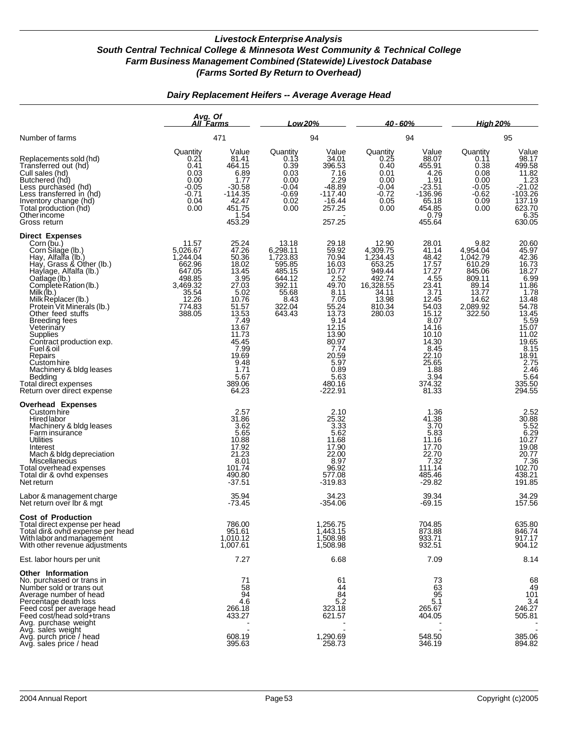### *Livestock Enterprise Analysis*
### *South Central Technical College & Minnesota West Community & Technical College*
### *Farm Business Management Combined (Statewide) Livestock Database*
### *(Farms Sorted By Return to Overhead)*

#### *Dairy Replacement Heifers -- Average Average Head*

| | Avg. Of All Farms | | Low 20% | | 40 - 60% | | High 20% | |
|---|---|---|---|---|---|---|---|---|
| Number of farms | 471 | | 94 | | 94 | | 95 | |
| | Quantity | Value | Quantity | Value | Quantity | Value | Quantity | Value |
| Replacements sold (hd) | 0.21 | 81.41 | 0.13 | 34.01 | 0.25 | 88.07 | 0.11 | 98.17 |
| Transferred out (hd) | 0.41 | 464.15 | 0.39 | 396.53 | 0.40 | 455.91 | 0.38 | 499.58 |
| Cull sales (hd) | 0.03 | 6.89 | 0.03 | 7.16 | 0.01 | 4.26 | 0.08 | 11.82 |
| Butchered (hd) | 0.00 | 1.77 | 0.00 | 2.29 | 0.00 | 1.91 | 0.00 | 1.23 |
| Less purchased (hd) | -0.05 | -30.58 | -0.04 | -48.89 | -0.04 | -23.51 | -0.05 | -21.02 |
| Less transferred in (hd) | -0.71 | -114.35 | -0.69 | -117.40 | -0.72 | -136.96 | -0.62 | -103.26 |
| Inventory change (hd) | 0.04 | 42.47 | 0.02 | -16.44 | 0.05 | 65.18 | 0.09 | 137.19 |
| Total production (hd) | 0.00 | 451.75 | 0.00 | 257.25 | 0.00 | 454.85 | 0.00 | 623.70 |
| Other income | | 1.54 | | - | | 0.79 | | 6.35 |
| Gross return | | 453.29 | | 257.25 | | 455.64 | | 630.05 |
| **Direct Expenses** | | | | | | | | |
| Corn (bu.) | 11.57 | 25.24 | 13.18 | 29.18 | 12.90 | 28.01 | 9.82 | 20.60 |
| Corn Silage (lb.) | 5,026.67 | 47.26 | 6,298.11 | 59.92 | 4,309.75 | 41.14 | 4,954.04 | 45.97 |
| Hay, Alfalfa (lb.) | 1,244.04 | 50.36 | 1,723.83 | 70.94 | 1,234.43 | 48.42 | 1,042.79 | 42.36 |
| Hay, Grass & Other (lb.) | 662.96 | 18.02 | 595.85 | 16.03 | 653.25 | 17.57 | 610.29 | 16.73 |
| Haylage, Alfalfa (lb.) | 647.05 | 13.45 | 485.15 | 10.77 | 949.44 | 17.27 | 845.06 | 18.27 |
| Oatlage (lb.) | 498.85 | 3.95 | 644.12 | 2.52 | 492.74 | 4.55 | 809.11 | 6.99 |
| Complete Ration (lb.) | 3,469.32 | 27.03 | 392.11 | 49.70 | 16,328.55 | 23.41 | 89.14 | 11.86 |
| Milk (lb.) | 35.54 | 5.02 | 55.68 | 8.11 | 34.11 | 3.71 | 13.77 | 1.78 |
| Milk Replacer (lb.) | 12.26 | 10.76 | 8.43 | 7.05 | 13.98 | 12.45 | 14.62 | 13.48 |
| Protein Vit Minerals (lb.) | 774.83 | 51.57 | 322.04 | 55.24 | 810.34 | 54.03 | 2,089.92 | 54.78 |
| Other feed stuffs | 388.05 | 13.53 | 643.43 | 13.73 | 280.03 | 15.12 | 322.50 | 13.45 |
| Breeding fees | | 7.49 | | 9.14 | | 8.07 | | 5.59 |
| Veterinary | | 13.67 | | 12.15 | | 14.16 | | 15.07 |
| Supplies | | 11.73 | | 13.90 | | 10.10 | | 11.02 |
| Contract production exp. | | 45.45 | | 80.97 | | 14.30 | | 19.65 |
| Fuel & oil | | 7.99 | | 7.74 | | 8.45 | | 8.15 |
| Repairs | | 19.69 | | 20.59 | | 22.10 | | 18.91 |
| Custom hire | | 9.48 | | 5.97 | | 25.65 | | 2.75 |
| Machinery & bldg leases | | 1.71 | | 0.89 | | 1.88 | | 2.46 |
| Bedding | | 5.67 | | 5.63 | | 3.94 | | 5.64 |
| Total direct expenses | | 389.06 | | 480.16 | | 374.32 | | 335.50 |
| Return over direct expense | | 64.23 | | -222.91 | | 81.33 | | 294.55 |
| **Overhead Expenses** | | | | | | | | |
| Custom hire | | 2.57 | | 2.10 | | 1.36 | | 2.52 |
| Hired labor | | 31.86 | | 25.32 | | 41.38 | | 30.88 |
| Machinery & bldg leases | | 3.62 | | 3.33 | | 3.70 | | 5.52 |
| Farm insurance | | 5.65 | | 5.62 | | 5.83 | | 6.29 |
| Utilities | | 10.88 | | 11.68 | | 11.16 | | 10.27 |
| Interest | | 17.92 | | 17.90 | | 17.70 | | 19.08 |
| Mach & bldg depreciation | | 21.23 | | 22.00 | | 22.70 | | 20.77 |
| Miscellaneous | | 8.01 | | 8.97 | | 7.32 | | 7.36 |
| Total overhead expenses | | 101.74 | | 96.92 | | 111.14 | | 102.70 |
| Total dir & ovhd expenses | | 490.80 | | 577.08 | | 485.46 | | 438.21 |
| Net return | | -37.51 | | -319.83 | | -29.82 | | 191.85 |
| Labor & management charge | | 35.94 | | 34.23 | | 39.34 | | 34.29 |
| Net return over lbr & mgt | | -73.45 | | -354.06 | | -69.15 | | 157.56 |
| **Cost of Production** | | | | | | | | |
| Total direct expense per head | | 786.00 | | 1,256.75 | | 704.85 | | 635.80 |
| Total dir& ovhd expense per head | | 951.61 | | 1,443.15 | | 873.88 | | 846.74 |
| With labor and management | | 1,010.12 | | 1,508.98 | | 933.71 | | 917.17 |
| With other revenue adjustments | | 1,007.61 | | 1,508.98 | | 932.51 | | 904.12 |
| Est. labor hours per unit | | 7.27 | | 6.68 | | 7.09 | | 8.14 |
| **Other Information** | | | | | | | | |
| No. purchased or trans in | | 71 | | 61 | | 73 | | 68 |
| Number sold or trans out | | 58 | | 44 | | 63 | | 49 |
| Average number of head | | 94 | | 84 | | 95 | | 101 |
| Percentage death loss | | 4.6 | | 5.2 | | 5.1 | | 3.4 |
| Feed cost per average head | | 266.18 | | 323.18 | | 265.67 | | 246.27 |
| Feed cost/head sold+trans | | 433.27 | | 621.57 | | 404.05 | | 505.81 |
| Avg. purchase weight | | - | | - | | - | | - |
| Avg. sales weight | | - | | - | | - | | - |
| Avg. purch price / head | | 608.19 | | 1,290.69 | | 548.50 | | 385.06 |
| Avg. sales price / head | | 395.63 | | 258.73 | | 346.19 | | 894.82 |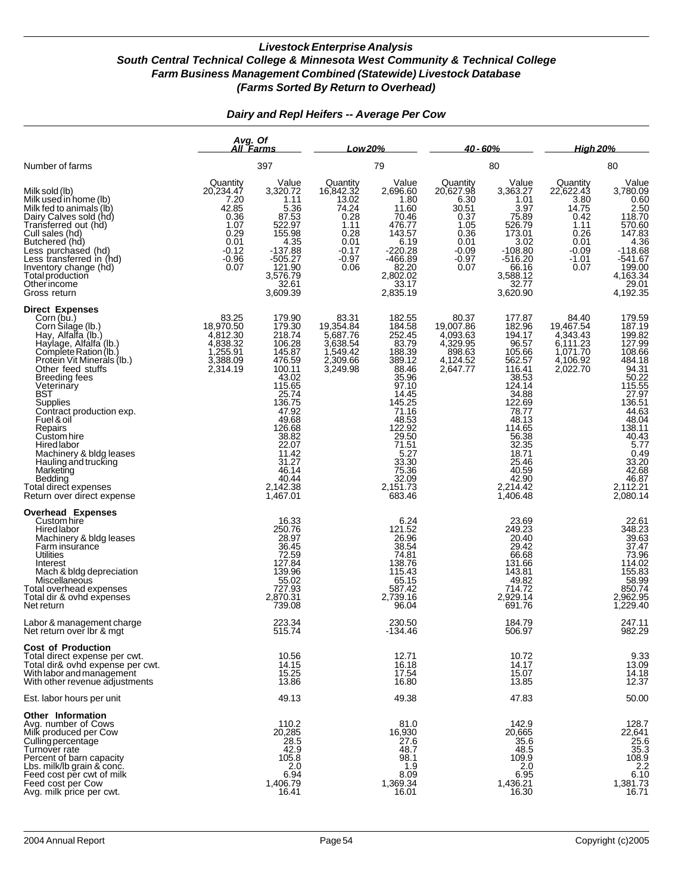# Livestock Enterprise Analysis

## South Central Technical College & Minnesota West Community & Technical College

## Farm Business Management Combined (Statewide) Livestock Database

## (Farms Sorted By Return to Overhead)

### Dairy and Repl Heifers -- Average Per Cow

| | Avg. Of All Farms | | Low 20% | | 40 - 60% | | High 20% | |
|---|---|---|---|---|---|---|---|---|
| Number of farms | 397 | | 79 | | 80 | | 80 | |
| | Quantity | Value | Quantity | Value | Quantity | Value | Quantity | Value |
| Milk sold (lb) | 20,234.47 | 3,320.72 | 16,842.32 | 2,696.60 | 20,627.98 | 3,363.27 | 22,622.43 | 3,780.09 |
| Milk used in home (lb) | 7.20 | 1.11 | 13.02 | 1.80 | 6.30 | 1.01 | 3.80 | 0.60 |
| Milk fed to animals (lb) | 42.85 | 5.36 | 74.24 | 11.60 | 30.51 | 3.97 | 14.75 | 2.50 |
| Dairy Calves sold (hd) | 0.36 | 87.53 | 0.28 | 70.46 | 0.37 | 75.89 | 0.42 | 118.70 |
| Transferred out (hd) | 1.07 | 522.97 | 1.11 | 476.77 | 1.05 | 526.79 | 1.11 | 570.60 |
| Cull sales (hd) | 0.29 | 155.98 | 0.28 | 143.57 | 0.36 | 173.01 | 0.26 | 147.83 |
| Butchered (hd) | 0.01 | 4.35 | 0.01 | 6.19 | 0.01 | 3.02 | 0.01 | 4.36 |
| Less purchased (hd) | -0.12 | -137.88 | -0.17 | -220.28 | -0.09 | -108.80 | -0.09 | -118.68 |
| Less transferred in (hd) | -0.96 | -505.27 | -0.97 | -466.89 | -0.97 | -516.20 | -1.01 | -541.67 |
| Inventory change (hd) | 0.07 | 121.90 | 0.06 | 82.20 | 0.07 | 66.16 | 0.07 | 199.00 |
| Total production | | 3,576.79 | | 2,802.02 | | 3,588.12 | | 4,163.34 |
| Other income | | 32.61 | | 33.17 | | 32.77 | | 29.01 |
| Gross return | | 3,609.39 | | 2,835.19 | | 3,620.90 | | 4,192.35 |
| **Direct Expenses** | | | | | | | | |
| Corn (bu.) | 83.25 | 179.90 | 83.31 | 182.55 | 80.37 | 177.87 | 84.40 | 179.59 |
| Corn Silage (lb.) | 18,970.50 | 179.30 | 19,354.84 | 184.58 | 19,007.86 | 182.96 | 19,467.54 | 187.19 |
| Hay, Alfalfa (lb.) | 4,812.30 | 218.74 | 5,687.76 | 252.45 | 4,093.63 | 194.17 | 4,343.43 | 199.82 |
| Haylage, Alfalfa (lb.) | 4,838.32 | 106.28 | 3,638.54 | 83.79 | 4,329.95 | 96.57 | 6,111.23 | 127.99 |
| Complete Ration (lb.) | 1,255.91 | 145.87 | 1,549.42 | 188.39 | 898.63 | 105.66 | 1,071.70 | 108.66 |
| Protein Vit Minerals (lb.) | 3,388.09 | 476.59 | 2,309.66 | 389.12 | 4,124.52 | 562.57 | 4,106.92 | 484.18 |
| Other feed stuffs | 2,314.19 | 100.11 | 3,249.98 | 88.46 | 2,647.77 | 116.41 | 2,022.70 | 94.31 |
| Breeding fees | | 43.02 | | 35.96 | | 38.53 | | 50.22 |
| Veterinary | | 115.65 | | 97.10 | | 124.14 | | 115.55 |
| BST | | 25.74 | | 14.45 | | 34.88 | | 27.97 |
| Supplies | | 136.75 | | 145.25 | | 122.69 | | 136.51 |
| Contract production exp. | | 47.92 | | 71.16 | | 78.77 | | 44.63 |
| Fuel & oil | | 49.68 | | 48.53 | | 48.13 | | 48.04 |
| Repairs | | 126.68 | | 122.92 | | 114.65 | | 138.11 |
| Custom hire | | 38.82 | | 29.50 | | 56.38 | | 40.43 |
| Hired labor | | 22.07 | | 71.51 | | 32.35 | | 5.77 |
| Machinery & bldg leases | | 11.42 | | 5.27 | | 18.71 | | 0.49 |
| Hauling and trucking | | 31.27 | | 33.30 | | 25.46 | | 33.20 |
| Marketing | | 46.14 | | 75.36 | | 40.59 | | 42.68 |
| Bedding | | 40.44 | | 32.09 | | 42.90 | | 46.87 |
| Total direct expenses | | 2,142.38 | | 2,151.73 | | 2,214.42 | | 2,112.21 |
| Return over direct expense | | 1,467.01 | | 683.46 | | 1,406.48 | | 2,080.14 |
| **Overhead Expenses** | | | | | | | | |
| Custom hire | | 16.33 | | 6.24 | | 23.69 | | 22.61 |
| Hired labor | | 250.76 | | 121.52 | | 249.23 | | 348.23 |
| Machinery & bldg leases | | 28.97 | | 26.96 | | 20.40 | | 39.63 |
| Farm insurance | | 36.45 | | 38.54 | | 29.42 | | 37.47 |
| Utilities | | 72.59 | | 74.81 | | 66.68 | | 73.96 |
| Interest | | 127.84 | | 138.76 | | 131.66 | | 114.02 |
| Mach & bldg depreciation | | 139.96 | | 115.43 | | 143.81 | | 155.83 |
| Miscellaneous | | 55.02 | | 65.15 | | 49.82 | | 58.99 |
| Total overhead expenses | | 727.93 | | 587.42 | | 714.72 | | 850.74 |
| Total dir & ovhd expenses | | 2,870.31 | | 2,739.16 | | 2,929.14 | | 2,962.95 |
| Net return | | 739.08 | | 96.04 | | 691.76 | | 1,229.40 |
| Labor & management charge | | 223.34 | | 230.50 | | 184.79 | | 247.11 |
| Net return over lbr & mgt | | 515.74 | | -134.46 | | 506.97 | | 982.29 |
| **Cost of Production** | | | | | | | | |
| Total direct expense per cwt. | | 10.56 | | 12.71 | | 10.72 | | 9.33 |
| Total dir& ovhd expense per cwt. | | 14.15 | | 16.18 | | 14.17 | | 13.09 |
| With labor and management | | 15.25 | | 17.54 | | 15.07 | | 14.18 |
| With other revenue adjustments | | 13.86 | | 16.80 | | 13.85 | | 12.37 |
| Est. labor hours per unit | | 49.13 | | 49.38 | | 47.83 | | 50.00 |
| **Other Information** | | | | | | | | |
| Avg. number of Cows | | 110.2 | | 81.0 | | 142.9 | | 128.7 |
| Milk produced per Cow | | 20,285 | | 16,930 | | 20,665 | | 22,641 |
| Culling percentage | | 28.5 | | 27.6 | | 35.6 | | 25.6 |
| Turnover rate | | 42.9 | | 48.7 | | 48.5 | | 35.3 |
| Percent of barn capacity | | 105.8 | | 98.1 | | 109.9 | | 108.9 |
| Lbs. milk/lb grain & conc. | | 2.0 | | 1.9 | | 2.0 | | 2.2 |
| Feed cost per cwt of milk | | 6.94 | | 8.09 | | 6.95 | | 6.10 |
| Feed cost per Cow | | 1,406.79 | | 1,369.34 | | 1,436.21 | | 1,381.73 |
| Avg. milk price per cwt. | | 16.41 | | 16.01 | | 16.30 | | 16.71 |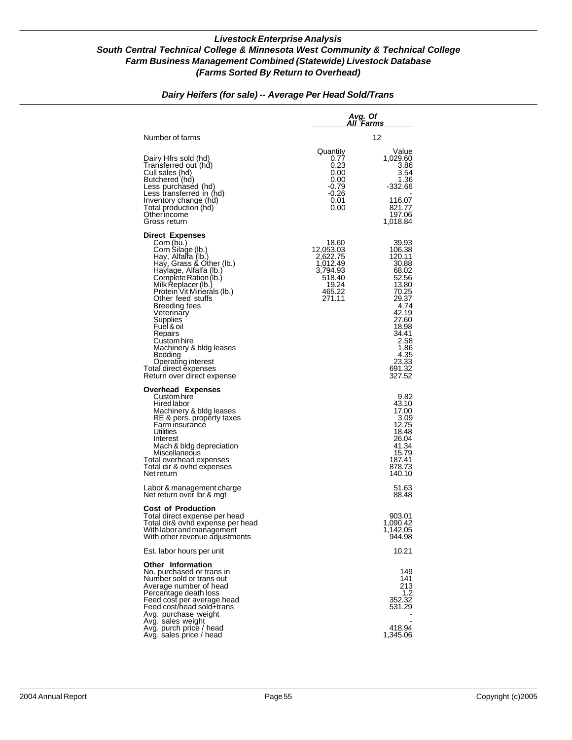## *Livestock Enterprise Analysis*
## *South Central Technical College & Minnesota West Community & Technical College*
## *Farm Business Management Combined (Statewide) Livestock Database*
## *(Farms Sorted By Return to Overhead)*

### *Dairy Heifers (for sale) -- Average Per Head Sold/Trans*

| | Avg. Of All Farms | |
|---|---|---|
| Number of farms | | 12 |
| | Quantity | Value |
| Dairy Hfrs sold (hd) | 0.77 | 1,029.60 |
| Transferred out (hd) | 0.23 | 3.86 |
| Cull sales (hd) | 0.00 | 3.54 |
| Butchered (hd) | 0.00 | 1.36 |
| Less purchased (hd) | -0.79 | -332.66 |
| Less transferred in (hd) | -0.26 | - |
| Inventory change (hd) | 0.01 | 116.07 |
| Total production (hd) | 0.00 | 821.77 |
| Other income | | 197.06 |
| Gross return | | 1,018.84 |
| **Direct Expenses** | | |
| Corn (bu.) | 18.60 | 39.93 |
| Corn Silage (lb.) | 12,053.03 | 106.38 |
| Hay, Alfalfa (lb.) | 2,622.75 | 120.11 |
| Hay, Grass & Other (lb.) | 1,012.49 | 30.88 |
| Haylage, Alfalfa (lb.) | 3,794.93 | 68.02 |
| Complete Ration (lb.) | 518.40 | 52.56 |
| Milk Replacer (lb.) | 19.24 | 13.80 |
| Protein Vit Minerals (lb.) | 465.22 | 70.25 |
| Other feed stuffs | 271.11 | 29.37 |
| Breeding fees | | 4.74 |
| Veterinary | | 42.19 |
| Supplies | | 27.60 |
| Fuel & oil | | 18.98 |
| Repairs | | 34.41 |
| Custom hire | | 2.58 |
| Machinery & bldg leases | | 1.86 |
| Bedding | | 4.35 |
| Operating interest | | 23.33 |
| Total direct expenses | | 691.32 |
| Return over direct expense | | 327.52 |
| **Overhead Expenses** | | |
| Custom hire | | 9.82 |
| Hired labor | | 43.10 |
| Machinery & bldg leases | | 17.00 |
| RE & pers. property taxes | | 3.09 |
| Farm insurance | | 12.75 |
| Utilities | | 18.48 |
| Interest | | 26.04 |
| Mach & bldg depreciation | | 41.34 |
| Miscellaneous | | 15.79 |
| Total overhead expenses | | 187.41 |
| Total dir & ovhd expenses | | 878.73 |
| Net return | | 140.10 |
| Labor & management charge | | 51.63 |
| Net return over lbr & mgt | | 88.48 |
| **Cost of Production** | | |
| Total direct expense per head | | 903.01 |
| Total dir& ovhd expense per head | | 1,090.42 |
| With labor and management | | 1,142.05 |
| With other revenue adjustments | | 944.98 |
| Est. labor hours per unit | | 10.21 |
| **Other Information** | | |
| No. purchased or trans in | | 149 |
| Number sold or trans out | | 141 |
| Average number of head | | 213 |
| Percentage death loss | | 1.2 |
| Feed cost per average head | | 352.32 |
| Feed cost/head sold+trans | | 531.29 |
| Avg. purchase weight | | - |
| Avg. sales weight | | - |
| Avg. purch price / head | | 418.94 |
| Avg. sales price / head | | 1,345.06 |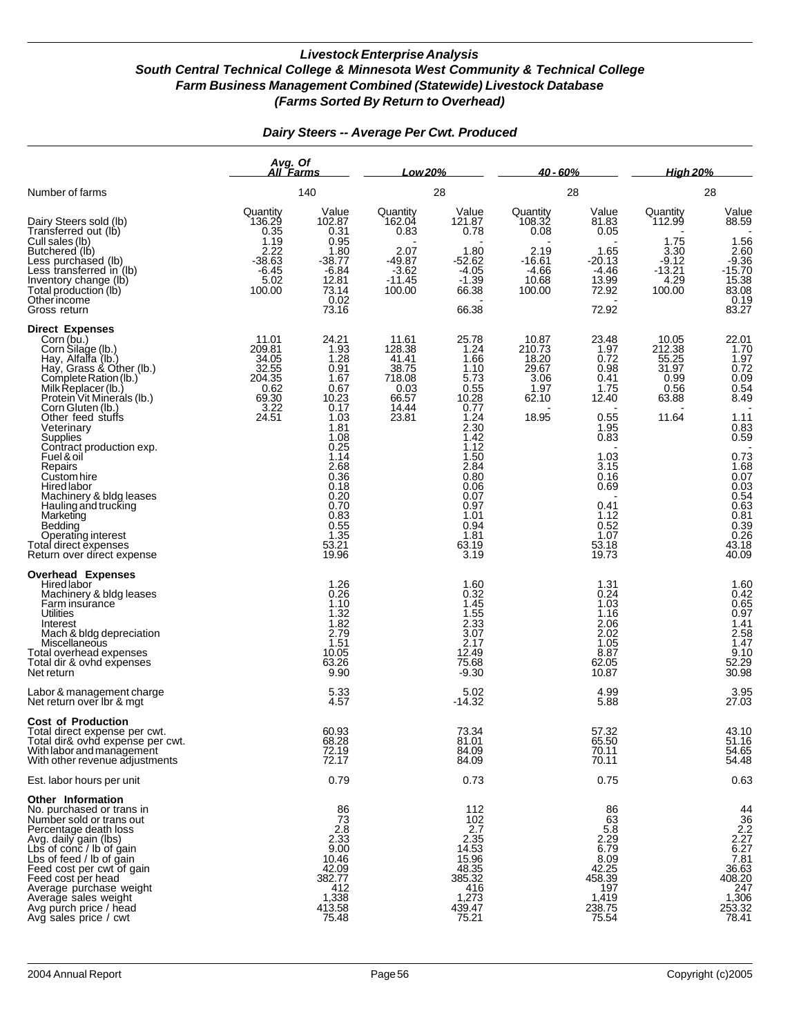# Livestock Enterprise Analysis
## South Central Technical College & Minnesota West Community & Technical College
## Farm Business Management Combined (Statewide) Livestock Database
## (Farms Sorted By Return to Overhead)

### Dairy Steers -- Average Per Cwt. Produced

| | Avg. Of All Farms | | Low 20% | | 40 - 60% | | High 20% | |
|---|---|---|---|---|---|---|---|---|
| Number of farms | 140 | | 28 | | 28 | | 28 | |
| | Quantity | Value | Quantity | Value | Quantity | Value | Quantity | Value |
| Dairy Steers sold (lb) | 136.29 | 102.87 | 162.04 | 121.87 | 108.32 | 81.83 | 112.99 | 88.59 |
| Transferred out (lb) | 0.35 | 0.31 | 0.83 | 0.78 | 0.08 | 0.05 | - | - |
| Cull sales (lb) | 1.19 | 0.95 | - | - | - | - | 1.75 | 1.56 |
| Butchered (lb) | 2.22 | 1.80 | 2.07 | 1.80 | 2.19 | 1.65 | 3.30 | 2.60 |
| Less purchased (lb) | -38.63 | -38.77 | -49.87 | -52.62 | -16.61 | -20.13 | -9.12 | -9.36 |
| Less transferred in (lb) | -6.45 | -6.84 | -3.62 | -4.05 | -4.66 | -4.46 | -13.21 | -15.70 |
| Inventory change (lb) | 5.02 | 12.81 | -11.45 | -1.39 | 10.68 | 13.99 | 4.29 | 15.38 |
| Total production (lb) | 100.00 | 73.14 | 100.00 | 66.38 | 100.00 | 72.92 | 100.00 | 83.08 |
| Other income | | 0.02 | | - | | - | | 0.19 |
| Gross return | | 73.16 | | 66.38 | | 72.92 | | 83.27 |
| **Direct Expenses** | | | | | | | | |
| Corn (bu.) | 11.01 | 24.21 | 11.61 | 25.78 | 10.87 | 23.48 | 10.05 | 22.01 |
| Corn Silage (lb.) | 209.81 | 1.93 | 128.38 | 1.24 | 210.73 | 1.97 | 212.38 | 1.70 |
| Hay, Alfalfa (lb.) | 34.05 | 1.28 | 41.41 | 1.66 | 18.20 | 0.72 | 55.25 | 1.97 |
| Hay, Grass & Other (lb.) | 32.55 | 0.91 | 38.75 | 1.10 | 29.67 | 0.98 | 31.97 | 0.72 |
| Complete Ration (lb.) | 204.35 | 1.67 | 718.08 | 5.73 | 3.06 | 0.41 | 0.99 | 0.09 |
| Milk Replacer (lb.) | 0.62 | 0.67 | 0.03 | 0.55 | 1.97 | 1.75 | 0.56 | 0.54 |
| Protein Vit Minerals (lb.) | 69.30 | 10.23 | 66.57 | 10.28 | 62.10 | 12.40 | 63.88 | 8.49 |
| Corn Gluten (lb.) | 3.22 | 0.17 | 14.44 | 0.77 | - | - | - | - |
| Other feed stuffs | 24.51 | 1.03 | 23.81 | 1.24 | 18.95 | 0.55 | 11.64 | 1.11 |
| Veterinary | | 1.81 | | 2.30 | | 1.95 | | 0.83 |
| Supplies | | 1.08 | | 1.42 | | 0.83 | | 0.59 |
| Contract production exp. | | 0.25 | | 1.12 | | - | | - |
| Fuel & oil | | 1.14 | | 1.50 | | 1.03 | | 0.73 |
| Repairs | | 2.68 | | 2.84 | | 3.15 | | 1.68 |
| Custom hire | | 0.36 | | 0.80 | | 0.16 | | 0.07 |
| Hired labor | | 0.18 | | 0.06 | | 0.69 | | 0.03 |
| Machinery & bldg leases | | 0.20 | | 0.07 | | - | | 0.54 |
| Hauling and trucking | | 0.70 | | 0.97 | | 0.41 | | 0.63 |
| Marketing | | 0.83 | | 1.01 | | 1.12 | | 0.81 |
| Bedding | | 0.55 | | 0.94 | | 0.52 | | 0.39 |
| Operating interest | | 1.35 | | 1.81 | | 1.07 | | 0.26 |
| Total direct expenses | | 53.21 | | 63.19 | | 53.18 | | 43.18 |
| Return over direct expense | | 19.96 | | 3.19 | | 19.73 | | 40.09 |
| **Overhead Expenses** | | | | | | | | |
| Hired labor | | 1.26 | | 1.60 | | 1.31 | | 1.60 |
| Machinery & bldg leases | | 0.26 | | 0.32 | | 0.24 | | 0.42 |
| Farm insurance | | 1.10 | | 1.45 | | 1.03 | | 0.65 |
| Utilities | | 1.32 | | 1.55 | | 1.16 | | 0.97 |
| Interest | | 1.82 | | 2.33 | | 2.06 | | 1.41 |
| Mach & bldg depreciation | | 2.79 | | 3.07 | | 2.02 | | 2.58 |
| Miscellaneous | | 1.51 | | 2.17 | | 1.05 | | 1.47 |
| Total overhead expenses | | 10.05 | | 12.49 | | 8.87 | | 9.10 |
| Total dir & ovhd expenses | | 63.26 | | 75.68 | | 62.05 | | 52.29 |
| Net return | | 9.90 | | -9.30 | | 10.87 | | 30.98 |
| Labor & management charge | | 5.33 | | 5.02 | | 4.99 | | 3.95 |
| Net return over lbr & mgt | | 4.57 | | -14.32 | | 5.88 | | 27.03 |
| **Cost of Production** | | | | | | | | |
| Total direct expense per cwt. | | 60.93 | | 73.34 | | 57.32 | | 43.10 |
| Total dir& ovhd expense per cwt. | | 68.28 | | 81.01 | | 65.50 | | 51.16 |
| With labor and management | | 72.19 | | 84.09 | | 70.11 | | 54.65 |
| With other revenue adjustments | | 72.17 | | 84.09 | | 70.11 | | 54.48 |
| Est. labor hours per unit | | 0.79 | | 0.73 | | 0.75 | | 0.63 |
| **Other Information** | | | | | | | | |
| No. purchased or trans in | | 86 | | 112 | | 86 | | 44 |
| Number sold or trans out | | 73 | | 102 | | 63 | | 36 |
| Percentage death loss | | 2.8 | | 2.7 | | 5.8 | | 2.2 |
| Avg. daily gain (lbs) | | 2.33 | | 2.35 | | 2.29 | | 2.27 |
| Lbs of conc / lb of gain | | 9.00 | | 14.53 | | 6.79 | | 6.27 |
| Lbs of feed / lb of gain | | 10.46 | | 15.96 | | 8.09 | | 7.81 |
| Feed cost per cwt of gain | | 42.09 | | 48.35 | | 42.25 | | 36.63 |
| Feed cost per head | | 382.77 | | 385.32 | | 458.39 | | 408.20 |
| Average purchase weight | | 412 | | 416 | | 197 | | 247 |
| Average sales weight | | 1,338 | | 1,273 | | 1,419 | | 1,306 |
| Avg purch price / head | | 413.58 | | 439.47 | | 238.75 | | 253.32 |
| Avg sales price / cwt | | 75.48 | | 75.21 | | 75.54 | | 78.41 |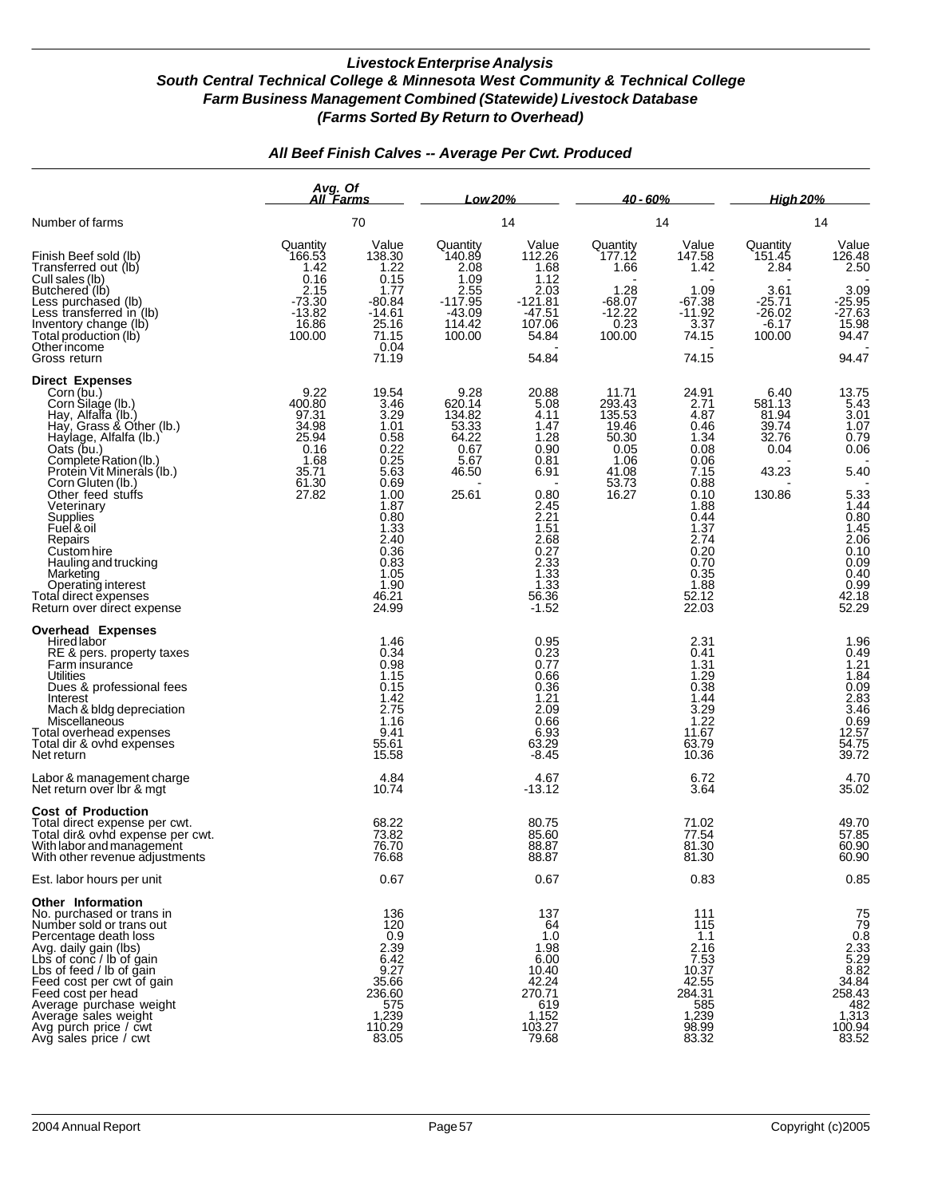## *Livestock Enterprise Analysis*
## *South Central Technical College & Minnesota West Community & Technical College*
## *Farm Business Management Combined (Statewide) Livestock Database*
## *(Farms Sorted By Return to Overhead)*

### *All Beef Finish Calves -- Average Per Cwt. Produced*

| | Avg. Of All Farms | | Low 20% | | 40 - 60% | | High 20% | |
|---|---|---|---|---|---|---|---|---|
| Number of farms | 70 | | 14 | | 14 | | 14 | |
| | Quantity | Value | Quantity | Value | Quantity | Value | Quantity | Value |
| Finish Beef sold (lb) | 166.53 | 138.30 | 140.89 | 112.26 | 177.12 | 147.58 | 151.45 | 126.48 |
| Transferred out (lb) | 1.42 | 1.22 | 2.08 | 1.68 | 1.66 | 1.42 | 2.84 | 2.50 |
| Cull sales (lb) | 0.16 | 0.15 | 1.09 | 1.12 | - | - | - | - |
| Butchered (lb) | 2.15 | 1.77 | 2.55 | 2.03 | 1.28 | 1.09 | 3.61 | 3.09 |
| Less purchased (lb) | -73.30 | -80.84 | -117.95 | -121.81 | -68.07 | -67.38 | -25.71 | -25.95 |
| Less transferred in (lb) | -13.82 | -14.61 | -43.09 | -47.51 | -12.22 | -11.92 | -26.02 | -27.63 |
| Inventory change (lb) | 16.86 | 25.16 | 114.42 | 107.06 | 0.23 | 3.37 | -6.17 | 15.98 |
| Total production (lb) | 100.00 | 71.15 | 100.00 | 54.84 | 100.00 | 74.15 | 100.00 | 94.47 |
| Other income | | 0.04 | | - | | - | | - |
| Gross return | | 71.19 | | 54.84 | | 74.15 | | 94.47 |
| **Direct Expenses** | | | | | | | | |
| Corn (bu.) | 9.22 | 19.54 | 9.28 | 20.88 | 11.71 | 24.91 | 6.40 | 13.75 |
| Corn Silage (lb.) | 400.80 | 3.46 | 620.14 | 5.08 | 293.43 | 2.71 | 581.13 | 5.43 |
| Hay, Alfalfa (lb.) | 97.31 | 3.29 | 134.82 | 4.11 | 135.53 | 4.87 | 81.94 | 3.01 |
| Hay, Grass & Other (lb.) | 34.98 | 1.01 | 53.33 | 1.47 | 19.46 | 0.46 | 39.74 | 1.07 |
| Haylage, Alfalfa (lb.) | 25.94 | 0.58 | 64.22 | 1.28 | 50.30 | 1.34 | 32.76 | 0.79 |
| Oats (bu.) | 0.16 | 0.22 | 0.67 | 0.90 | 0.05 | 0.08 | 0.04 | 0.06 |
| Complete Ration (lb.) | 1.68 | 0.25 | 5.67 | 0.81 | 1.06 | 0.06 | - | - |
| Protein Vit Minerals (lb.) | 35.71 | 5.63 | 46.50 | 6.91 | 41.08 | 7.15 | 43.23 | 5.40 |
| Corn Gluten (lb.) | 61.30 | 0.69 | - | - | 53.73 | 0.88 | - | - |
| Other feed stuffs | 27.82 | 1.00 | 25.61 | 0.80 | 16.27 | 0.10 | 130.86 | 5.33 |
| Veterinary | | 1.87 | | 2.45 | | 1.88 | | 1.44 |
| Supplies | | 0.80 | | 2.21 | | 0.44 | | 0.80 |
| Fuel & oil | | 1.33 | | 1.51 | | 1.37 | | 1.45 |
| Repairs | | 2.40 | | 2.68 | | 2.74 | | 2.06 |
| Custom hire | | 0.36 | | 0.27 | | 0.20 | | 0.10 |
| Hauling and trucking | | 0.83 | | 2.33 | | 0.70 | | 0.09 |
| Marketing | | 1.05 | | 1.33 | | 0.35 | | 0.40 |
| Operating interest | | 1.90 | | 1.33 | | 1.88 | | 0.99 |
| Total direct expenses | | 46.21 | | 56.36 | | 52.12 | | 42.18 |
| Return over direct expense | | 24.99 | | -1.52 | | 22.03 | | 52.29 |
| **Overhead Expenses** | | | | | | | | |
| Hired labor | | 1.46 | | 0.95 | | 2.31 | | 1.96 |
| RE & pers. property taxes | | 0.34 | | 0.23 | | 0.41 | | 0.49 |
| Farm insurance | | 0.98 | | 0.77 | | 1.31 | | 1.21 |
| Utilities | | 1.15 | | 0.66 | | 1.29 | | 1.84 |
| Dues & professional fees | | 0.15 | | 0.36 | | 0.38 | | 0.09 |
| Interest | | 1.42 | | 1.21 | | 1.44 | | 2.83 |
| Mach & bldg depreciation | | 2.75 | | 2.09 | | 3.29 | | 3.46 |
| Miscellaneous | | 1.16 | | 0.66 | | 1.22 | | 0.69 |
| Total overhead expenses | | 9.41 | | 6.93 | | 11.67 | | 12.57 |
| Total dir & ovhd expenses | | 55.61 | | 63.29 | | 63.79 | | 54.75 |
| Net return | | 15.58 | | -8.45 | | 10.36 | | 39.72 |
| Labor & management charge | | 4.84 | | 4.67 | | 6.72 | | 4.70 |
| Net return over lbr & mgt | | 10.74 | | -13.12 | | 3.64 | | 35.02 |
| **Cost of Production** | | | | | | | | |
| Total direct expense per cwt. | | 68.22 | | 80.75 | | 71.02 | | 49.70 |
| Total dir& ovhd expense per cwt. | | 73.82 | | 85.60 | | 77.54 | | 57.85 |
| With labor and management | | 76.70 | | 88.87 | | 81.30 | | 60.90 |
| With other revenue adjustments | | 76.68 | | 88.87 | | 81.30 | | 60.90 |
| Est. labor hours per unit | | 0.67 | | 0.67 | | 0.83 | | 0.85 |
| **Other Information** | | | | | | | | |
| No. purchased or trans in | | 136 | | 137 | | 111 | | 75 |
| Number sold or trans out | | 120 | | 64 | | 115 | | 79 |
| Percentage death loss | | 0.9 | | 1.0 | | 1.1 | | 0.8 |
| Avg. daily gain (lbs) | | 2.39 | | 1.98 | | 2.16 | | 2.33 |
| Lbs of conc / lb of gain | | 6.42 | | 6.00 | | 7.53 | | 5.29 |
| Lbs of feed / lb of gain | | 9.27 | | 10.40 | | 10.37 | | 8.82 |
| Feed cost per cwt of gain | | 35.66 | | 42.24 | | 42.55 | | 34.84 |
| Feed cost per head | | 236.60 | | 270.71 | | 284.31 | | 258.43 |
| Average purchase weight | | 575 | | 619 | | 585 | | 482 |
| Average sales weight | | 1,239 | | 1,152 | | 1,239 | | 1,313 |
| Avg purch price / cwt | | 110.29 | | 103.27 | | 98.99 | | 100.94 |
| Avg sales price / cwt | | 83.05 | | 79.68 | | 83.32 | | 83.52 |

2004 Annual Report Copyright (c)2005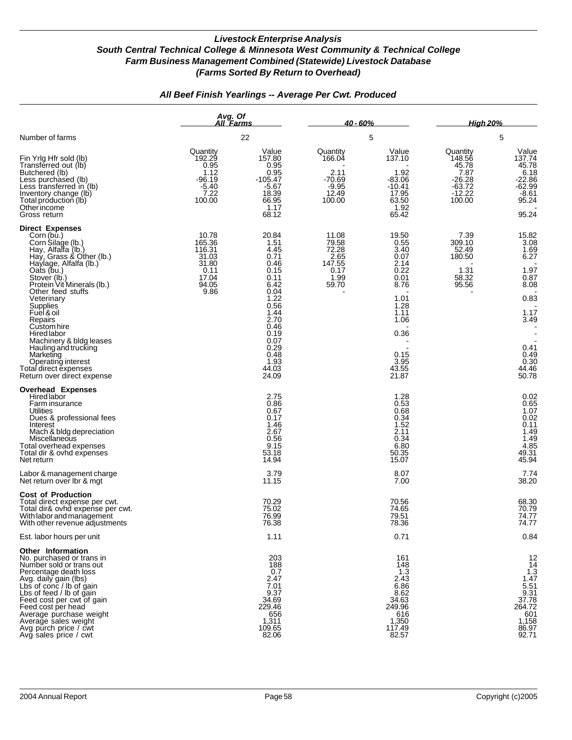***Livestock Enterprise Analysis***
***South Central Technical College & Minnesota West Community & Technical College***
***Farm Business Management Combined (Statewide) Livestock Database***
***(Farms Sorted By Return to Overhead)***

***All Beef Finish Yearlings -- Average Per Cwt. Produced***

| | Avg. Of All Farms | | 40 - 60% | | High 20% | |
|---|---|---|---|---|---|---|
| Number of farms | 22 | | 5 | | 5 | |
| | Quantity | Value | Quantity | Value | Quantity | Value |
| Fin Yrlg Hfr sold (lb) | 192.29 | 157.80 | 166.04 | 137.10 | 148.56 | 137.74 |
| Transferred out (lb) | 0.95 | 0.95 | - | - | 45.78 | 45.78 |
| Butchered (lb) | 1.12 | 0.95 | 2.11 | 1.92 | 7.87 | 6.18 |
| Less purchased (lb) | -96.19 | -105.47 | -70.69 | -83.06 | -26.28 | -22.86 |
| Less transferred in (lb) | -5.40 | -5.67 | -9.95 | -10.41 | -63.72 | -62.99 |
| Inventory change (lb) | 7.22 | 18.39 | 12.49 | 17.95 | -12.22 | -8.61 |
| Total production (lb) | 100.00 | 66.95 | 100.00 | 63.50 | 100.00 | 95.24 |
| Other income | | 1.17 | | 1.92 | | - |
| Gross return | | 68.12 | | 65.42 | | 95.24 |
| **Direct Expenses** | | | | | | |
| Corn (bu.) | 10.78 | 20.84 | 11.08 | 19.50 | 7.39 | 15.82 |
| Corn Silage (lb.) | 165.36 | 1.51 | 79.58 | 0.55 | 309.10 | 3.08 |
| Hay, Alfalfa (lb.) | 116.31 | 4.45 | 72.28 | 3.40 | 52.49 | 1.69 |
| Hay, Grass & Other (lb.) | 31.03 | 0.71 | 2.65 | 0.07 | 180.50 | 6.27 |
| Haylage, Alfalfa (lb.) | 31.80 | 0.46 | 147.55 | 2.14 | - | - |
| Oats (bu.) | 0.11 | 0.15 | 0.17 | 0.22 | 1.31 | 1.97 |
| Stover (lb.) | 17.04 | 0.11 | 1.99 | 0.01 | 58.32 | 0.87 |
| Protein Vit Minerals (lb.) | 94.05 | 6.42 | 59.70 | 8.76 | 95.56 | 8.08 |
| Other feed stuffs | 9.86 | 0.04 | - | - | - | - |
| Veterinary | | 1.22 | | 1.01 | | 0.83 |
| Supplies | | 0.56 | | 1.28 | | - |
| Fuel & oil | | 1.44 | | 1.11 | | 1.17 |
| Repairs | | 2.70 | | 1.06 | | 3.49 |
| Custom hire | | 0.46 | | - | | - |
| Hired labor | | 0.19 | | 0.36 | | - |
| Machinery & bldg leases | | 0.07 | | - | | - |
| Hauling and trucking | | 0.29 | | - | | 0.41 |
| Marketing | | 0.48 | | 0.15 | | 0.49 |
| Operating interest | | 1.93 | | 3.95 | | 0.30 |
| Total direct expenses | | 44.03 | | 43.55 | | 44.46 |
| Return over direct expense | | 24.09 | | 21.87 | | 50.78 |
| **Overhead Expenses** | | | | | | |
| Hired labor | | 2.75 | | 1.28 | | 0.02 |
| Farm insurance | | 0.86 | | 0.53 | | 0.65 |
| Utilities | | 0.67 | | 0.68 | | 1.07 |
| Dues & professional fees | | 0.17 | | 0.34 | | 0.02 |
| Interest | | 1.46 | | 1.52 | | 0.11 |
| Mach & bldg depreciation | | 2.67 | | 2.11 | | 1.49 |
| Miscellaneous | | 0.56 | | 0.34 | | 1.49 |
| Total overhead expenses | | 9.15 | | 6.80 | | 4.85 |
| Total dir & ovhd expenses | | 53.18 | | 50.35 | | 49.31 |
| Net return | | 14.94 | | 15.07 | | 45.94 |
| Labor & management charge | | 3.79 | | 8.07 | | 7.74 |
| Net return over lbr & mgt | | 11.15 | | 7.00 | | 38.20 |
| **Cost of Production** | | | | | | |
| Total direct expense per cwt. | | 70.29 | | 70.56 | | 68.30 |
| Total dir& ovhd expense per cwt. | | 75.02 | | 74.65 | | 70.79 |
| With labor and management | | 76.99 | | 79.51 | | 74.77 |
| With other revenue adjustments | | 76.38 | | 78.36 | | 74.77 |
| Est. labor hours per unit | | 1.11 | | 0.71 | | 0.84 |
| **Other Information** | | | | | | |
| No. purchased or trans in | | 203 | | 161 | | 12 |
| Number sold or trans out | | 188 | | 148 | | 14 |
| Percentage death loss | | 0.7 | | 1.3 | | 1.3 |
| Avg. daily gain (lbs) | | 2.47 | | 2.43 | | 1.47 |
| Lbs of conc / lb of gain | | 7.01 | | 6.86 | | 5.51 |
| Lbs of feed / lb of gain | | 9.37 | | 8.62 | | 9.31 |
| Feed cost per cwt of gain | | 34.69 | | 34.63 | | 37.78 |
| Feed cost per head | | 229.46 | | 249.96 | | 264.72 |
| Average purchase weight | | 656 | | 616 | | 601 |
| Average sales weight | | 1,311 | | 1,350 | | 1,158 |
| Avg purch price / cwt | | 109.65 | | 117.49 | | 86.97 |
| Avg sales price / cwt | | 82.06 | | 82.57 | | 92.71 |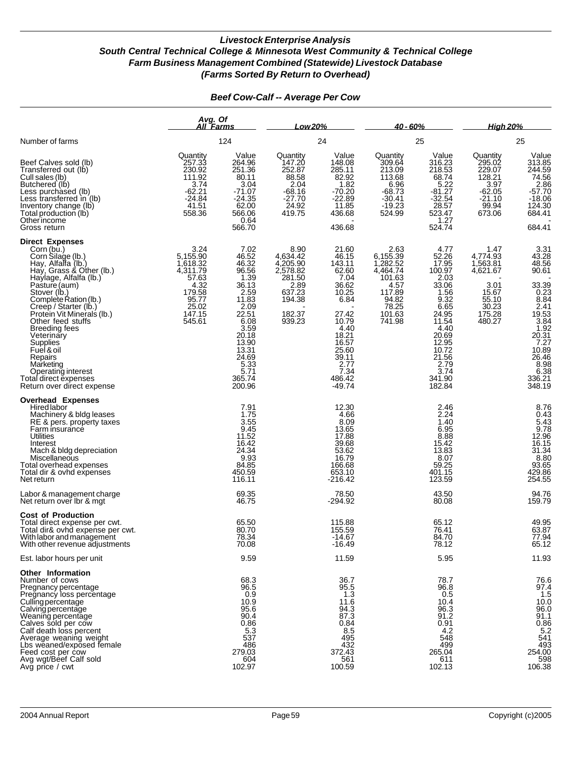# Livestock Enterprise Analysis
## South Central Technical College & Minnesota West Community & Technical College
## Farm Business Management Combined (Statewide) Livestock Database
## (Farms Sorted By Return to Overhead)

### Beef Cow-Calf -- Average Per Cow

| | Avg. Of All Farms | | Low 20% | | 40 - 60% | | High 20% | |
|---|---|---|---|---|---|---|---|---|
| Number of farms | 124 | | 24 | | 25 | | 25 | |
| | Quantity | Value | Quantity | Value | Quantity | Value | Quantity | Value |
| Beef Calves sold (lb) | 257.33 | 264.96 | 147.20 | 148.08 | 309.64 | 316.23 | 295.02 | 313.85 |
| Transferred out (lb) | 230.92 | 251.36 | 252.87 | 285.11 | 213.09 | 218.53 | 229.07 | 244.59 |
| Cull sales (lb) | 111.92 | 80.11 | 88.58 | 82.92 | 113.68 | 68.74 | 128.21 | 74.56 |
| Butchered (lb) | 3.74 | 3.04 | 2.04 | 1.82 | 6.96 | 5.22 | 3.97 | 2.86 |
| Less purchased (lb) | -62.21 | -71.07 | -68.16 | -70.20 | -68.73 | -81.27 | -62.05 | -57.70 |
| Less transferred in (lb) | -24.84 | -24.35 | -27.70 | -22.89 | -30.41 | -32.54 | -21.10 | -18.06 |
| Inventory change (lb) | 41.51 | 62.00 | 24.92 | 11.85 | -19.23 | 28.57 | 99.94 | 124.30 |
| Total production (lb) | 558.36 | 566.06 | 419.75 | 436.68 | 524.99 | 523.47 | 673.06 | 684.41 |
| Other income | | 0.64 | | - | | 1.27 | | - |
| Gross return | | 566.70 | | 436.68 | | 524.74 | | 684.41 |
| **Direct Expenses** | | | | | | | | |
| Corn (bu.) | 3.24 | 7.02 | 8.90 | 21.60 | 2.63 | 4.77 | 1.47 | 3.31 |
| Corn Silage (lb.) | 5,155.90 | 46.52 | 4,634.42 | 46.15 | 6,155.39 | 52.26 | 4,774.93 | 43.28 |
| Hay, Alfalfa (lb.) | 1,618.32 | 46.32 | 4,205.90 | 143.11 | 1,282.52 | 17.95 | 1,563.81 | 48.56 |
| Hay, Grass & Other (lb.) | 4,311.79 | 96.56 | 2,578.82 | 62.60 | 4,464.74 | 100.97 | 4,621.67 | 90.61 |
| Haylage, Alfalfa (lb.) | 57.63 | 1.39 | 281.50 | 7.04 | 101.63 | 2.03 | - | - |
| Pasture (aum) | 4.32 | 36.13 | 2.89 | 36.62 | 4.57 | 33.06 | 3.01 | 33.39 |
| Stover (lb.) | 179.58 | 2.59 | 637.23 | 10.25 | 117.89 | 1.56 | 15.67 | 0.23 |
| Complete Ration (lb.) | 95.77 | 11.83 | 194.38 | 6.84 | 94.82 | 9.32 | 55.10 | 8.84 |
| Creep / Starter (lb.) | 25.02 | 2.09 | - | - | 78.25 | 6.65 | 30.23 | 2.41 |
| Protein Vit Minerals (lb.) | 147.15 | 22.51 | 182.37 | 27.42 | 101.63 | 24.95 | 175.28 | 19.53 |
| Other feed stuffs | 545.61 | 6.08 | 939.23 | 10.79 | 741.98 | 11.54 | 480.27 | 3.84 |
| Breeding fees | | 3.59 | | 4.40 | | 4.40 | | 1.92 |
| Veterinary | | 20.18 | | 18.21 | | 20.69 | | 20.31 |
| Supplies | | 13.90 | | 16.57 | | 12.95 | | 7.27 |
| Fuel & oil | | 13.31 | | 25.60 | | 10.72 | | 10.89 |
| Repairs | | 24.69 | | 39.11 | | 21.56 | | 26.46 |
| Marketing | | 5.33 | | 2.77 | | 2.79 | | 8.98 |
| Operating interest | | 5.71 | | 7.34 | | 3.74 | | 6.38 |
| Total direct expenses | | 365.74 | | 486.42 | | 341.90 | | 336.21 |
| Return over direct expense | | 200.96 | | -49.74 | | 182.84 | | 348.19 |
| **Overhead Expenses** | | | | | | | | |
| Hired labor | | 7.91 | | 12.30 | | 2.46 | | 8.76 |
| Machinery & bldg leases | | 1.75 | | 4.66 | | 2.24 | | 0.43 |
| RE & pers. property taxes | | 3.55 | | 8.09 | | 1.40 | | 5.43 |
| Farm insurance | | 9.45 | | 13.65 | | 6.95 | | 9.78 |
| Utilities | | 11.52 | | 17.88 | | 8.88 | | 12.96 |
| Interest | | 16.42 | | 39.68 | | 15.42 | | 16.15 |
| Mach & bldg depreciation | | 24.34 | | 53.62 | | 13.83 | | 31.34 |
| Miscellaneous | | 9.93 | | 16.79 | | 8.07 | | 8.80 |
| Total overhead expenses | | 84.85 | | 166.68 | | 59.25 | | 93.65 |
| Total dir & ovhd expenses | | 450.59 | | 653.10 | | 401.15 | | 429.86 |
| Net return | | 116.11 | | -216.42 | | 123.59 | | 254.55 |
| Labor & management charge | | 69.35 | | 78.50 | | 43.50 | | 94.76 |
| Net return over lbr & mgt | | 46.75 | | -294.92 | | 80.08 | | 159.79 |
| **Cost of Production** | | | | | | | | |
| Total direct expense per cwt. | | 65.50 | | 115.88 | | 65.12 | | 49.95 |
| Total dir& ovhd expense per cwt. | | 80.70 | | 155.59 | | 76.41 | | 63.87 |
| With labor and management | | 78.34 | | -14.67 | | 84.70 | | 77.94 |
| With other revenue adjustments | | 70.08 | | -16.49 | | 78.12 | | 65.12 |
| Est. labor hours per unit | | 9.59 | | 11.59 | | 5.95 | | 11.93 |
| **Other Information** | | | | | | | | |
| Number of cows | | 68.3 | | 36.7 | | 78.7 | | 76.6 |
| Pregnancy percentage | | 96.5 | | 95.5 | | 96.8 | | 97.4 |
| Pregnancy loss percentage | | 0.9 | | 1.3 | | 0.5 | | 1.5 |
| Culling percentage | | 10.9 | | 11.6 | | 10.4 | | 10.0 |
| Calving percentage | | 95.6 | | 94.3 | | 96.3 | | 96.0 |
| Weaning percentage | | 90.4 | | 87.3 | | 91.2 | | 91.1 |
| Calves sold per cow | | 0.86 | | 0.84 | | 0.91 | | 0.86 |
| Calf death loss percent | | 5.3 | | 8.5 | | 4.2 | | 5.2 |
| Average weaning weight | | 537 | | 495 | | 548 | | 541 |
| Lbs weaned/exposed female | | 486 | | 432 | | 499 | | 493 |
| Feed cost per cow | | 279.03 | | 372.43 | | 265.04 | | 254.00 |
| Avg wgt/Beef Calf sold | | 604 | | 561 | | 611 | | 598 |
| Avg price / cwt | | 102.97 | | 100.59 | | 102.13 | | 106.38 |

2004 Annual Report | Copyright (c)2005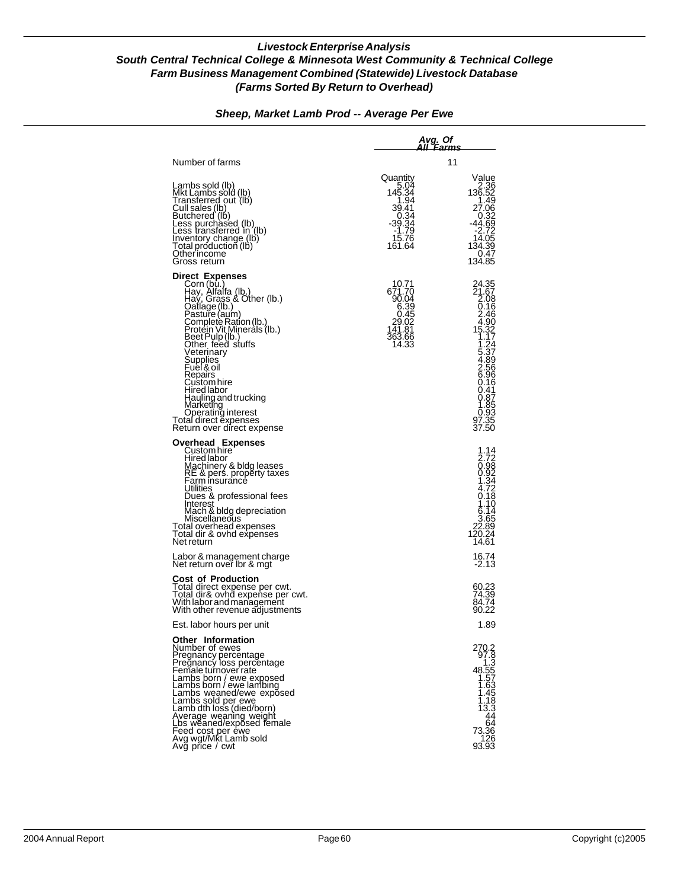## *Livestock Enterprise Analysis*
## *South Central Technical College & Minnesota West Community & Technical College*
## *Farm Business Management Combined (Statewide) Livestock Database*
## *(Farms Sorted By Return to Overhead)*

### *Sheep, Market Lamb Prod -- Average Per Ewe*

| | *Avg. Of All Farms* | |
|---|---|---|
| Number of farms | 11 | |
| | Quantity | Value |
| Lambs sold (lb) | 5.04 | 2.36 |
| Mkt Lambs sold (lb) | 145.34 | 136.52 |
| Transferred out (lb) | 1.94 | 1.49 |
| Cull sales (lb) | 39.41 | 27.06 |
| Butchered (lb) | 0.34 | 0.32 |
| Less purchased (lb) | -39.34 | -44.69 |
| Less transferred in (lb) | -1.79 | -2.72 |
| Inventory change (lb) | 15.76 | 14.05 |
| Total production (lb) | 161.64 | 134.39 |
| Other income | | 0.47 |
| Gross return | | 134.85 |
| **Direct Expenses** | | |
| Corn (bu.) | 10.71 | 24.35 |
| Hay, Alfalfa (lb.) | 671.70 | 21.67 |
| Hay, Grass & Other (lb.) | 90.04 | 2.08 |
| Oatlage (lb.) | 6.39 | 0.16 |
| Pasture (aum) | 0.45 | 2.46 |
| Complete Ration (lb.) | 29.02 | 4.90 |
| Protein Vit Minerals (lb.) | 141.81 | 15.32 |
| Beet Pulp (lb.) | 363.66 | 1.17 |
| Other feed stuffs | 14.33 | 1.24 |
| Veterinary | | 5.37 |
| Supplies | | 4.89 |
| Fuel & oil | | 2.56 |
| Repairs | | 6.96 |
| Custom hire | | 0.16 |
| Hired labor | | 0.41 |
| Hauling and trucking | | 0.87 |
| Marketing | | 1.85 |
| Operating interest | | 0.93 |
| Total direct expenses | | 97.35 |
| Return over direct expense | | 37.50 |
| **Overhead Expenses** | | |
| Custom hire | | 1.14 |
| Hired labor | | 2.72 |
| Machinery & bldg leases | | 0.98 |
| RE & pers. property taxes | | 0.92 |
| Farm insurance | | 1.34 |
| Utilities | | 4.72 |
| Dues & professional fees | | 0.18 |
| Interest | | 1.10 |
| Mach & bldg depreciation | | 6.14 |
| Miscellaneous | | 3.65 |
| Total overhead expenses | | 22.89 |
| Total dir & ovhd expenses | | 120.24 |
| Net return | | 14.61 |
| Labor & management charge | | 16.74 |
| Net return over lbr & mgt | | -2.13 |
| **Cost of Production** | | |
| Total direct expense per cwt. | | 60.23 |
| Total dir& ovhd expense per cwt. | | 74.39 |
| With labor and management | | 84.74 |
| With other revenue adjustments | | 90.22 |
| Est. labor hours per unit | | 1.89 |
| **Other Information** | | |
| Number of ewes | | 270.2 |
| Pregnancy percentage | | 97.8 |
| Pregnancy loss percentage | | 1.3 |
| Female turnover rate | | 48.55 |
| Lambs born / ewe exposed | | 1.57 |
| Lambs born / ewe lambing | | 1.63 |
| Lambs weaned/ewe exposed | | 1.45 |
| Lambs sold per ewe | | 1.18 |
| Lamb dth loss (died/born) | | 13.3 |
| Average weaning weight | | 44 |
| Lbs weaned/exposed female | | 64 |
| Feed cost per ewe | | 73.36 |
| Avg wgt/Mkt Lamb sold | | 126 |
| Avg price / cwt | | 93.93 |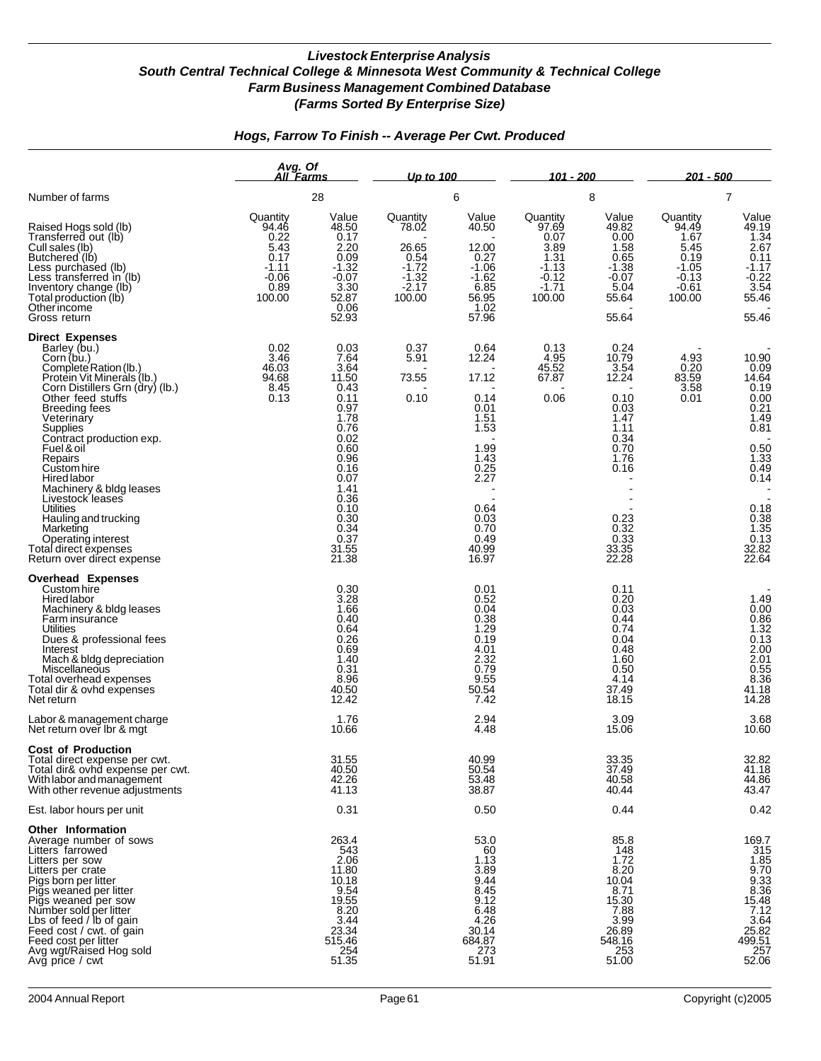## *Livestock Enterprise Analysis*
## *South Central Technical College & Minnesota West Community & Technical College*
## *Farm Business Management Combined Database*
## *(Farms Sorted By Enterprise Size)*

### *Hogs, Farrow To Finish -- Average Per Cwt. Produced*

| | Avg. Of All Farms | | Up to 100 | | 101 - 200 | | 201 - 500 | |
|---|---|---|---|---|---|---|---|---|
| Number of farms | 28 | | 6 | | 8 | | 7 | |
| | Quantity | Value | Quantity | Value | Quantity | Value | Quantity | Value |
| Raised Hogs sold (lb) | 94.46 | 48.50 | 78.02 | 40.50 | 97.69 | 49.82 | 94.49 | 49.19 |
| Transferred out (lb) | 0.22 | 0.17 | - | - | 0.07 | 0.00 | 1.67 | 1.34 |
| Cull sales (lb) | 5.43 | 2.20 | 26.65 | 12.00 | 3.89 | 1.58 | 5.45 | 2.67 |
| Butchered (lb) | 0.17 | 0.09 | 0.54 | 0.27 | 1.31 | 0.65 | 0.19 | 0.11 |
| Less purchased (lb) | -1.11 | -1.32 | -1.72 | -1.06 | -1.13 | -1.38 | -1.05 | -1.17 |
| Less transferred in (lb) | -0.06 | -0.07 | -1.32 | -1.62 | -0.12 | -0.07 | -0.13 | -0.22 |
| Inventory change (lb) | 0.89 | 3.30 | -2.17 | 6.85 | -1.71 | 5.04 | -0.61 | 3.54 |
| Total production (lb) | 100.00 | 52.87 | 100.00 | 56.95 | 100.00 | 55.64 | 100.00 | 55.46 |
| Other income | | 0.06 | | 1.02 | | - | | - |
| Gross return | | 52.93 | | 57.96 | | 55.64 | | 55.46 |
| **Direct Expenses** | | | | | | | | |
| Barley (bu.) | 0.02 | 0.03 | 0.37 | 0.64 | 0.13 | 0.24 | - | - |
| Corn (bu.) | 3.46 | 7.64 | 5.91 | 12.24 | 4.95 | 10.79 | 4.93 | 10.90 |
| Complete Ration (lb.) | 46.03 | 3.64 | - | - | 45.52 | 3.54 | 0.20 | 0.09 |
| Protein Vit Minerals (lb.) | 94.68 | 11.50 | 73.55 | 17.12 | 67.87 | 12.24 | 83.59 | 14.64 |
| Corn Distillers Grn (dry) (lb.) | 8.45 | 0.43 | - | - | - | - | 3.58 | 0.19 |
| Other feed stuffs | 0.13 | 0.11 | 0.10 | 0.14 | 0.06 | 0.10 | 0.01 | 0.00 |
| Breeding fees | | 0.97 | | 0.01 | | 0.03 | | 0.21 |
| Veterinary | | 1.78 | | 1.51 | | 1.47 | | 1.49 |
| Supplies | | 0.76 | | 1.53 | | 1.11 | | 0.81 |
| Contract production exp. | | 0.02 | | - | | 0.34 | | - |
| Fuel & oil | | 0.60 | | 1.99 | | 0.70 | | 0.50 |
| Repairs | | 0.96 | | 1.43 | | 1.76 | | 1.33 |
| Custom hire | | 0.16 | | 0.25 | | 0.16 | | 0.49 |
| Hired labor | | 0.07 | | 2.27 | | - | | 0.14 |
| Machinery & bldg leases | | 1.41 | | - | | - | | - |
| Livestock leases | | 0.36 | | - | | - | | - |
| Utilities | | 0.10 | | 0.64 | | - | | 0.18 |
| Hauling and trucking | | 0.30 | | 0.03 | | 0.23 | | 0.38 |
| Marketing | | 0.34 | | 0.70 | | 0.32 | | 1.35 |
| Operating interest | | 0.37 | | 0.49 | | 0.33 | | 0.13 |
| Total direct expenses | | 31.55 | | 40.99 | | 33.35 | | 32.82 |
| Return over direct expense | | 21.38 | | 16.97 | | 22.28 | | 22.64 |
| **Overhead Expenses** | | | | | | | | |
| Custom hire | | 0.30 | | 0.01 | | 0.11 | | - |
| Hired labor | | 3.28 | | 0.52 | | 0.20 | | 1.49 |
| Machinery & bldg leases | | 1.66 | | 0.04 | | 0.03 | | 0.00 |
| Farm insurance | | 0.40 | | 0.38 | | 0.44 | | 0.86 |
| Utilities | | 0.64 | | 1.29 | | 0.74 | | 1.32 |
| Dues & professional fees | | 0.26 | | 0.19 | | 0.04 | | 0.13 |
| Interest | | 0.69 | | 4.01 | | 0.48 | | 2.00 |
| Mach & bldg depreciation | | 1.40 | | 2.32 | | 1.60 | | 2.01 |
| Miscellaneous | | 0.31 | | 0.79 | | 0.50 | | 0.55 |
| Total overhead expenses | | 8.96 | | 9.55 | | 4.14 | | 8.36 |
| Total dir & ovhd expenses | | 40.50 | | 50.54 | | 37.49 | | 41.18 |
| Net return | | 12.42 | | 7.42 | | 18.15 | | 14.28 |
| Labor & management charge | | 1.76 | | 2.94 | | 3.09 | | 3.68 |
| Net return over lbr & mgt | | 10.66 | | 4.48 | | 15.06 | | 10.60 |
| **Cost of Production** | | | | | | | | |
| Total direct expense per cwt. | | 31.55 | | 40.99 | | 33.35 | | 32.82 |
| Total dir& ovhd expense per cwt. | | 40.50 | | 50.54 | | 37.49 | | 41.18 |
| With labor and management | | 42.26 | | 53.48 | | 40.58 | | 44.86 |
| With other revenue adjustments | | 41.13 | | 38.87 | | 40.44 | | 43.47 |
| Est. labor hours per unit | | 0.31 | | 0.50 | | 0.44 | | 0.42 |
| **Other Information** | | | | | | | | |
| Average number of sows | | 263.4 | | 53.0 | | 85.8 | | 169.7 |
| Litters farrowed | | 543 | | 60 | | 148 | | 315 |
| Litters per sow | | 2.06 | | 1.13 | | 1.72 | | 1.85 |
| Litters per crate | | 11.80 | | 3.89 | | 8.20 | | 9.70 |
| Pigs born per litter | | 10.18 | | 9.44 | | 10.04 | | 9.33 |
| Pigs weaned per litter | | 9.54 | | 8.45 | | 8.71 | | 8.36 |
| Pigs weaned per sow | | 19.55 | | 9.12 | | 15.30 | | 15.48 |
| Number sold per litter | | 8.20 | | 6.48 | | 7.88 | | 7.12 |
| Lbs of feed / lb of gain | | 3.44 | | 4.26 | | 3.99 | | 3.64 |
| Feed cost / cwt. of gain | | 23.34 | | 30.14 | | 26.89 | | 25.82 |
| Feed cost per litter | | 515.46 | | 684.87 | | 548.16 | | 499.51 |
| Avg wgt/Raised Hog sold | | 254 | | 273 | | 253 | | 257 |
| Avg price / cwt | | 51.35 | | 51.91 | | 51.00 | | 52.06 |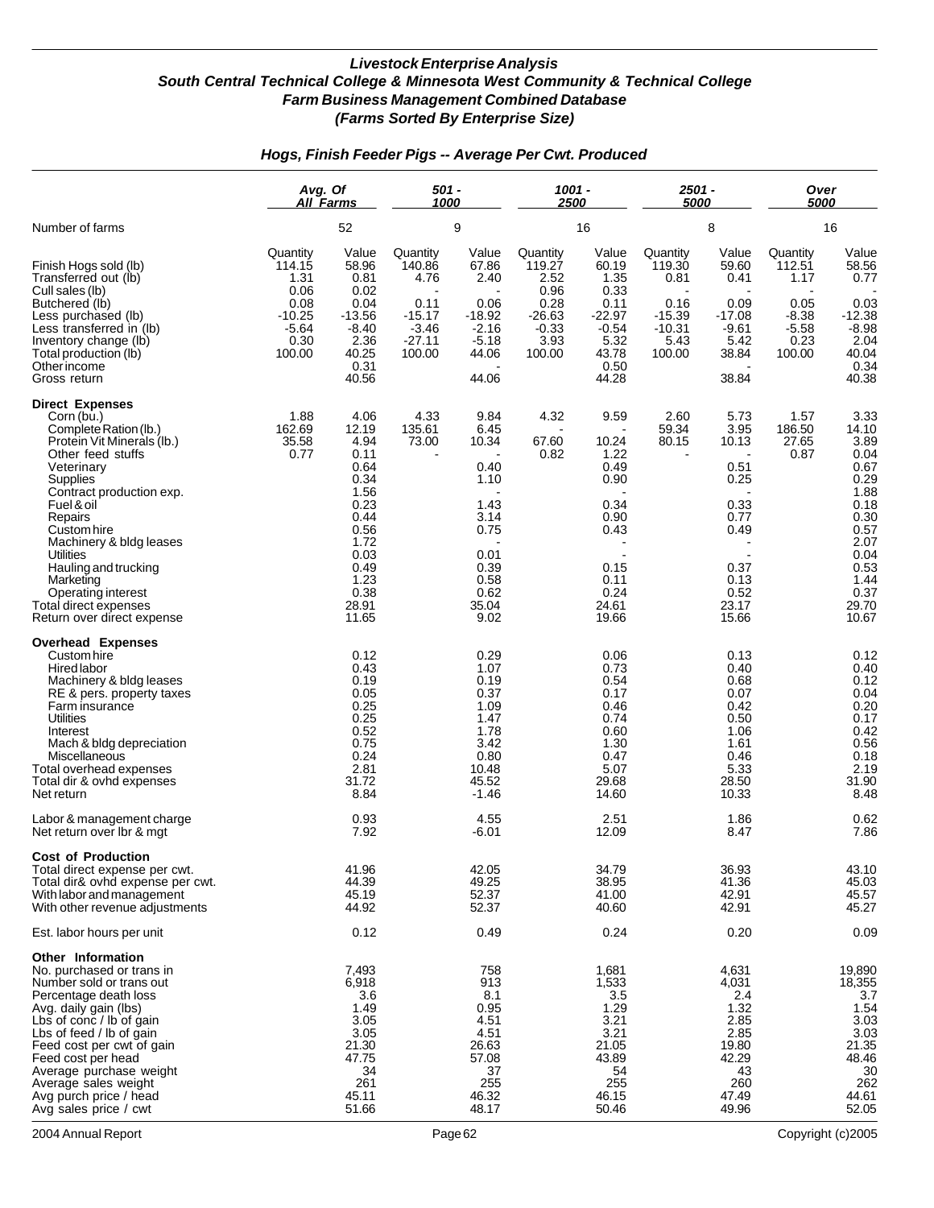# Livestock Enterprise Analysis
## South Central Technical College & Minnesota West Community & Technical College
## Farm Business Management Combined Database
## (Farms Sorted By Enterprise Size)

### Hogs, Finish Feeder Pigs -- Average Per Cwt. Produced

| | Avg. Of All Farms | | 501 - 1000 | | 1001 - 2500 | | 2501 - 5000 | | Over 5000 | |
|---|---|---|---|---|---|---|---|---|---|---|
| Number of farms | 52 | | 9 | | 16 | | 8 | | 16 | |
| | Quantity | Value | Quantity | Value | Quantity | Value | Quantity | Value | Quantity | Value |
| Finish Hogs sold (lb) | 114.15 | 58.96 | 140.86 | 67.86 | 119.27 | 60.19 | 119.30 | 59.60 | 112.51 | 58.56 |
| Transferred out (lb) | 1.31 | 0.81 | 4.76 | 2.40 | 2.52 | 1.35 | 0.81 | 0.41 | 1.17 | 0.77 |
| Cull sales (lb) | 0.06 | 0.02 | - | - | 0.96 | 0.33 | - | - | - | - |
| Butchered (lb) | 0.08 | 0.04 | 0.11 | 0.06 | 0.28 | 0.11 | 0.16 | 0.09 | 0.05 | 0.03 |
| Less purchased (lb) | -10.25 | -13.56 | -15.17 | -18.92 | -26.63 | -22.97 | -15.39 | -17.08 | -8.38 | -12.38 |
| Less transferred in (lb) | -5.64 | -8.40 | -3.46 | -2.16 | -0.33 | -0.54 | -10.31 | -9.61 | -5.58 | -8.98 |
| Inventory change (lb) | 0.30 | 2.36 | -27.11 | -5.18 | 3.93 | 5.32 | 5.43 | 5.42 | 0.23 | 2.04 |
| Total production (lb) | 100.00 | 40.25 | 100.00 | 44.06 | 100.00 | 43.78 | 100.00 | 38.84 | 100.00 | 40.04 |
| Other income | | 0.31 | | - | | 0.50 | | - | | 0.34 |
| Gross return | | 40.56 | | 44.06 | | 44.28 | | 38.84 | | 40.38 |
| **Direct Expenses** | | | | | | | | | | |
| Corn (bu.) | 1.88 | 4.06 | 4.33 | 9.84 | 4.32 | 9.59 | 2.60 | 5.73 | 1.57 | 3.33 |
| Complete Ration (lb.) | 162.69 | 12.19 | 135.61 | 6.45 | - | - | 59.34 | 3.95 | 186.50 | 14.10 |
| Protein Vit Minerals (lb.) | 35.58 | 4.94 | 73.00 | 10.34 | 67.60 | 10.24 | 80.15 | 10.13 | 27.65 | 3.89 |
| Other feed stuffs | 0.77 | 0.11 | - | - | 0.82 | 1.22 | - | - | 0.87 | 0.04 |
| Veterinary | | 0.64 | | 0.40 | | 0.49 | | 0.51 | | 0.67 |
| Supplies | | 0.34 | | 1.10 | | 0.90 | | 0.25 | | 0.29 |
| Contract production exp. | | 1.56 | | - | | - | | - | | 1.88 |
| Fuel & oil | | 0.23 | | 1.43 | | 0.34 | | 0.33 | | 0.18 |
| Repairs | | 0.44 | | 3.14 | | 0.90 | | 0.77 | | 0.30 |
| Custom hire | | 0.56 | | 0.75 | | 0.43 | | 0.49 | | 0.57 |
| Machinery & bldg leases | | 1.72 | | - | | - | | - | | 2.07 |
| Utilities | | 0.03 | | 0.01 | | - | | - | | 0.04 |
| Hauling and trucking | | 0.49 | | 0.39 | | 0.15 | | 0.37 | | 0.53 |
| Marketing | | 1.23 | | 0.58 | | 0.11 | | 0.13 | | 1.44 |
| Operating interest | | 0.38 | | 0.62 | | 0.24 | | 0.52 | | 0.37 |
| Total direct expenses | | 28.91 | | 35.04 | | 24.61 | | 23.17 | | 29.70 |
| Return over direct expense | | 11.65 | | 9.02 | | 19.66 | | 15.66 | | 10.67 |
| **Overhead Expenses** | | | | | | | | | | |
| Custom hire | | 0.12 | | 0.29 | | 0.06 | | 0.13 | | 0.12 |
| Hired labor | | 0.43 | | 1.07 | | 0.73 | | 0.40 | | 0.40 |
| Machinery & bldg leases | | 0.19 | | 0.19 | | 0.54 | | 0.68 | | 0.12 |
| RE & pers. property taxes | | 0.05 | | 0.37 | | 0.17 | | 0.07 | | 0.04 |
| Farm insurance | | 0.25 | | 1.09 | | 0.46 | | 0.42 | | 0.20 |
| Utilities | | 0.25 | | 1.47 | | 0.74 | | 0.50 | | 0.17 |
| Interest | | 0.52 | | 1.78 | | 0.60 | | 1.06 | | 0.42 |
| Mach & bldg depreciation | | 0.75 | | 3.42 | | 1.30 | | 1.61 | | 0.56 |
| Miscellaneous | | 0.24 | | 0.80 | | 0.47 | | 0.46 | | 0.18 |
| Total overhead expenses | | 2.81 | | 10.48 | | 5.07 | | 5.33 | | 2.19 |
| Total dir & ovhd expenses | | 31.72 | | 45.52 | | 29.68 | | 28.50 | | 31.90 |
| Net return | | 8.84 | | -1.46 | | 14.60 | | 10.33 | | 8.48 |
| Labor & management charge | | 0.93 | | 4.55 | | 2.51 | | 1.86 | | 0.62 |
| Net return over lbr & mgt | | 7.92 | | -6.01 | | 12.09 | | 8.47 | | 7.86 |
| **Cost of Production** | | | | | | | | | | |
| Total direct expense per cwt. | | 41.96 | | 42.05 | | 34.79 | | 36.93 | | 43.10 |
| Total dir& ovhd expense per cwt. | | 44.39 | | 49.25 | | 38.95 | | 41.36 | | 45.03 |
| With labor and management | | 45.19 | | 52.37 | | 41.00 | | 42.91 | | 45.57 |
| With other revenue adjustments | | 44.92 | | 52.37 | | 40.60 | | 42.91 | | 45.27 |
| Est. labor hours per unit | | 0.12 | | 0.49 | | 0.24 | | 0.20 | | 0.09 |
| **Other Information** | | | | | | | | | | |
| No. purchased or trans in | | 7,493 | | 758 | | 1,681 | | 4,631 | | 19,890 |
| Number sold or trans out | | 6,918 | | 913 | | 1,533 | | 4,031 | | 18,355 |
| Percentage death loss | | 3.6 | | 8.1 | | 3.5 | | 2.4 | | 3.7 |
| Avg. daily gain (lbs) | | 1.49 | | 0.95 | | 1.29 | | 1.32 | | 1.54 |
| Lbs of conc / lb of gain | | 3.05 | | 4.51 | | 3.21 | | 2.85 | | 3.03 |
| Lbs of feed / lb of gain | | 3.05 | | 4.51 | | 3.21 | | 2.85 | | 3.03 |
| Feed cost per cwt of gain | | 21.30 | | 26.63 | | 21.05 | | 19.80 | | 21.35 |
| Feed cost per head | | 47.75 | | 57.08 | | 43.89 | | 42.29 | | 48.46 |
| Average purchase weight | | 34 | | 37 | | 54 | | 43 | | 30 |
| Average sales weight | | 261 | | 255 | | 255 | | 260 | | 262 |
| Avg purch price / head | | 45.11 | | 46.32 | | 46.15 | | 47.49 | | 44.61 |
| Avg sales price / cwt | | 51.66 | | 48.17 | | 50.46 | | 49.96 | | 52.05 |

2004 Annual Report — Copyright (c)2005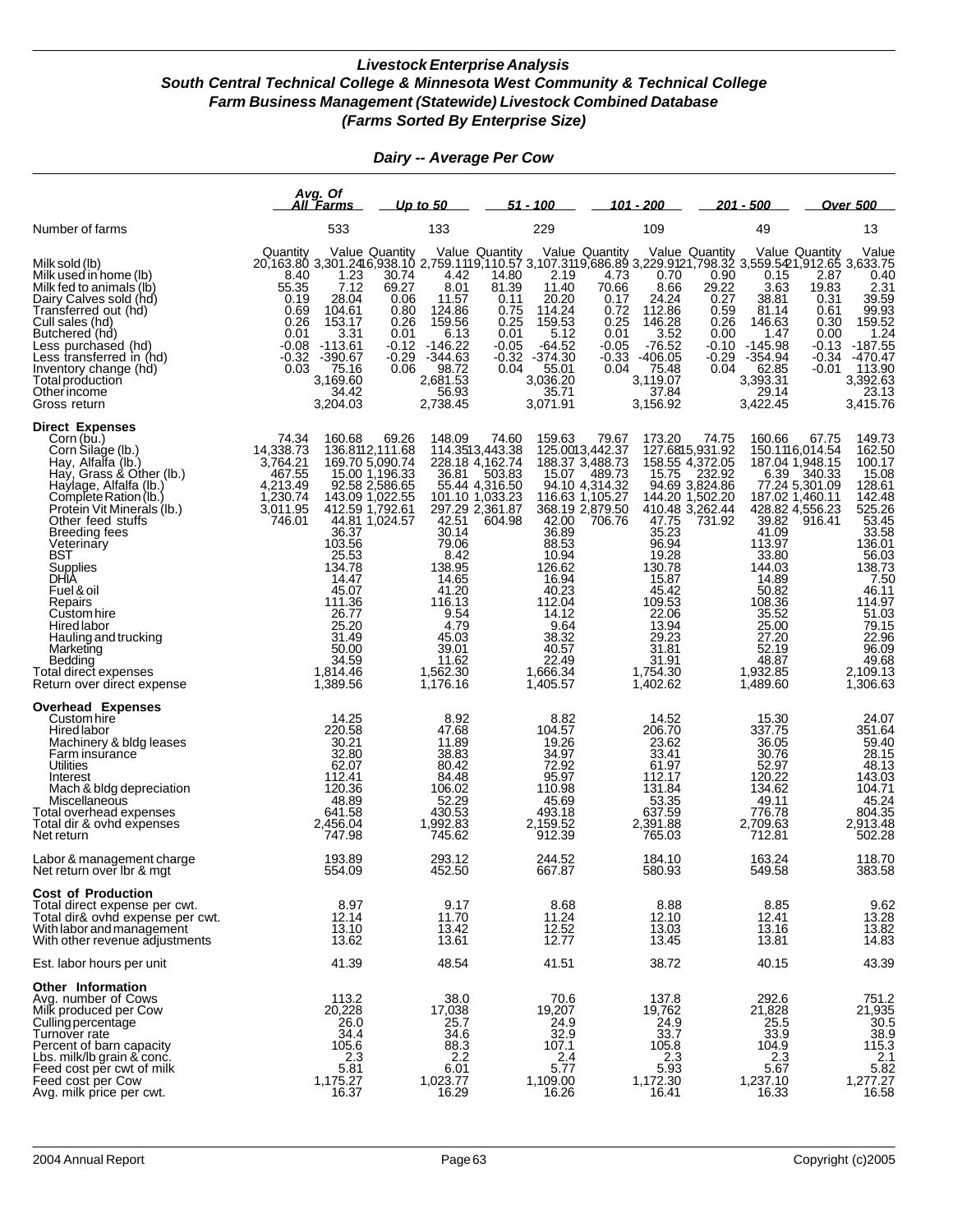# Livestock Enterprise Analysis

## South Central Technical College & Minnesota West Community & Technical College
## Farm Business Management (Statewide) Livestock Combined Database
## (Farms Sorted By Enterprise Size)

### Dairy -- Average Per Cow

| | Avg. Of All Farms | | Up to 50 | | 51 - 100 | | 101 - 200 | | 201 - 500 | | Over 500 | |
|---|---|---|---|---|---|---|---|---|---|---|---|---|
| Number of farms | | 533 | | 133 | | 229 | | 109 | | 49 | | 13 |
| | Quantity | Value | Quantity | Value | Quantity | Value | Quantity | Value | Quantity | Value | Quantity | Value |
| Milk sold (lb) | 20,163.80 | 3,301.24 | 16,938.10 | 2,759.11 | 19,110.57 | 3,107.31 | 19,686.89 | 3,229.91 | 21,798.32 | 3,559.54 | 21,912.65 | 3,633.75 |
| Milk used in home (lb) | 8.40 | 1.23 | 30.74 | 4.42 | 14.80 | 2.19 | 4.73 | 0.70 | 0.90 | 0.15 | 2.87 | 0.40 |
| Milk fed to animals (lb) | 55.35 | 7.12 | 69.27 | 8.01 | 81.39 | 11.40 | 70.66 | 8.66 | 29.22 | 3.63 | 19.83 | 2.31 |
| Dairy Calves sold (hd) | 0.19 | 28.04 | 0.06 | 11.57 | 0.11 | 20.20 | 0.17 | 24.24 | 0.27 | 38.81 | 0.31 | 39.59 |
| Transferred out (hd) | 0.69 | 104.61 | 0.80 | 124.86 | 0.75 | 114.24 | 0.72 | 112.86 | 0.59 | 81.14 | 0.61 | 99.93 |
| Cull sales (hd) | 0.26 | 153.17 | 0.26 | 159.56 | 0.25 | 159.53 | 0.25 | 146.28 | 0.26 | 146.63 | 0.30 | 159.52 |
| Butchered (hd) | 0.01 | 3.31 | 0.01 | 6.13 | 0.01 | 5.12 | 0.01 | 3.52 | 0.00 | 1.47 | 0.00 | 1.24 |
| Less purchased (hd) | -0.08 | -113.61 | -0.12 | -146.22 | -0.05 | -64.52 | -0.05 | -76.52 | -0.10 | -145.98 | -0.13 | -187.55 |
| Less transferred in (hd) | -0.32 | -390.67 | -0.29 | -344.63 | -0.32 | -374.30 | -0.33 | -406.05 | -0.29 | -354.94 | -0.34 | -470.47 |
| Inventory change (hd) | 0.03 | 75.16 | 0.06 | 98.72 | 0.04 | 55.01 | 0.04 | 75.48 | 0.04 | 62.85 | -0.01 | 113.90 |
| Total production | | 3,169.60 | | 2,681.53 | | 3,036.20 | | 3,119.07 | | 3,393.31 | | 3,392.63 |
| Other income | | 34.42 | | 56.93 | | 35.71 | | 37.84 | | 29.14 | | 23.13 |
| Gross return | | 3,204.03 | | 2,738.45 | | 3,071.91 | | 3,156.92 | | 3,422.45 | | 3,415.76 |
| **Direct Expenses** | | | | | | | | | | | | |
| Corn (bu.) | 74.34 | 160.68 | 69.26 | 148.09 | 74.60 | 159.63 | 79.67 | 173.20 | 74.75 | 160.66 | 67.75 | 149.73 |
| Corn Silage (lb.) | 14,338.73 | 136.81 | 12,111.68 | 114.35 | 13,443.38 | 125.00 | 13,442.37 | 127.68 | 15,931.92 | 150.11 | 16,014.54 | 162.50 |
| Hay, Alfalfa (lb.) | 3,764.21 | 169.70 | 5,090.74 | 228.18 | 4,162.74 | 188.37 | 3,488.73 | 158.55 | 4,372.05 | 187.04 | 1,948.15 | 100.17 |
| Hay, Grass & Other (lb.) | 467.55 | 15.00 | 1,196.33 | 36.81 | 503.83 | 15.07 | 489.73 | 15.75 | 232.92 | 6.39 | 340.33 | 15.08 |
| Haylage, Alfalfa (lb.) | 4,213.49 | 92.58 | 2,586.65 | 55.44 | 4,316.50 | 94.10 | 4,314.32 | 94.69 | 3,824.86 | 77.24 | 5,301.09 | 128.61 |
| Complete Ration (lb.) | 1,230.74 | 143.09 | 1,022.55 | 101.10 | 1,033.23 | 116.63 | 1,105.27 | 144.20 | 1,502.20 | 187.02 | 1,460.11 | 142.48 |
| Protein Vit Minerals (lb.) | 3,011.95 | 412.59 | 1,792.61 | 297.29 | 2,361.87 | 368.19 | 2,879.50 | 410.48 | 3,262.44 | 428.82 | 4,556.23 | 525.26 |
| Other feed stuffs | 746.01 | 44.81 | 1,024.57 | 42.51 | 604.98 | 42.00 | 706.76 | 47.75 | 731.92 | 39.82 | 916.41 | 53.45 |
| Breeding fees | | 36.37 | | 30.14 | | 36.89 | | 35.23 | | 41.09 | | 33.58 |
| Veterinary | | 103.56 | | 79.06 | | 88.53 | | 96.94 | | 113.97 | | 136.01 |
| BST | | 25.53 | | 8.42 | | 10.94 | | 19.28 | | 33.80 | | 56.03 |
| Supplies | | 134.78 | | 138.95 | | 126.62 | | 130.78 | | 144.03 | | 138.73 |
| DHIA | | 14.47 | | 14.65 | | 16.94 | | 15.87 | | 14.89 | | 7.50 |
| Fuel & oil | | 45.07 | | 41.20 | | 40.23 | | 45.42 | | 50.82 | | 46.11 |
| Repairs | | 111.36 | | 116.13 | | 112.04 | | 109.53 | | 108.36 | | 114.97 |
| Custom hire | | 26.77 | | 9.54 | | 14.12 | | 22.06 | | 35.52 | | 51.03 |
| Hired labor | | 25.20 | | 4.79 | | 9.64 | | 13.94 | | 25.00 | | 79.15 |
| Hauling and trucking | | 31.49 | | 45.03 | | 38.32 | | 29.23 | | 27.20 | | 22.96 |
| Marketing | | 50.00 | | 39.01 | | 40.57 | | 31.81 | | 52.19 | | 96.09 |
| Bedding | | 34.59 | | 11.62 | | 22.49 | | 31.91 | | 48.87 | | 49.68 |
| Total direct expenses | | 1,814.46 | | 1,562.30 | | 1,666.34 | | 1,754.30 | | 1,932.85 | | 2,109.13 |
| Return over direct expense | | 1,389.56 | | 1,176.16 | | 1,405.57 | | 1,402.62 | | 1,489.60 | | 1,306.63 |
| **Overhead Expenses** | | | | | | | | | | | | |
| Custom hire | | 14.25 | | 8.92 | | 8.82 | | 14.52 | | 15.30 | | 24.07 |
| Hired labor | | 220.58 | | 47.68 | | 104.57 | | 206.70 | | 337.75 | | 351.64 |
| Machinery & bldg leases | | 30.21 | | 11.89 | | 19.26 | | 23.62 | | 36.05 | | 59.40 |
| Farm insurance | | 32.80 | | 38.83 | | 34.97 | | 33.41 | | 30.76 | | 28.15 |
| Utilities | | 62.07 | | 80.42 | | 72.92 | | 61.97 | | 52.97 | | 48.13 |
| Interest | | 112.41 | | 84.48 | | 95.97 | | 112.17 | | 120.22 | | 143.03 |
| Mach & bldg depreciation | | 120.36 | | 106.02 | | 110.98 | | 131.84 | | 134.62 | | 104.71 |
| Miscellaneous | | 48.89 | | 52.29 | | 45.69 | | 53.35 | | 49.11 | | 45.24 |
| Total overhead expenses | | 641.58 | | 430.53 | | 493.18 | | 637.59 | | 776.78 | | 804.35 |
| Total dir & ovhd expenses | | 2,456.04 | | 1,992.83 | | 2,159.52 | | 2,391.88 | | 2,709.63 | | 2,913.48 |
| Net return | | 747.98 | | 745.62 | | 912.39 | | 765.03 | | 712.81 | | 502.28 |
| Labor & management charge | | 193.89 | | 293.12 | | 244.52 | | 184.10 | | 163.24 | | 118.70 |
| Net return over lbr & mgt | | 554.09 | | 452.50 | | 667.87 | | 580.93 | | 549.58 | | 383.58 |
| **Cost of Production** | | | | | | | | | | | | |
| Total direct expense per cwt. | | 8.97 | | 9.17 | | 8.68 | | 8.88 | | 8.85 | | 9.62 |
| Total dir& ovhd expense per cwt. | | 12.14 | | 11.70 | | 11.24 | | 12.10 | | 12.41 | | 13.28 |
| With labor and management | | 13.10 | | 13.42 | | 12.52 | | 13.03 | | 13.16 | | 13.82 |
| With other revenue adjustments | | 13.62 | | 13.61 | | 12.77 | | 13.45 | | 13.81 | | 14.83 |
| Est. labor hours per unit | | 41.39 | | 48.54 | | 41.51 | | 38.72 | | 40.15 | | 43.39 |
| **Other Information** | | | | | | | | | | | | |
| Avg. number of Cows | | 113.2 | | 38.0 | | 70.6 | | 137.8 | | 292.6 | | 751.2 |
| Milk produced per Cow | | 20,228 | | 17,038 | | 19,207 | | 19,762 | | 21,828 | | 21,935 |
| Culling percentage | | 26.0 | | 25.7 | | 24.9 | | 24.9 | | 25.5 | | 30.5 |
| Turnover rate | | 34.4 | | 34.6 | | 32.9 | | 33.7 | | 33.9 | | 38.9 |
| Percent of barn capacity | | 105.6 | | 88.3 | | 107.1 | | 105.8 | | 104.9 | | 115.3 |
| Lbs. milk/lb grain & conc. | | 2.3 | | 2.2 | | 2.4 | | 2.3 | | 2.3 | | 2.1 |
| Feed cost per cwt of milk | | 5.81 | | 6.01 | | 5.77 | | 5.93 | | 5.67 | | 5.82 |
| Feed cost per Cow | | 1,175.27 | | 1,023.77 | | 1,109.00 | | 1,172.30 | | 1,237.10 | | 1,277.27 |
| Avg. milk price per cwt. | | 16.37 | | 16.29 | | 16.26 | | 16.41 | | 16.33 | | 16.58 |